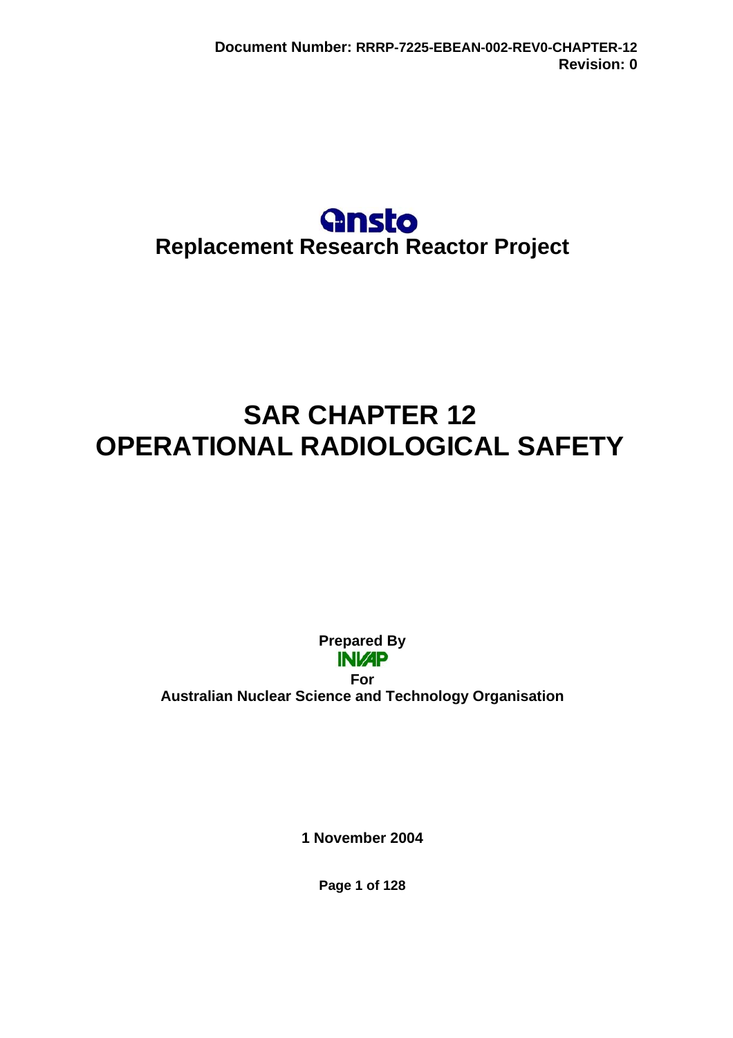Document Number: RRRP-7225-EBEAN-002-REV0-CHAPTER-12
Revision: 0

**ansto**

**Replacement Research Reactor Project**

# SAR CHAPTER 12
# OPERATIONAL RADIOLOGICAL SAFETY

**Prepared By**

**INVAP**

**For**

**Australian Nuclear Science and Technology Organisation**

**1 November 2004**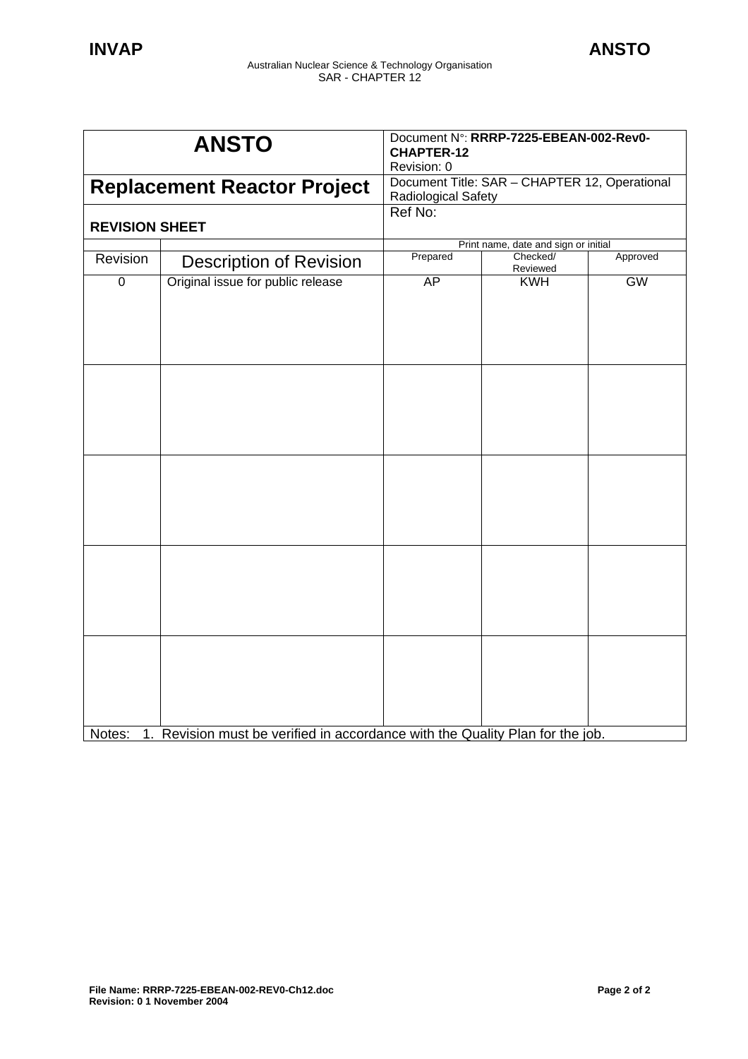| ANSTO | | Document N°: **RRRP-7225-EBEAN-002-Rev0-CHAPTER-12** Revision: 0 | | |
|---|---|---|---|---|
| **Replacement Reactor Project** | | Document Title: SAR – CHAPTER 12, Operational Radiological Safety | | |
| **REVISION SHEET** | | Ref No: | | |
| | | Print name, date and sign or initial | | |
| Revision | Description of Revision | Prepared | Checked/ Reviewed | Approved |
| 0 | Original issue for public release | AP | KWH | GW |
| | | | | |
| | | | | |
| | | | | |
| | | | | |

Notes: 1. Revision must be verified in accordance with the Quality Plan for the job.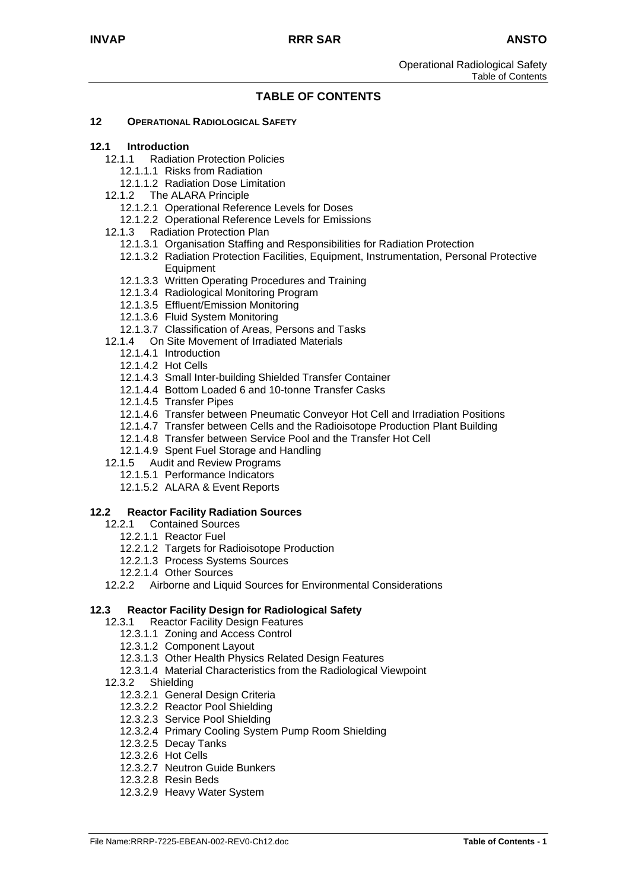# TABLE OF CONTENTS

**12 OPERATIONAL RADIOLOGICAL SAFETY**

**12.1 Introduction**

- 12.1.1 Radiation Protection Policies
  - 12.1.1.1 Risks from Radiation
  - 12.1.1.2 Radiation Dose Limitation
- 12.1.2 The ALARA Principle
  - 12.1.2.1 Operational Reference Levels for Doses
  - 12.1.2.2 Operational Reference Levels for Emissions
- 12.1.3 Radiation Protection Plan
  - 12.1.3.1 Organisation Staffing and Responsibilities for Radiation Protection
  - 12.1.3.2 Radiation Protection Facilities, Equipment, Instrumentation, Personal Protective Equipment
  - 12.1.3.3 Written Operating Procedures and Training
  - 12.1.3.4 Radiological Monitoring Program
  - 12.1.3.5 Effluent/Emission Monitoring
  - 12.1.3.6 Fluid System Monitoring
  - 12.1.3.7 Classification of Areas, Persons and Tasks
- 12.1.4 On Site Movement of Irradiated Materials
  - 12.1.4.1 Introduction
  - 12.1.4.2 Hot Cells
  - 12.1.4.3 Small Inter-building Shielded Transfer Container
  - 12.1.4.4 Bottom Loaded 6 and 10-tonne Transfer Casks
  - 12.1.4.5 Transfer Pipes
  - 12.1.4.6 Transfer between Pneumatic Conveyor Hot Cell and Irradiation Positions
  - 12.1.4.7 Transfer between Cells and the Radioisotope Production Plant Building
  - 12.1.4.8 Transfer between Service Pool and the Transfer Hot Cell
  - 12.1.4.9 Spent Fuel Storage and Handling
- 12.1.5 Audit and Review Programs
  - 12.1.5.1 Performance Indicators
  - 12.1.5.2 ALARA & Event Reports

**12.2 Reactor Facility Radiation Sources**

- 12.2.1 Contained Sources
  - 12.2.1.1 Reactor Fuel
  - 12.2.1.2 Targets for Radioisotope Production
  - 12.2.1.3 Process Systems Sources
  - 12.2.1.4 Other Sources
- 12.2.2 Airborne and Liquid Sources for Environmental Considerations

**12.3 Reactor Facility Design for Radiological Safety**

- 12.3.1 Reactor Facility Design Features
  - 12.3.1.1 Zoning and Access Control
  - 12.3.1.2 Component Layout
  - 12.3.1.3 Other Health Physics Related Design Features
  - 12.3.1.4 Material Characteristics from the Radiological Viewpoint
- 12.3.2 Shielding
  - 12.3.2.1 General Design Criteria
  - 12.3.2.2 Reactor Pool Shielding
  - 12.3.2.3 Service Pool Shielding
  - 12.3.2.4 Primary Cooling System Pump Room Shielding
  - 12.3.2.5 Decay Tanks
  - 12.3.2.6 Hot Cells
  - 12.3.2.7 Neutron Guide Bunkers
  - 12.3.2.8 Resin Beds
  - 12.3.2.9 Heavy Water System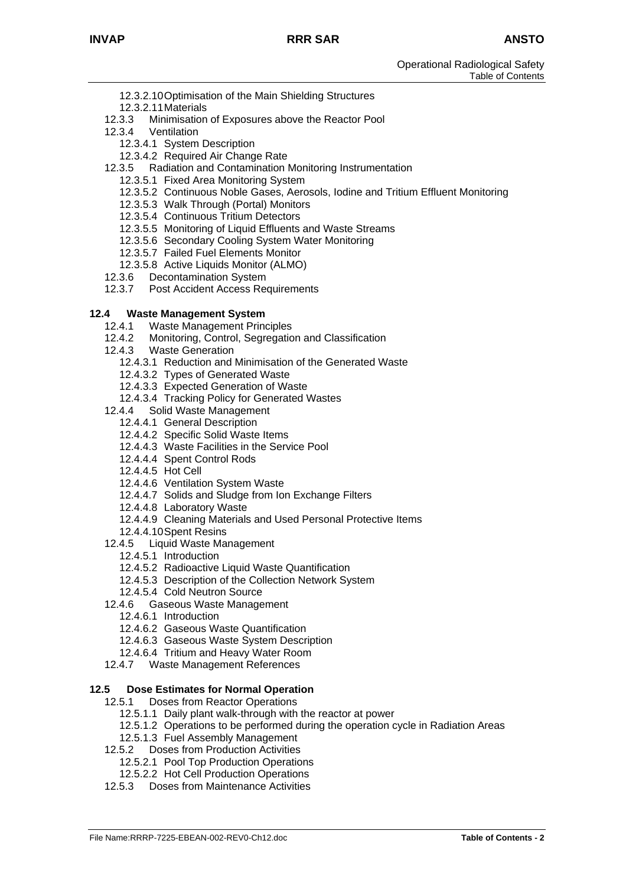12.3.2.10 Optimisation of the Main Shielding Structures
12.3.2.11 Materials
12.3.3 Minimisation of Exposures above the Reactor Pool
12.3.4 Ventilation
12.3.4.1 System Description
12.3.4.2 Required Air Change Rate
12.3.5 Radiation and Contamination Monitoring Instrumentation
12.3.5.1 Fixed Area Monitoring System
12.3.5.2 Continuous Noble Gases, Aerosols, Iodine and Tritium Effluent Monitoring
12.3.5.3 Walk Through (Portal) Monitors
12.3.5.4 Continuous Tritium Detectors
12.3.5.5 Monitoring of Liquid Effluents and Waste Streams
12.3.5.6 Secondary Cooling System Water Monitoring
12.3.5.7 Failed Fuel Elements Monitor
12.3.5.8 Active Liquids Monitor (ALMO)
12.3.6 Decontamination System
12.3.7 Post Accident Access Requirements

**12.4 Waste Management System**
12.4.1 Waste Management Principles
12.4.2 Monitoring, Control, Segregation and Classification
12.4.3 Waste Generation
12.4.3.1 Reduction and Minimisation of the Generated Waste
12.4.3.2 Types of Generated Waste
12.4.3.3 Expected Generation of Waste
12.4.3.4 Tracking Policy for Generated Wastes
12.4.4 Solid Waste Management
12.4.4.1 General Description
12.4.4.2 Specific Solid Waste Items
12.4.4.3 Waste Facilities in the Service Pool
12.4.4.4 Spent Control Rods
12.4.4.5 Hot Cell
12.4.4.6 Ventilation System Waste
12.4.4.7 Solids and Sludge from Ion Exchange Filters
12.4.4.8 Laboratory Waste
12.4.4.9 Cleaning Materials and Used Personal Protective Items
12.4.4.10 Spent Resins
12.4.5 Liquid Waste Management
12.4.5.1 Introduction
12.4.5.2 Radioactive Liquid Waste Quantification
12.4.5.3 Description of the Collection Network System
12.4.5.4 Cold Neutron Source
12.4.6 Gaseous Waste Management
12.4.6.1 Introduction
12.4.6.2 Gaseous Waste Quantification
12.4.6.3 Gaseous Waste System Description
12.4.6.4 Tritium and Heavy Water Room
12.4.7 Waste Management References

**12.5 Dose Estimates for Normal Operation**
12.5.1 Doses from Reactor Operations
12.5.1.1 Daily plant walk-through with the reactor at power
12.5.1.2 Operations to be performed during the operation cycle in Radiation Areas
12.5.1.3 Fuel Assembly Management
12.5.2 Doses from Production Activities
12.5.2.1 Pool Top Production Operations
12.5.2.2 Hot Cell Production Operations
12.5.3 Doses from Maintenance Activities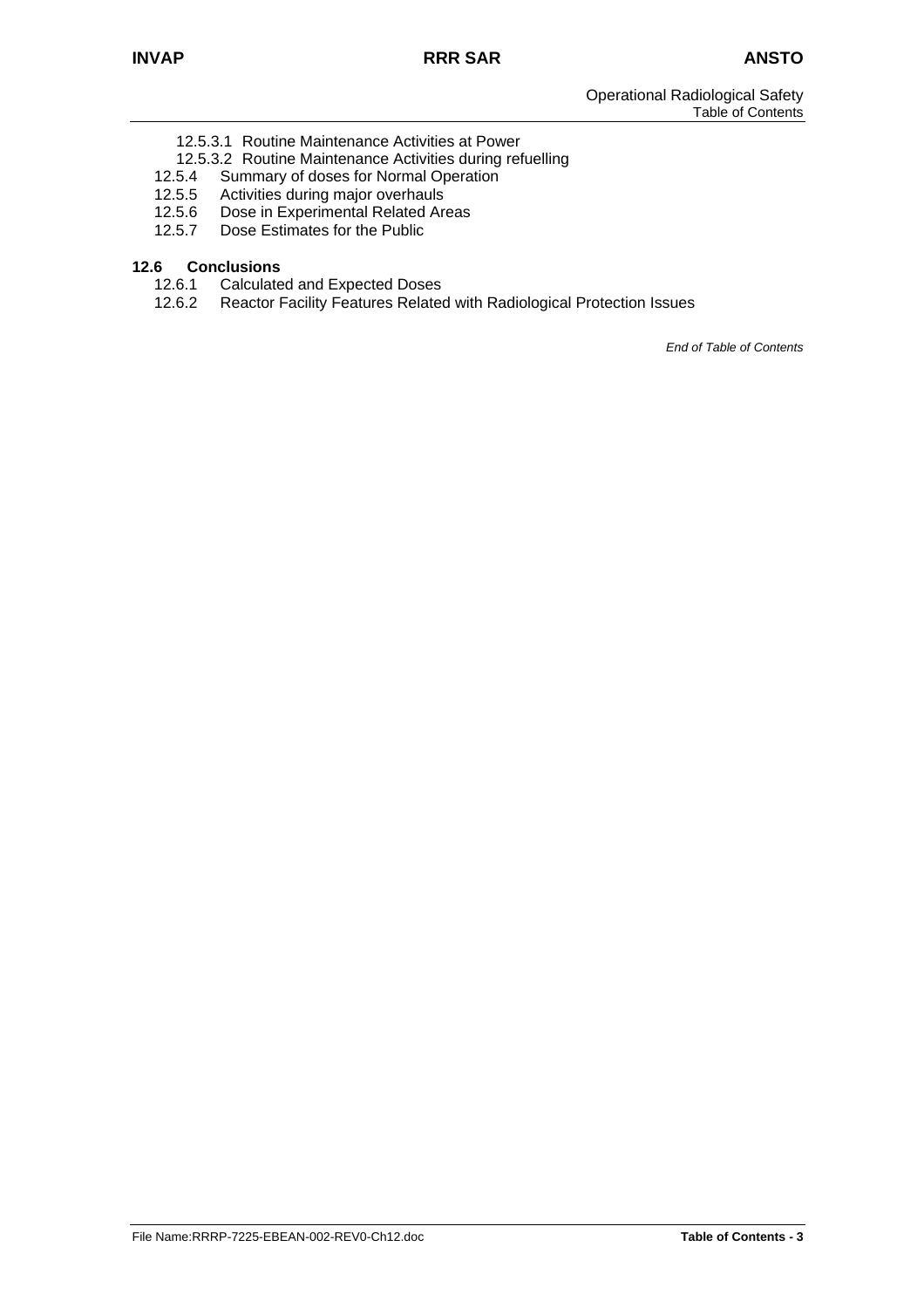12.5.3.1 Routine Maintenance Activities at Power
12.5.3.2 Routine Maintenance Activities during refuelling
12.5.4 Summary of doses for Normal Operation
12.5.5 Activities during major overhauls
12.5.6 Dose in Experimental Related Areas
12.5.7 Dose Estimates for the Public

**12.6 Conclusions**
12.6.1 Calculated and Expected Doses
12.6.2 Reactor Facility Features Related with Radiological Protection Issues

*End of Table of Contents*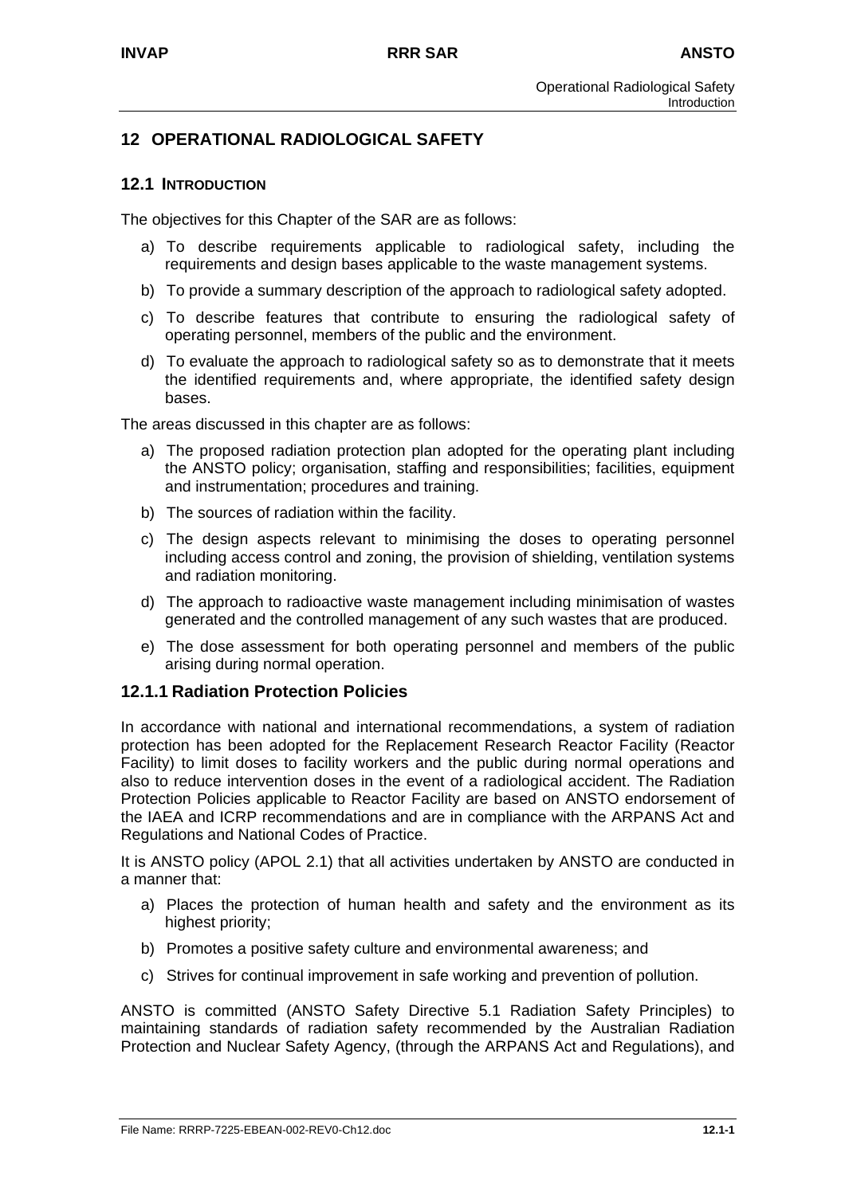# 12 OPERATIONAL RADIOLOGICAL SAFETY

## 12.1 INTRODUCTION

The objectives for this Chapter of the SAR are as follows:

a) To describe requirements applicable to radiological safety, including the requirements and design bases applicable to the waste management systems.

b) To provide a summary description of the approach to radiological safety adopted.

c) To describe features that contribute to ensuring the radiological safety of operating personnel, members of the public and the environment.

d) To evaluate the approach to radiological safety so as to demonstrate that it meets the identified requirements and, where appropriate, the identified safety design bases.

The areas discussed in this chapter are as follows:

a) The proposed radiation protection plan adopted for the operating plant including the ANSTO policy; organisation, staffing and responsibilities; facilities, equipment and instrumentation; procedures and training.

b) The sources of radiation within the facility.

c) The design aspects relevant to minimising the doses to operating personnel including access control and zoning, the provision of shielding, ventilation systems and radiation monitoring.

d) The approach to radioactive waste management including minimisation of wastes generated and the controlled management of any such wastes that are produced.

e) The dose assessment for both operating personnel and members of the public arising during normal operation.

### 12.1.1 Radiation Protection Policies

In accordance with national and international recommendations, a system of radiation protection has been adopted for the Replacement Research Reactor Facility (Reactor Facility) to limit doses to facility workers and the public during normal operations and also to reduce intervention doses in the event of a radiological accident. The Radiation Protection Policies applicable to Reactor Facility are based on ANSTO endorsement of the IAEA and ICRP recommendations and are in compliance with the ARPANS Act and Regulations and National Codes of Practice.

It is ANSTO policy (APOL 2.1) that all activities undertaken by ANSTO are conducted in a manner that:

a) Places the protection of human health and safety and the environment as its highest priority;

b) Promotes a positive safety culture and environmental awareness; and

c) Strives for continual improvement in safe working and prevention of pollution.

ANSTO is committed (ANSTO Safety Directive 5.1 Radiation Safety Principles) to maintaining standards of radiation safety recommended by the Australian Radiation Protection and Nuclear Safety Agency, (through the ARPANS Act and Regulations), and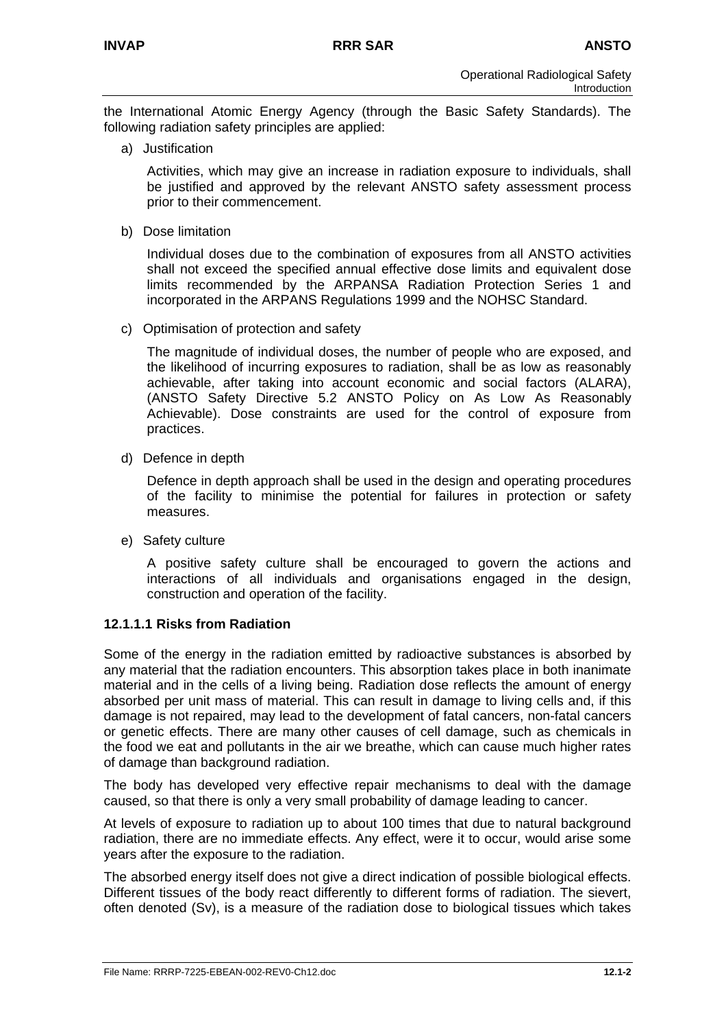the International Atomic Energy Agency (through the Basic Safety Standards). The following radiation safety principles are applied:

a) Justification

   Activities, which may give an increase in radiation exposure to individuals, shall be justified and approved by the relevant ANSTO safety assessment process prior to their commencement.

b) Dose limitation

   Individual doses due to the combination of exposures from all ANSTO activities shall not exceed the specified annual effective dose limits and equivalent dose limits recommended by the ARPANSA Radiation Protection Series 1 and incorporated in the ARPANS Regulations 1999 and the NOHSC Standard.

c) Optimisation of protection and safety

   The magnitude of individual doses, the number of people who are exposed, and the likelihood of incurring exposures to radiation, shall be as low as reasonably achievable, after taking into account economic and social factors (ALARA), (ANSTO Safety Directive 5.2 ANSTO Policy on As Low As Reasonably Achievable). Dose constraints are used for the control of exposure from practices.

d) Defence in depth

   Defence in depth approach shall be used in the design and operating procedures of the facility to minimise the potential for failures in protection or safety measures.

e) Safety culture

   A positive safety culture shall be encouraged to govern the actions and interactions of all individuals and organisations engaged in the design, construction and operation of the facility.

#### 12.1.1.1 Risks from Radiation

Some of the energy in the radiation emitted by radioactive substances is absorbed by any material that the radiation encounters. This absorption takes place in both inanimate material and in the cells of a living being. Radiation dose reflects the amount of energy absorbed per unit mass of material. This can result in damage to living cells and, if this damage is not repaired, may lead to the development of fatal cancers, non-fatal cancers or genetic effects. There are many other causes of cell damage, such as chemicals in the food we eat and pollutants in the air we breathe, which can cause much higher rates of damage than background radiation.

The body has developed very effective repair mechanisms to deal with the damage caused, so that there is only a very small probability of damage leading to cancer.

At levels of exposure to radiation up to about 100 times that due to natural background radiation, there are no immediate effects. Any effect, were it to occur, would arise some years after the exposure to the radiation.

The absorbed energy itself does not give a direct indication of possible biological effects. Different tissues of the body react differently to different forms of radiation. The sievert, often denoted (Sv), is a measure of the radiation dose to biological tissues which takes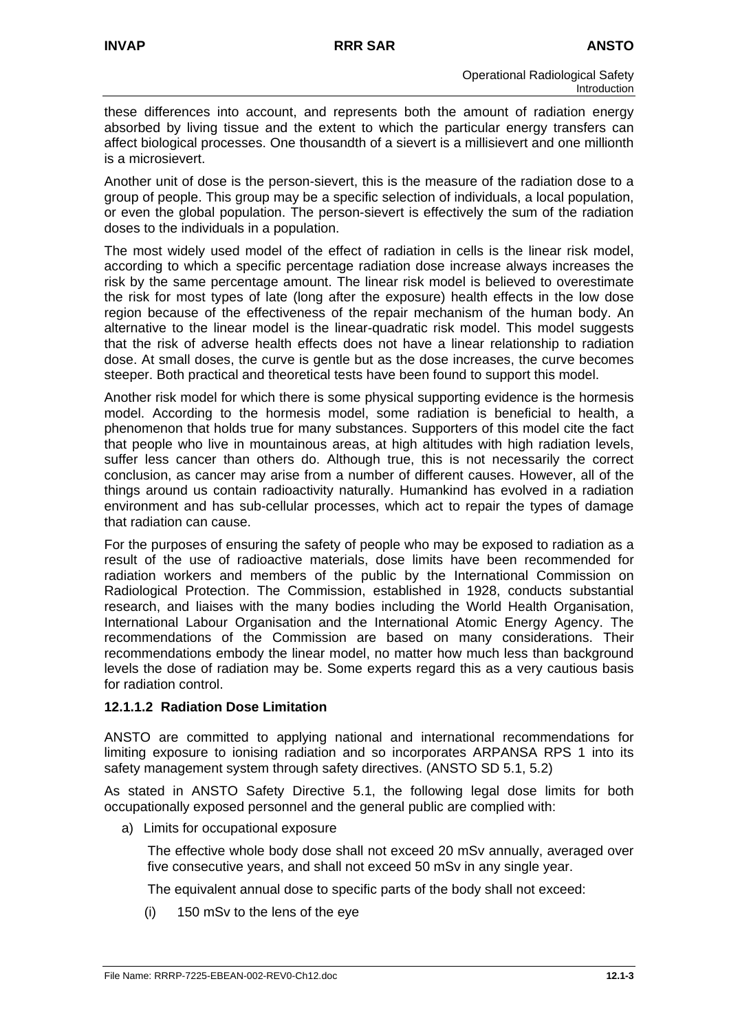these differences into account, and represents both the amount of radiation energy absorbed by living tissue and the extent to which the particular energy transfers can affect biological processes. One thousandth of a sievert is a millisievert and one millionth is a microsievert.

Another unit of dose is the person-sievert, this is the measure of the radiation dose to a group of people. This group may be a specific selection of individuals, a local population, or even the global population. The person-sievert is effectively the sum of the radiation doses to the individuals in a population.

The most widely used model of the effect of radiation in cells is the linear risk model, according to which a specific percentage radiation dose increase always increases the risk by the same percentage amount. The linear risk model is believed to overestimate the risk for most types of late (long after the exposure) health effects in the low dose region because of the effectiveness of the repair mechanism of the human body. An alternative to the linear model is the linear-quadratic risk model. This model suggests that the risk of adverse health effects does not have a linear relationship to radiation dose. At small doses, the curve is gentle but as the dose increases, the curve becomes steeper. Both practical and theoretical tests have been found to support this model.

Another risk model for which there is some physical supporting evidence is the hormesis model. According to the hormesis model, some radiation is beneficial to health, a phenomenon that holds true for many substances. Supporters of this model cite the fact that people who live in mountainous areas, at high altitudes with high radiation levels, suffer less cancer than others do. Although true, this is not necessarily the correct conclusion, as cancer may arise from a number of different causes. However, all of the things around us contain radioactivity naturally. Humankind has evolved in a radiation environment and has sub-cellular processes, which act to repair the types of damage that radiation can cause.

For the purposes of ensuring the safety of people who may be exposed to radiation as a result of the use of radioactive materials, dose limits have been recommended for radiation workers and members of the public by the International Commission on Radiological Protection. The Commission, established in 1928, conducts substantial research, and liaises with the many bodies including the World Health Organisation, International Labour Organisation and the International Atomic Energy Agency. The recommendations of the Commission are based on many considerations. Their recommendations embody the linear model, no matter how much less than background levels the dose of radiation may be. Some experts regard this as a very cautious basis for radiation control.

#### 12.1.1.2 Radiation Dose Limitation

ANSTO are committed to applying national and international recommendations for limiting exposure to ionising radiation and so incorporates ARPANSA RPS 1 into its safety management system through safety directives. (ANSTO SD 5.1, 5.2)

As stated in ANSTO Safety Directive 5.1, the following legal dose limits for both occupationally exposed personnel and the general public are complied with:

a) Limits for occupational exposure

   The effective whole body dose shall not exceed 20 mSv annually, averaged over five consecutive years, and shall not exceed 50 mSv in any single year.

   The equivalent annual dose to specific parts of the body shall not exceed:

   (i) 150 mSv to the lens of the eye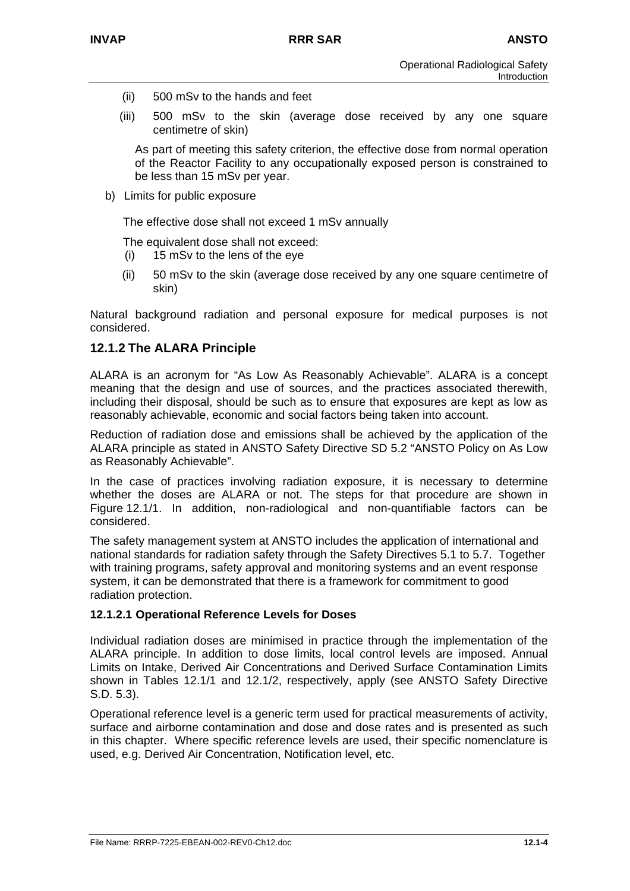(ii) 500 mSv to the hands and feet

(iii) 500 mSv to the skin (average dose received by any one square centimetre of skin)

As part of meeting this safety criterion, the effective dose from normal operation of the Reactor Facility to any occupationally exposed person is constrained to be less than 15 mSv per year.

b) Limits for public exposure

The effective dose shall not exceed 1 mSv annually

The equivalent dose shall not exceed:

(i) 15 mSv to the lens of the eye

(ii) 50 mSv to the skin (average dose received by any one square centimetre of skin)

Natural background radiation and personal exposure for medical purposes is not considered.

### 12.1.2 The ALARA Principle

ALARA is an acronym for "As Low As Reasonably Achievable". ALARA is a concept meaning that the design and use of sources, and the practices associated therewith, including their disposal, should be such as to ensure that exposures are kept as low as reasonably achievable, economic and social factors being taken into account.

Reduction of radiation dose and emissions shall be achieved by the application of the ALARA principle as stated in ANSTO Safety Directive SD 5.2 "ANSTO Policy on As Low as Reasonably Achievable".

In the case of practices involving radiation exposure, it is necessary to determine whether the doses are ALARA or not. The steps for that procedure are shown in Figure 12.1/1. In addition, non-radiological and non-quantifiable factors can be considered.

The safety management system at ANSTO includes the application of international and national standards for radiation safety through the Safety Directives 5.1 to 5.7. Together with training programs, safety approval and monitoring systems and an event response system, it can be demonstrated that there is a framework for commitment to good radiation protection.

#### 12.1.2.1 Operational Reference Levels for Doses

Individual radiation doses are minimised in practice through the implementation of the ALARA principle. In addition to dose limits, local control levels are imposed. Annual Limits on Intake, Derived Air Concentrations and Derived Surface Contamination Limits shown in Tables 12.1/1 and 12.1/2, respectively, apply (see ANSTO Safety Directive S.D. 5.3).

Operational reference level is a generic term used for practical measurements of activity, surface and airborne contamination and dose and dose rates and is presented as such in this chapter. Where specific reference levels are used, their specific nomenclature is used, e.g. Derived Air Concentration, Notification level, etc.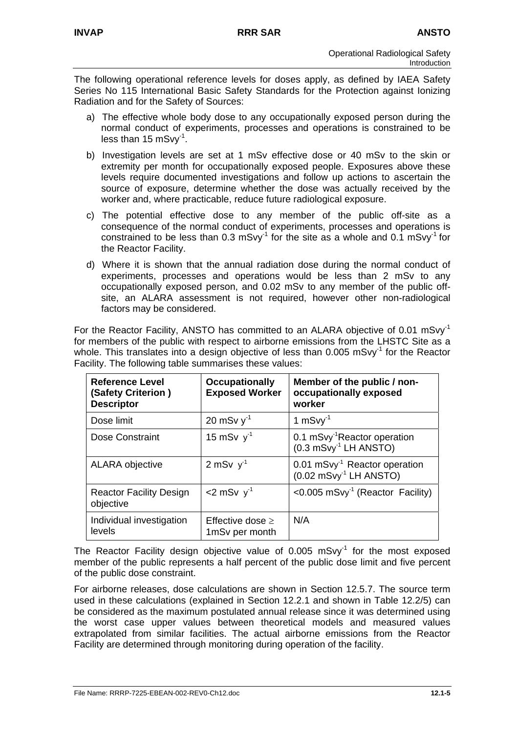The following operational reference levels for doses apply, as defined by IAEA Safety Series No 115 International Basic Safety Standards for the Protection against Ionizing Radiation and for the Safety of Sources:

a) The effective whole body dose to any occupationally exposed person during the normal conduct of experiments, processes and operations is constrained to be less than 15 $mSvy^{-1}$.

b) Investigation levels are set at 1 mSv effective dose or 40 mSv to the skin or extremity per month for occupationally exposed people. Exposures above these levels require documented investigations and follow up actions to ascertain the source of exposure, determine whether the dose was actually received by the worker and, where practicable, reduce future radiological exposure.

c) The potential effective dose to any member of the public off-site as a consequence of the normal conduct of experiments, processes and operations is constrained to be less than 0.3 $mSvy^{-1}$ for the site as a whole and 0.1 $mSvy^{-1}$ for the Reactor Facility.

d) Where it is shown that the annual radiation dose during the normal conduct of experiments, processes and operations would be less than 2 mSv to any occupationally exposed person, and 0.02 mSv to any member of the public off-site, an ALARA assessment is not required, however other non-radiological factors may be considered.

For the Reactor Facility, ANSTO has committed to an ALARA objective of 0.01 $mSvy^{-1}$ for members of the public with respect to airborne emissions from the LHSTC Site as a whole. This translates into a design objective of less than 0.005 $mSvy^{-1}$ for the Reactor Facility. The following table summarises these values:

| Reference Level (Safety Criterion ) Descriptor | Occupationally Exposed Worker | Member of the public / non-occupationally exposed worker |
|---|---|---|
| Dose limit | 20 mSv $y^{-1}$ | 1 $mSvy^{-1}$ |
| Dose Constraint | 15 mSv $y^{-1}$ | 0.1 $mSvy^{-1}$Reactor operation (0.3 $mSvy^{-1}$ LH ANSTO) |
| ALARA objective | 2 mSv $y^{-1}$ | 0.01 $mSvy^{-1}$ Reactor operation (0.02 $mSvy^{-1}$ LH ANSTO) |
| Reactor Facility Design objective | <2 mSv $y^{-1}$ | <0.005 $mSvy^{-1}$ (Reactor Facility) |
| Individual investigation levels | Effective dose $\geq$ 1mSv per month | N/A |

The Reactor Facility design objective value of 0.005 $mSvy^{-1}$ for the most exposed member of the public represents a half percent of the public dose limit and five percent of the public dose constraint.

For airborne releases, dose calculations are shown in Section 12.5.7. The source term used in these calculations (explained in Section 12.2.1 and shown in Table 12.2/5) can be considered as the maximum postulated annual release since it was determined using the worst case upper values between theoretical models and measured values extrapolated from similar facilities. The actual airborne emissions from the Reactor Facility are determined through monitoring during operation of the facility.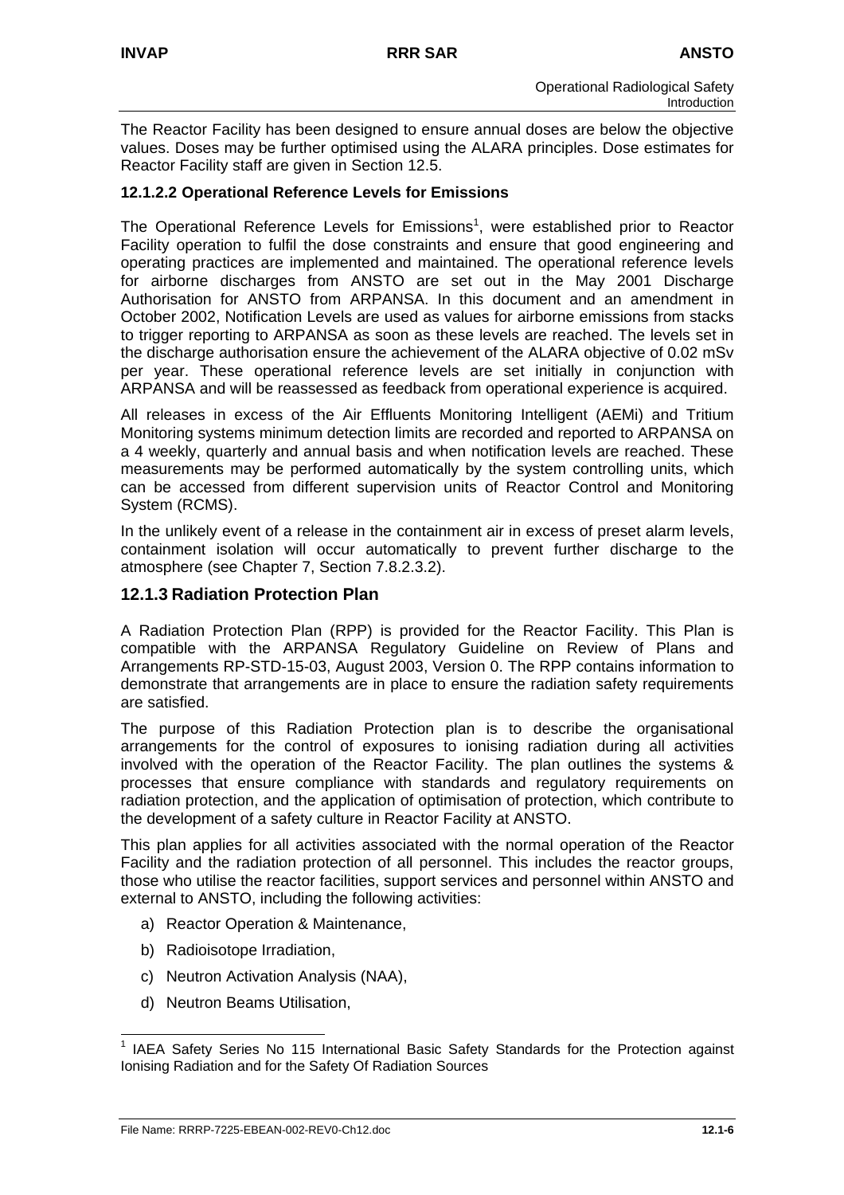The Reactor Facility has been designed to ensure annual doses are below the objective values. Doses may be further optimised using the ALARA principles. Dose estimates for Reactor Facility staff are given in Section 12.5.

#### 12.1.2.2 Operational Reference Levels for Emissions

The Operational Reference Levels for Emissions[1], were established prior to Reactor Facility operation to fulfil the dose constraints and ensure that good engineering and operating practices are implemented and maintained. The operational reference levels for airborne discharges from ANSTO are set out in the May 2001 Discharge Authorisation for ANSTO from ARPANSA. In this document and an amendment in October 2002, Notification Levels are used as values for airborne emissions from stacks to trigger reporting to ARPANSA as soon as these levels are reached. The levels set in the discharge authorisation ensure the achievement of the ALARA objective of 0.02 mSv per year. These operational reference levels are set initially in conjunction with ARPANSA and will be reassessed as feedback from operational experience is acquired.

All releases in excess of the Air Effluents Monitoring Intelligent (AEMi) and Tritium Monitoring systems minimum detection limits are recorded and reported to ARPANSA on a 4 weekly, quarterly and annual basis and when notification levels are reached. These measurements may be performed automatically by the system controlling units, which can be accessed from different supervision units of Reactor Control and Monitoring System (RCMS).

In the unlikely event of a release in the containment air in excess of preset alarm levels, containment isolation will occur automatically to prevent further discharge to the atmosphere (see Chapter 7, Section 7.8.2.3.2).

### 12.1.3 Radiation Protection Plan

A Radiation Protection Plan (RPP) is provided for the Reactor Facility. This Plan is compatible with the ARPANSA Regulatory Guideline on Review of Plans and Arrangements RP-STD-15-03, August 2003, Version 0. The RPP contains information to demonstrate that arrangements are in place to ensure the radiation safety requirements are satisfied.

The purpose of this Radiation Protection plan is to describe the organisational arrangements for the control of exposures to ionising radiation during all activities involved with the operation of the Reactor Facility. The plan outlines the systems & processes that ensure compliance with standards and regulatory requirements on radiation protection, and the application of optimisation of protection, which contribute to the development of a safety culture in Reactor Facility at ANSTO.

This plan applies for all activities associated with the normal operation of the Reactor Facility and the radiation protection of all personnel. This includes the reactor groups, those who utilise the reactor facilities, support services and personnel within ANSTO and external to ANSTO, including the following activities:

a) Reactor Operation & Maintenance,

b) Radioisotope Irradiation,

c) Neutron Activation Analysis (NAA),

d) Neutron Beams Utilisation,

---

[1] IAEA Safety Series No 115 International Basic Safety Standards for the Protection against Ionising Radiation and for the Safety Of Radiation Sources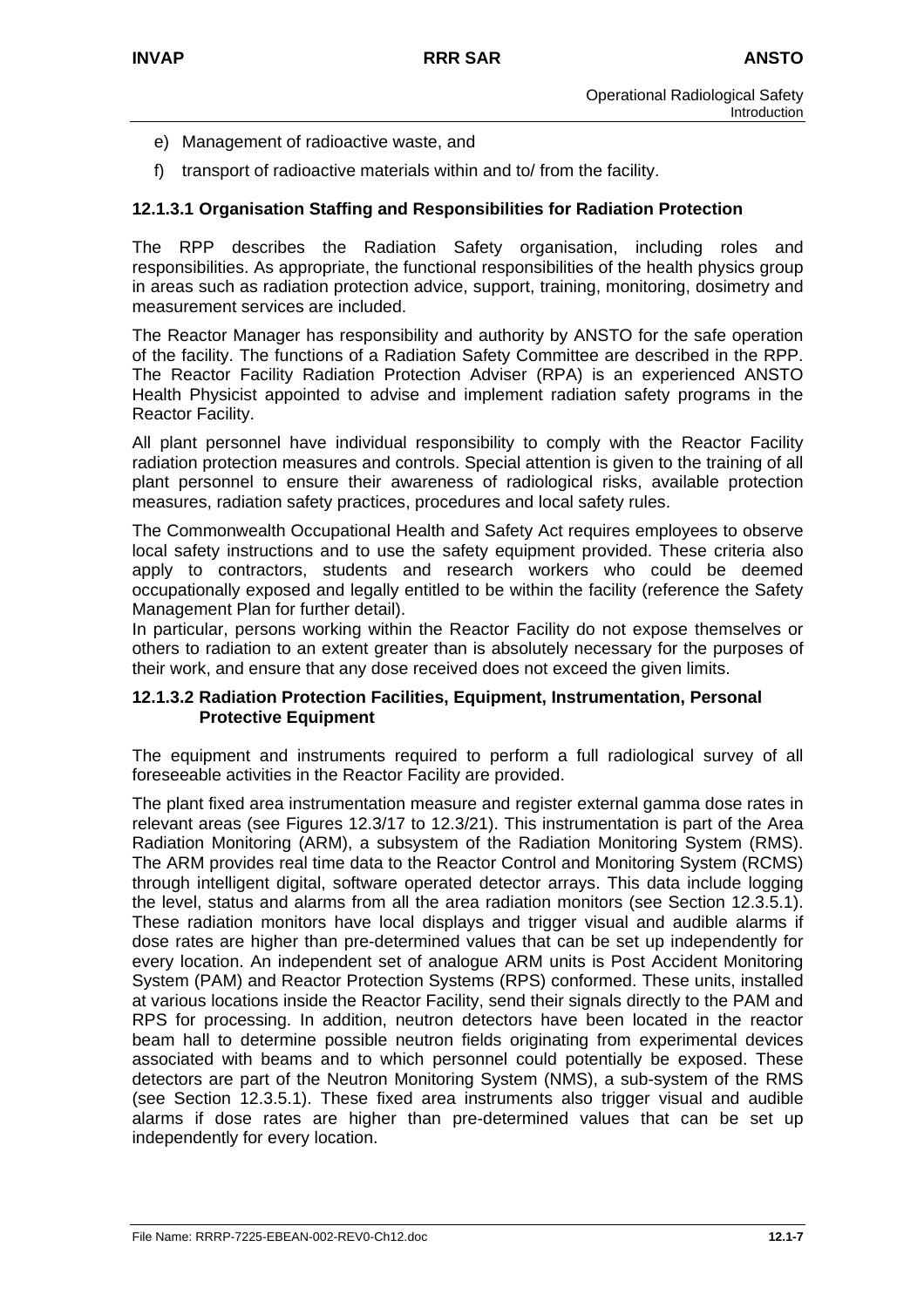e) Management of radioactive waste, and

f) transport of radioactive materials within and to/ from the facility.

#### 12.1.3.1 Organisation Staffing and Responsibilities for Radiation Protection

The RPP describes the Radiation Safety organisation, including roles and responsibilities. As appropriate, the functional responsibilities of the health physics group in areas such as radiation protection advice, support, training, monitoring, dosimetry and measurement services are included.

The Reactor Manager has responsibility and authority by ANSTO for the safe operation of the facility. The functions of a Radiation Safety Committee are described in the RPP. The Reactor Facility Radiation Protection Adviser (RPA) is an experienced ANSTO Health Physicist appointed to advise and implement radiation safety programs in the Reactor Facility.

All plant personnel have individual responsibility to comply with the Reactor Facility radiation protection measures and controls. Special attention is given to the training of all plant personnel to ensure their awareness of radiological risks, available protection measures, radiation safety practices, procedures and local safety rules.

The Commonwealth Occupational Health and Safety Act requires employees to observe local safety instructions and to use the safety equipment provided. These criteria also apply to contractors, students and research workers who could be deemed occupationally exposed and legally entitled to be within the facility (reference the Safety Management Plan for further detail).

In particular, persons working within the Reactor Facility do not expose themselves or others to radiation to an extent greater than is absolutely necessary for the purposes of their work, and ensure that any dose received does not exceed the given limits.

#### 12.1.3.2 Radiation Protection Facilities, Equipment, Instrumentation, Personal Protective Equipment

The equipment and instruments required to perform a full radiological survey of all foreseeable activities in the Reactor Facility are provided.

The plant fixed area instrumentation measure and register external gamma dose rates in relevant areas (see Figures 12.3/17 to 12.3/21). This instrumentation is part of the Area Radiation Monitoring (ARM), a subsystem of the Radiation Monitoring System (RMS). The ARM provides real time data to the Reactor Control and Monitoring System (RCMS) through intelligent digital, software operated detector arrays. This data include logging the level, status and alarms from all the area radiation monitors (see Section 12.3.5.1). These radiation monitors have local displays and trigger visual and audible alarms if dose rates are higher than pre-determined values that can be set up independently for every location. An independent set of analogue ARM units is Post Accident Monitoring System (PAM) and Reactor Protection Systems (RPS) conformed. These units, installed at various locations inside the Reactor Facility, send their signals directly to the PAM and RPS for processing. In addition, neutron detectors have been located in the reactor beam hall to determine possible neutron fields originating from experimental devices associated with beams and to which personnel could potentially be exposed. These detectors are part of the Neutron Monitoring System (NMS), a sub-system of the RMS (see Section 12.3.5.1). These fixed area instruments also trigger visual and audible alarms if dose rates are higher than pre-determined values that can be set up independently for every location.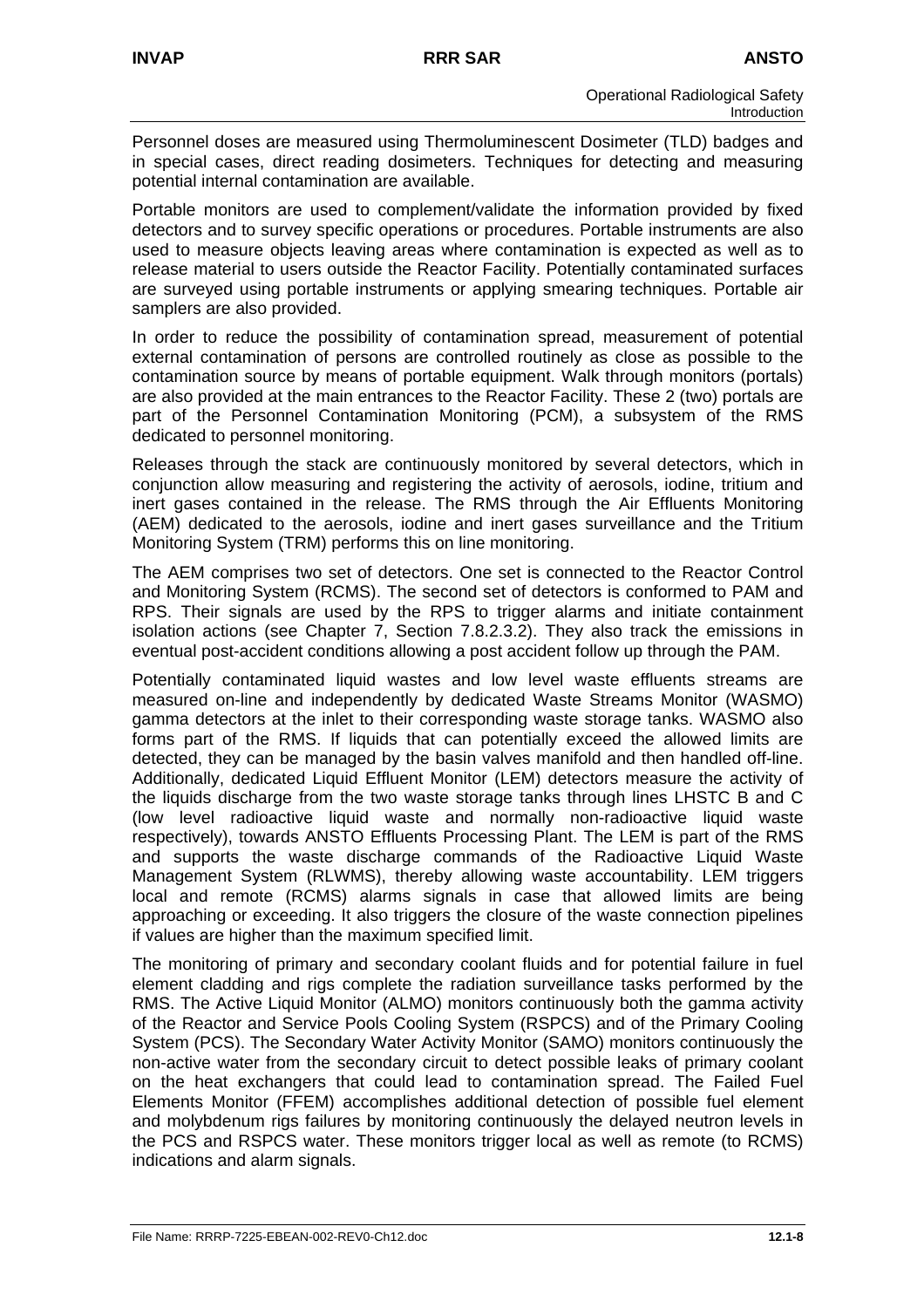Personnel doses are measured using Thermoluminescent Dosimeter (TLD) badges and in special cases, direct reading dosimeters. Techniques for detecting and measuring potential internal contamination are available.

Portable monitors are used to complement/validate the information provided by fixed detectors and to survey specific operations or procedures. Portable instruments are also used to measure objects leaving areas where contamination is expected as well as to release material to users outside the Reactor Facility. Potentially contaminated surfaces are surveyed using portable instruments or applying smearing techniques. Portable air samplers are also provided.

In order to reduce the possibility of contamination spread, measurement of potential external contamination of persons are controlled routinely as close as possible to the contamination source by means of portable equipment. Walk through monitors (portals) are also provided at the main entrances to the Reactor Facility. These 2 (two) portals are part of the Personnel Contamination Monitoring (PCM), a subsystem of the RMS dedicated to personnel monitoring.

Releases through the stack are continuously monitored by several detectors, which in conjunction allow measuring and registering the activity of aerosols, iodine, tritium and inert gases contained in the release. The RMS through the Air Effluents Monitoring (AEM) dedicated to the aerosols, iodine and inert gases surveillance and the Tritium Monitoring System (TRM) performs this on line monitoring.

The AEM comprises two set of detectors. One set is connected to the Reactor Control and Monitoring System (RCMS). The second set of detectors is conformed to PAM and RPS. Their signals are used by the RPS to trigger alarms and initiate containment isolation actions (see Chapter 7, Section 7.8.2.3.2). They also track the emissions in eventual post-accident conditions allowing a post accident follow up through the PAM.

Potentially contaminated liquid wastes and low level waste effluents streams are measured on-line and independently by dedicated Waste Streams Monitor (WASMO) gamma detectors at the inlet to their corresponding waste storage tanks. WASMO also forms part of the RMS. If liquids that can potentially exceed the allowed limits are detected, they can be managed by the basin valves manifold and then handled off-line. Additionally, dedicated Liquid Effluent Monitor (LEM) detectors measure the activity of the liquids discharge from the two waste storage tanks through lines LHSTC B and C (low level radioactive liquid waste and normally non-radioactive liquid waste respectively), towards ANSTO Effluents Processing Plant. The LEM is part of the RMS and supports the waste discharge commands of the Radioactive Liquid Waste Management System (RLWMS), thereby allowing waste accountability. LEM triggers local and remote (RCMS) alarms signals in case that allowed limits are being approaching or exceeding. It also triggers the closure of the waste connection pipelines if values are higher than the maximum specified limit.

The monitoring of primary and secondary coolant fluids and for potential failure in fuel element cladding and rigs complete the radiation surveillance tasks performed by the RMS. The Active Liquid Monitor (ALMO) monitors continuously both the gamma activity of the Reactor and Service Pools Cooling System (RSPCS) and of the Primary Cooling System (PCS). The Secondary Water Activity Monitor (SAMO) monitors continuously the non-active water from the secondary circuit to detect possible leaks of primary coolant on the heat exchangers that could lead to contamination spread. The Failed Fuel Elements Monitor (FFEM) accomplishes additional detection of possible fuel element and molybdenum rigs failures by monitoring continuously the delayed neutron levels in the PCS and RSPCS water. These monitors trigger local as well as remote (to RCMS) indications and alarm signals.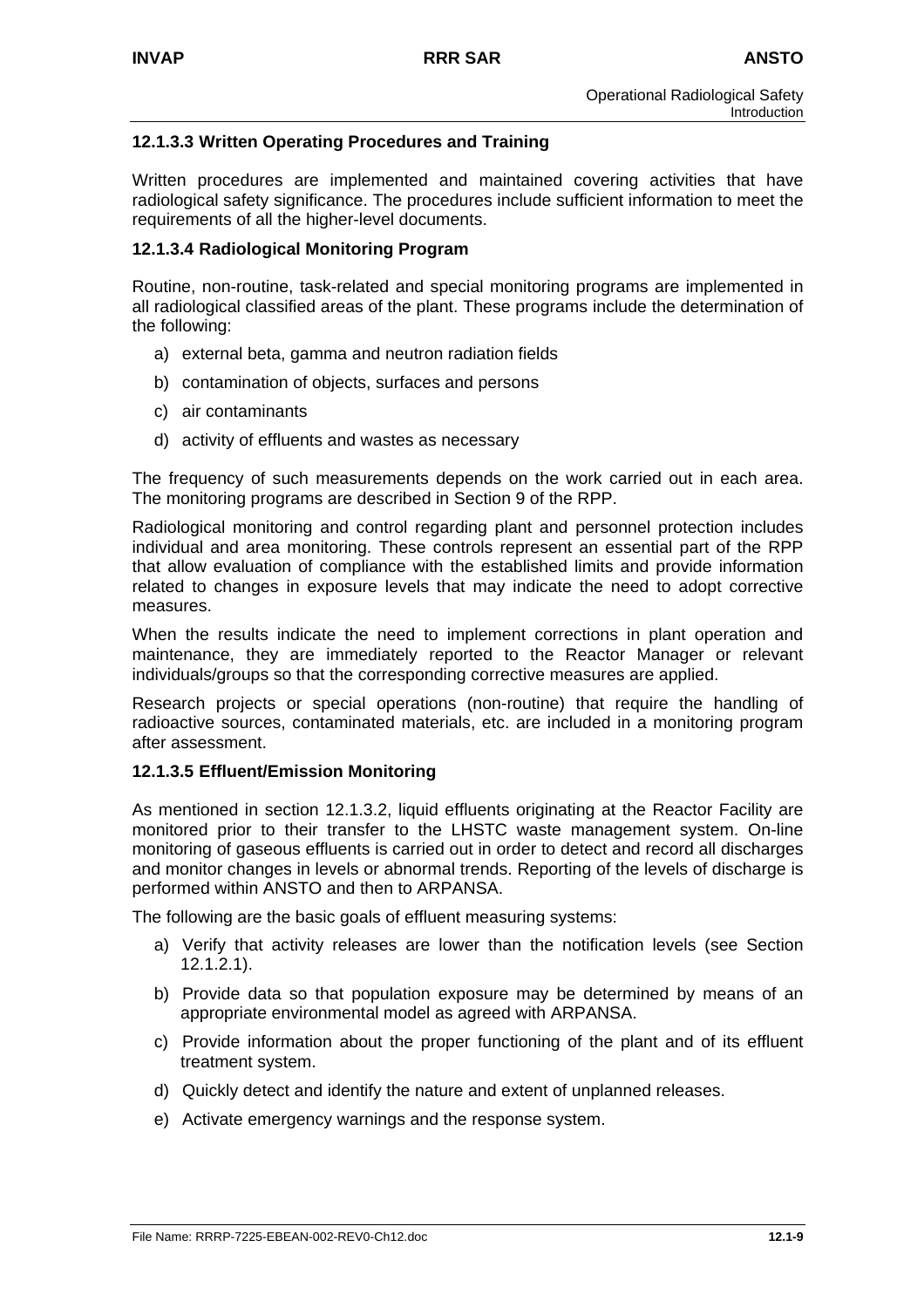#### 12.1.3.3 Written Operating Procedures and Training

Written procedures are implemented and maintained covering activities that have radiological safety significance. The procedures include sufficient information to meet the requirements of all the higher-level documents.

#### 12.1.3.4 Radiological Monitoring Program

Routine, non-routine, task-related and special monitoring programs are implemented in all radiological classified areas of the plant. These programs include the determination of the following:

a) external beta, gamma and neutron radiation fields
b) contamination of objects, surfaces and persons
c) air contaminants
d) activity of effluents and wastes as necessary

The frequency of such measurements depends on the work carried out in each area. The monitoring programs are described in Section 9 of the RPP.

Radiological monitoring and control regarding plant and personnel protection includes individual and area monitoring. These controls represent an essential part of the RPP that allow evaluation of compliance with the established limits and provide information related to changes in exposure levels that may indicate the need to adopt corrective measures.

When the results indicate the need to implement corrections in plant operation and maintenance, they are immediately reported to the Reactor Manager or relevant individuals/groups so that the corresponding corrective measures are applied.

Research projects or special operations (non-routine) that require the handling of radioactive sources, contaminated materials, etc. are included in a monitoring program after assessment.

#### 12.1.3.5 Effluent/Emission Monitoring

As mentioned in section 12.1.3.2, liquid effluents originating at the Reactor Facility are monitored prior to their transfer to the LHSTC waste management system. On-line monitoring of gaseous effluents is carried out in order to detect and record all discharges and monitor changes in levels or abnormal trends. Reporting of the levels of discharge is performed within ANSTO and then to ARPANSA.

The following are the basic goals of effluent measuring systems:

a) Verify that activity releases are lower than the notification levels (see Section 12.1.2.1).
b) Provide data so that population exposure may be determined by means of an appropriate environmental model as agreed with ARPANSA.
c) Provide information about the proper functioning of the plant and of its effluent treatment system.
d) Quickly detect and identify the nature and extent of unplanned releases.
e) Activate emergency warnings and the response system.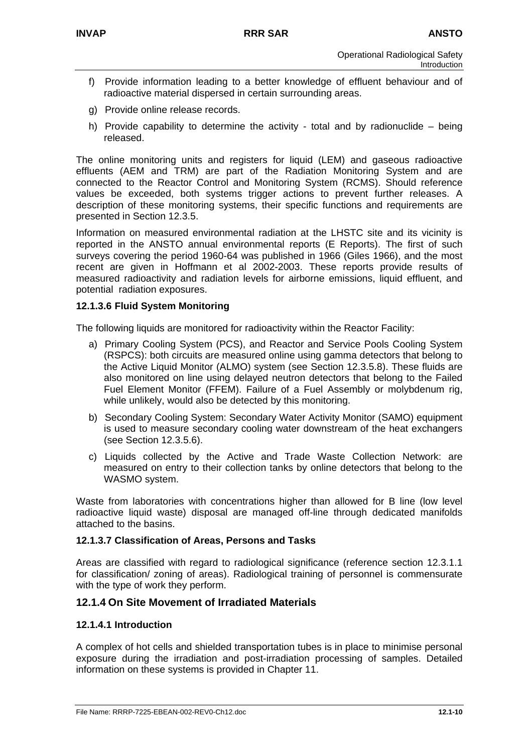f) Provide information leading to a better knowledge of effluent behaviour and of radioactive material dispersed in certain surrounding areas.

g) Provide online release records.

h) Provide capability to determine the activity - total and by radionuclide – being released.

The online monitoring units and registers for liquid (LEM) and gaseous radioactive effluents (AEM and TRM) are part of the Radiation Monitoring System and are connected to the Reactor Control and Monitoring System (RCMS). Should reference values be exceeded, both systems trigger actions to prevent further releases. A description of these monitoring systems, their specific functions and requirements are presented in Section 12.3.5.

Information on measured environmental radiation at the LHSTC site and its vicinity is reported in the ANSTO annual environmental reports (E Reports). The first of such surveys covering the period 1960-64 was published in 1966 (Giles 1966), and the most recent are given in Hoffmann et al 2002-2003. These reports provide results of measured radioactivity and radiation levels for airborne emissions, liquid effluent, and potential radiation exposures.

#### 12.1.3.6 Fluid System Monitoring

The following liquids are monitored for radioactivity within the Reactor Facility:

a) Primary Cooling System (PCS), and Reactor and Service Pools Cooling System (RSPCS): both circuits are measured online using gamma detectors that belong to the Active Liquid Monitor (ALMO) system (see Section 12.3.5.8). These fluids are also monitored on line using delayed neutron detectors that belong to the Failed Fuel Element Monitor (FFEM). Failure of a Fuel Assembly or molybdenum rig, while unlikely, would also be detected by this monitoring.

b) Secondary Cooling System: Secondary Water Activity Monitor (SAMO) equipment is used to measure secondary cooling water downstream of the heat exchangers (see Section 12.3.5.6).

c) Liquids collected by the Active and Trade Waste Collection Network: are measured on entry to their collection tanks by online detectors that belong to the WASMO system.

Waste from laboratories with concentrations higher than allowed for B line (low level radioactive liquid waste) disposal are managed off-line through dedicated manifolds attached to the basins.

#### 12.1.3.7 Classification of Areas, Persons and Tasks

Areas are classified with regard to radiological significance (reference section 12.3.1.1 for classification/ zoning of areas). Radiological training of personnel is commensurate with the type of work they perform.

### 12.1.4 On Site Movement of Irradiated Materials

#### 12.1.4.1 Introduction

A complex of hot cells and shielded transportation tubes is in place to minimise personal exposure during the irradiation and post-irradiation processing of samples. Detailed information on these systems is provided in Chapter 11.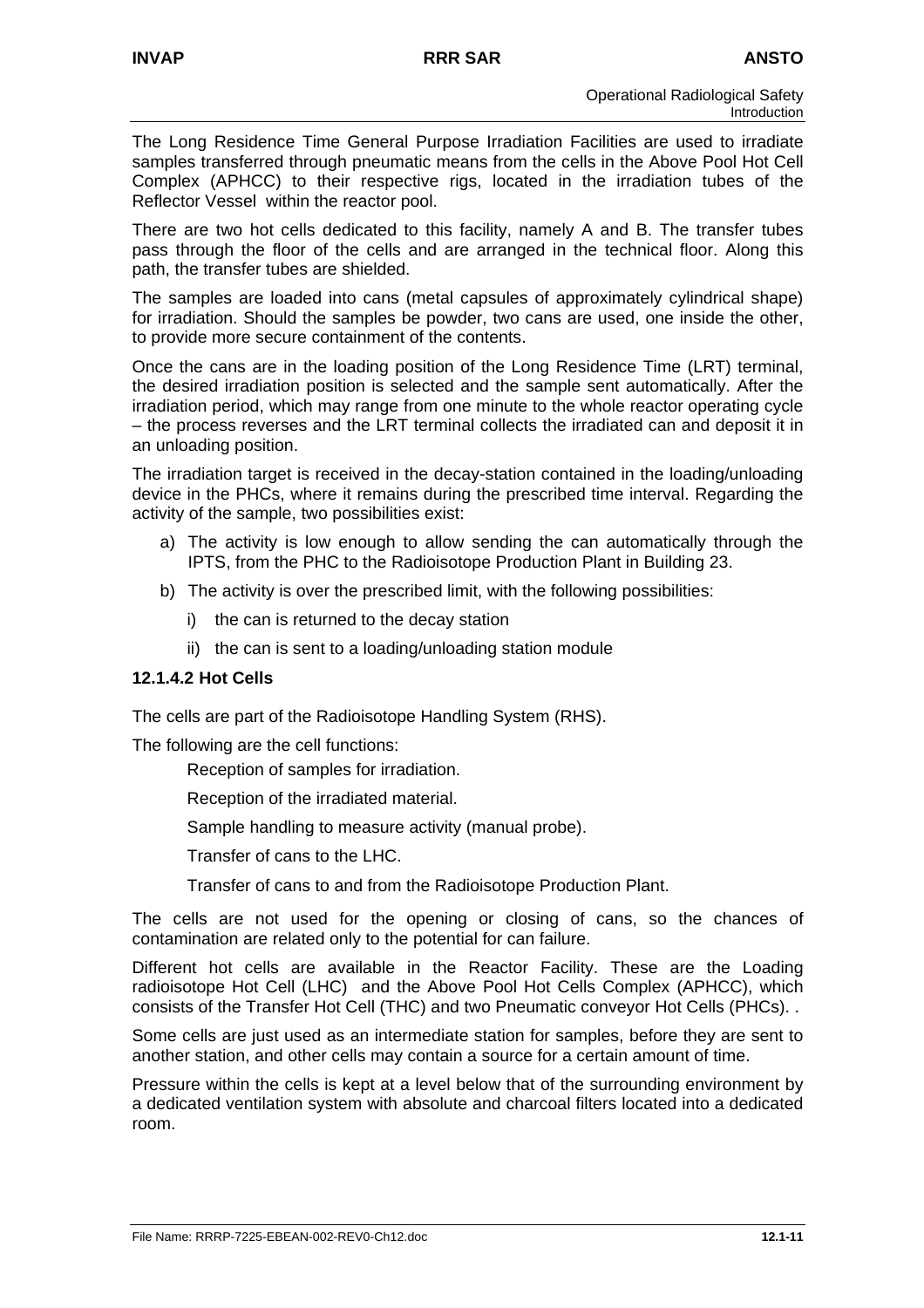The Long Residence Time General Purpose Irradiation Facilities are used to irradiate samples transferred through pneumatic means from the cells in the Above Pool Hot Cell Complex (APHCC) to their respective rigs, located in the irradiation tubes of the Reflector Vessel within the reactor pool.

There are two hot cells dedicated to this facility, namely A and B. The transfer tubes pass through the floor of the cells and are arranged in the technical floor. Along this path, the transfer tubes are shielded.

The samples are loaded into cans (metal capsules of approximately cylindrical shape) for irradiation. Should the samples be powder, two cans are used, one inside the other, to provide more secure containment of the contents.

Once the cans are in the loading position of the Long Residence Time (LRT) terminal, the desired irradiation position is selected and the sample sent automatically. After the irradiation period, which may range from one minute to the whole reactor operating cycle – the process reverses and the LRT terminal collects the irradiated can and deposit it in an unloading position.

The irradiation target is received in the decay-station contained in the loading/unloading device in the PHCs, where it remains during the prescribed time interval. Regarding the activity of the sample, two possibilities exist:

a) The activity is low enough to allow sending the can automatically through the IPTS, from the PHC to the Radioisotope Production Plant in Building 23.

b) The activity is over the prescribed limit, with the following possibilities:

   i) the can is returned to the decay station

   ii) the can is sent to a loading/unloading station module

#### 12.1.4.2 Hot Cells

The cells are part of the Radioisotope Handling System (RHS).

The following are the cell functions:

- Reception of samples for irradiation.
- Reception of the irradiated material.
- Sample handling to measure activity (manual probe).
- Transfer of cans to the LHC.
- Transfer of cans to and from the Radioisotope Production Plant.

The cells are not used for the opening or closing of cans, so the chances of contamination are related only to the potential for can failure.

Different hot cells are available in the Reactor Facility. These are the Loading radioisotope Hot Cell (LHC) and the Above Pool Hot Cells Complex (APHCC), which consists of the Transfer Hot Cell (THC) and two Pneumatic conveyor Hot Cells (PHCs). .

Some cells are just used as an intermediate station for samples, before they are sent to another station, and other cells may contain a source for a certain amount of time.

Pressure within the cells is kept at a level below that of the surrounding environment by a dedicated ventilation system with absolute and charcoal filters located into a dedicated room.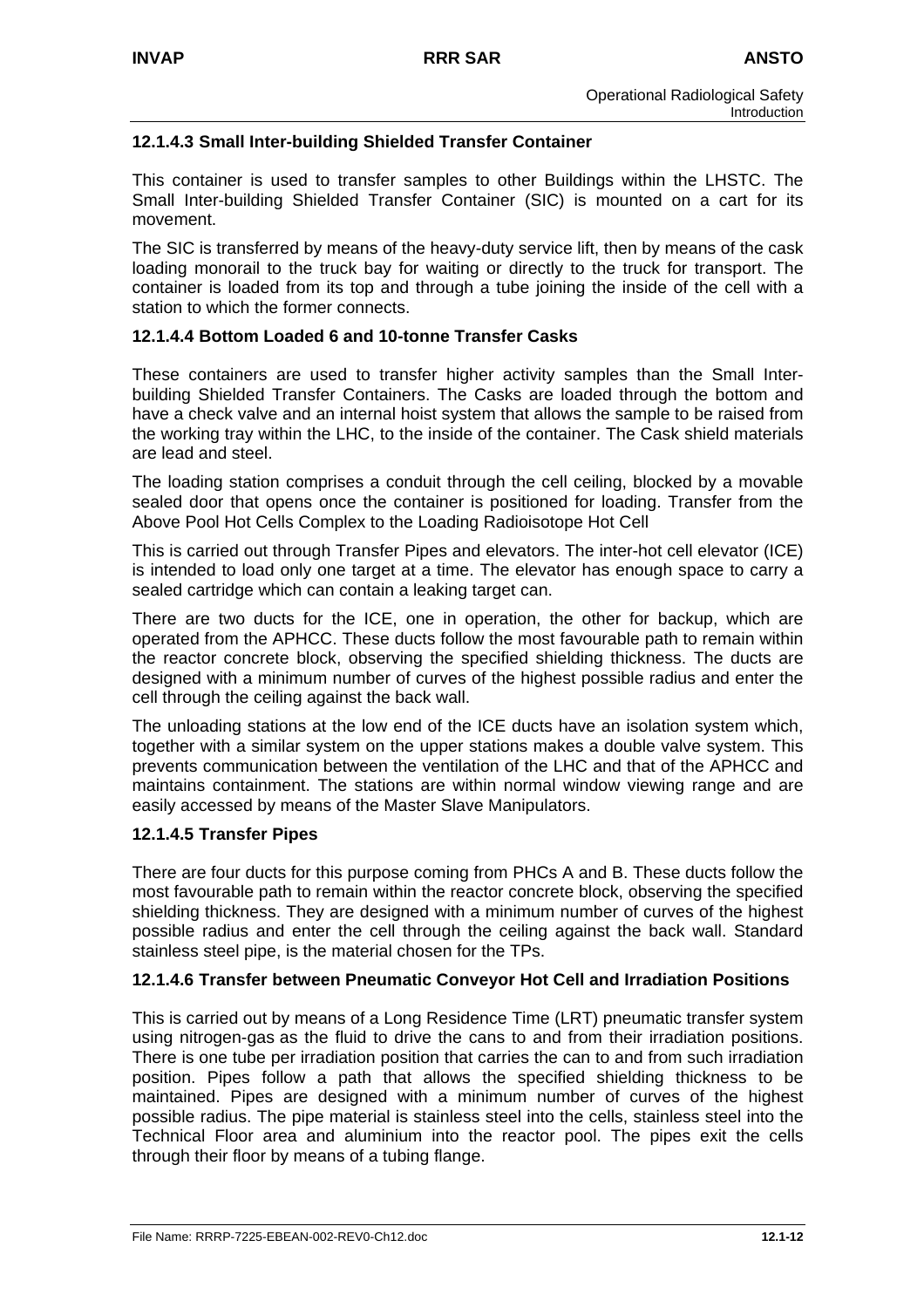### 12.1.4.3 Small Inter-building Shielded Transfer Container

This container is used to transfer samples to other Buildings within the LHSTC. The Small Inter-building Shielded Transfer Container (SIC) is mounted on a cart for its movement.

The SIC is transferred by means of the heavy-duty service lift, then by means of the cask loading monorail to the truck bay for waiting or directly to the truck for transport. The container is loaded from its top and through a tube joining the inside of the cell with a station to which the former connects.

### 12.1.4.4 Bottom Loaded 6 and 10-tonne Transfer Casks

These containers are used to transfer higher activity samples than the Small Inter-building Shielded Transfer Containers. The Casks are loaded through the bottom and have a check valve and an internal hoist system that allows the sample to be raised from the working tray within the LHC, to the inside of the container. The Cask shield materials are lead and steel.

The loading station comprises a conduit through the cell ceiling, blocked by a movable sealed door that opens once the container is positioned for loading. Transfer from the Above Pool Hot Cells Complex to the Loading Radioisotope Hot Cell

This is carried out through Transfer Pipes and elevators. The inter-hot cell elevator (ICE) is intended to load only one target at a time. The elevator has enough space to carry a sealed cartridge which can contain a leaking target can.

There are two ducts for the ICE, one in operation, the other for backup, which are operated from the APHCC. These ducts follow the most favourable path to remain within the reactor concrete block, observing the specified shielding thickness. The ducts are designed with a minimum number of curves of the highest possible radius and enter the cell through the ceiling against the back wall.

The unloading stations at the low end of the ICE ducts have an isolation system which, together with a similar system on the upper stations makes a double valve system. This prevents communication between the ventilation of the LHC and that of the APHCC and maintains containment. The stations are within normal window viewing range and are easily accessed by means of the Master Slave Manipulators.

### 12.1.4.5 Transfer Pipes

There are four ducts for this purpose coming from PHCs A and B. These ducts follow the most favourable path to remain within the reactor concrete block, observing the specified shielding thickness. They are designed with a minimum number of curves of the highest possible radius and enter the cell through the ceiling against the back wall. Standard stainless steel pipe, is the material chosen for the TPs.

### 12.1.4.6 Transfer between Pneumatic Conveyor Hot Cell and Irradiation Positions

This is carried out by means of a Long Residence Time (LRT) pneumatic transfer system using nitrogen-gas as the fluid to drive the cans to and from their irradiation positions. There is one tube per irradiation position that carries the can to and from such irradiation position. Pipes follow a path that allows the specified shielding thickness to be maintained. Pipes are designed with a minimum number of curves of the highest possible radius. The pipe material is stainless steel into the cells, stainless steel into the Technical Floor area and aluminium into the reactor pool. The pipes exit the cells through their floor by means of a tubing flange.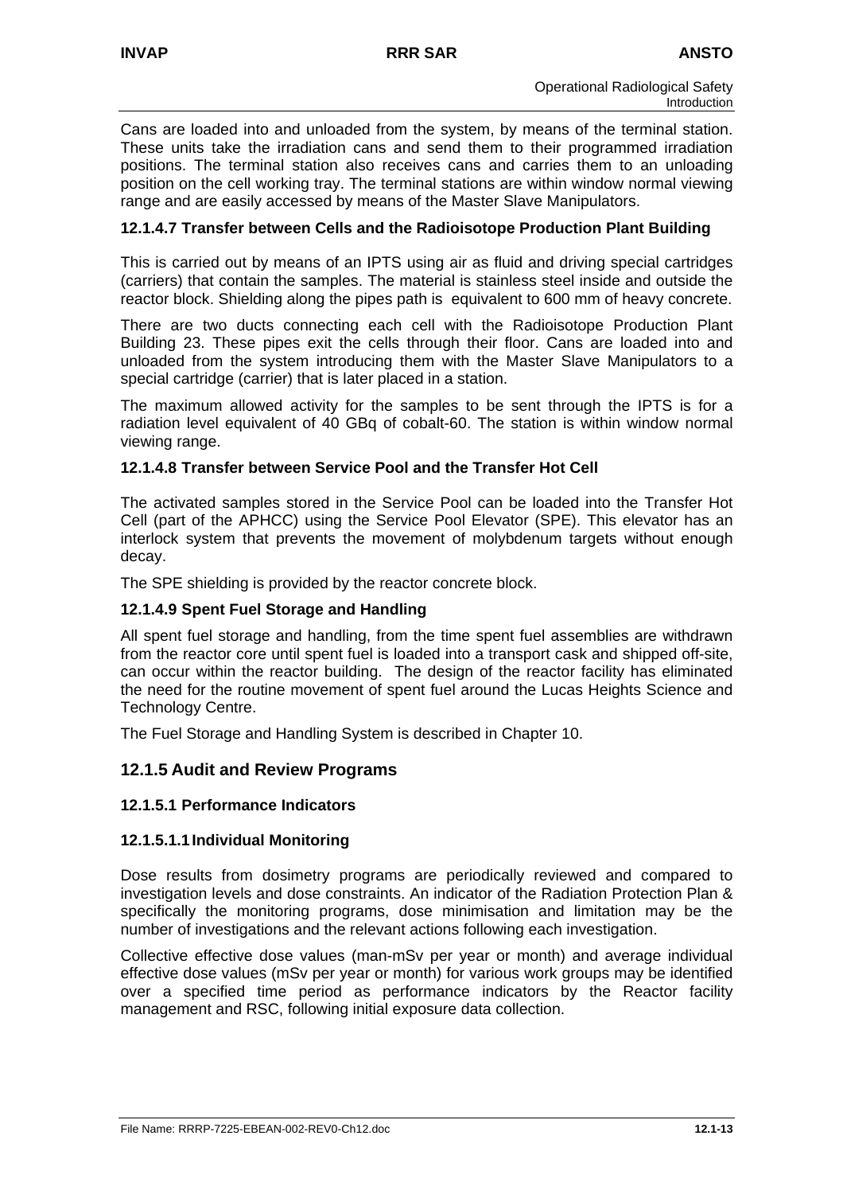Cans are loaded into and unloaded from the system, by means of the terminal station. These units take the irradiation cans and send them to their programmed irradiation positions. The terminal station also receives cans and carries them to an unloading position on the cell working tray. The terminal stations are within window normal viewing range and are easily accessed by means of the Master Slave Manipulators.

#### 12.1.4.7 Transfer between Cells and the Radioisotope Production Plant Building

This is carried out by means of an IPTS using air as fluid and driving special cartridges (carriers) that contain the samples. The material is stainless steel inside and outside the reactor block. Shielding along the pipes path is equivalent to 600 mm of heavy concrete.

There are two ducts connecting each cell with the Radioisotope Production Plant Building 23. These pipes exit the cells through their floor. Cans are loaded into and unloaded from the system introducing them with the Master Slave Manipulators to a special cartridge (carrier) that is later placed in a station.

The maximum allowed activity for the samples to be sent through the IPTS is for a radiation level equivalent of 40 GBq of cobalt-60. The station is within window normal viewing range.

#### 12.1.4.8 Transfer between Service Pool and the Transfer Hot Cell

The activated samples stored in the Service Pool can be loaded into the Transfer Hot Cell (part of the APHCC) using the Service Pool Elevator (SPE). This elevator has an interlock system that prevents the movement of molybdenum targets without enough decay.

The SPE shielding is provided by the reactor concrete block.

#### 12.1.4.9 Spent Fuel Storage and Handling

All spent fuel storage and handling, from the time spent fuel assemblies are withdrawn from the reactor core until spent fuel is loaded into a transport cask and shipped off-site, can occur within the reactor building. The design of the reactor facility has eliminated the need for the routine movement of spent fuel around the Lucas Heights Science and Technology Centre.

The Fuel Storage and Handling System is described in Chapter 10.

### 12.1.5 Audit and Review Programs

#### 12.1.5.1 Performance Indicators

##### 12.1.5.1.1 Individual Monitoring

Dose results from dosimetry programs are periodically reviewed and compared to investigation levels and dose constraints. An indicator of the Radiation Protection Plan & specifically the monitoring programs, dose minimisation and limitation may be the number of investigations and the relevant actions following each investigation.

Collective effective dose values (man-mSv per year or month) and average individual effective dose values (mSv per year or month) for various work groups may be identified over a specified time period as performance indicators by the Reactor facility management and RSC, following initial exposure data collection.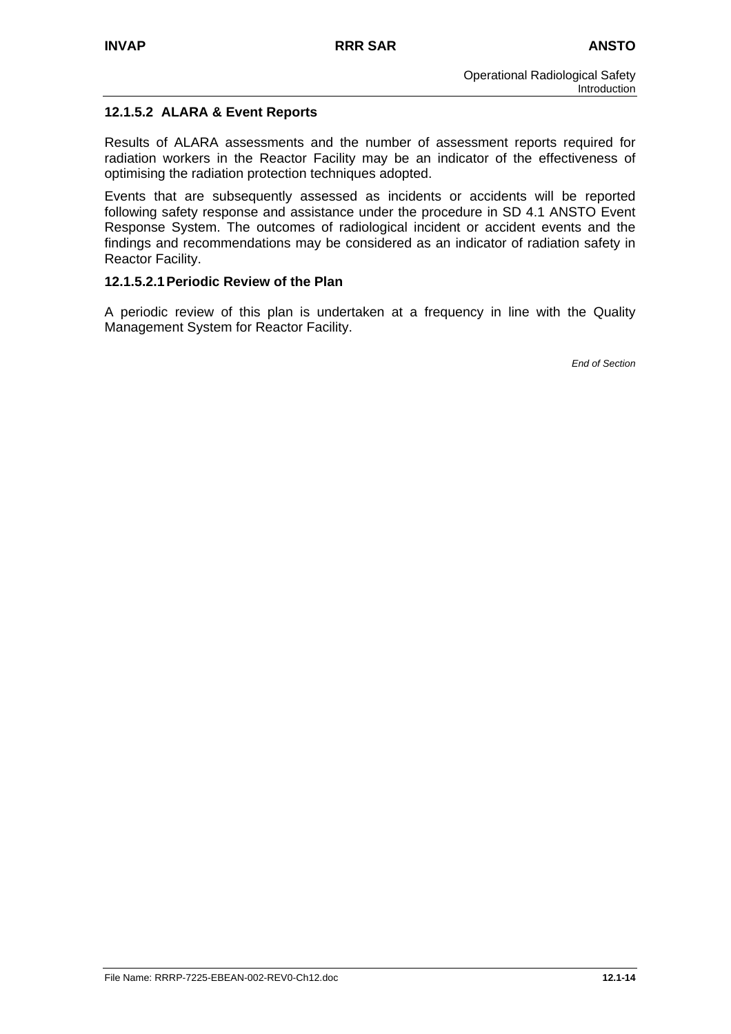#### 12.1.5.2 ALARA & Event Reports

Results of ALARA assessments and the number of assessment reports required for radiation workers in the Reactor Facility may be an indicator of the effectiveness of optimising the radiation protection techniques adopted.

Events that are subsequently assessed as incidents or accidents will be reported following safety response and assistance under the procedure in SD 4.1 ANSTO Event Response System. The outcomes of radiological incident or accident events and the findings and recommendations may be considered as an indicator of radiation safety in Reactor Facility.

##### 12.1.5.2.1 Periodic Review of the Plan

A periodic review of this plan is undertaken at a frequency in line with the Quality Management System for Reactor Facility.

*End of Section*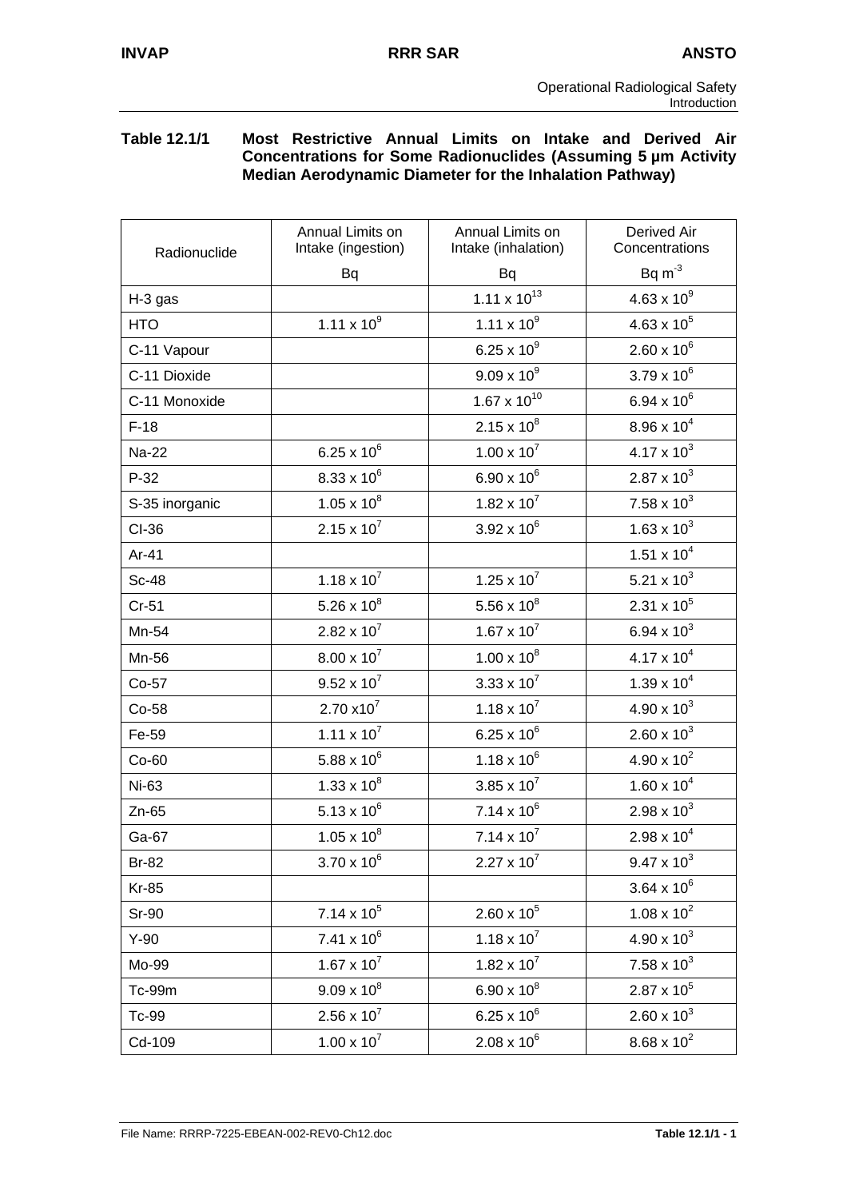**Table 12.1/1 Most Restrictive Annual Limits on Intake and Derived Air Concentrations for Some Radionuclides (Assuming 5 µm Activity Median Aerodynamic Diameter for the Inhalation Pathway)**

| Radionuclide | Annual Limits on Intake (ingestion) | Annual Limits on Intake (inhalation) | Derived Air Concentrations |
|---|---|---|---|
| | Bq | Bq | Bq $m^{-3}$ |
| H-3 gas | | $1.11 \times 10^{13}$ | $4.63 \times 10^{9}$ |
| HTO | $1.11 \times 10^{9}$ | $1.11 \times 10^{9}$ | $4.63 \times 10^{5}$ |
| C-11 Vapour | | $6.25 \times 10^{9}$ | $2.60 \times 10^{6}$ |
| C-11 Dioxide | | $9.09 \times 10^{9}$ | $3.79 \times 10^{6}$ |
| C-11 Monoxide | | $1.67 \times 10^{10}$ | $6.94 \times 10^{6}$ |
| F-18 | | $2.15 \times 10^{8}$ | $8.96 \times 10^{4}$ |
| Na-22 | $6.25 \times 10^{6}$ | $1.00 \times 10^{7}$ | $4.17 \times 10^{3}$ |
| P-32 | $8.33 \times 10^{6}$ | $6.90 \times 10^{6}$ | $2.87 \times 10^{3}$ |
| S-35 inorganic | $1.05 \times 10^{8}$ | $1.82 \times 10^{7}$ | $7.58 \times 10^{3}$ |
| Cl-36 | $2.15 \times 10^{7}$ | $3.92 \times 10^{6}$ | $1.63 \times 10^{3}$ |
| Ar-41 | | | $1.51 \times 10^{4}$ |
| Sc-48 | $1.18 \times 10^{7}$ | $1.25 \times 10^{7}$ | $5.21 \times 10^{3}$ |
| Cr-51 | $5.26 \times 10^{8}$ | $5.56 \times 10^{8}$ | $2.31 \times 10^{5}$ |
| Mn-54 | $2.82 \times 10^{7}$ | $1.67 \times 10^{7}$ | $6.94 \times 10^{3}$ |
| Mn-56 | $8.00 \times 10^{7}$ | $1.00 \times 10^{8}$ | $4.17 \times 10^{4}$ |
| Co-57 | $9.52 \times 10^{7}$ | $3.33 \times 10^{7}$ | $1.39 \times 10^{4}$ |
| Co-58 | $2.70 \times 10^{7}$ | $1.18 \times 10^{7}$ | $4.90 \times 10^{3}$ |
| Fe-59 | $1.11 \times 10^{7}$ | $6.25 \times 10^{6}$ | $2.60 \times 10^{3}$ |
| Co-60 | $5.88 \times 10^{6}$ | $1.18 \times 10^{6}$ | $4.90 \times 10^{2}$ |
| Ni-63 | $1.33 \times 10^{8}$ | $3.85 \times 10^{7}$ | $1.60 \times 10^{4}$ |
| Zn-65 | $5.13 \times 10^{6}$ | $7.14 \times 10^{6}$ | $2.98 \times 10^{3}$ |
| Ga-67 | $1.05 \times 10^{8}$ | $7.14 \times 10^{7}$ | $2.98 \times 10^{4}$ |
| Br-82 | $3.70 \times 10^{6}$ | $2.27 \times 10^{7}$ | $9.47 \times 10^{3}$ |
| Kr-85 | | | $3.64 \times 10^{6}$ |
| Sr-90 | $7.14 \times 10^{5}$ | $2.60 \times 10^{5}$ | $1.08 \times 10^{2}$ |
| Y-90 | $7.41 \times 10^{6}$ | $1.18 \times 10^{7}$ | $4.90 \times 10^{3}$ |
| Mo-99 | $1.67 \times 10^{7}$ | $1.82 \times 10^{7}$ | $7.58 \times 10^{3}$ |
| Tc-99m | $9.09 \times 10^{8}$ | $6.90 \times 10^{8}$ | $2.87 \times 10^{5}$ |
| Tc-99 | $2.56 \times 10^{7}$ | $6.25 \times 10^{6}$ | $2.60 \times 10^{3}$ |
| Cd-109 | $1.00 \times 10^{7}$ | $2.08 \times 10^{6}$ | $8.68 \times 10^{2}$ |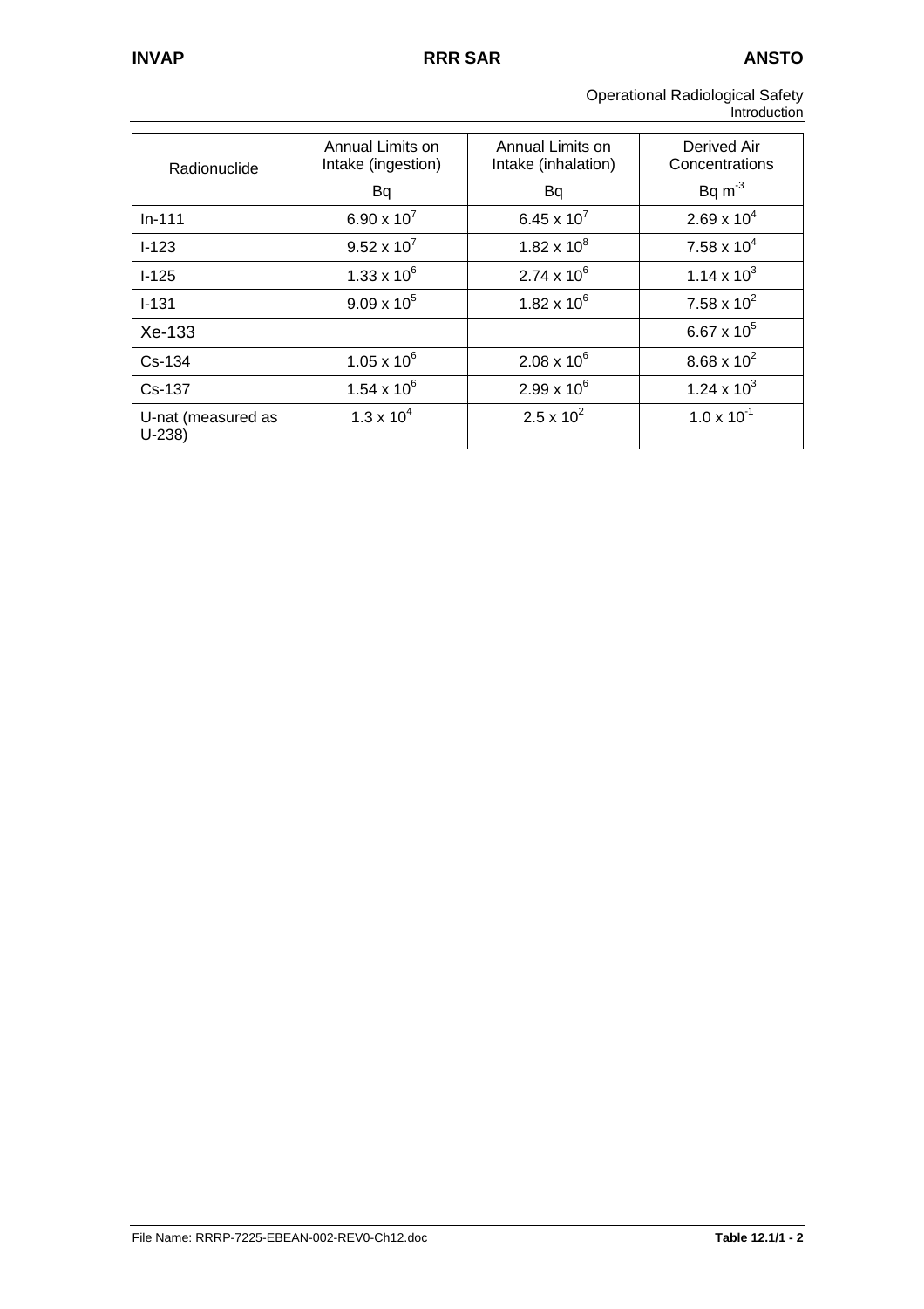| Radionuclide | Annual Limits on Intake (ingestion) Bq | Annual Limits on Intake (inhalation) Bq | Derived Air Concentrations Bq $m^{-3}$ |
| --- | --- | --- | --- |
| In-111 | $6.90 \times 10^7$ | $6.45 \times 10^7$ | $2.69 \times 10^4$ |
| I-123 | $9.52 \times 10^7$ | $1.82 \times 10^8$ | $7.58 \times 10^4$ |
| I-125 | $1.33 \times 10^6$ | $2.74 \times 10^6$ | $1.14 \times 10^3$ |
| I-131 | $9.09 \times 10^5$ | $1.82 \times 10^6$ | $7.58 \times 10^2$ |
| Xe-133 | | | $6.67 \times 10^5$ |
| Cs-134 | $1.05 \times 10^6$ | $2.08 \times 10^6$ | $8.68 \times 10^2$ |
| Cs-137 | $1.54 \times 10^6$ | $2.99 \times 10^6$ | $1.24 \times 10^3$ |
| U-nat (measured as U-238) | $1.3 \times 10^4$ | $2.5 \times 10^2$ | $1.0 \times 10^{-1}$ |

**Table 12.1/1 - 2**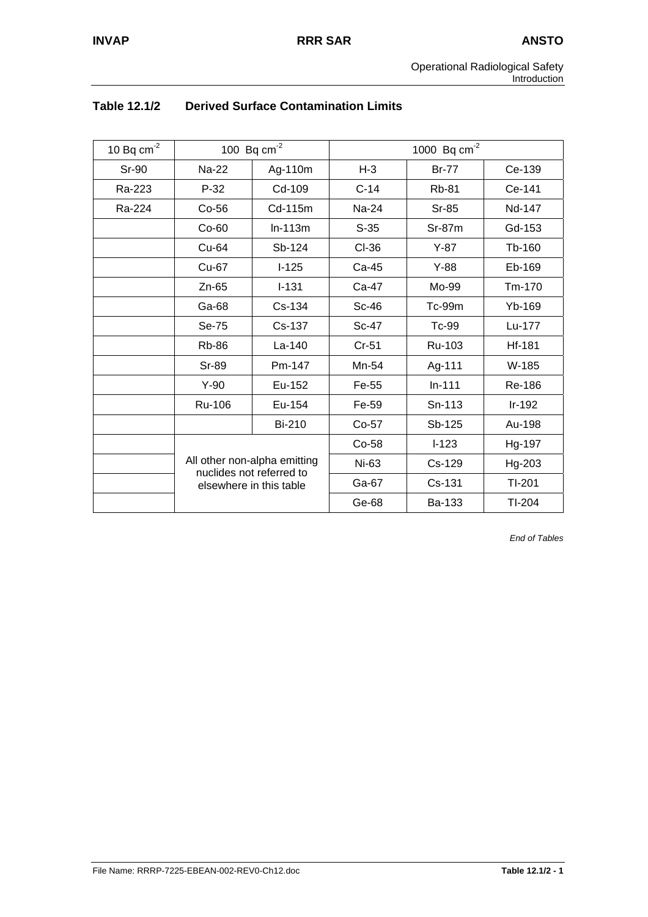## Table 12.1/2 Derived Surface Contamination Limits

| 10 Bq cm$^{-2}$ | 100 Bq cm$^{-2}$ | | 1000 Bq cm$^{-2}$ | | |
|---|---|---|---|---|---|
| Sr-90 | Na-22 | Ag-110m | H-3 | Br-77 | Ce-139 |
| Ra-223 | P-32 | Cd-109 | C-14 | Rb-81 | Ce-141 |
| Ra-224 | Co-56 | Cd-115m | Na-24 | Sr-85 | Nd-147 |
| | Co-60 | In-113m | S-35 | Sr-87m | Gd-153 |
| | Cu-64 | Sb-124 | Cl-36 | Y-87 | Tb-160 |
| | Cu-67 | I-125 | Ca-45 | Y-88 | Eb-169 |
| | Zn-65 | I-131 | Ca-47 | Mo-99 | Tm-170 |
| | Ga-68 | Cs-134 | Sc-46 | Tc-99m | Yb-169 |
| | Se-75 | Cs-137 | Sc-47 | Tc-99 | Lu-177 |
| | Rb-86 | La-140 | Cr-51 | Ru-103 | Hf-181 |
| | Sr-89 | Pm-147 | Mn-54 | Ag-111 | W-185 |
| | Y-90 | Eu-152 | Fe-55 | In-111 | Re-186 |
| | Ru-106 | Eu-154 | Fe-59 | Sn-113 | Ir-192 |
| | | Bi-210 | Co-57 | Sb-125 | Au-198 |
| | All other non-alpha emitting nuclides not referred to elsewhere in this table | | Co-58 | I-123 | Hg-197 |
| | | | Ni-63 | Cs-129 | Hg-203 |
| | | | Ga-67 | Cs-131 | Tl-201 |
| | | | Ge-68 | Ba-133 | Tl-204 |

*End of Tables*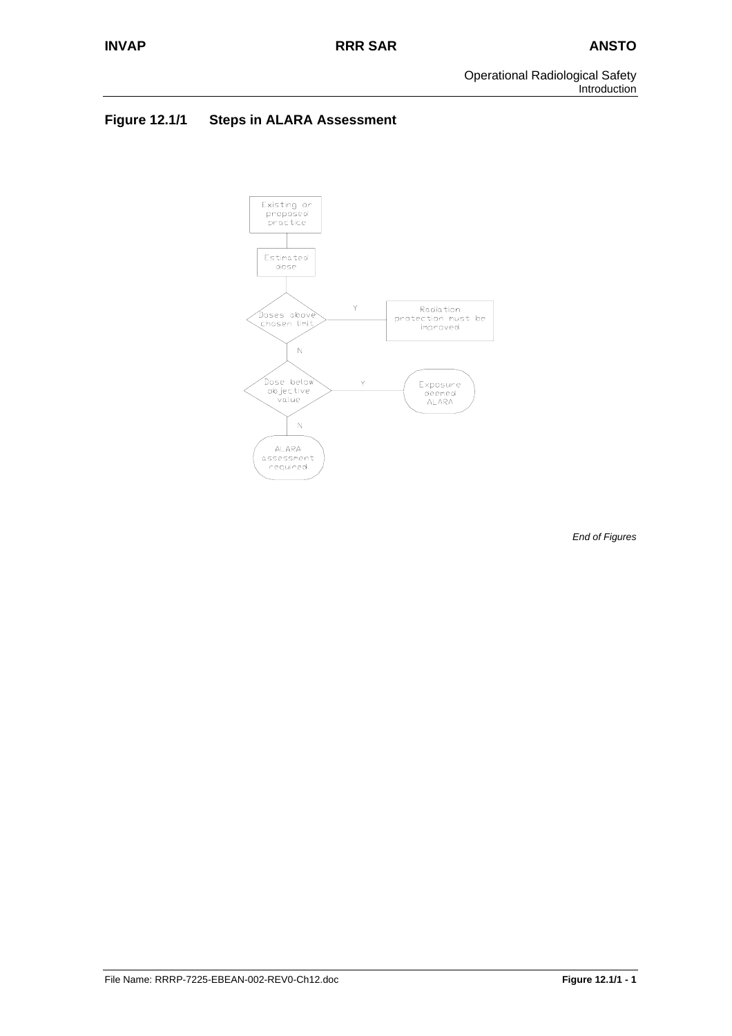## Figure 12.1/1 Steps in ALARA Assessment

Existing or proposed practice

Estimated dose

Doses above chosen limit

Y

Radiation protection must be improved

N

Dose below objective value

Y

Exposure deemed ALARA

N

ALARA assessment required

*End of Figures*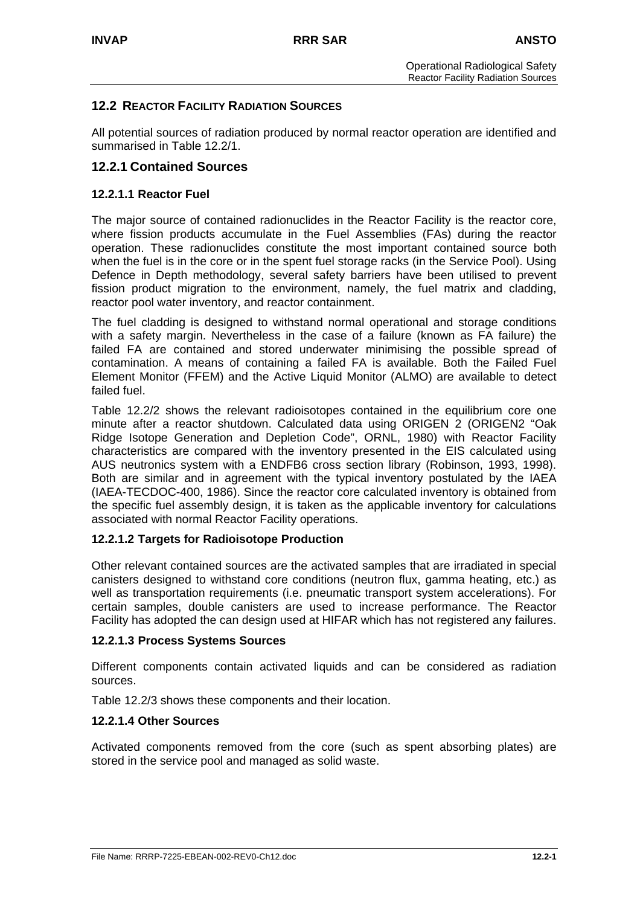## 12.2 REACTOR FACILITY RADIATION SOURCES

All potential sources of radiation produced by normal reactor operation are identified and summarised in Table 12.2/1.

### 12.2.1 Contained Sources

#### 12.2.1.1 Reactor Fuel

The major source of contained radionuclides in the Reactor Facility is the reactor core, where fission products accumulate in the Fuel Assemblies (FAs) during the reactor operation. These radionuclides constitute the most important contained source both when the fuel is in the core or in the spent fuel storage racks (in the Service Pool). Using Defence in Depth methodology, several safety barriers have been utilised to prevent fission product migration to the environment, namely, the fuel matrix and cladding, reactor pool water inventory, and reactor containment.

The fuel cladding is designed to withstand normal operational and storage conditions with a safety margin. Nevertheless in the case of a failure (known as FA failure) the failed FA are contained and stored underwater minimising the possible spread of contamination. A means of containing a failed FA is available. Both the Failed Fuel Element Monitor (FFEM) and the Active Liquid Monitor (ALMO) are available to detect failed fuel.

Table 12.2/2 shows the relevant radioisotopes contained in the equilibrium core one minute after a reactor shutdown. Calculated data using ORIGEN 2 (ORIGEN2 "Oak Ridge Isotope Generation and Depletion Code", ORNL, 1980) with Reactor Facility characteristics are compared with the inventory presented in the EIS calculated using AUS neutronics system with a ENDFB6 cross section library (Robinson, 1993, 1998). Both are similar and in agreement with the typical inventory postulated by the IAEA (IAEA-TECDOC-400, 1986). Since the reactor core calculated inventory is obtained from the specific fuel assembly design, it is taken as the applicable inventory for calculations associated with normal Reactor Facility operations.

#### 12.2.1.2 Targets for Radioisotope Production

Other relevant contained sources are the activated samples that are irradiated in special canisters designed to withstand core conditions (neutron flux, gamma heating, etc.) as well as transportation requirements (i.e. pneumatic transport system accelerations). For certain samples, double canisters are used to increase performance. The Reactor Facility has adopted the can design used at HIFAR which has not registered any failures.

#### 12.2.1.3 Process Systems Sources

Different components contain activated liquids and can be considered as radiation sources.

Table 12.2/3 shows these components and their location.

#### 12.2.1.4 Other Sources

Activated components removed from the core (such as spent absorbing plates) are stored in the service pool and managed as solid waste.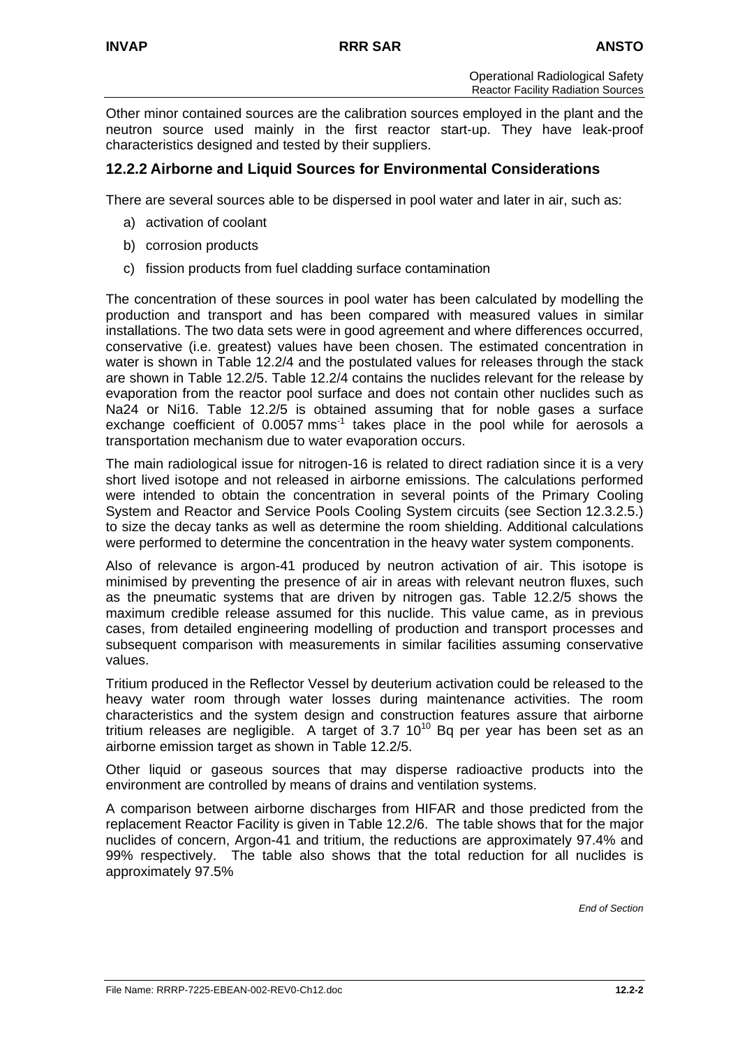Other minor contained sources are the calibration sources employed in the plant and the neutron source used mainly in the first reactor start-up. They have leak-proof characteristics designed and tested by their suppliers.

## 12.2.2 Airborne and Liquid Sources for Environmental Considerations

There are several sources able to be dispersed in pool water and later in air, such as:

a) activation of coolant

b) corrosion products

c) fission products from fuel cladding surface contamination

The concentration of these sources in pool water has been calculated by modelling the production and transport and has been compared with measured values in similar installations. The two data sets were in good agreement and where differences occurred, conservative (i.e. greatest) values have been chosen. The estimated concentration in water is shown in Table 12.2/4 and the postulated values for releases through the stack are shown in Table 12.2/5. Table 12.2/4 contains the nuclides relevant for the release by evaporation from the reactor pool surface and does not contain other nuclides such as Na24 or Ni16. Table 12.2/5 is obtained assuming that for noble gases a surface exchange coefficient of 0.0057 $mms^{-1}$ takes place in the pool while for aerosols a transportation mechanism due to water evaporation occurs.

The main radiological issue for nitrogen-16 is related to direct radiation since it is a very short lived isotope and not released in airborne emissions. The calculations performed were intended to obtain the concentration in several points of the Primary Cooling System and Reactor and Service Pools Cooling System circuits (see Section 12.3.2.5.) to size the decay tanks as well as determine the room shielding. Additional calculations were performed to determine the concentration in the heavy water system components.

Also of relevance is argon-41 produced by neutron activation of air. This isotope is minimised by preventing the presence of air in areas with relevant neutron fluxes, such as the pneumatic systems that are driven by nitrogen gas. Table 12.2/5 shows the maximum credible release assumed for this nuclide. This value came, as in previous cases, from detailed engineering modelling of production and transport processes and subsequent comparison with measurements in similar facilities assuming conservative values.

Tritium produced in the Reflector Vessel by deuterium activation could be released to the heavy water room through water losses during maintenance activities. The room characteristics and the system design and construction features assure that airborne tritium releases are negligible. A target of $3.7\ 10^{10}$ Bq per year has been set as an airborne emission target as shown in Table 12.2/5.

Other liquid or gaseous sources that may disperse radioactive products into the environment are controlled by means of drains and ventilation systems.

A comparison between airborne discharges from HIFAR and those predicted from the replacement Reactor Facility is given in Table 12.2/6. The table shows that for the major nuclides of concern, Argon-41 and tritium, the reductions are approximately 97.4% and 99% respectively. The table also shows that the total reduction for all nuclides is approximately 97.5%

*End of Section*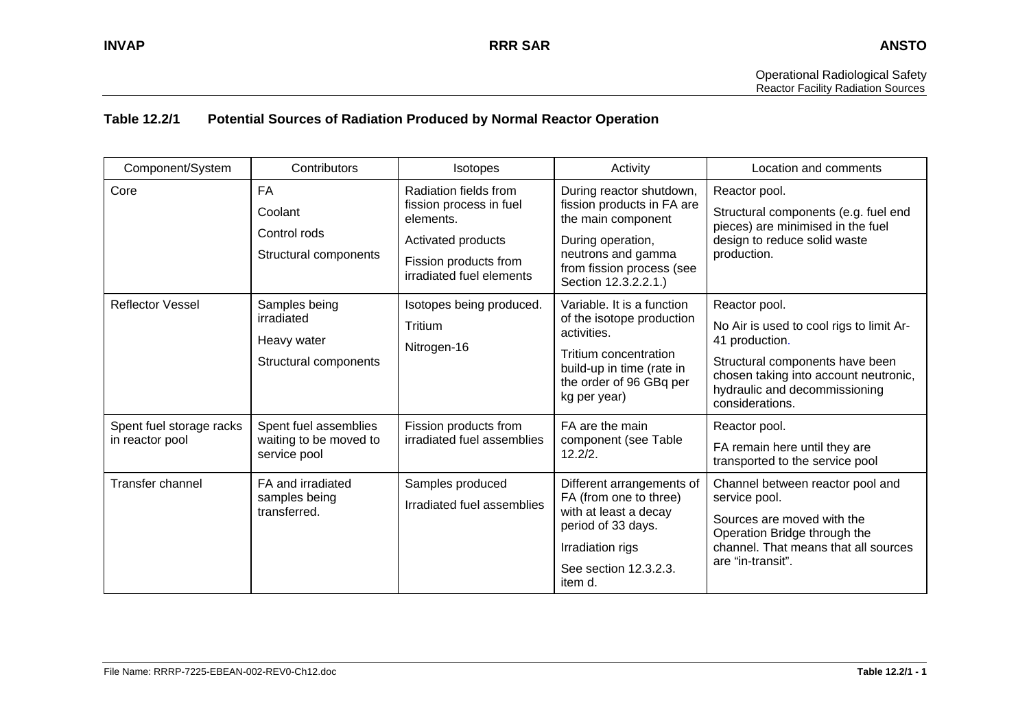**Table 12.2/1 Potential Sources of Radiation Produced by Normal Reactor Operation**

| Component/System | Contributors | Isotopes | Activity | Location and comments |
|---|---|---|---|---|
| Core | FA<br>Coolant<br>Control rods<br>Structural components | Radiation fields from fission process in fuel elements.<br>Activated products<br>Fission products from irradiated fuel elements | During reactor shutdown, fission products in FA are the main component<br>During operation, neutrons and gamma from fission process (see Section 12.3.2.2.1.) | Reactor pool.<br>Structural components (e.g. fuel end pieces) are minimised in the fuel design to reduce solid waste production. |
| Reflector Vessel | Samples being irradiated<br>Heavy water<br>Structural components | Isotopes being produced.<br>Tritium<br>Nitrogen-16 | Variable. It is a function of the isotope production activities.<br>Tritium concentration build-up in time (rate in the order of 96 GBq per kg per year) | Reactor pool.<br>No Air is used to cool rigs to limit Ar-41 production.<br>Structural components have been chosen taking into account neutronic, hydraulic and decommissioning considerations. |
| Spent fuel storage racks in reactor pool | Spent fuel assemblies waiting to be moved to service pool | Fission products from irradiated fuel assemblies | FA are the main component (see Table 12.2/2. | Reactor pool.<br>FA remain here until they are transported to the service pool |
| Transfer channel | FA and irradiated samples being transferred. | Samples produced<br>Irradiated fuel assemblies | Different arrangements of FA (from one to three) with at least a decay period of 33 days.<br>Irradiation rigs<br>See section 12.3.2.3. item d. | Channel between reactor pool and service pool.<br>Sources are moved with the Operation Bridge through the channel. That means that all sources are "in-transit". |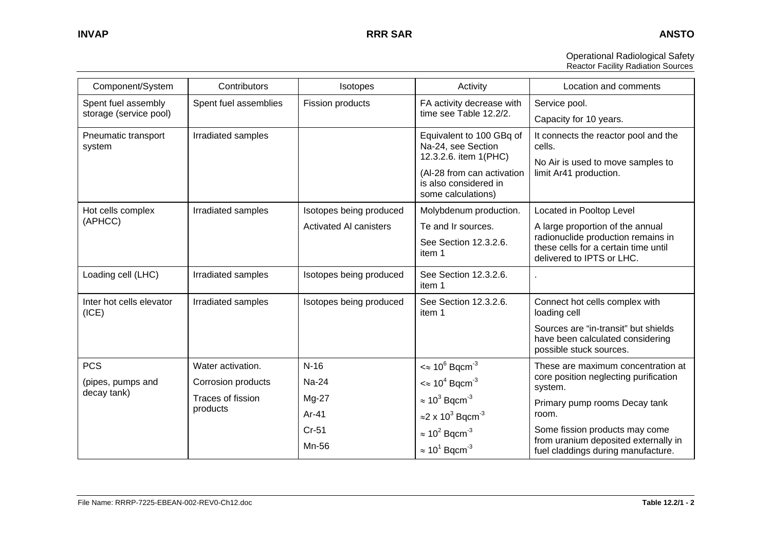| Component/System | Contributors | Isotopes | Activity | Location and comments |
|---|---|---|---|---|
| Spent fuel assembly storage (service pool) | Spent fuel assemblies | Fission products | FA activity decrease with time see Table 12.2/2. | Service pool.<br>Capacity for 10 years. |
| Pneumatic transport system | Irradiated samples | | Equivalent to 100 GBq of Na-24, see Section 12.3.2.6. item 1(PHC)<br>(Al-28 from can activation is also considered in some calculations) | It connects the reactor pool and the cells.<br>No Air is used to move samples to limit Ar41 production. |
| Hot cells complex (APHCC) | Irradiated samples | Isotopes being produced<br>Activated Al canisters | Molybdenum production.<br>Te and Ir sources.<br>See Section 12.3.2.6. item 1 | Located in Pooltop Level<br>A large proportion of the annual radionuclide production remains in these cells for a certain time until delivered to IPTS or LHC. |
| Loading cell (LHC) | Irradiated samples | Isotopes being produced | See Section 12.3.2.6. item 1 | . |
| Inter hot cells elevator (ICE) | Irradiated samples | Isotopes being produced | See Section 12.3.2.6. item 1 | Connect hot cells complex with loading cell<br>Sources are "in-transit" but shields have been calculated considering possible stuck sources. |
| PCS<br>(pipes, pumps and decay tank) | Water activation.<br>Corrosion products<br>Traces of fission products | N-16<br>Na-24<br>Mg-27<br>Ar-41<br>Cr-51<br>Mn-56 | $<\approx 10^6$ Bqcm$^{-3}$<br>$<\approx 10^4$ Bqcm$^{-3}$<br>$\approx 10^3$ Bqcm$^{-3}$<br>$\approx 2 \times 10^3$ Bqcm$^{-3}$<br>$\approx 10^2$ Bqcm$^{-3}$<br>$\approx 10^1$ Bqcm$^{-3}$ | These are maximum concentration at core position neglecting purification system.<br>Primary pump rooms Decay tank room.<br>Some fission products may come from uranium deposited externally in fuel claddings during manufacture. |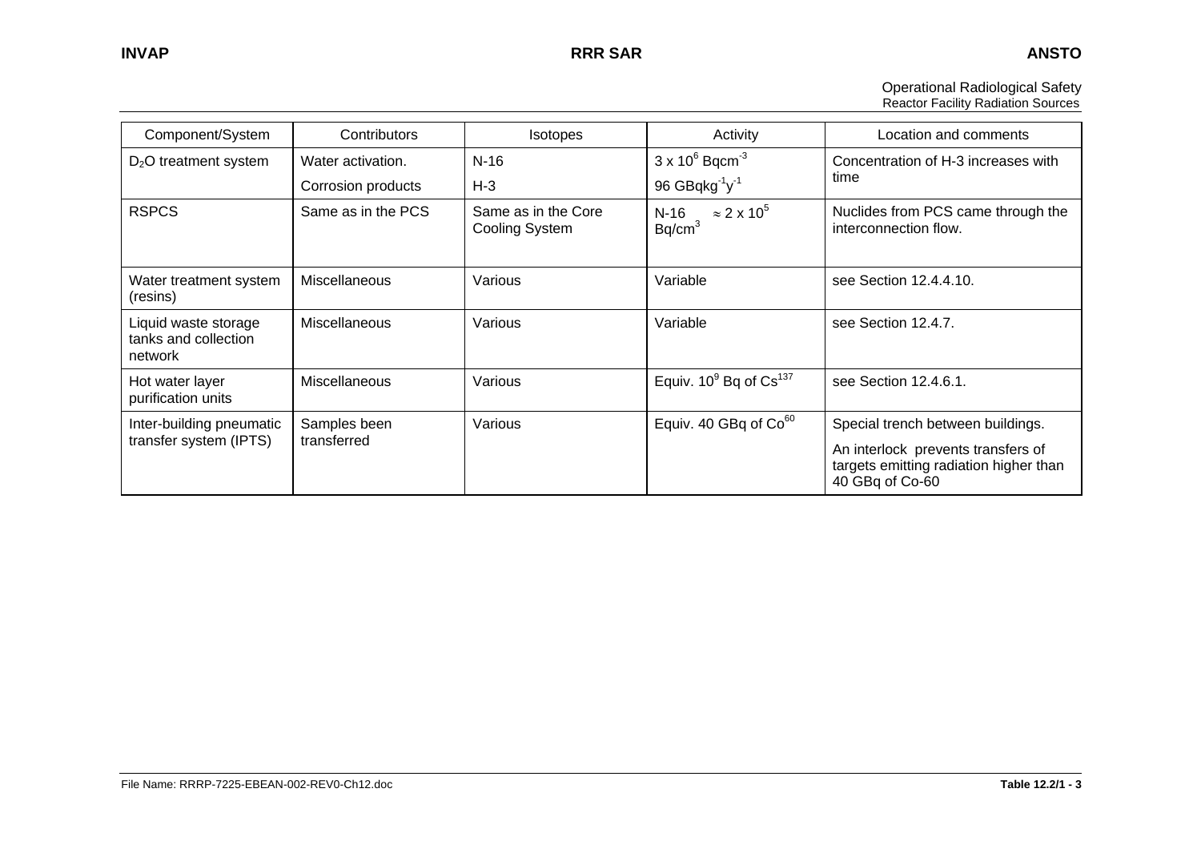| Component/System | Contributors | Isotopes | Activity | Location and comments |
|---|---|---|---|---|
| $D_2O$ treatment system | Water activation.<br>Corrosion products | N-16<br>H-3 | $3 \times 10^6$ Bqcm$^{-3}$<br>96 GBqkg$^{-1}$y$^{-1}$ | Concentration of H-3 increases with time |
| RSPCS | Same as in the PCS | Same as in the Core Cooling System | N-16 $\approx 2 \times 10^5$ Bq/cm$^3$ | Nuclides from PCS came through the interconnection flow. |
| Water treatment system (resins) | Miscellaneous | Various | Variable | see Section 12.4.4.10. |
| Liquid waste storage tanks and collection network | Miscellaneous | Various | Variable | see Section 12.4.7. |
| Hot water layer purification units | Miscellaneous | Various | Equiv. $10^9$ Bq of $Cs^{137}$ | see Section 12.4.6.1. |
| Inter-building pneumatic transfer system (IPTS) | Samples been transferred | Various | Equiv. 40 GBq of $Co^{60}$ | Special trench between buildings.<br>An interlock prevents transfers of targets emitting radiation higher than 40 GBq of Co-60 |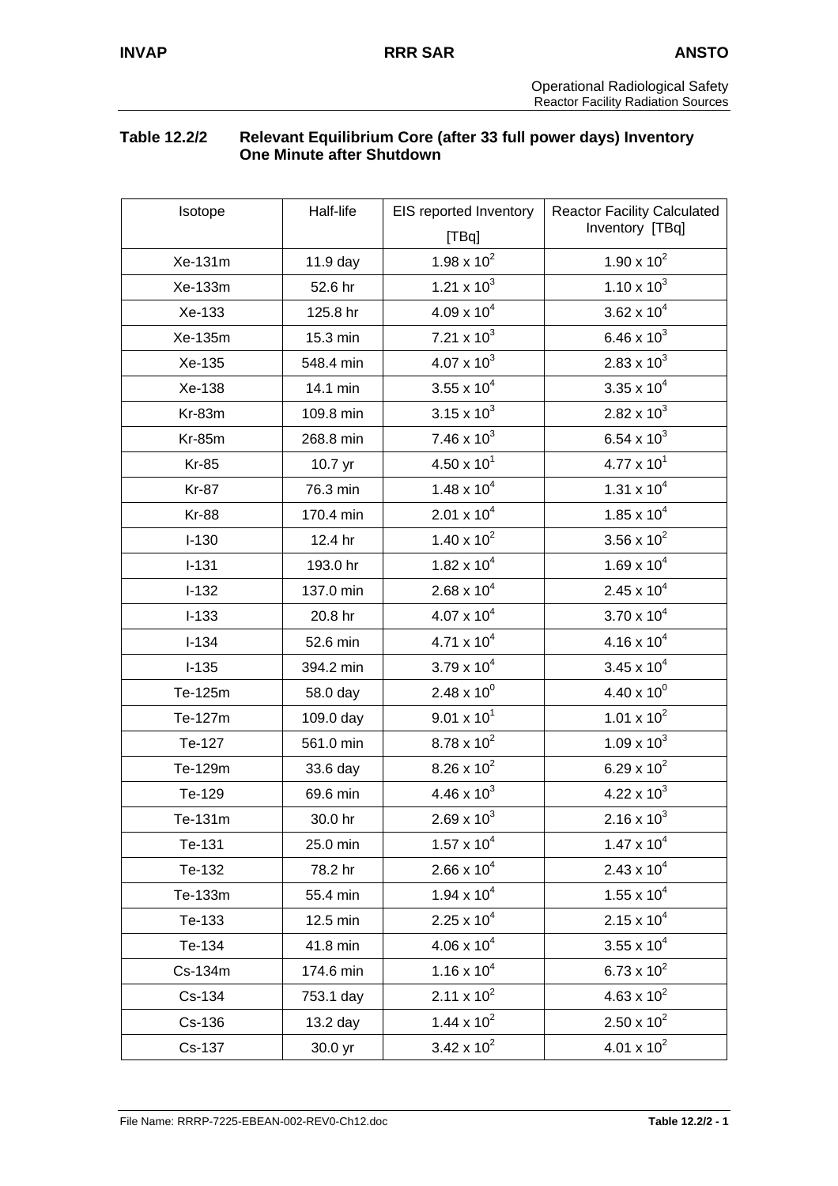**Table 12.2/2 Relevant Equilibrium Core (after 33 full power days) Inventory One Minute after Shutdown**

| Isotope | Half-life | EIS reported Inventory [TBq] | Reactor Facility Calculated Inventory [TBq] |
|---|---|---|---|
| Xe-131m | 11.9 day | $1.98 \times 10^{2}$ | $1.90 \times 10^{2}$ |
| Xe-133m | 52.6 hr | $1.21 \times 10^{3}$ | $1.10 \times 10^{3}$ |
| Xe-133 | 125.8 hr | $4.09 \times 10^{4}$ | $3.62 \times 10^{4}$ |
| Xe-135m | 15.3 min | $7.21 \times 10^{3}$ | $6.46 \times 10^{3}$ |
| Xe-135 | 548.4 min | $4.07 \times 10^{3}$ | $2.83 \times 10^{3}$ |
| Xe-138 | 14.1 min | $3.55 \times 10^{4}$ | $3.35 \times 10^{4}$ |
| Kr-83m | 109.8 min | $3.15 \times 10^{3}$ | $2.82 \times 10^{3}$ |
| Kr-85m | 268.8 min | $7.46 \times 10^{3}$ | $6.54 \times 10^{3}$ |
| Kr-85 | 10.7 yr | $4.50 \times 10^{1}$ | $4.77 \times 10^{1}$ |
| Kr-87 | 76.3 min | $1.48 \times 10^{4}$ | $1.31 \times 10^{4}$ |
| Kr-88 | 170.4 min | $2.01 \times 10^{4}$ | $1.85 \times 10^{4}$ |
| I-130 | 12.4 hr | $1.40 \times 10^{2}$ | $3.56 \times 10^{2}$ |
| I-131 | 193.0 hr | $1.82 \times 10^{4}$ | $1.69 \times 10^{4}$ |
| I-132 | 137.0 min | $2.68 \times 10^{4}$ | $2.45 \times 10^{4}$ |
| I-133 | 20.8 hr | $4.07 \times 10^{4}$ | $3.70 \times 10^{4}$ |
| I-134 | 52.6 min | $4.71 \times 10^{4}$ | $4.16 \times 10^{4}$ |
| I-135 | 394.2 min | $3.79 \times 10^{4}$ | $3.45 \times 10^{4}$ |
| Te-125m | 58.0 day | $2.48 \times 10^{0}$ | $4.40 \times 10^{0}$ |
| Te-127m | 109.0 day | $9.01 \times 10^{1}$ | $1.01 \times 10^{2}$ |
| Te-127 | 561.0 min | $8.78 \times 10^{2}$ | $1.09 \times 10^{3}$ |
| Te-129m | 33.6 day | $8.26 \times 10^{2}$ | $6.29 \times 10^{2}$ |
| Te-129 | 69.6 min | $4.46 \times 10^{3}$ | $4.22 \times 10^{3}$ |
| Te-131m | 30.0 hr | $2.69 \times 10^{3}$ | $2.16 \times 10^{3}$ |
| Te-131 | 25.0 min | $1.57 \times 10^{4}$ | $1.47 \times 10^{4}$ |
| Te-132 | 78.2 hr | $2.66 \times 10^{4}$ | $2.43 \times 10^{4}$ |
| Te-133m | 55.4 min | $1.94 \times 10^{4}$ | $1.55 \times 10^{4}$ |
| Te-133 | 12.5 min | $2.25 \times 10^{4}$ | $2.15 \times 10^{4}$ |
| Te-134 | 41.8 min | $4.06 \times 10^{4}$ | $3.55 \times 10^{4}$ |
| Cs-134m | 174.6 min | $1.16 \times 10^{4}$ | $6.73 \times 10^{2}$ |
| Cs-134 | 753.1 day | $2.11 \times 10^{2}$ | $4.63 \times 10^{2}$ |
| Cs-136 | 13.2 day | $1.44 \times 10^{2}$ | $2.50 \times 10^{2}$ |
| Cs-137 | 30.0 yr | $3.42 \times 10^{2}$ | $4.01 \times 10^{2}$ |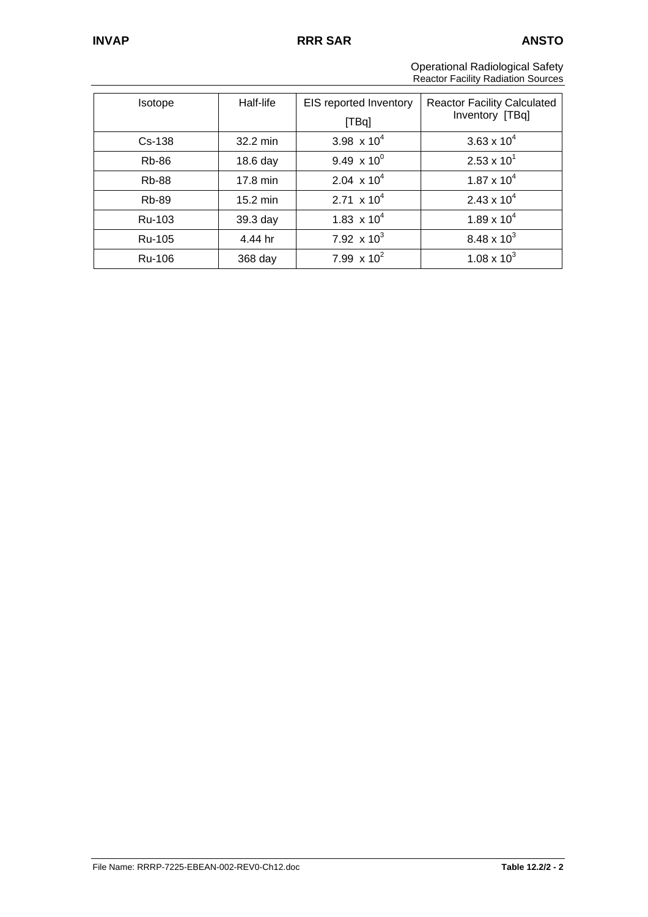| Isotope | Half-life | EIS reported Inventory [TBq] | Reactor Facility Calculated Inventory [TBq] |
|---|---|---|---|
| Cs-138 | 32.2 min | $3.98 \times 10^4$ | $3.63 \times 10^4$ |
| Rb-86 | 18.6 day | $9.49 \times 10^0$ | $2.53 \times 10^1$ |
| Rb-88 | 17.8 min | $2.04 \times 10^4$ | $1.87 \times 10^4$ |
| Rb-89 | 15.2 min | $2.71 \times 10^4$ | $2.43 \times 10^4$ |
| Ru-103 | 39.3 day | $1.83 \times 10^4$ | $1.89 \times 10^4$ |
| Ru-105 | 4.44 hr | $7.92 \times 10^3$ | $8.48 \times 10^3$ |
| Ru-106 | 368 day | $7.99 \times 10^2$ | $1.08 \times 10^3$ |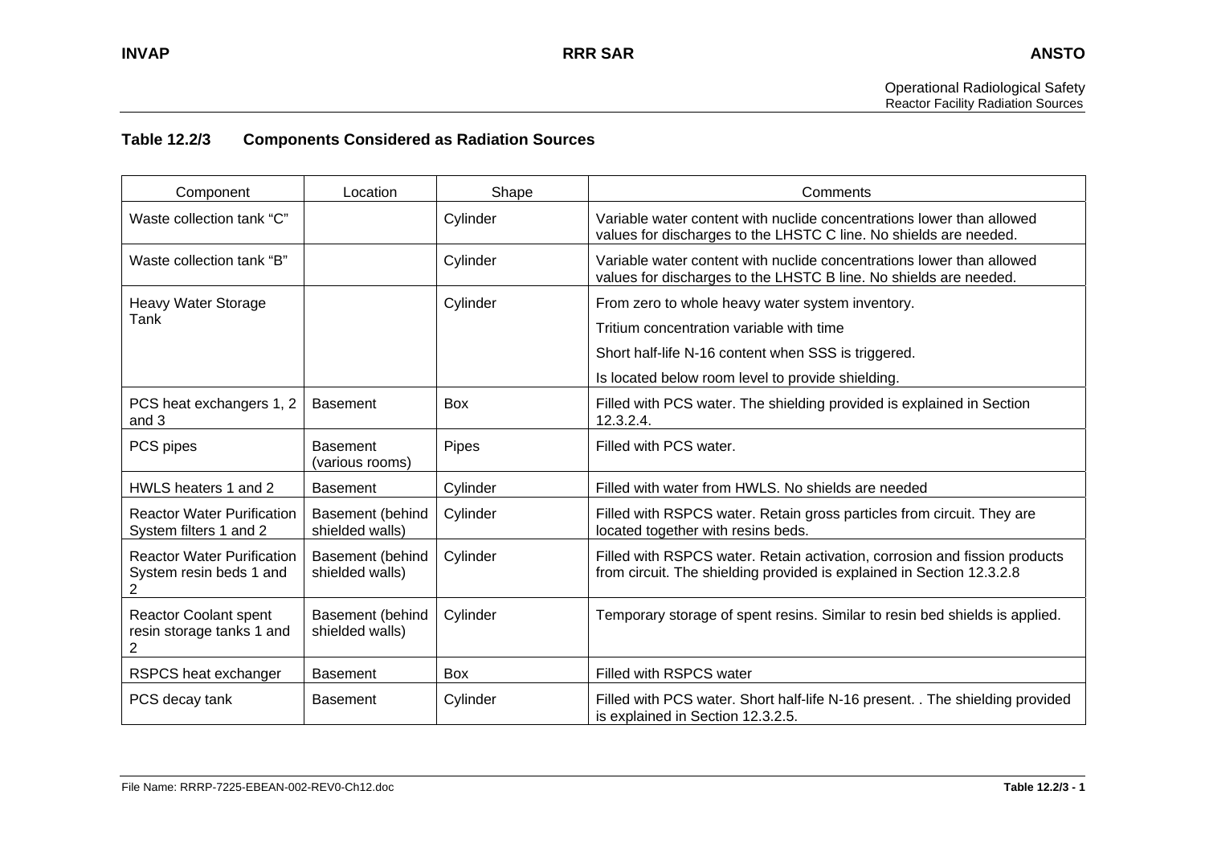**Table 12.2/3 Components Considered as Radiation Sources**

| Component | Location | Shape | Comments |
|---|---|---|---|
| Waste collection tank “C” | | Cylinder | Variable water content with nuclide concentrations lower than allowed values for discharges to the LHSTC C line. No shields are needed. |
| Waste collection tank “B” | | Cylinder | Variable water content with nuclide concentrations lower than allowed values for discharges to the LHSTC B line. No shields are needed. |
| Heavy Water Storage Tank | | Cylinder | From zero to whole heavy water system inventory.<br>Tritium concentration variable with time<br>Short half-life N-16 content when SSS is triggered.<br>Is located below room level to provide shielding. |
| PCS heat exchangers 1, 2 and 3 | Basement | Box | Filled with PCS water. The shielding provided is explained in Section 12.3.2.4. |
| PCS pipes | Basement (various rooms) | Pipes | Filled with PCS water. |
| HWLS heaters 1 and 2 | Basement | Cylinder | Filled with water from HWLS. No shields are needed |
| Reactor Water Purification System filters 1 and 2 | Basement (behind shielded walls) | Cylinder | Filled with RSPCS water. Retain gross particles from circuit. They are located together with resins beds. |
| Reactor Water Purification System resin beds 1 and 2 | Basement (behind shielded walls) | Cylinder | Filled with RSPCS water. Retain activation, corrosion and fission products from circuit. The shielding provided is explained in Section 12.3.2.8 |
| Reactor Coolant spent resin storage tanks 1 and 2 | Basement (behind shielded walls) | Cylinder | Temporary storage of spent resins. Similar to resin bed shields is applied. |
| RSPCS heat exchanger | Basement | Box | Filled with RSPCS water |
| PCS decay tank | Basement | Cylinder | Filled with PCS water. Short half-life N-16 present. . The shielding provided is explained in Section 12.3.2.5. |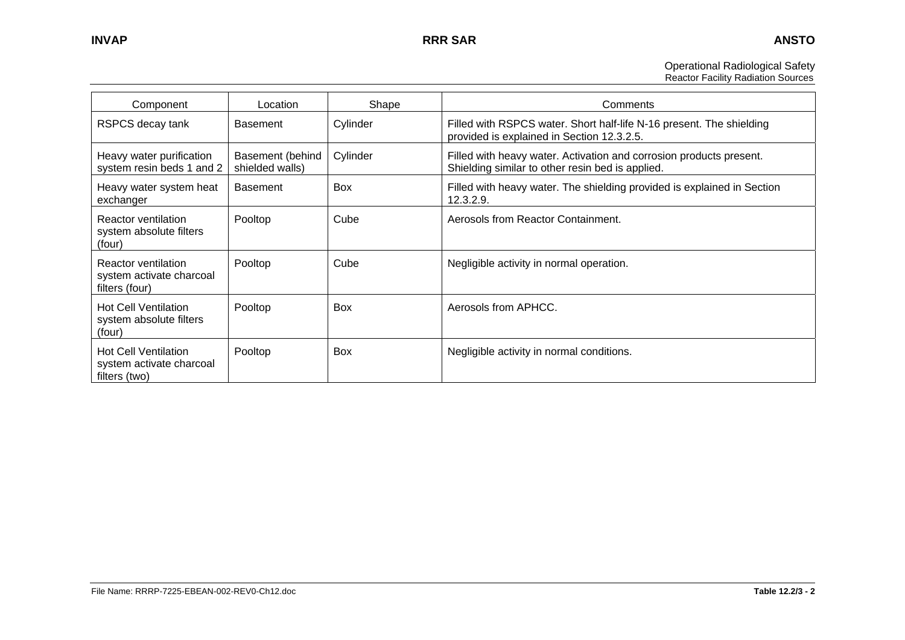| Component | Location | Shape | Comments |
|---|---|---|---|
| RSPCS decay tank | Basement | Cylinder | Filled with RSPCS water. Short half-life N-16 present. The shielding provided is explained in Section 12.3.2.5. |
| Heavy water purification system resin beds 1 and 2 | Basement (behind shielded walls) | Cylinder | Filled with heavy water. Activation and corrosion products present. Shielding similar to other resin bed is applied. |
| Heavy water system heat exchanger | Basement | Box | Filled with heavy water. The shielding provided is explained in Section 12.3.2.9. |
| Reactor ventilation system absolute filters (four) | Pooltop | Cube | Aerosols from Reactor Containment. |
| Reactor ventilation system activate charcoal filters (four) | Pooltop | Cube | Negligible activity in normal operation. |
| Hot Cell Ventilation system absolute filters (four) | Pooltop | Box | Aerosols from APHCC. |
| Hot Cell Ventilation system activate charcoal filters (two) | Pooltop | Box | Negligible activity in normal conditions. |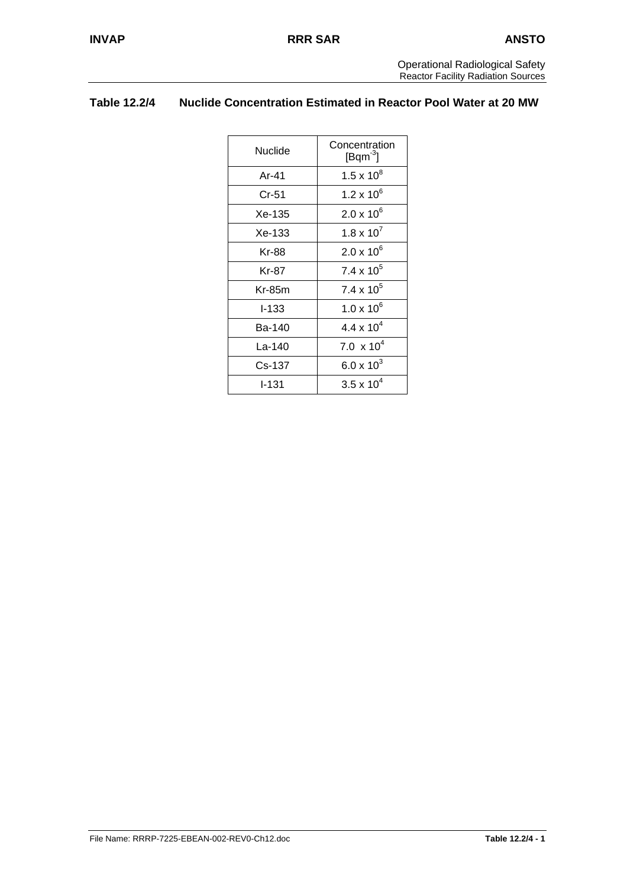## Table 12.2/4 Nuclide Concentration Estimated in Reactor Pool Water at 20 MW

| Nuclide | Concentration [$Bqm^{-3}$] |
|---|---|
| Ar-41 | $1.5 \times 10^8$ |
| Cr-51 | $1.2 \times 10^6$ |
| Xe-135 | $2.0 \times 10^6$ |
| Xe-133 | $1.8 \times 10^7$ |
| Kr-88 | $2.0 \times 10^6$ |
| Kr-87 | $7.4 \times 10^5$ |
| Kr-85m | $7.4 \times 10^5$ |
| I-133 | $1.0 \times 10^6$ |
| Ba-140 | $4.4 \times 10^4$ |
| La-140 | $7.0 \times 10^4$ |
| Cs-137 | $6.0 \times 10^3$ |
| I-131 | $3.5 \times 10^4$ |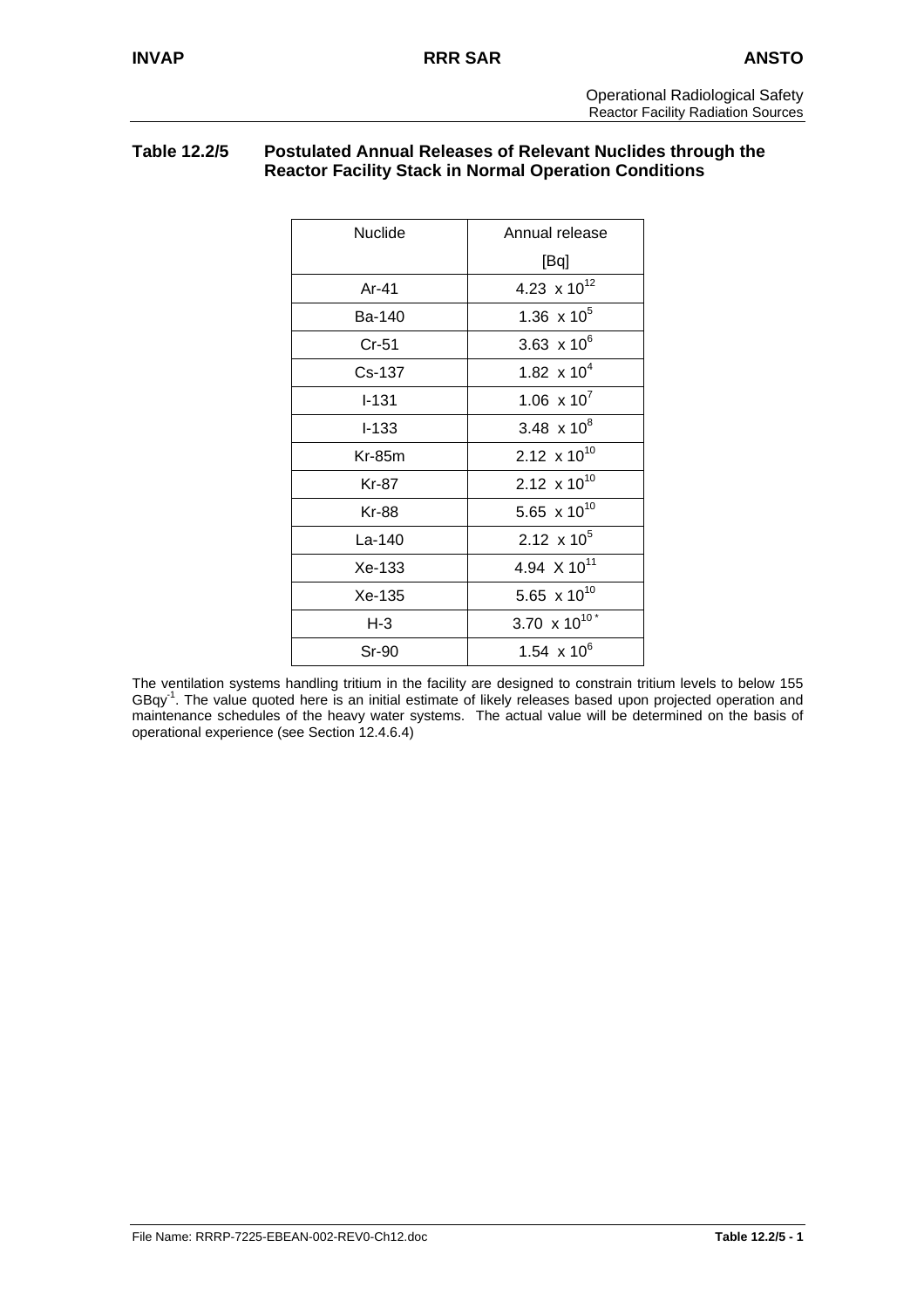**Table 12.2/5 Postulated Annual Releases of Relevant Nuclides through the Reactor Facility Stack in Normal Operation Conditions**

| Nuclide | Annual release [Bq] |
|---|---|
| Ar-41 | $4.23 \times 10^{12}$ |
| Ba-140 | $1.36 \times 10^{5}$ |
| Cr-51 | $3.63 \times 10^{6}$ |
| Cs-137 | $1.82 \times 10^{4}$ |
| I-131 | $1.06 \times 10^{7}$ |
| I-133 | $3.48 \times 10^{8}$ |
| Kr-85m | $2.12 \times 10^{10}$ |
| Kr-87 | $2.12 \times 10^{10}$ |
| Kr-88 | $5.65 \times 10^{10}$ |
| La-140 | $2.12 \times 10^{5}$ |
| Xe-133 | $4.94 \times 10^{11}$ |
| Xe-135 | $5.65 \times 10^{10}$ |
| H-3 | $3.70 \times 10^{10}$ * |
| Sr-90 | $1.54 \times 10^{6}$ |

The ventilation systems handling tritium in the facility are designed to constrain tritium levels to below 155 $GBqy^{-1}$. The value quoted here is an initial estimate of likely releases based upon projected operation and maintenance schedules of the heavy water systems. The actual value will be determined on the basis of operational experience (see Section 12.4.6.4)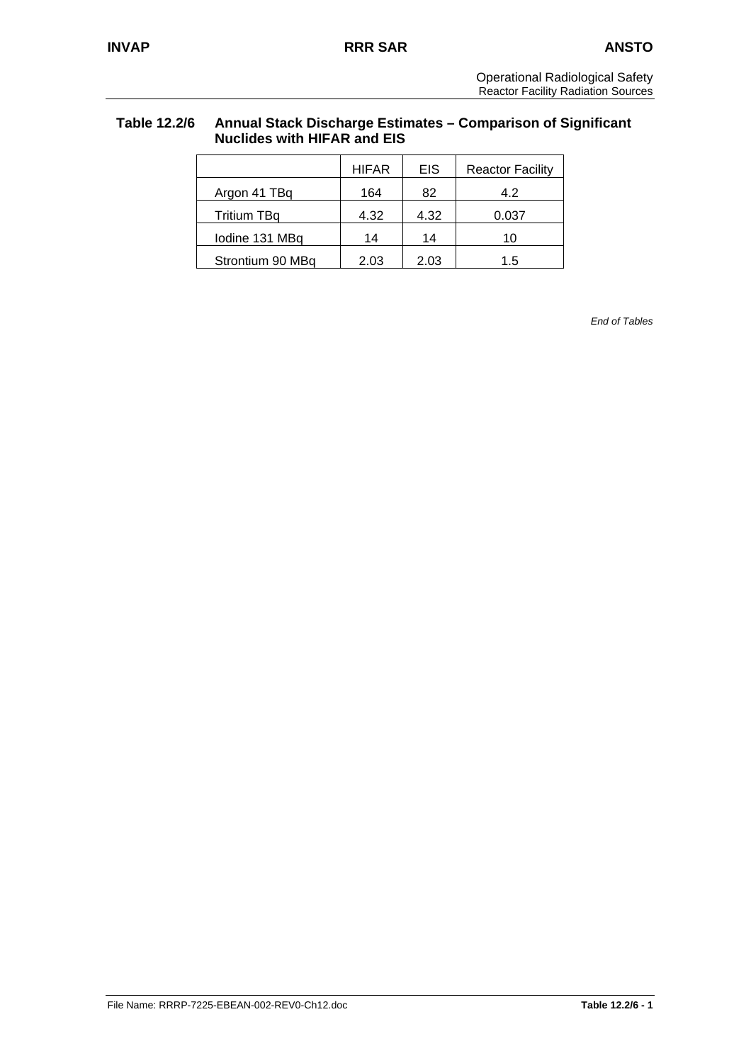**Table 12.2/6 Annual Stack Discharge Estimates – Comparison of Significant Nuclides with HIFAR and EIS**

| | HIFAR | EIS | Reactor Facility |
|---|---|---|---|
| Argon 41 TBq | 164 | 82 | 4.2 |
| Tritium TBq | 4.32 | 4.32 | 0.037 |
| Iodine 131 MBq | 14 | 14 | 10 |
| Strontium 90 MBq | 2.03 | 2.03 | 1.5 |

*End of Tables*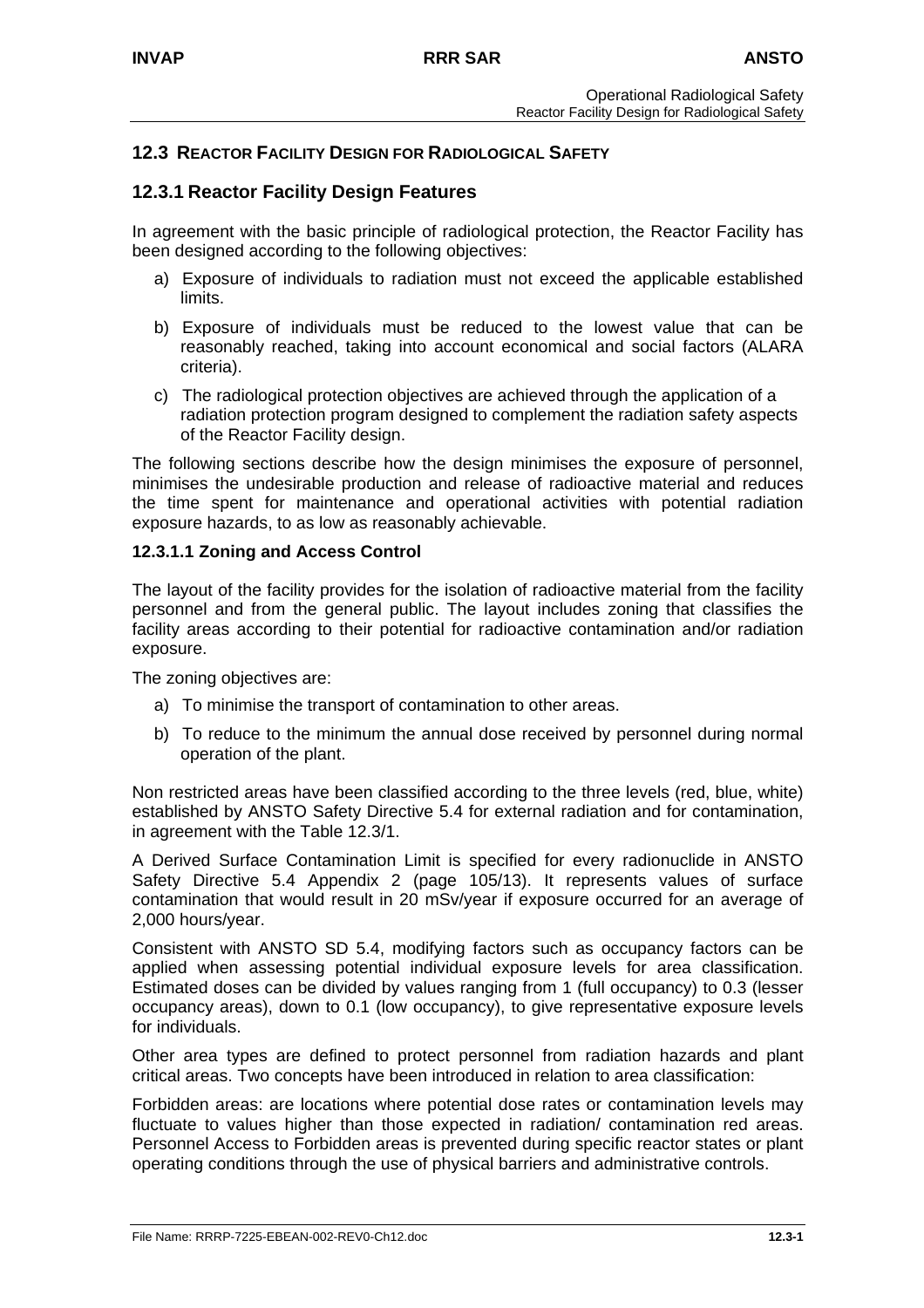## 12.3 REACTOR FACILITY DESIGN FOR RADIOLOGICAL SAFETY

### 12.3.1 Reactor Facility Design Features

In agreement with the basic principle of radiological protection, the Reactor Facility has been designed according to the following objectives:

a) Exposure of individuals to radiation must not exceed the applicable established limits.

b) Exposure of individuals must be reduced to the lowest value that can be reasonably reached, taking into account economical and social factors (ALARA criteria).

c) The radiological protection objectives are achieved through the application of a radiation protection program designed to complement the radiation safety aspects of the Reactor Facility design.

The following sections describe how the design minimises the exposure of personnel, minimises the undesirable production and release of radioactive material and reduces the time spent for maintenance and operational activities with potential radiation exposure hazards, to as low as reasonably achievable.

#### 12.3.1.1 Zoning and Access Control

The layout of the facility provides for the isolation of radioactive material from the facility personnel and from the general public. The layout includes zoning that classifies the facility areas according to their potential for radioactive contamination and/or radiation exposure.

The zoning objectives are:

a) To minimise the transport of contamination to other areas.

b) To reduce to the minimum the annual dose received by personnel during normal operation of the plant.

Non restricted areas have been classified according to the three levels (red, blue, white) established by ANSTO Safety Directive 5.4 for external radiation and for contamination, in agreement with the Table 12.3/1.

A Derived Surface Contamination Limit is specified for every radionuclide in ANSTO Safety Directive 5.4 Appendix 2 (page 105/13). It represents values of surface contamination that would result in 20 mSv/year if exposure occurred for an average of 2,000 hours/year.

Consistent with ANSTO SD 5.4, modifying factors such as occupancy factors can be applied when assessing potential individual exposure levels for area classification. Estimated doses can be divided by values ranging from 1 (full occupancy) to 0.3 (lesser occupancy areas), down to 0.1 (low occupancy), to give representative exposure levels for individuals.

Other area types are defined to protect personnel from radiation hazards and plant critical areas. Two concepts have been introduced in relation to area classification:

Forbidden areas: are locations where potential dose rates or contamination levels may fluctuate to values higher than those expected in radiation/ contamination red areas. Personnel Access to Forbidden areas is prevented during specific reactor states or plant operating conditions through the use of physical barriers and administrative controls.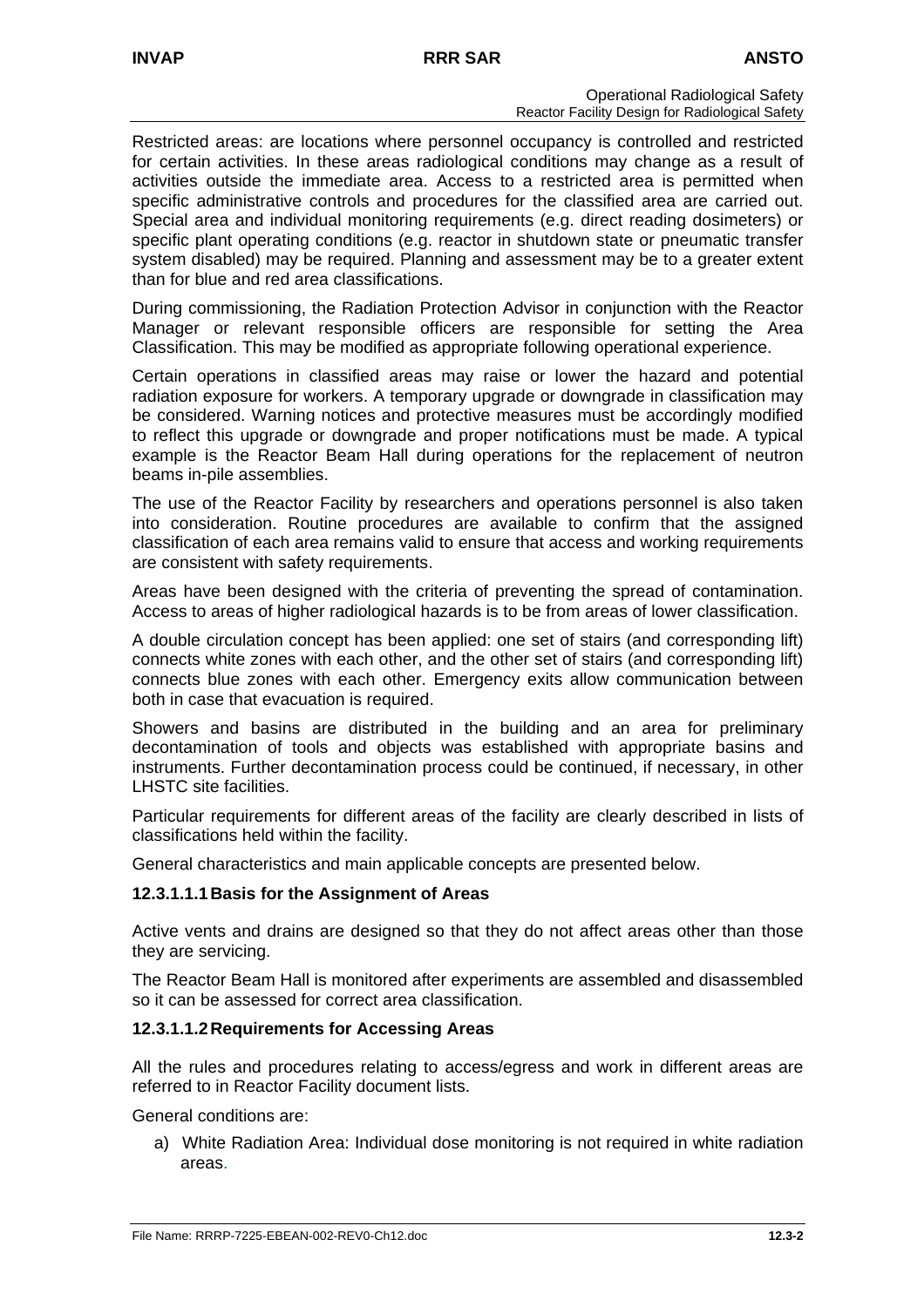Restricted areas: are locations where personnel occupancy is controlled and restricted for certain activities. In these areas radiological conditions may change as a result of activities outside the immediate area. Access to a restricted area is permitted when specific administrative controls and procedures for the classified area are carried out. Special area and individual monitoring requirements (e.g. direct reading dosimeters) or specific plant operating conditions (e.g. reactor in shutdown state or pneumatic transfer system disabled) may be required. Planning and assessment may be to a greater extent than for blue and red area classifications.

During commissioning, the Radiation Protection Advisor in conjunction with the Reactor Manager or relevant responsible officers are responsible for setting the Area Classification. This may be modified as appropriate following operational experience.

Certain operations in classified areas may raise or lower the hazard and potential radiation exposure for workers. A temporary upgrade or downgrade in classification may be considered. Warning notices and protective measures must be accordingly modified to reflect this upgrade or downgrade and proper notifications must be made. A typical example is the Reactor Beam Hall during operations for the replacement of neutron beams in-pile assemblies.

The use of the Reactor Facility by researchers and operations personnel is also taken into consideration. Routine procedures are available to confirm that the assigned classification of each area remains valid to ensure that access and working requirements are consistent with safety requirements.

Areas have been designed with the criteria of preventing the spread of contamination. Access to areas of higher radiological hazards is to be from areas of lower classification.

A double circulation concept has been applied: one set of stairs (and corresponding lift) connects white zones with each other, and the other set of stairs (and corresponding lift) connects blue zones with each other. Emergency exits allow communication between both in case that evacuation is required.

Showers and basins are distributed in the building and an area for preliminary decontamination of tools and objects was established with appropriate basins and instruments. Further decontamination process could be continued, if necessary, in other LHSTC site facilities.

Particular requirements for different areas of the facility are clearly described in lists of classifications held within the facility.

General characteristics and main applicable concepts are presented below.

#### 12.3.1.1.1 Basis for the Assignment of Areas

Active vents and drains are designed so that they do not affect areas other than those they are servicing.

The Reactor Beam Hall is monitored after experiments are assembled and disassembled so it can be assessed for correct area classification.

#### 12.3.1.1.2 Requirements for Accessing Areas

All the rules and procedures relating to access/egress and work in different areas are referred to in Reactor Facility document lists.

General conditions are:

a) White Radiation Area: Individual dose monitoring is not required in white radiation areas.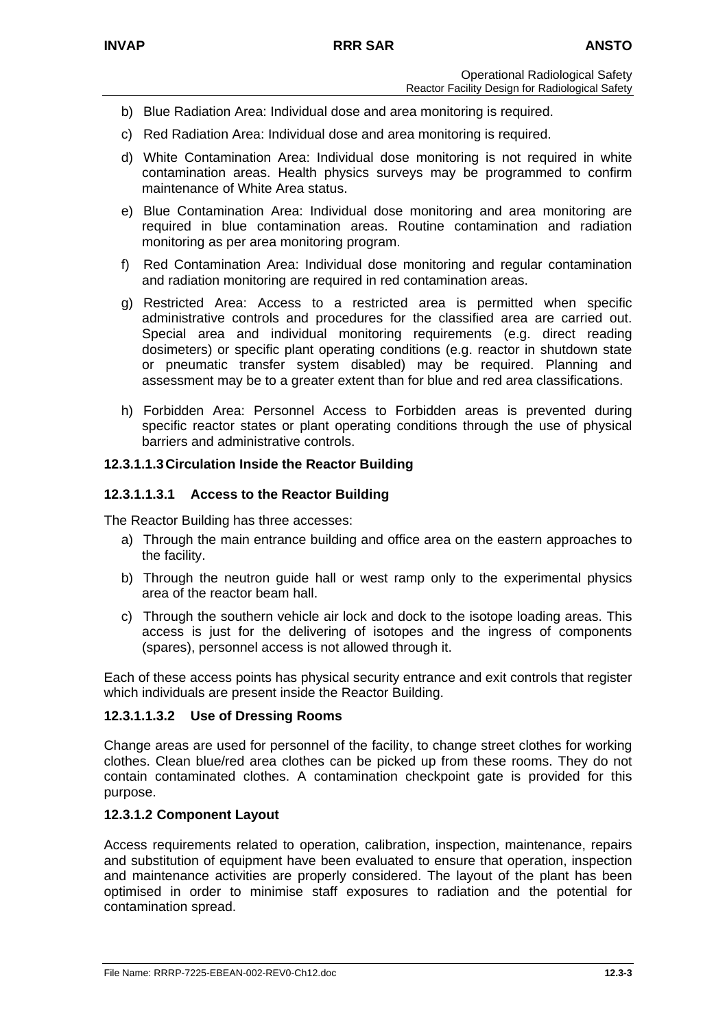b) Blue Radiation Area: Individual dose and area monitoring is required.

c) Red Radiation Area: Individual dose and area monitoring is required.

d) White Contamination Area: Individual dose monitoring is not required in white contamination areas. Health physics surveys may be programmed to confirm maintenance of White Area status.

e) Blue Contamination Area: Individual dose monitoring and area monitoring are required in blue contamination areas. Routine contamination and radiation monitoring as per area monitoring program.

f) Red Contamination Area: Individual dose monitoring and regular contamination and radiation monitoring are required in red contamination areas.

g) Restricted Area: Access to a restricted area is permitted when specific administrative controls and procedures for the classified area are carried out. Special area and individual monitoring requirements (e.g. direct reading dosimeters) or specific plant operating conditions (e.g. reactor in shutdown state or pneumatic transfer system disabled) may be required. Planning and assessment may be to a greater extent than for blue and red area classifications.

h) Forbidden Area: Personnel Access to Forbidden areas is prevented during specific reactor states or plant operating conditions through the use of physical barriers and administrative controls.

#### 12.3.1.1.3 Circulation Inside the Reactor Building

##### 12.3.1.1.3.1 Access to the Reactor Building

The Reactor Building has three accesses:

a) Through the main entrance building and office area on the eastern approaches to the facility.

b) Through the neutron guide hall or west ramp only to the experimental physics area of the reactor beam hall.

c) Through the southern vehicle air lock and dock to the isotope loading areas. This access is just for the delivering of isotopes and the ingress of components (spares), personnel access is not allowed through it.

Each of these access points has physical security entrance and exit controls that register which individuals are present inside the Reactor Building.

##### 12.3.1.1.3.2 Use of Dressing Rooms

Change areas are used for personnel of the facility, to change street clothes for working clothes. Clean blue/red area clothes can be picked up from these rooms. They do not contain contaminated clothes. A contamination checkpoint gate is provided for this purpose.

### 12.3.1.2 Component Layout

Access requirements related to operation, calibration, inspection, maintenance, repairs and substitution of equipment have been evaluated to ensure that operation, inspection and maintenance activities are properly considered. The layout of the plant has been optimised in order to minimise staff exposures to radiation and the potential for contamination spread.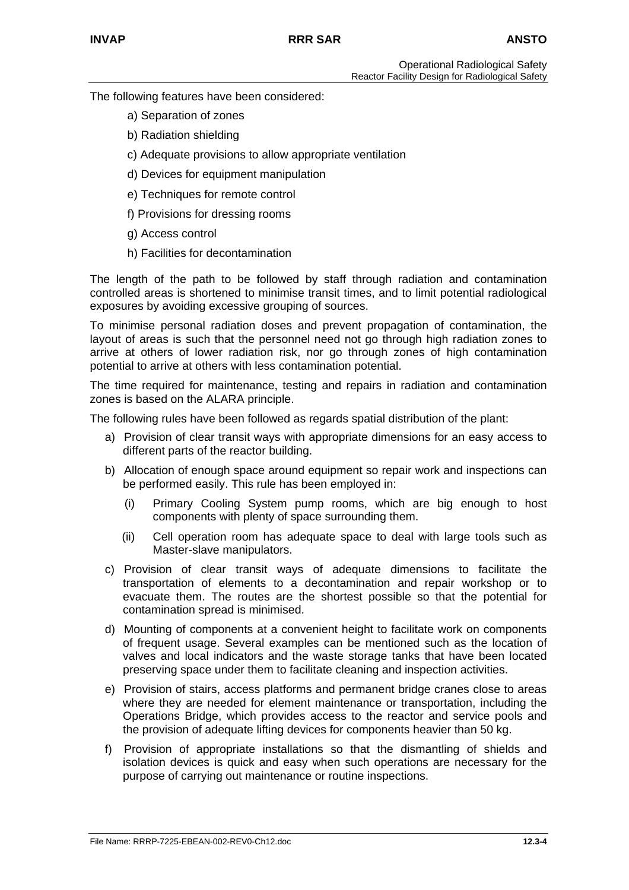The following features have been considered:

a) Separation of zones

b) Radiation shielding

c) Adequate provisions to allow appropriate ventilation

d) Devices for equipment manipulation

e) Techniques for remote control

f) Provisions for dressing rooms

g) Access control

h) Facilities for decontamination

The length of the path to be followed by staff through radiation and contamination controlled areas is shortened to minimise transit times, and to limit potential radiological exposures by avoiding excessive grouping of sources.

To minimise personal radiation doses and prevent propagation of contamination, the layout of areas is such that the personnel need not go through high radiation zones to arrive at others of lower radiation risk, nor go through zones of high contamination potential to arrive at others with less contamination potential.

The time required for maintenance, testing and repairs in radiation and contamination zones is based on the ALARA principle.

The following rules have been followed as regards spatial distribution of the plant:

a) Provision of clear transit ways with appropriate dimensions for an easy access to different parts of the reactor building.

b) Allocation of enough space around equipment so repair work and inspections can be performed easily. This rule has been employed in:

   (i) Primary Cooling System pump rooms, which are big enough to host components with plenty of space surrounding them.

   (ii) Cell operation room has adequate space to deal with large tools such as Master-slave manipulators.

c) Provision of clear transit ways of adequate dimensions to facilitate the transportation of elements to a decontamination and repair workshop or to evacuate them. The routes are the shortest possible so that the potential for contamination spread is minimised.

d) Mounting of components at a convenient height to facilitate work on components of frequent usage. Several examples can be mentioned such as the location of valves and local indicators and the waste storage tanks that have been located preserving space under them to facilitate cleaning and inspection activities.

e) Provision of stairs, access platforms and permanent bridge cranes close to areas where they are needed for element maintenance or transportation, including the Operations Bridge, which provides access to the reactor and service pools and the provision of adequate lifting devices for components heavier than 50 kg.

f) Provision of appropriate installations so that the dismantling of shields and isolation devices is quick and easy when such operations are necessary for the purpose of carrying out maintenance or routine inspections.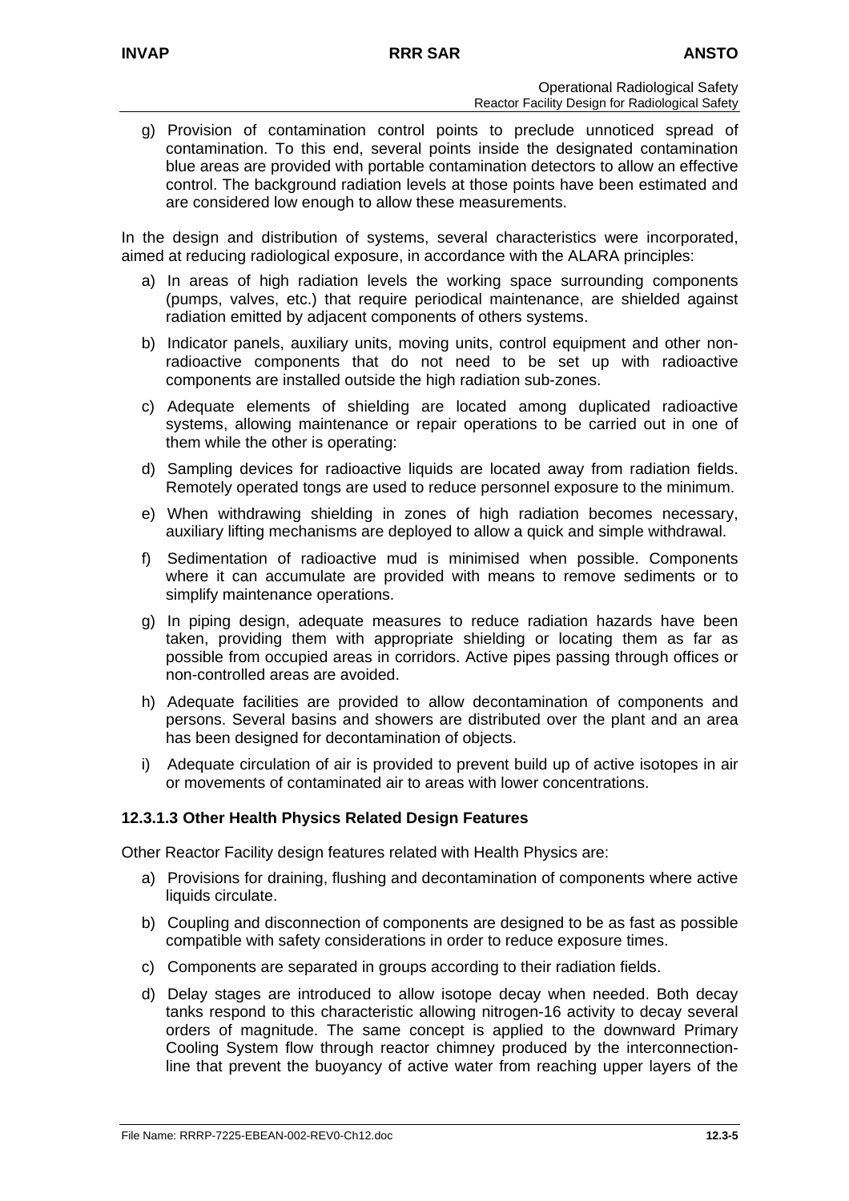g) Provision of contamination control points to preclude unnoticed spread of contamination. To this end, several points inside the designated contamination blue areas are provided with portable contamination detectors to allow an effective control. The background radiation levels at those points have been estimated and are considered low enough to allow these measurements.

In the design and distribution of systems, several characteristics were incorporated, aimed at reducing radiological exposure, in accordance with the ALARA principles:

a) In areas of high radiation levels the working space surrounding components (pumps, valves, etc.) that require periodical maintenance, are shielded against radiation emitted by adjacent components of others systems.

b) Indicator panels, auxiliary units, moving units, control equipment and other non-radioactive components that do not need to be set up with radioactive components are installed outside the high radiation sub-zones.

c) Adequate elements of shielding are located among duplicated radioactive systems, allowing maintenance or repair operations to be carried out in one of them while the other is operating:

d) Sampling devices for radioactive liquids are located away from radiation fields. Remotely operated tongs are used to reduce personnel exposure to the minimum.

e) When withdrawing shielding in zones of high radiation becomes necessary, auxiliary lifting mechanisms are deployed to allow a quick and simple withdrawal.

f) Sedimentation of radioactive mud is minimised when possible. Components where it can accumulate are provided with means to remove sediments or to simplify maintenance operations.

g) In piping design, adequate measures to reduce radiation hazards have been taken, providing them with appropriate shielding or locating them as far as possible from occupied areas in corridors. Active pipes passing through offices or non-controlled areas are avoided.

h) Adequate facilities are provided to allow decontamination of components and persons. Several basins and showers are distributed over the plant and an area has been designed for decontamination of objects.

i) Adequate circulation of air is provided to prevent build up of active isotopes in air or movements of contaminated air to areas with lower concentrations.

#### 12.3.1.3 Other Health Physics Related Design Features

Other Reactor Facility design features related with Health Physics are:

a) Provisions for draining, flushing and decontamination of components where active liquids circulate.

b) Coupling and disconnection of components are designed to be as fast as possible compatible with safety considerations in order to reduce exposure times.

c) Components are separated in groups according to their radiation fields.

d) Delay stages are introduced to allow isotope decay when needed. Both decay tanks respond to this characteristic allowing nitrogen-16 activity to decay several orders of magnitude. The same concept is applied to the downward Primary Cooling System flow through reactor chimney produced by the interconnection-line that prevent the buoyancy of active water from reaching upper layers of the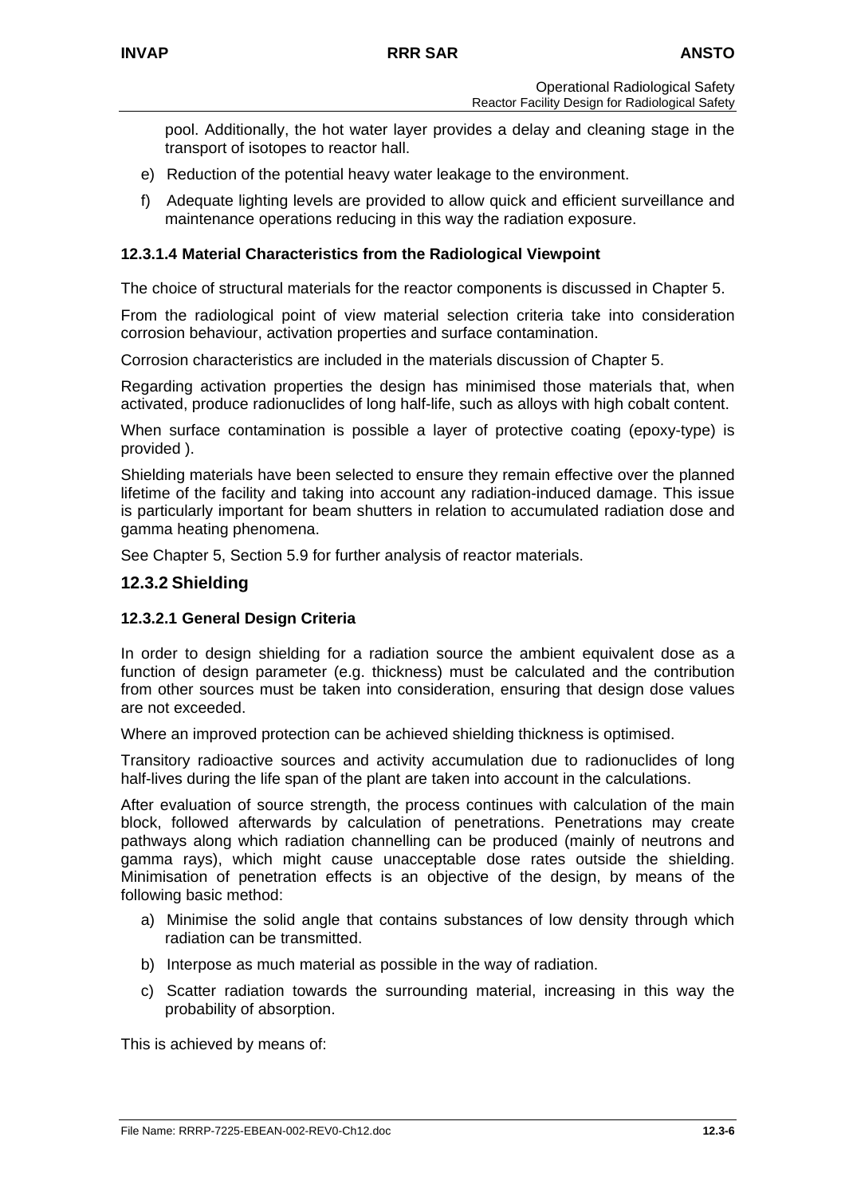pool. Additionally, the hot water layer provides a delay and cleaning stage in the transport of isotopes to reactor hall.

e) Reduction of the potential heavy water leakage to the environment.

f) Adequate lighting levels are provided to allow quick and efficient surveillance and maintenance operations reducing in this way the radiation exposure.

#### 12.3.1.4 Material Characteristics from the Radiological Viewpoint

The choice of structural materials for the reactor components is discussed in Chapter 5.

From the radiological point of view material selection criteria take into consideration corrosion behaviour, activation properties and surface contamination.

Corrosion characteristics are included in the materials discussion of Chapter 5.

Regarding activation properties the design has minimised those materials that, when activated, produce radionuclides of long half-life, such as alloys with high cobalt content.

When surface contamination is possible a layer of protective coating (epoxy-type) is provided ).

Shielding materials have been selected to ensure they remain effective over the planned lifetime of the facility and taking into account any radiation-induced damage. This issue is particularly important for beam shutters in relation to accumulated radiation dose and gamma heating phenomena.

See Chapter 5, Section 5.9 for further analysis of reactor materials.

### 12.3.2 Shielding

#### 12.3.2.1 General Design Criteria

In order to design shielding for a radiation source the ambient equivalent dose as a function of design parameter (e.g. thickness) must be calculated and the contribution from other sources must be taken into consideration, ensuring that design dose values are not exceeded.

Where an improved protection can be achieved shielding thickness is optimised.

Transitory radioactive sources and activity accumulation due to radionuclides of long half-lives during the life span of the plant are taken into account in the calculations.

After evaluation of source strength, the process continues with calculation of the main block, followed afterwards by calculation of penetrations. Penetrations may create pathways along which radiation channelling can be produced (mainly of neutrons and gamma rays), which might cause unacceptable dose rates outside the shielding. Minimisation of penetration effects is an objective of the design, by means of the following basic method:

a) Minimise the solid angle that contains substances of low density through which radiation can be transmitted.

b) Interpose as much material as possible in the way of radiation.

c) Scatter radiation towards the surrounding material, increasing in this way the probability of absorption.

This is achieved by means of: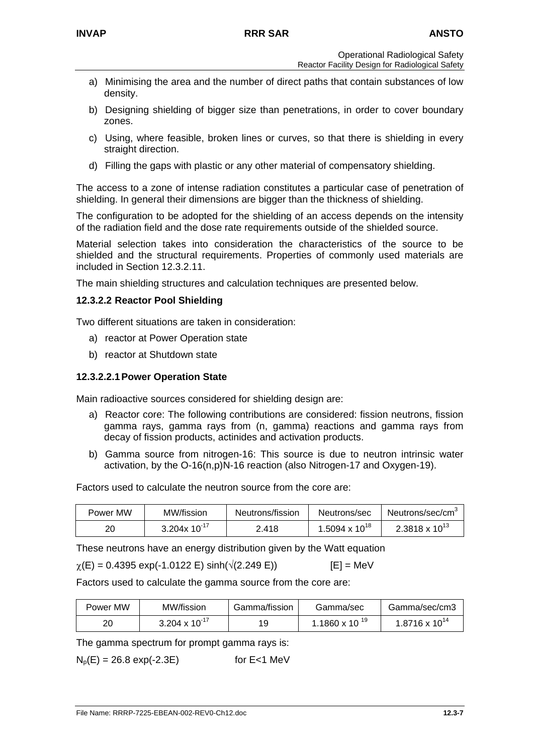a) Minimising the area and the number of direct paths that contain substances of low density.

b) Designing shielding of bigger size than penetrations, in order to cover boundary zones.

c) Using, where feasible, broken lines or curves, so that there is shielding in every straight direction.

d) Filling the gaps with plastic or any other material of compensatory shielding.

The access to a zone of intense radiation constitutes a particular case of penetration of shielding. In general their dimensions are bigger than the thickness of shielding.

The configuration to be adopted for the shielding of an access depends on the intensity of the radiation field and the dose rate requirements outside of the shielded source.

Material selection takes into consideration the characteristics of the source to be shielded and the structural requirements. Properties of commonly used materials are included in Section 12.3.2.11.

The main shielding structures and calculation techniques are presented below.

### 12.3.2.2 Reactor Pool Shielding

Two different situations are taken in consideration:

a) reactor at Power Operation state

b) reactor at Shutdown state

#### 12.3.2.2.1 Power Operation State

Main radioactive sources considered for shielding design are:

a) Reactor core: The following contributions are considered: fission neutrons, fission gamma rays, gamma rays from (n, gamma) reactions and gamma rays from decay of fission products, actinides and activation products.

b) Gamma source from nitrogen-16: This source is due to neutron intrinsic water activation, by the O-16(n,p)N-16 reaction (also Nitrogen-17 and Oxygen-19).

Factors used to calculate the neutron source from the core are:

| Power MW | MW/fission | Neutrons/fission | Neutrons/sec | Neutrons/sec/cm$^3$ |
|---|---|---|---|---|
| 20 | $3.204 \times 10^{-17}$ | 2.418 | $1.5094 \times 10^{18}$ | $2.3818 \times 10^{13}$ |

These neutrons have an energy distribution given by the Watt equation

$\chi(E) = 0.4395 \exp(-1.0122\, E) \sinh(\sqrt{2.249\, E})$ [E] = MeV

Factors used to calculate the gamma source from the core are:

| Power MW | MW/fission | Gamma/fission | Gamma/sec | Gamma/sec/cm3 |
|---|---|---|---|---|
| 20 | $3.204 \times 10^{-17}$ | 19 | $1.1860 \times 10^{19}$ | $1.8716 \times 10^{14}$ |

The gamma spectrum for prompt gamma rays is:

$N_p(E) = 26.8 \exp(-2.3E)$ for E<1 MeV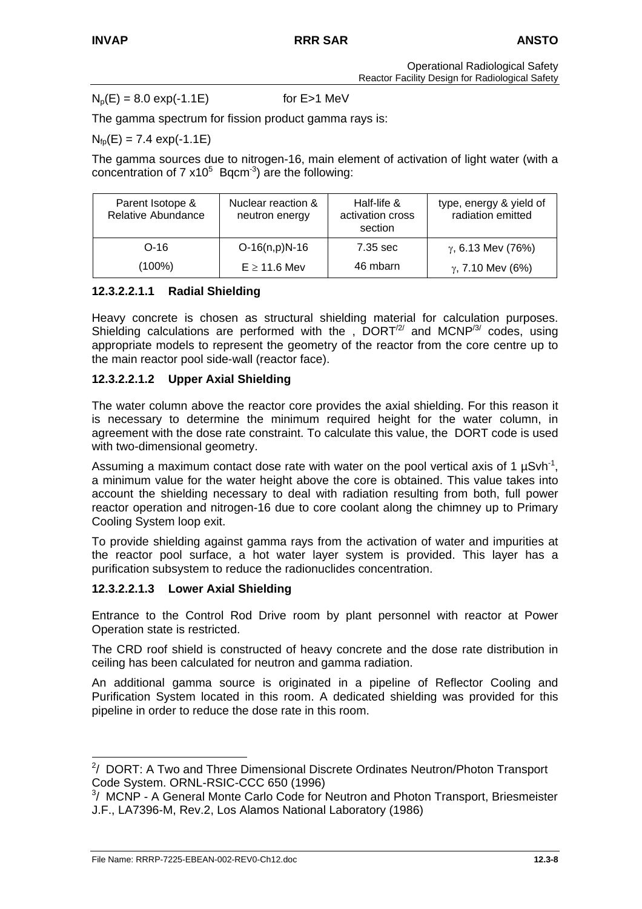$N_p(E) = 8.0 \exp(-1.1E)$ for E>1 MeV

The gamma spectrum for fission product gamma rays is:

$N_{fp}(E) = 7.4 \exp(-1.1E)$

The gamma sources due to nitrogen-16, main element of activation of light water (with a concentration of $7 \times 10^5$ $Bqcm^{-3}$) are the following:

| Parent Isotope & Relative Abundance | Nuclear reaction & neutron energy | Half-life & activation cross section | type, energy & yield of radiation emitted |
|---|---|---|---|
| O-16 | O-16(n,p)N-16 | 7.35 sec | $\gamma$, 6.13 Mev (76%) |
| (100%) | $E \geq 11.6$ Mev | 46 mbarn | $\gamma$, 7.10 Mev (6%) |

#### 12.3.2.2.1.1 Radial Shielding

Heavy concrete is chosen as structural shielding material for calculation purposes. Shielding calculations are performed with the , DORT[2] and MCNP[3] codes, using appropriate models to represent the geometry of the reactor from the core centre up to the main reactor pool side-wall (reactor face).

#### 12.3.2.2.1.2 Upper Axial Shielding

The water column above the reactor core provides the axial shielding. For this reason it is necessary to determine the minimum required height for the water column, in agreement with the dose rate constraint. To calculate this value, the DORT code is used with two-dimensional geometry.

Assuming a maximum contact dose rate with water on the pool vertical axis of 1 $\mu Svh^{-1}$, a minimum value for the water height above the core is obtained. This value takes into account the shielding necessary to deal with radiation resulting from both, full power reactor operation and nitrogen-16 due to core coolant along the chimney up to Primary Cooling System loop exit.

To provide shielding against gamma rays from the activation of water and impurities at the reactor pool surface, a hot water layer system is provided. This layer has a purification subsystem to reduce the radionuclides concentration.

#### 12.3.2.2.1.3 Lower Axial Shielding

Entrance to the Control Rod Drive room by plant personnel with reactor at Power Operation state is restricted.

The CRD roof shield is constructed of heavy concrete and the dose rate distribution in ceiling has been calculated for neutron and gamma radiation.

An additional gamma source is originated in a pipeline of Reflector Cooling and Purification System located in this room. A dedicated shielding was provided for this pipeline in order to reduce the dose rate in this room.

---

[2]/ DORT: A Two and Three Dimensional Discrete Ordinates Neutron/Photon Transport Code System. ORNL-RSIC-CCC 650 (1996)

[3]/ MCNP - A General Monte Carlo Code for Neutron and Photon Transport, Briesmeister J.F., LA7396-M, Rev.2, Los Alamos National Laboratory (1986)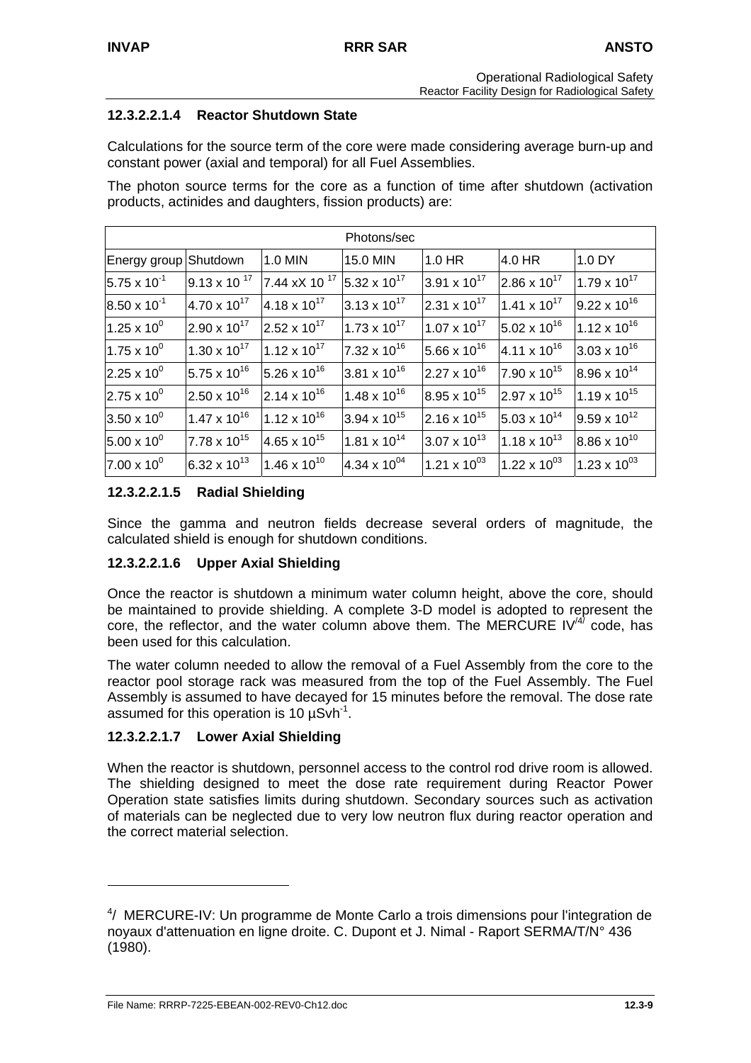#### 12.3.2.2.1.4 Reactor Shutdown State

Calculations for the source term of the core were made considering average burn-up and constant power (axial and temporal) for all Fuel Assemblies.

The photon source terms for the core as a function of time after shutdown (activation products, actinides and daughters, fission products) are:

| Photons/sec | | | | | | |
|---|---|---|---|---|---|---|
| Energy group | Shutdown | 1.0 MIN | 15.0 MIN | 1.0 HR | 4.0 HR | 1.0 DY |
| $5.75 \times 10^{-1}$ | $9.13 \times 10^{17}$ | $7.44$ x$\times 10^{17}$ | $5.32 \times 10^{17}$ | $3.91 \times 10^{17}$ | $2.86 \times 10^{17}$ | $1.79 \times 10^{17}$ |
| $8.50 \times 10^{-1}$ | $4.70 \times 10^{17}$ | $4.18 \times 10^{17}$ | $3.13 \times 10^{17}$ | $2.31 \times 10^{17}$ | $1.41 \times 10^{17}$ | $9.22 \times 10^{16}$ |
| $1.25 \times 10^{0}$ | $2.90 \times 10^{17}$ | $2.52 \times 10^{17}$ | $1.73 \times 10^{17}$ | $1.07 \times 10^{17}$ | $5.02 \times 10^{16}$ | $1.12 \times 10^{16}$ |
| $1.75 \times 10^{0}$ | $1.30 \times 10^{17}$ | $1.12 \times 10^{17}$ | $7.32 \times 10^{16}$ | $5.66 \times 10^{16}$ | $4.11 \times 10^{16}$ | $3.03 \times 10^{16}$ |
| $2.25 \times 10^{0}$ | $5.75 \times 10^{16}$ | $5.26 \times 10^{16}$ | $3.81 \times 10^{16}$ | $2.27 \times 10^{16}$ | $7.90 \times 10^{15}$ | $8.96 \times 10^{14}$ |
| $2.75 \times 10^{0}$ | $2.50 \times 10^{16}$ | $2.14 \times 10^{16}$ | $1.48 \times 10^{16}$ | $8.95 \times 10^{15}$ | $2.97 \times 10^{15}$ | $1.19 \times 10^{15}$ |
| $3.50 \times 10^{0}$ | $1.47 \times 10^{16}$ | $1.12 \times 10^{16}$ | $3.94 \times 10^{15}$ | $2.16 \times 10^{15}$ | $5.03 \times 10^{14}$ | $9.59 \times 10^{12}$ |
| $5.00 \times 10^{0}$ | $7.78 \times 10^{15}$ | $4.65 \times 10^{15}$ | $1.81 \times 10^{14}$ | $3.07 \times 10^{13}$ | $1.18 \times 10^{13}$ | $8.86 \times 10^{10}$ |
| $7.00 \times 10^{0}$ | $6.32 \times 10^{13}$ | $1.46 \times 10^{10}$ | $4.34 \times 10^{04}$ | $1.21 \times 10^{03}$ | $1.22 \times 10^{03}$ | $1.23 \times 10^{03}$ |

#### 12.3.2.2.1.5 Radial Shielding

Since the gamma and neutron fields decrease several orders of magnitude, the calculated shield is enough for shutdown conditions.

#### 12.3.2.2.1.6 Upper Axial Shielding

Once the reactor is shutdown a minimum water column height, above the core, should be maintained to provide shielding. A complete 3-D model is adopted to represent the core, the reflector, and the water column above them. The MERCURE IV[4] code, has been used for this calculation.

The water column needed to allow the removal of a Fuel Assembly from the core to the reactor pool storage rack was measured from the top of the Fuel Assembly. The Fuel Assembly is assumed to have decayed for 15 minutes before the removal. The dose rate assumed for this operation is 10 µSvh$^{-1}$.

#### 12.3.2.2.1.7 Lower Axial Shielding

When the reactor is shutdown, personnel access to the control rod drive room is allowed. The shielding designed to meet the dose rate requirement during Reactor Power Operation state satisfies limits during shutdown. Secondary sources such as activation of materials can be neglected due to very low neutron flux during reactor operation and the correct material selection.

---

[4]/ MERCURE-IV: Un programme de Monte Carlo a trois dimensions pour l'integration de noyaux d'attenuation en ligne droite. C. Dupont et J. Nimal - Raport SERMA/T/N° 436 (1980).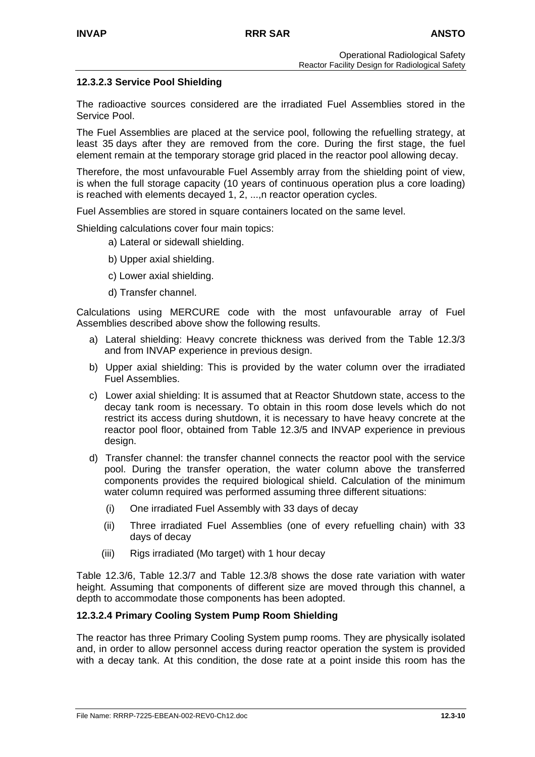### 12.3.2.3 Service Pool Shielding

The radioactive sources considered are the irradiated Fuel Assemblies stored in the Service Pool.

The Fuel Assemblies are placed at the service pool, following the refuelling strategy, at least 35 days after they are removed from the core. During the first stage, the fuel element remain at the temporary storage grid placed in the reactor pool allowing decay.

Therefore, the most unfavourable Fuel Assembly array from the shielding point of view, is when the full storage capacity (10 years of continuous operation plus a core loading) is reached with elements decayed 1, 2, ...,n reactor operation cycles.

Fuel Assemblies are stored in square containers located on the same level.

Shielding calculations cover four main topics:

a) Lateral or sidewall shielding.

b) Upper axial shielding.

c) Lower axial shielding.

d) Transfer channel.

Calculations using MERCURE code with the most unfavourable array of Fuel Assemblies described above show the following results.

a) Lateral shielding: Heavy concrete thickness was derived from the Table 12.3/3 and from INVAP experience in previous design.

b) Upper axial shielding: This is provided by the water column over the irradiated Fuel Assemblies.

c) Lower axial shielding: It is assumed that at Reactor Shutdown state, access to the decay tank room is necessary. To obtain in this room dose levels which do not restrict its access during shutdown, it is necessary to have heavy concrete at the reactor pool floor, obtained from Table 12.3/5 and INVAP experience in previous design.

d) Transfer channel: the transfer channel connects the reactor pool with the service pool. During the transfer operation, the water column above the transferred components provides the required biological shield. Calculation of the minimum water column required was performed assuming three different situations:

(i) One irradiated Fuel Assembly with 33 days of decay

(ii) Three irradiated Fuel Assemblies (one of every refuelling chain) with 33 days of decay

(iii) Rigs irradiated (Mo target) with 1 hour decay

Table 12.3/6, Table 12.3/7 and Table 12.3/8 shows the dose rate variation with water height. Assuming that components of different size are moved through this channel, a depth to accommodate those components has been adopted.

### 12.3.2.4 Primary Cooling System Pump Room Shielding

The reactor has three Primary Cooling System pump rooms. They are physically isolated and, in order to allow personnel access during reactor operation the system is provided with a decay tank. At this condition, the dose rate at a point inside this room has the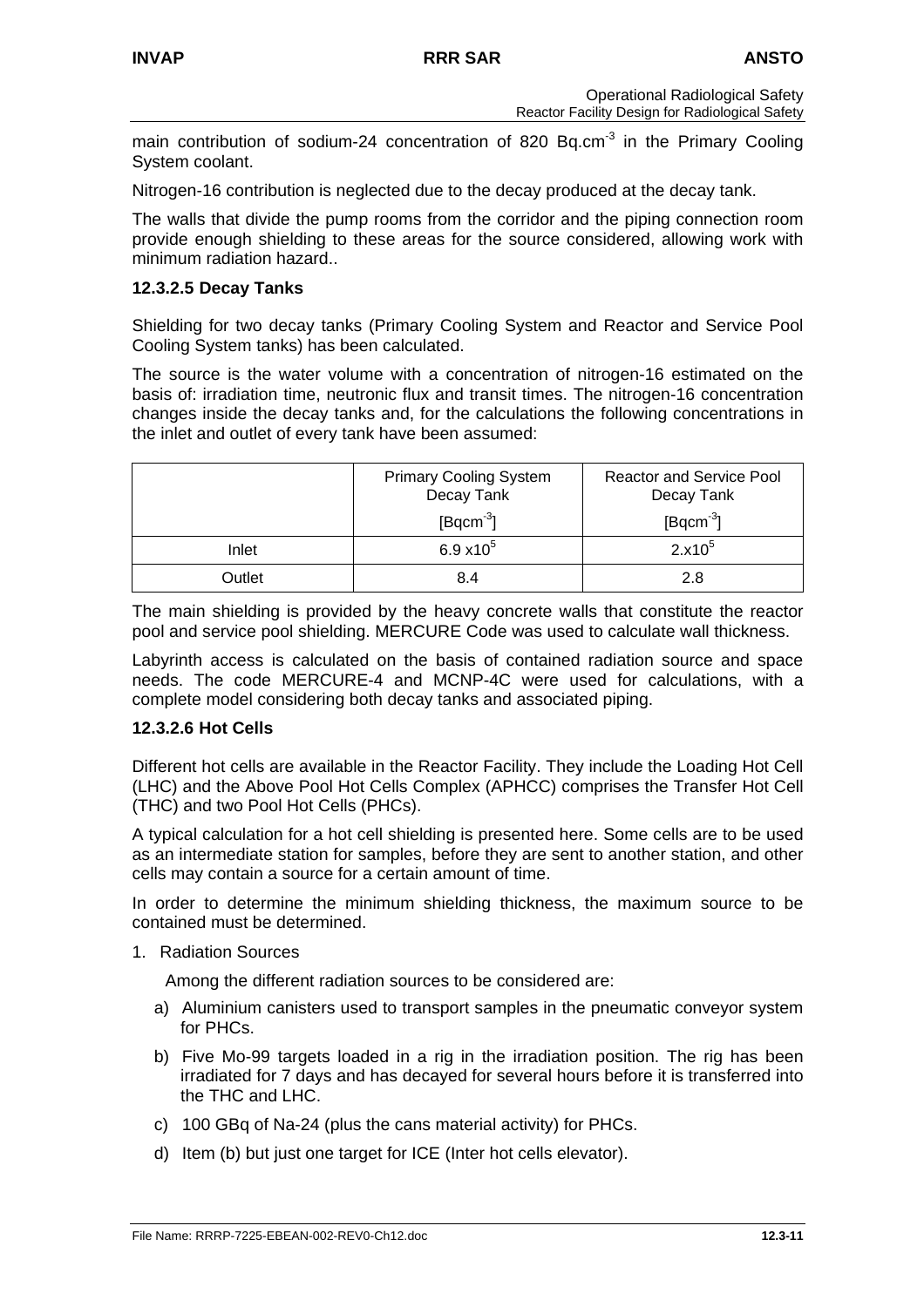main contribution of sodium-24 concentration of 820 $Bq.cm^{-3}$ in the Primary Cooling System coolant.

Nitrogen-16 contribution is neglected due to the decay produced at the decay tank.

The walls that divide the pump rooms from the corridor and the piping connection room provide enough shielding to these areas for the source considered, allowing work with minimum radiation hazard..

### 12.3.2.5 Decay Tanks

Shielding for two decay tanks (Primary Cooling System and Reactor and Service Pool Cooling System tanks) has been calculated.

The source is the water volume with a concentration of nitrogen-16 estimated on the basis of: irradiation time, neutronic flux and transit times. The nitrogen-16 concentration changes inside the decay tanks and, for the calculations the following concentrations in the inlet and outlet of every tank have been assumed:

| | Primary Cooling System Decay Tank [$Bqcm^{-3}$] | Reactor and Service Pool Decay Tank [$Bqcm^{-3}$] |
|---|---|---|
| Inlet | $6.9 \times 10^5$ | $2. \times 10^5$ |
| Outlet | 8.4 | 2.8 |

The main shielding is provided by the heavy concrete walls that constitute the reactor pool and service pool shielding. MERCURE Code was used to calculate wall thickness.

Labyrinth access is calculated on the basis of contained radiation source and space needs. The code MERCURE-4 and MCNP-4C were used for calculations, with a complete model considering both decay tanks and associated piping.

### 12.3.2.6 Hot Cells

Different hot cells are available in the Reactor Facility. They include the Loading Hot Cell (LHC) and the Above Pool Hot Cells Complex (APHCC) comprises the Transfer Hot Cell (THC) and two Pool Hot Cells (PHCs).

A typical calculation for a hot cell shielding is presented here. Some cells are to be used as an intermediate station for samples, before they are sent to another station, and other cells may contain a source for a certain amount of time.

In order to determine the minimum shielding thickness, the maximum source to be contained must be determined.

1. Radiation Sources

   Among the different radiation sources to be considered are:

   a) Aluminium canisters used to transport samples in the pneumatic conveyor system for PHCs.

   b) Five Mo-99 targets loaded in a rig in the irradiation position. The rig has been irradiated for 7 days and has decayed for several hours before it is transferred into the THC and LHC.

   c) 100 GBq of Na-24 (plus the cans material activity) for PHCs.

   d) Item (b) but just one target for ICE (Inter hot cells elevator).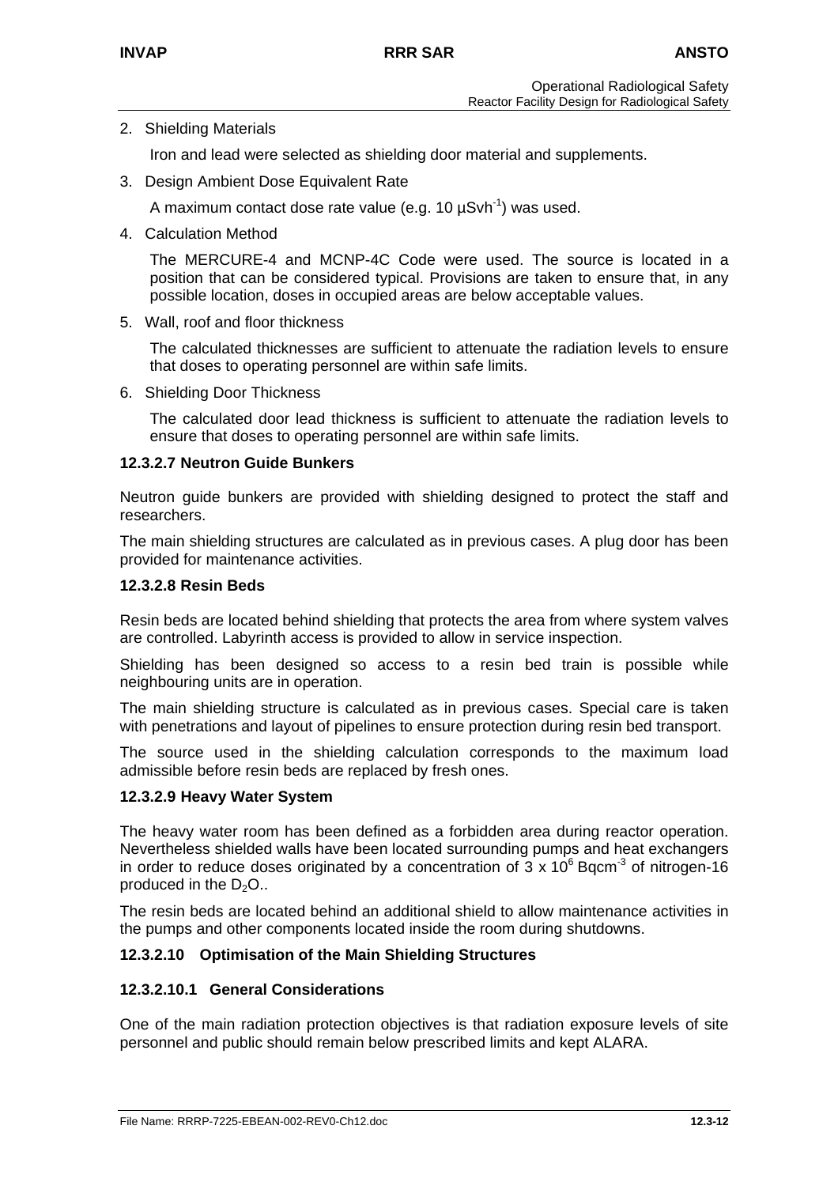2. Shielding Materials

   Iron and lead were selected as shielding door material and supplements.

3. Design Ambient Dose Equivalent Rate

   A maximum contact dose rate value (e.g. 10 $\mu Svh^{-1}$) was used.

4. Calculation Method

   The MERCURE-4 and MCNP-4C Code were used. The source is located in a position that can be considered typical. Provisions are taken to ensure that, in any possible location, doses in occupied areas are below acceptable values.

5. Wall, roof and floor thickness

   The calculated thicknesses are sufficient to attenuate the radiation levels to ensure that doses to operating personnel are within safe limits.

6. Shielding Door Thickness

   The calculated door lead thickness is sufficient to attenuate the radiation levels to ensure that doses to operating personnel are within safe limits.

#### 12.3.2.7 Neutron Guide Bunkers

Neutron guide bunkers are provided with shielding designed to protect the staff and researchers.

The main shielding structures are calculated as in previous cases. A plug door has been provided for maintenance activities.

#### 12.3.2.8 Resin Beds

Resin beds are located behind shielding that protects the area from where system valves are controlled. Labyrinth access is provided to allow in service inspection.

Shielding has been designed so access to a resin bed train is possible while neighbouring units are in operation.

The main shielding structure is calculated as in previous cases. Special care is taken with penetrations and layout of pipelines to ensure protection during resin bed transport.

The source used in the shielding calculation corresponds to the maximum load admissible before resin beds are replaced by fresh ones.

#### 12.3.2.9 Heavy Water System

The heavy water room has been defined as a forbidden area during reactor operation. Nevertheless shielded walls have been located surrounding pumps and heat exchangers in order to reduce doses originated by a concentration of $3 \times 10^6$ $Bqcm^{-3}$ of nitrogen-16 produced in the $D_2O$..

The resin beds are located behind an additional shield to allow maintenance activities in the pumps and other components located inside the room during shutdowns.

#### 12.3.2.10 Optimisation of the Main Shielding Structures

#### 12.3.2.10.1 General Considerations

One of the main radiation protection objectives is that radiation exposure levels of site personnel and public should remain below prescribed limits and kept ALARA.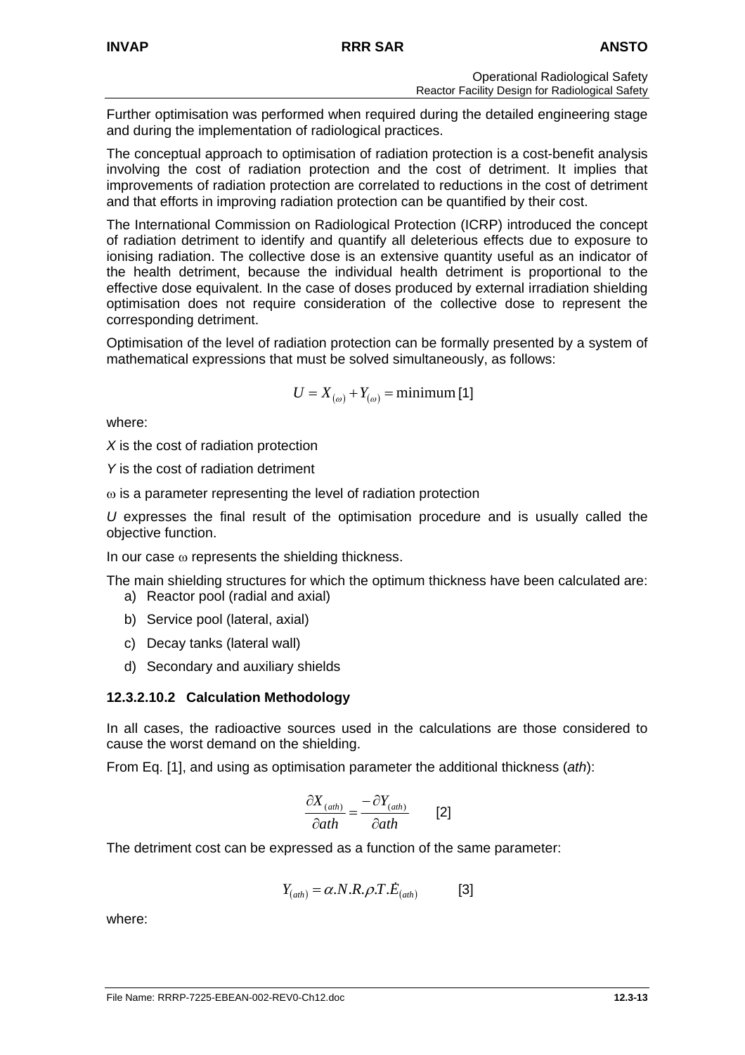Further optimisation was performed when required during the detailed engineering stage and during the implementation of radiological practices.

The conceptual approach to optimisation of radiation protection is a cost-benefit analysis involving the cost of radiation protection and the cost of detriment. It implies that improvements of radiation protection are correlated to reductions in the cost of detriment and that efforts in improving radiation protection can be quantified by their cost.

The International Commission on Radiological Protection (ICRP) introduced the concept of radiation detriment to identify and quantify all deleterious effects due to exposure to ionising radiation. The collective dose is an extensive quantity useful as an indicator of the health detriment, because the individual health detriment is proportional to the effective dose equivalent. In the case of doses produced by external irradiation shielding optimisation does not require consideration of the collective dose to represent the corresponding detriment.

Optimisation of the level of radiation protection can be formally presented by a system of mathematical expressions that must be solved simultaneously, as follows:

$$U = X_{(\omega)} + Y_{(\omega)} = \text{minimum} \; [1]$$

where:

*X* is the cost of radiation protection

*Y* is the cost of radiation detriment

$\omega$ is a parameter representing the level of radiation protection

*U* expresses the final result of the optimisation procedure and is usually called the objective function.

In our case $\omega$ represents the shielding thickness.

The main shielding structures for which the optimum thickness have been calculated are:

a) Reactor pool (radial and axial)
b) Service pool (lateral, axial)
c) Decay tanks (lateral wall)
d) Secondary and auxiliary shields

#### 12.3.2.10.2 Calculation Methodology

In all cases, the radioactive sources used in the calculations are those considered to cause the worst demand on the shielding.

From Eq. [1], and using as optimisation parameter the additional thickness (*ath*):

$$\frac{\partial X_{(ath)}}{\partial ath} = \frac{-\partial Y_{(ath)}}{\partial ath} \qquad [2]$$

The detriment cost can be expressed as a function of the same parameter:

$$Y_{(ath)} = \alpha . N . R . \rho . T . \dot{E}_{(ath)} \qquad [3]$$

where: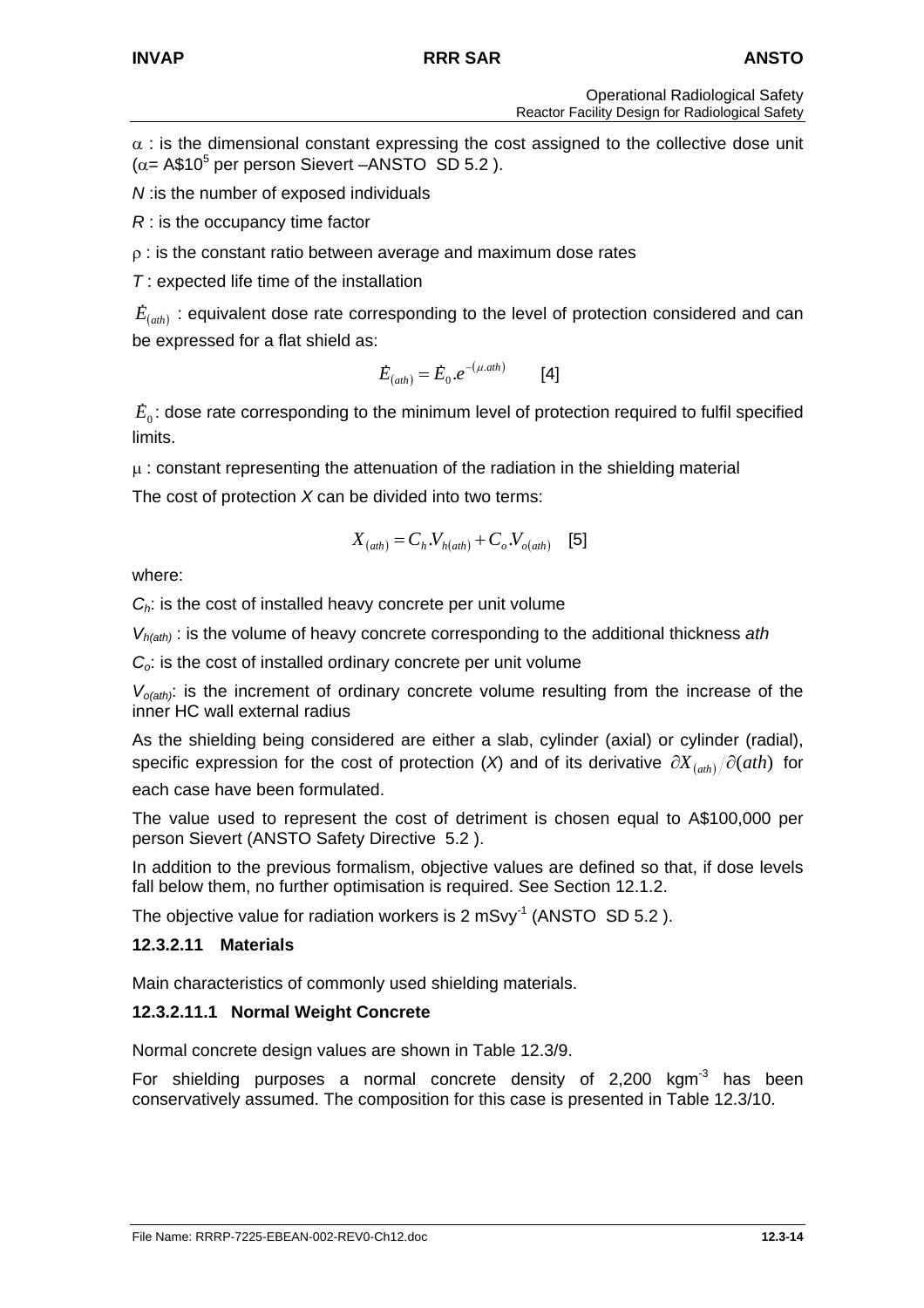$\alpha$ : is the dimensional constant expressing the cost assigned to the collective dose unit ($\alpha$= A$10^5$ per person Sievert –ANSTO SD 5.2 ).

*N* :is the number of exposed individuals

*R* : is the occupancy time factor

$\rho$ : is the constant ratio between average and maximum dose rates

*T* : expected life time of the installation

$\dot{E}_{(ath)}$ : equivalent dose rate corresponding to the level of protection considered and can be expressed for a flat shield as:

$$\dot{E}_{(ath)} = \dot{E}_0 . e^{-(\mu . ath)} \qquad [4]$$

$\dot{E}_0$: dose rate corresponding to the minimum level of protection required to fulfil specified limits.

$\mu$ : constant representing the attenuation of the radiation in the shielding material

The cost of protection *X* can be divided into two terms:

$$X_{(ath)} = C_h . V_{h(ath)} + C_o . V_{o(ath)} \qquad [5]$$

where:

$C_h$: is the cost of installed heavy concrete per unit volume

$V_{h(ath)}$ : is the volume of heavy concrete corresponding to the additional thickness *ath*

$C_o$: is the cost of installed ordinary concrete per unit volume

$V_{o(ath)}$: is the increment of ordinary concrete volume resulting from the increase of the inner HC wall external radius

As the shielding being considered are either a slab, cylinder (axial) or cylinder (radial), specific expression for the cost of protection (*X*) and of its derivative $\partial X_{(ath)} / \partial (ath)$ for each case have been formulated.

The value used to represent the cost of detriment is chosen equal to A$100,000 per person Sievert (ANSTO Safety Directive 5.2 ).

In addition to the previous formalism, objective values are defined so that, if dose levels fall below them, no further optimisation is required. See Section 12.1.2.

The objective value for radiation workers is 2 $mSvy^{-1}$ (ANSTO SD 5.2 ).

#### 12.3.2.11 Materials

Main characteristics of commonly used shielding materials.

##### 12.3.2.11.1 Normal Weight Concrete

Normal concrete design values are shown in Table 12.3/9.

For shielding purposes a normal concrete density of 2,200 $kgm^{-3}$ has been conservatively assumed. The composition for this case is presented in Table 12.3/10.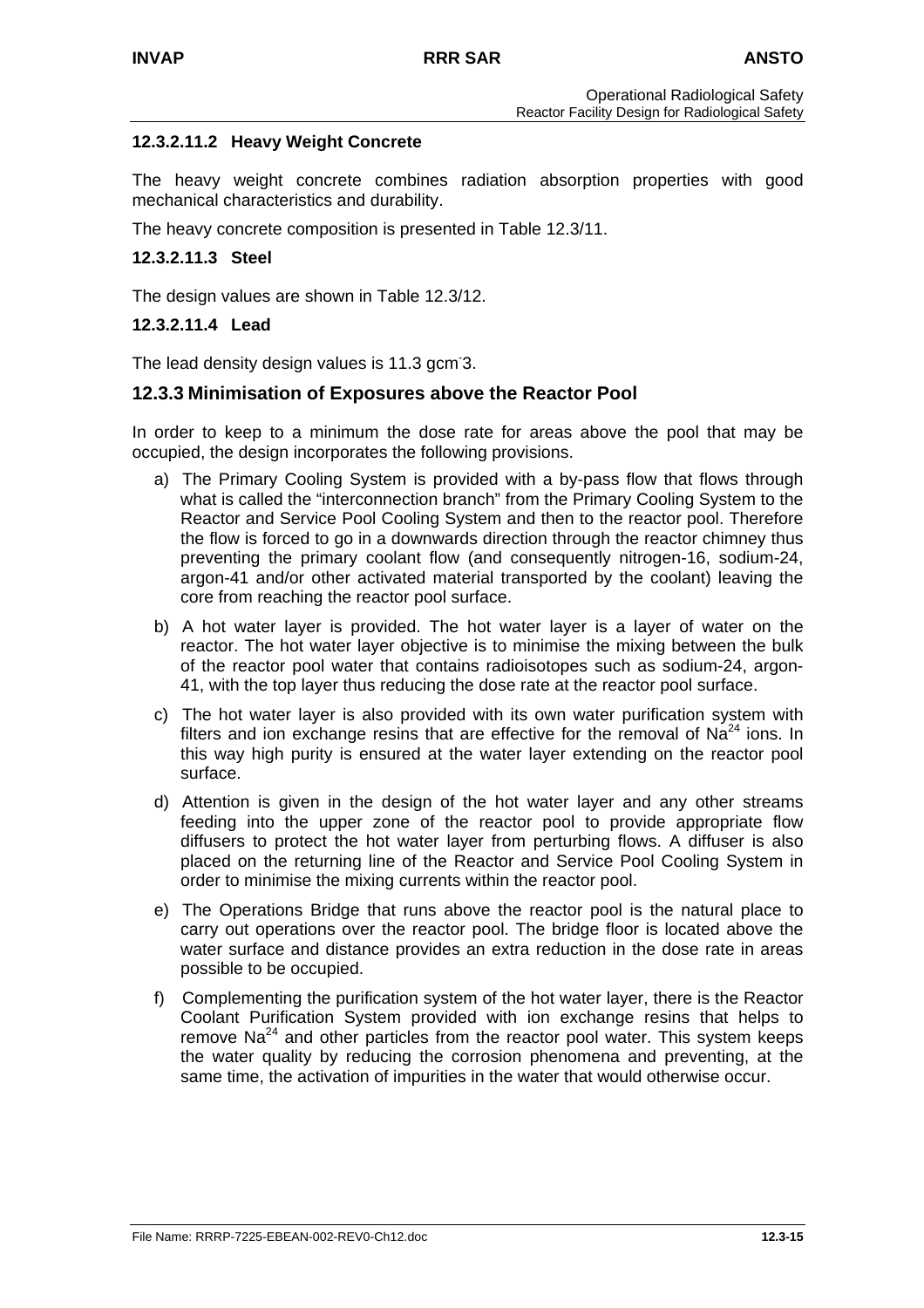#### 12.3.2.11.2 Heavy Weight Concrete

The heavy weight concrete combines radiation absorption properties with good mechanical characteristics and durability.

The heavy concrete composition is presented in Table 12.3/11.

#### 12.3.2.11.3 Steel

The design values are shown in Table 12.3/12.

#### 12.3.2.11.4 Lead

The lead density design values is 11.3 $gcm^{-}3$.

### 12.3.3 Minimisation of Exposures above the Reactor Pool

In order to keep to a minimum the dose rate for areas above the pool that may be occupied, the design incorporates the following provisions.

a) The Primary Cooling System is provided with a by-pass flow that flows through what is called the "interconnection branch" from the Primary Cooling System to the Reactor and Service Pool Cooling System and then to the reactor pool. Therefore the flow is forced to go in a downwards direction through the reactor chimney thus preventing the primary coolant flow (and consequently nitrogen-16, sodium-24, argon-41 and/or other activated material transported by the coolant) leaving the core from reaching the reactor pool surface.

b) A hot water layer is provided. The hot water layer is a layer of water on the reactor. The hot water layer objective is to minimise the mixing between the bulk of the reactor pool water that contains radioisotopes such as sodium-24, argon-41, with the top layer thus reducing the dose rate at the reactor pool surface.

c) The hot water layer is also provided with its own water purification system with filters and ion exchange resins that are effective for the removal of $Na^{24}$ ions. In this way high purity is ensured at the water layer extending on the reactor pool surface.

d) Attention is given in the design of the hot water layer and any other streams feeding into the upper zone of the reactor pool to provide appropriate flow diffusers to protect the hot water layer from perturbing flows. A diffuser is also placed on the returning line of the Reactor and Service Pool Cooling System in order to minimise the mixing currents within the reactor pool.

e) The Operations Bridge that runs above the reactor pool is the natural place to carry out operations over the reactor pool. The bridge floor is located above the water surface and distance provides an extra reduction in the dose rate in areas possible to be occupied.

f) Complementing the purification system of the hot water layer, there is the Reactor Coolant Purification System provided with ion exchange resins that helps to remove $Na^{24}$ and other particles from the reactor pool water. This system keeps the water quality by reducing the corrosion phenomena and preventing, at the same time, the activation of impurities in the water that would otherwise occur.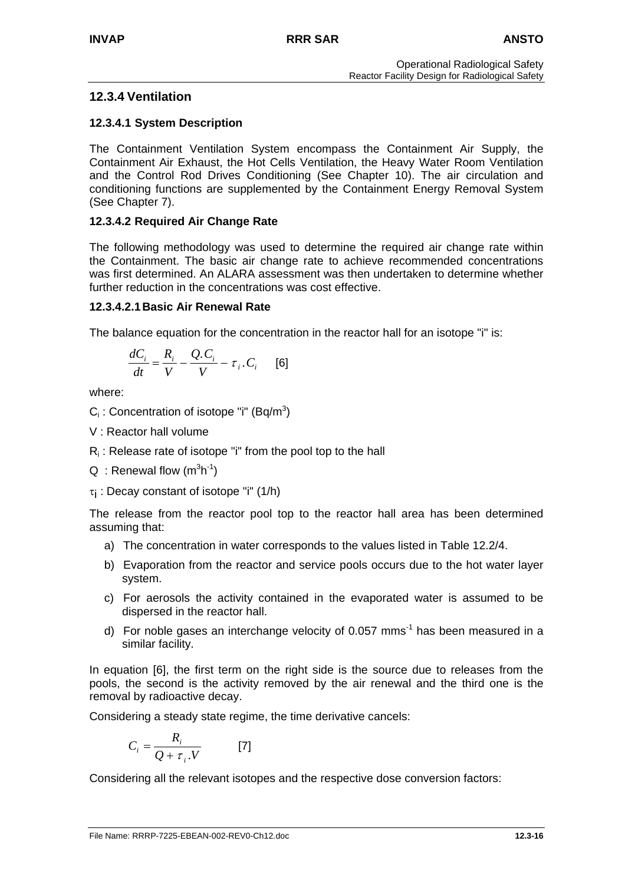## 12.3.4 Ventilation

### 12.3.4.1 System Description

The Containment Ventilation System encompass the Containment Air Supply, the Containment Air Exhaust, the Hot Cells Ventilation, the Heavy Water Room Ventilation and the Control Rod Drives Conditioning (See Chapter 10). The air circulation and conditioning functions are supplemented by the Containment Energy Removal System (See Chapter 7).

### 12.3.4.2 Required Air Change Rate

The following methodology was used to determine the required air change rate within the Containment. The basic air change rate to achieve recommended concentrations was first determined. An ALARA assessment was then undertaken to determine whether further reduction in the concentrations was cost effective.

#### 12.3.4.2.1 Basic Air Renewal Rate

The balance equation for the concentration in the reactor hall for an isotope "i" is:

$$\frac{dC_i}{dt} = \frac{R_i}{V} - \frac{Q.C_i}{V} - \tau_i.C_i \qquad [6]$$

where:

$C_i$ : Concentration of isotope "i" ($Bq/m^3$)

V : Reactor hall volume

$R_i$ : Release rate of isotope "i" from the pool top to the hall

Q : Renewal flow ($m^3h^{-1}$)

$\tau_i$ : Decay constant of isotope "i" (1/h)

The release from the reactor pool top to the reactor hall area has been determined assuming that:

a) The concentration in water corresponds to the values listed in Table 12.2/4.

b) Evaporation from the reactor and service pools occurs due to the hot water layer system.

c) For aerosols the activity contained in the evaporated water is assumed to be dispersed in the reactor hall.

d) For noble gases an interchange velocity of 0.057 $mms^{-1}$ has been measured in a similar facility.

In equation [6], the first term on the right side is the source due to releases from the pools, the second is the activity removed by the air renewal and the third one is the removal by radioactive decay.

Considering a steady state regime, the time derivative cancels:

$$C_i = \frac{R_i}{Q + \tau_i.V} \qquad [7]$$

Considering all the relevant isotopes and the respective dose conversion factors: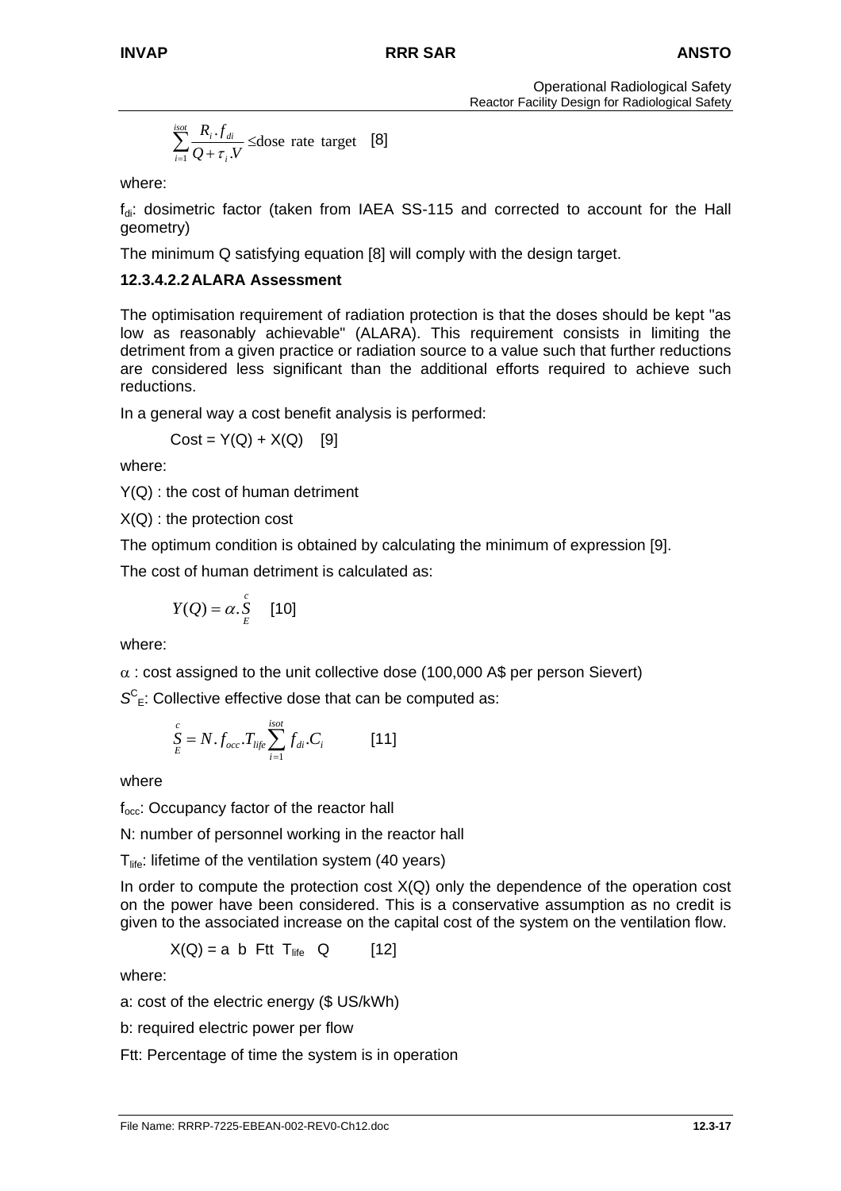$$\sum_{i=1}^{isot} \frac{R_i \cdot f_{di}}{Q + \tau_i . V} \leq \text{dose rate target} \quad [8]$$

where:

$f_{di}$: dosimetric factor (taken from IAEA SS-115 and corrected to account for the Hall geometry)

The minimum Q satisfying equation [8] will comply with the design target.

#### 12.3.4.2.2 ALARA Assessment

The optimisation requirement of radiation protection is that the doses should be kept "as low as reasonably achievable" (ALARA). This requirement consists in limiting the detriment from a given practice or radiation source to a value such that further reductions are considered less significant than the additional efforts required to achieve such reductions.

In a general way a cost benefit analysis is performed:

$$\text{Cost} = Y(Q) + X(Q) \quad [9]$$

where:

Y(Q) : the cost of human detriment

X(Q) : the protection cost

The optimum condition is obtained by calculating the minimum of expression [9].

The cost of human detriment is calculated as:

$$Y(Q) = \alpha . \underset{E}{\overset{c}{S}} \quad [10]$$

where:

$\alpha$ : cost assigned to the unit collective dose (100,000 A$ per person Sievert)

$S^C{}_E$: Collective effective dose that can be computed as:

$$\underset{E}{\overset{c}{S}} = N . f_{occ} . T_{life} \sum_{i=1}^{isot} f_{di} . C_i \quad [11]$$

where

$f_{occ}$: Occupancy factor of the reactor hall

N: number of personnel working in the reactor hall

$T_{life}$: lifetime of the ventilation system (40 years)

In order to compute the protection cost X(Q) only the dependence of the operation cost on the power have been considered. This is a conservative assumption as no credit is given to the associated increase on the capital cost of the system on the ventilation flow.

$$X(Q) = a \ \ b \ \ Ftt \ \ T_{life} \ \ Q \quad [12]$$

where:

a: cost of the electric energy ($ US/kWh)

b: required electric power per flow

Ftt: Percentage of time the system is in operation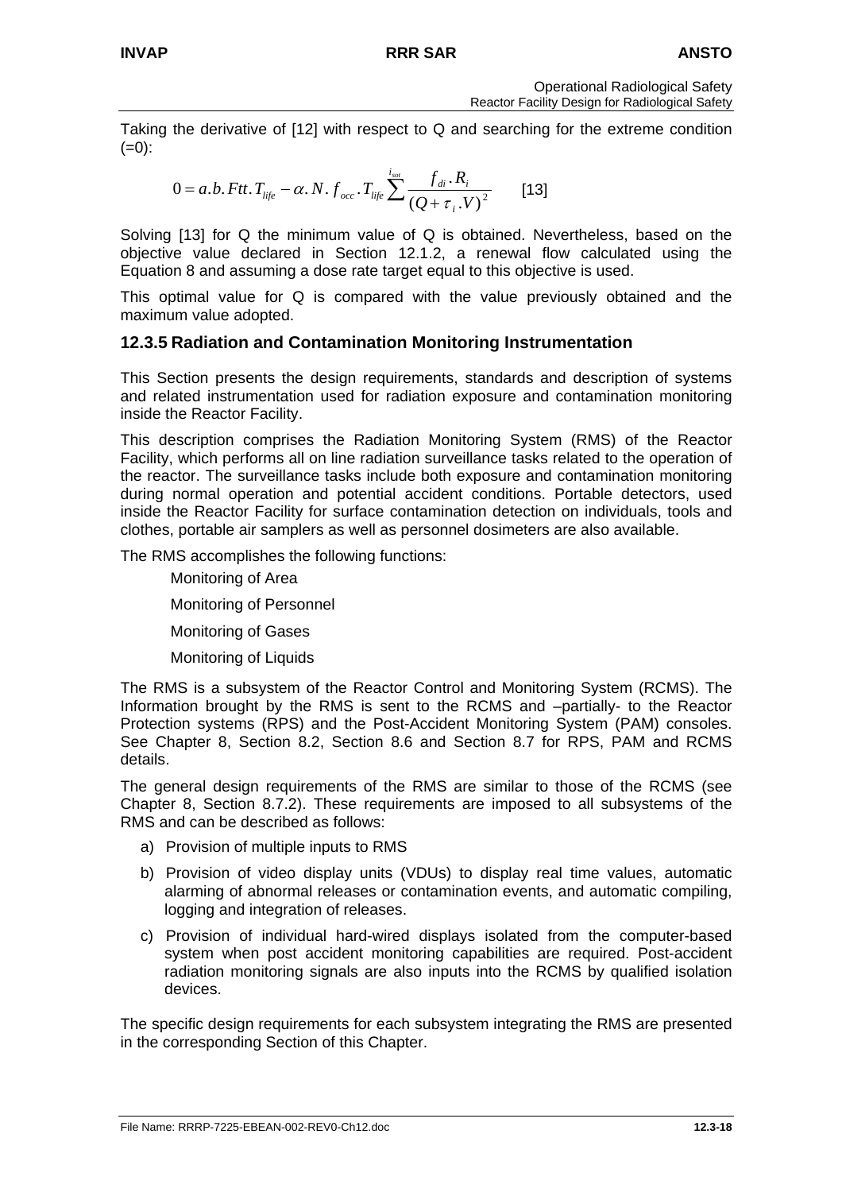Taking the derivative of [12] with respect to Q and searching for the extreme condition (=0):

$$0 = a.b.Ftt.T_{life} - \alpha.N.f_{occ}.T_{life}\sum^{i_{sot}} \frac{f_{di}.R_i}{(Q+\tau_i.V)^2} \qquad [13]$$

Solving [13] for Q the minimum value of Q is obtained. Nevertheless, based on the objective value declared in Section 12.1.2, a renewal flow calculated using the Equation 8 and assuming a dose rate target equal to this objective is used.

This optimal value for Q is compared with the value previously obtained and the maximum value adopted.

### 12.3.5 Radiation and Contamination Monitoring Instrumentation

This Section presents the design requirements, standards and description of systems and related instrumentation used for radiation exposure and contamination monitoring inside the Reactor Facility.

This description comprises the Radiation Monitoring System (RMS) of the Reactor Facility, which performs all on line radiation surveillance tasks related to the operation of the reactor. The surveillance tasks include both exposure and contamination monitoring during normal operation and potential accident conditions. Portable detectors, used inside the Reactor Facility for surface contamination detection on individuals, tools and clothes, portable air samplers as well as personnel dosimeters are also available.

The RMS accomplishes the following functions:

- Monitoring of Area
- Monitoring of Personnel
- Monitoring of Gases
- Monitoring of Liquids

The RMS is a subsystem of the Reactor Control and Monitoring System (RCMS). The Information brought by the RMS is sent to the RCMS and –partially- to the Reactor Protection systems (RPS) and the Post-Accident Monitoring System (PAM) consoles. See Chapter 8, Section 8.2, Section 8.6 and Section 8.7 for RPS, PAM and RCMS details.

The general design requirements of the RMS are similar to those of the RCMS (see Chapter 8, Section 8.7.2). These requirements are imposed to all subsystems of the RMS and can be described as follows:

a) Provision of multiple inputs to RMS

b) Provision of video display units (VDUs) to display real time values, automatic alarming of abnormal releases or contamination events, and automatic compiling, logging and integration of releases.

c) Provision of individual hard-wired displays isolated from the computer-based system when post accident monitoring capabilities are required. Post-accident radiation monitoring signals are also inputs into the RCMS by qualified isolation devices.

The specific design requirements for each subsystem integrating the RMS are presented in the corresponding Section of this Chapter.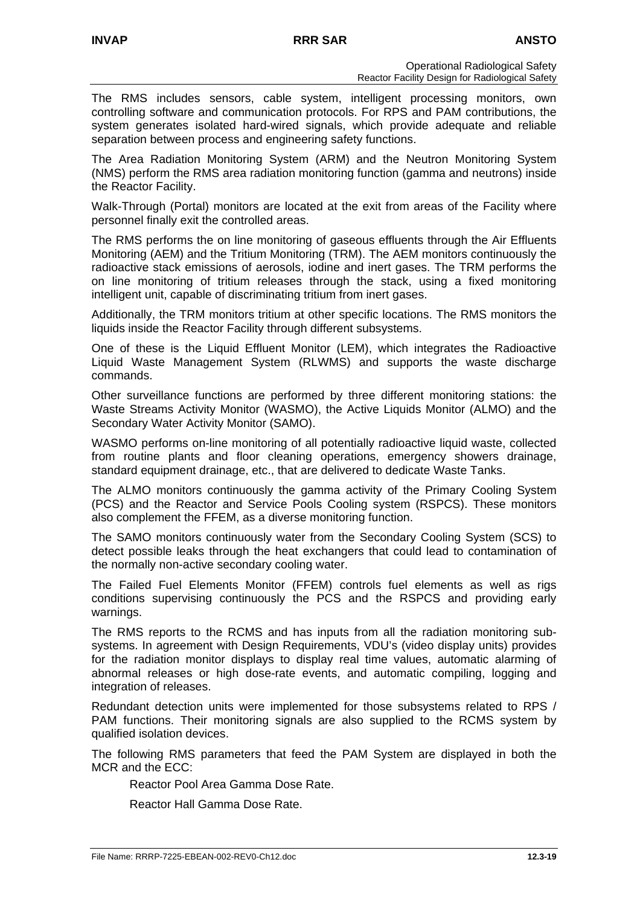The RMS includes sensors, cable system, intelligent processing monitors, own controlling software and communication protocols. For RPS and PAM contributions, the system generates isolated hard-wired signals, which provide adequate and reliable separation between process and engineering safety functions.

The Area Radiation Monitoring System (ARM) and the Neutron Monitoring System (NMS) perform the RMS area radiation monitoring function (gamma and neutrons) inside the Reactor Facility.

Walk-Through (Portal) monitors are located at the exit from areas of the Facility where personnel finally exit the controlled areas.

The RMS performs the on line monitoring of gaseous effluents through the Air Effluents Monitoring (AEM) and the Tritium Monitoring (TRM). The AEM monitors continuously the radioactive stack emissions of aerosols, iodine and inert gases. The TRM performs the on line monitoring of tritium releases through the stack, using a fixed monitoring intelligent unit, capable of discriminating tritium from inert gases.

Additionally, the TRM monitors tritium at other specific locations. The RMS monitors the liquids inside the Reactor Facility through different subsystems.

One of these is the Liquid Effluent Monitor (LEM), which integrates the Radioactive Liquid Waste Management System (RLWMS) and supports the waste discharge commands.

Other surveillance functions are performed by three different monitoring stations: the Waste Streams Activity Monitor (WASMO), the Active Liquids Monitor (ALMO) and the Secondary Water Activity Monitor (SAMO).

WASMO performs on-line monitoring of all potentially radioactive liquid waste, collected from routine plants and floor cleaning operations, emergency showers drainage, standard equipment drainage, etc., that are delivered to dedicate Waste Tanks.

The ALMO monitors continuously the gamma activity of the Primary Cooling System (PCS) and the Reactor and Service Pools Cooling system (RSPCS). These monitors also complement the FFEM, as a diverse monitoring function.

The SAMO monitors continuously water from the Secondary Cooling System (SCS) to detect possible leaks through the heat exchangers that could lead to contamination of the normally non-active secondary cooling water.

The Failed Fuel Elements Monitor (FFEM) controls fuel elements as well as rigs conditions supervising continuously the PCS and the RSPCS and providing early warnings.

The RMS reports to the RCMS and has inputs from all the radiation monitoring sub-systems. In agreement with Design Requirements, VDU's (video display units) provides for the radiation monitor displays to display real time values, automatic alarming of abnormal releases or high dose-rate events, and automatic compiling, logging and integration of releases.

Redundant detection units were implemented for those subsystems related to RPS / PAM functions. Their monitoring signals are also supplied to the RCMS system by qualified isolation devices.

The following RMS parameters that feed the PAM System are displayed in both the MCR and the ECC:

Reactor Pool Area Gamma Dose Rate.

Reactor Hall Gamma Dose Rate.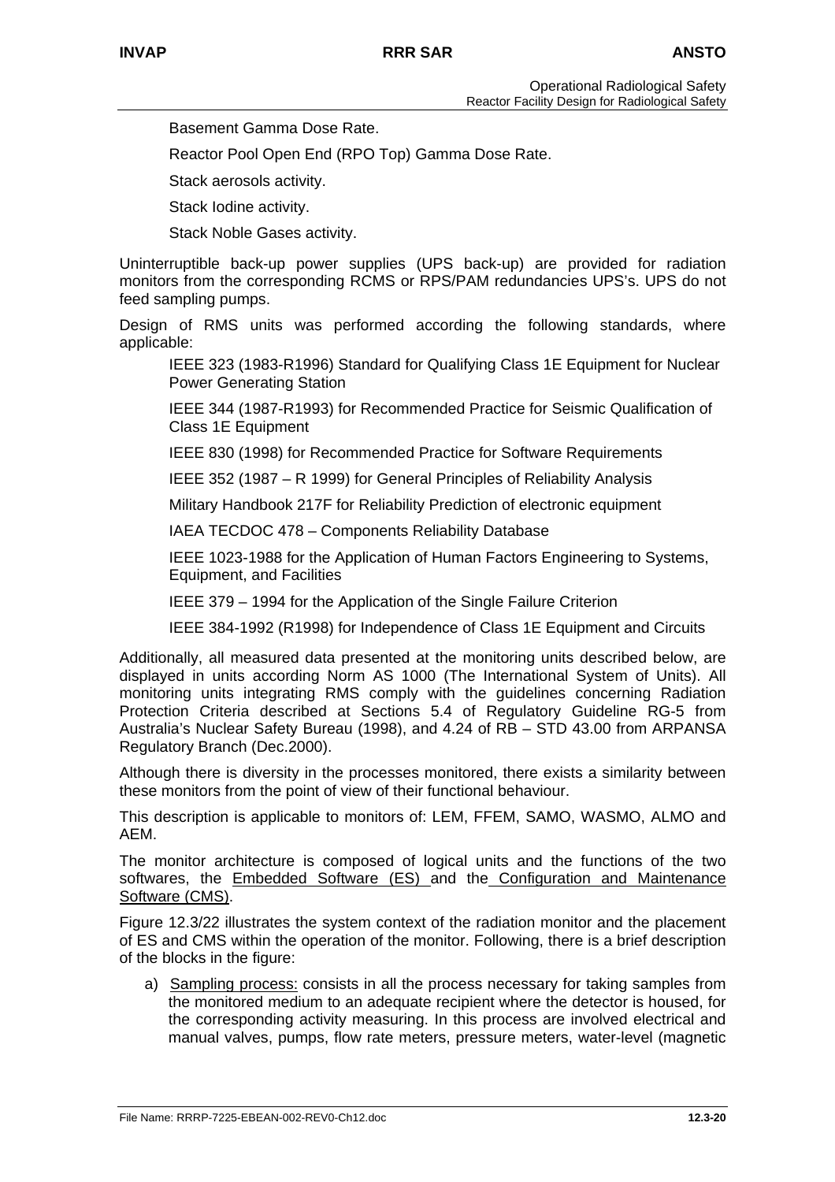Basement Gamma Dose Rate.

Reactor Pool Open End (RPO Top) Gamma Dose Rate.

Stack aerosols activity.

Stack Iodine activity.

Stack Noble Gases activity.

Uninterruptible back-up power supplies (UPS back-up) are provided for radiation monitors from the corresponding RCMS or RPS/PAM redundancies UPS's. UPS do not feed sampling pumps.

Design of RMS units was performed according the following standards, where applicable:

IEEE 323 (1983-R1996) Standard for Qualifying Class 1E Equipment for Nuclear Power Generating Station

IEEE 344 (1987-R1993) for Recommended Practice for Seismic Qualification of Class 1E Equipment

IEEE 830 (1998) for Recommended Practice for Software Requirements

IEEE 352 (1987 – R 1999) for General Principles of Reliability Analysis

Military Handbook 217F for Reliability Prediction of electronic equipment

IAEA TECDOC 478 – Components Reliability Database

IEEE 1023-1988 for the Application of Human Factors Engineering to Systems, Equipment, and Facilities

IEEE 379 – 1994 for the Application of the Single Failure Criterion

IEEE 384-1992 (R1998) for Independence of Class 1E Equipment and Circuits

Additionally, all measured data presented at the monitoring units described below, are displayed in units according Norm AS 1000 (The International System of Units). All monitoring units integrating RMS comply with the guidelines concerning Radiation Protection Criteria described at Sections 5.4 of Regulatory Guideline RG-5 from Australia's Nuclear Safety Bureau (1998), and 4.24 of RB – STD 43.00 from ARPANSA Regulatory Branch (Dec.2000).

Although there is diversity in the processes monitored, there exists a similarity between these monitors from the point of view of their functional behaviour.

This description is applicable to monitors of: LEM, FFEM, SAMO, WASMO, ALMO and AEM.

The monitor architecture is composed of logical units and the functions of the two softwares, the Embedded Software (ES) and the Configuration and Maintenance Software (CMS).

Figure 12.3/22 illustrates the system context of the radiation monitor and the placement of ES and CMS within the operation of the monitor. Following, there is a brief description of the blocks in the figure:

a) Sampling process: consists in all the process necessary for taking samples from the monitored medium to an adequate recipient where the detector is housed, for the corresponding activity measuring. In this process are involved electrical and manual valves, pumps, flow rate meters, pressure meters, water-level (magnetic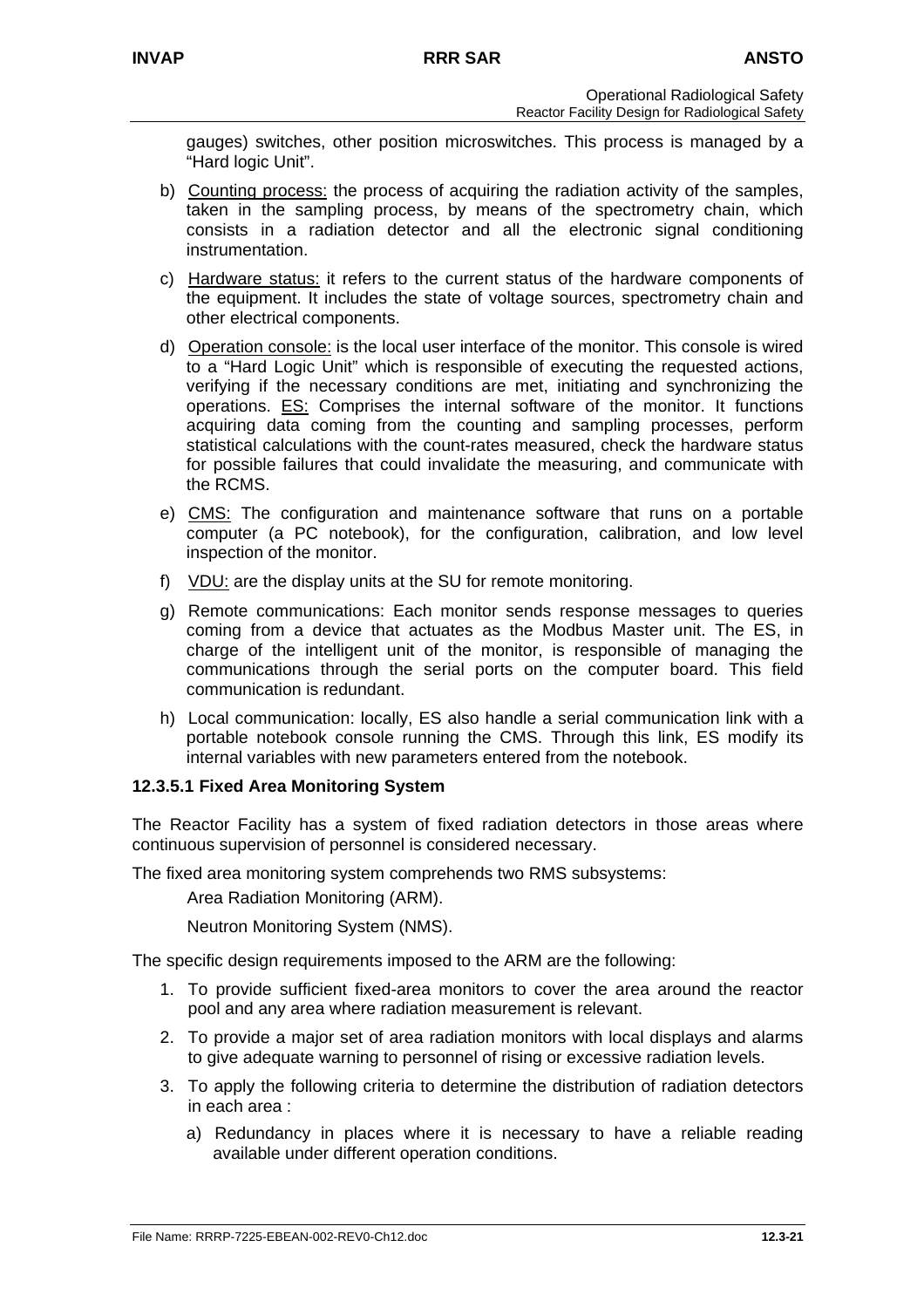gauges) switches, other position microswitches. This process is managed by a “Hard logic Unit”.

b) Counting process: the process of acquiring the radiation activity of the samples, taken in the sampling process, by means of the spectrometry chain, which consists in a radiation detector and all the electronic signal conditioning instrumentation.

c) Hardware status: it refers to the current status of the hardware components of the equipment. It includes the state of voltage sources, spectrometry chain and other electrical components.

d) Operation console: is the local user interface of the monitor. This console is wired to a “Hard Logic Unit” which is responsible of executing the requested actions, verifying if the necessary conditions are met, initiating and synchronizing the operations. ES: Comprises the internal software of the monitor. It functions acquiring data coming from the counting and sampling processes, perform statistical calculations with the count-rates measured, check the hardware status for possible failures that could invalidate the measuring, and communicate with the RCMS.

e) CMS: The configuration and maintenance software that runs on a portable computer (a PC notebook), for the configuration, calibration, and low level inspection of the monitor.

f) VDU: are the display units at the SU for remote monitoring.

g) Remote communications: Each monitor sends response messages to queries coming from a device that actuates as the Modbus Master unit. The ES, in charge of the intelligent unit of the monitor, is responsible of managing the communications through the serial ports on the computer board. This field communication is redundant.

h) Local communication: locally, ES also handle a serial communication link with a portable notebook console running the CMS. Through this link, ES modify its internal variables with new parameters entered from the notebook.

#### 12.3.5.1 Fixed Area Monitoring System

The Reactor Facility has a system of fixed radiation detectors in those areas where continuous supervision of personnel is considered necessary.

The fixed area monitoring system comprehends two RMS subsystems:

Area Radiation Monitoring (ARM).

Neutron Monitoring System (NMS).

The specific design requirements imposed to the ARM are the following:

1. To provide sufficient fixed-area monitors to cover the area around the reactor pool and any area where radiation measurement is relevant.
2. To provide a major set of area radiation monitors with local displays and alarms to give adequate warning to personnel of rising or excessive radiation levels.
3. To apply the following criteria to determine the distribution of radiation detectors in each area :
   a) Redundancy in places where it is necessary to have a reliable reading available under different operation conditions.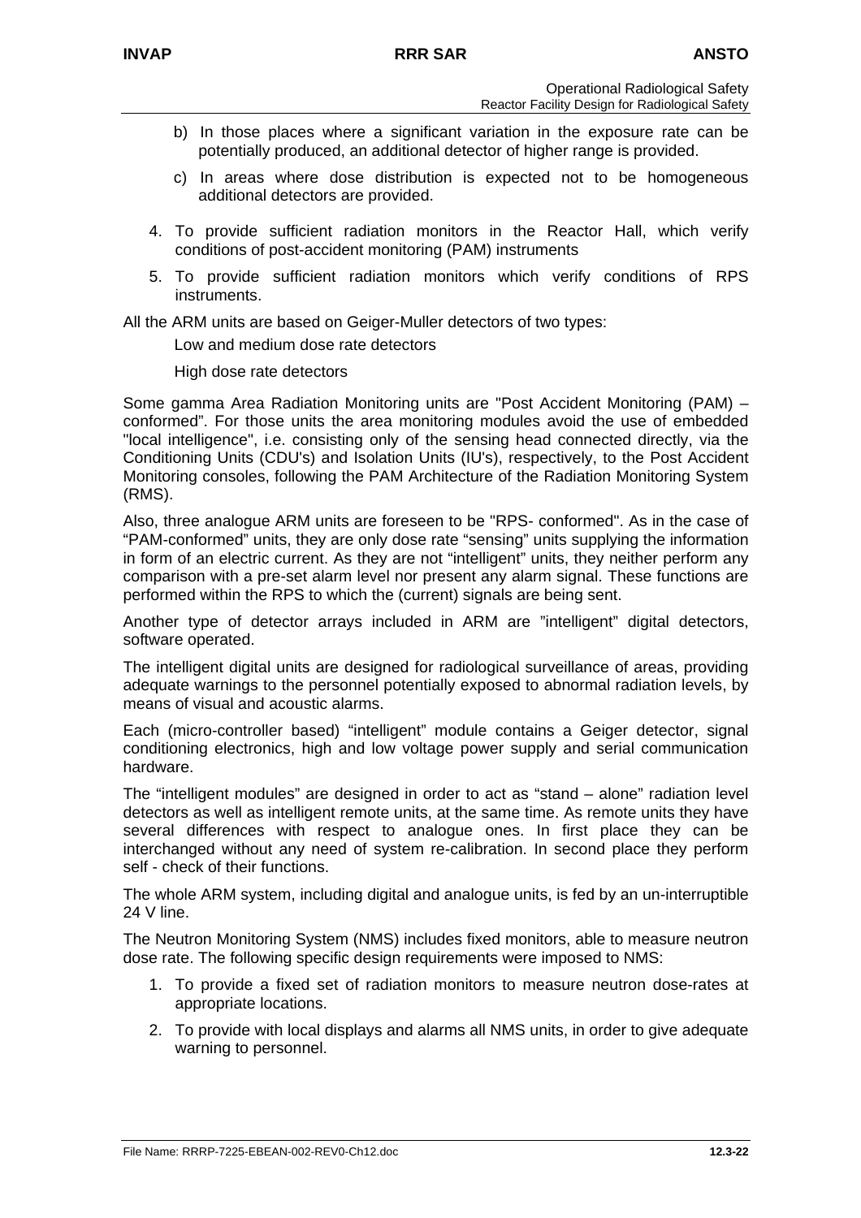b) In those places where a significant variation in the exposure rate can be potentially produced, an additional detector of higher range is provided.

c) In areas where dose distribution is expected not to be homogeneous additional detectors are provided.

4. To provide sufficient radiation monitors in the Reactor Hall, which verify conditions of post-accident monitoring (PAM) instruments

5. To provide sufficient radiation monitors which verify conditions of RPS instruments.

All the ARM units are based on Geiger-Muller detectors of two types:

Low and medium dose rate detectors

High dose rate detectors

Some gamma Area Radiation Monitoring units are "Post Accident Monitoring (PAM) – conformed". For those units the area monitoring modules avoid the use of embedded "local intelligence", i.e. consisting only of the sensing head connected directly, via the Conditioning Units (CDU's) and Isolation Units (IU's), respectively, to the Post Accident Monitoring consoles, following the PAM Architecture of the Radiation Monitoring System (RMS).

Also, three analogue ARM units are foreseen to be "RPS- conformed". As in the case of "PAM-conformed" units, they are only dose rate "sensing" units supplying the information in form of an electric current. As they are not "intelligent" units, they neither perform any comparison with a pre-set alarm level nor present any alarm signal. These functions are performed within the RPS to which the (current) signals are being sent.

Another type of detector arrays included in ARM are "intelligent" digital detectors, software operated.

The intelligent digital units are designed for radiological surveillance of areas, providing adequate warnings to the personnel potentially exposed to abnormal radiation levels, by means of visual and acoustic alarms.

Each (micro-controller based) "intelligent" module contains a Geiger detector, signal conditioning electronics, high and low voltage power supply and serial communication hardware.

The "intelligent modules" are designed in order to act as "stand – alone" radiation level detectors as well as intelligent remote units, at the same time. As remote units they have several differences with respect to analogue ones. In first place they can be interchanged without any need of system re-calibration. In second place they perform self - check of their functions.

The whole ARM system, including digital and analogue units, is fed by an un-interruptible 24 V line.

The Neutron Monitoring System (NMS) includes fixed monitors, able to measure neutron dose rate. The following specific design requirements were imposed to NMS:

1. To provide a fixed set of radiation monitors to measure neutron dose-rates at appropriate locations.

2. To provide with local displays and alarms all NMS units, in order to give adequate warning to personnel.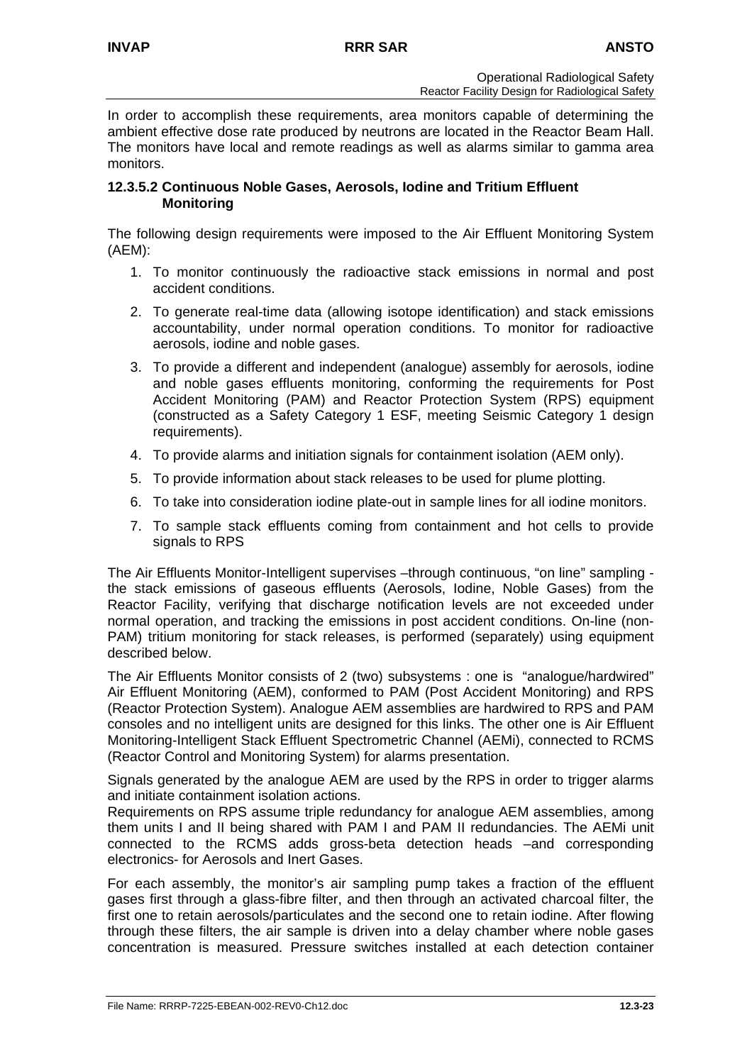In order to accomplish these requirements, area monitors capable of determining the ambient effective dose rate produced by neutrons are located in the Reactor Beam Hall. The monitors have local and remote readings as well as alarms similar to gamma area monitors.

#### 12.3.5.2 Continuous Noble Gases, Aerosols, Iodine and Tritium Effluent Monitoring

The following design requirements were imposed to the Air Effluent Monitoring System (AEM):

1. To monitor continuously the radioactive stack emissions in normal and post accident conditions.
2. To generate real-time data (allowing isotope identification) and stack emissions accountability, under normal operation conditions. To monitor for radioactive aerosols, iodine and noble gases.
3. To provide a different and independent (analogue) assembly for aerosols, iodine and noble gases effluents monitoring, conforming the requirements for Post Accident Monitoring (PAM) and Reactor Protection System (RPS) equipment (constructed as a Safety Category 1 ESF, meeting Seismic Category 1 design requirements).
4. To provide alarms and initiation signals for containment isolation (AEM only).
5. To provide information about stack releases to be used for plume plotting.
6. To take into consideration iodine plate-out in sample lines for all iodine monitors.
7. To sample stack effluents coming from containment and hot cells to provide signals to RPS

The Air Effluents Monitor-Intelligent supervises –through continuous, "on line" sampling - the stack emissions of gaseous effluents (Aerosols, Iodine, Noble Gases) from the Reactor Facility, verifying that discharge notification levels are not exceeded under normal operation, and tracking the emissions in post accident conditions. On-line (non-PAM) tritium monitoring for stack releases, is performed (separately) using equipment described below.

The Air Effluents Monitor consists of 2 (two) subsystems : one is "analogue/hardwired" Air Effluent Monitoring (AEM), conformed to PAM (Post Accident Monitoring) and RPS (Reactor Protection System). Analogue AEM assemblies are hardwired to RPS and PAM consoles and no intelligent units are designed for this links. The other one is Air Effluent Monitoring-Intelligent Stack Effluent Spectrometric Channel (AEMi), connected to RCMS (Reactor Control and Monitoring System) for alarms presentation.

Signals generated by the analogue AEM are used by the RPS in order to trigger alarms and initiate containment isolation actions.
Requirements on RPS assume triple redundancy for analogue AEM assemblies, among them units I and II being shared with PAM I and PAM II redundancies. The AEMi unit connected to the RCMS adds gross-beta detection heads –and corresponding electronics- for Aerosols and Inert Gases.

For each assembly, the monitor's air sampling pump takes a fraction of the effluent gases first through a glass-fibre filter, and then through an activated charcoal filter, the first one to retain aerosols/particulates and the second one to retain iodine. After flowing through these filters, the air sample is driven into a delay chamber where noble gases concentration is measured. Pressure switches installed at each detection container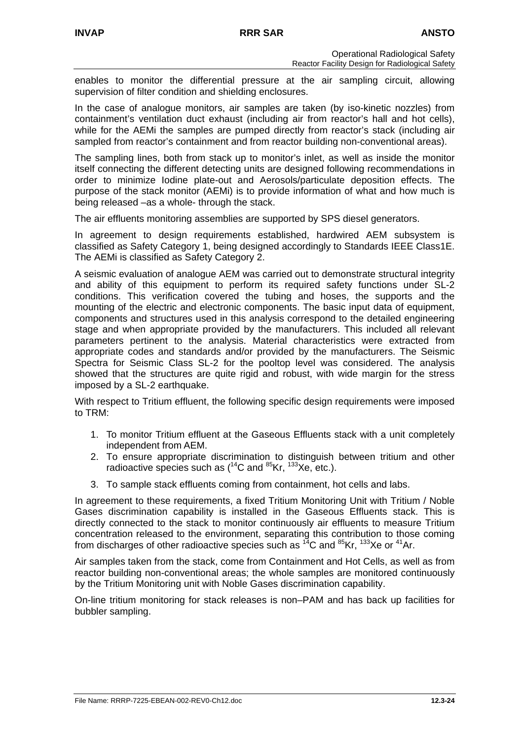enables to monitor the differential pressure at the air sampling circuit, allowing supervision of filter condition and shielding enclosures.

In the case of analogue monitors, air samples are taken (by iso-kinetic nozzles) from containment's ventilation duct exhaust (including air from reactor's hall and hot cells), while for the AEMi the samples are pumped directly from reactor's stack (including air sampled from reactor's containment and from reactor building non-conventional areas).

The sampling lines, both from stack up to monitor's inlet, as well as inside the monitor itself connecting the different detecting units are designed following recommendations in order to minimize Iodine plate-out and Aerosols/particulate deposition effects. The purpose of the stack monitor (AEMi) is to provide information of what and how much is being released –as a whole- through the stack.

The air effluents monitoring assemblies are supported by SPS diesel generators.

In agreement to design requirements established, hardwired AEM subsystem is classified as Safety Category 1, being designed accordingly to Standards IEEE Class1E. The AEMi is classified as Safety Category 2.

A seismic evaluation of analogue AEM was carried out to demonstrate structural integrity and ability of this equipment to perform its required safety functions under SL-2 conditions. This verification covered the tubing and hoses, the supports and the mounting of the electric and electronic components. The basic input data of equipment, components and structures used in this analysis correspond to the detailed engineering stage and when appropriate provided by the manufacturers. This included all relevant parameters pertinent to the analysis. Material characteristics were extracted from appropriate codes and standards and/or provided by the manufacturers. The Seismic Spectra for Seismic Class SL-2 for the pooltop level was considered. The analysis showed that the structures are quite rigid and robust, with wide margin for the stress imposed by a SL-2 earthquake.

With respect to Tritium effluent, the following specific design requirements were imposed to TRM:

1. To monitor Tritium effluent at the Gaseous Effluents stack with a unit completely independent from AEM.
2. To ensure appropriate discrimination to distinguish between tritium and other radioactive species such as ($^{14}$C and $^{85}$Kr, $^{133}$Xe, etc.).
3. To sample stack effluents coming from containment, hot cells and labs.

In agreement to these requirements, a fixed Tritium Monitoring Unit with Tritium / Noble Gases discrimination capability is installed in the Gaseous Effluents stack. This is directly connected to the stack to monitor continuously air effluents to measure Tritium concentration released to the environment, separating this contribution to those coming from discharges of other radioactive species such as $^{14}$C and $^{85}$Kr, $^{133}$Xe or $^{41}$Ar.

Air samples taken from the stack, come from Containment and Hot Cells, as well as from reactor building non-conventional areas; the whole samples are monitored continuously by the Tritium Monitoring unit with Noble Gases discrimination capability.

On-line tritium monitoring for stack releases is non–PAM and has back up facilities for bubbler sampling.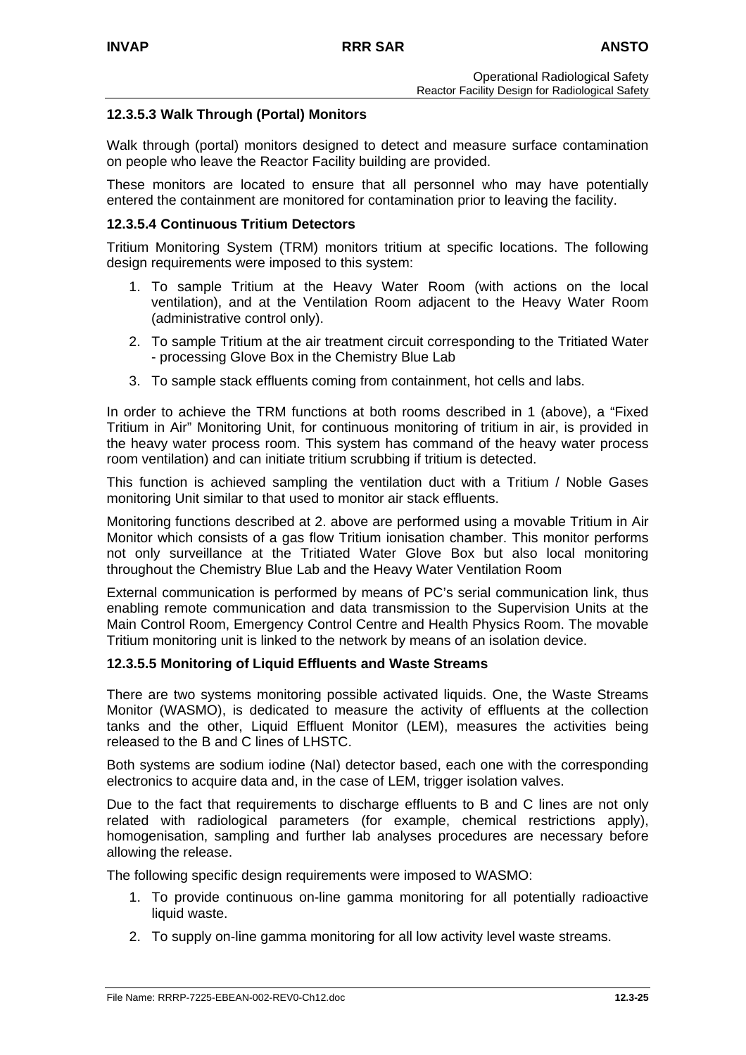### 12.3.5.3 Walk Through (Portal) Monitors

Walk through (portal) monitors designed to detect and measure surface contamination on people who leave the Reactor Facility building are provided.

These monitors are located to ensure that all personnel who may have potentially entered the containment are monitored for contamination prior to leaving the facility.

### 12.3.5.4 Continuous Tritium Detectors

Tritium Monitoring System (TRM) monitors tritium at specific locations. The following design requirements were imposed to this system:

1. To sample Tritium at the Heavy Water Room (with actions on the local ventilation), and at the Ventilation Room adjacent to the Heavy Water Room (administrative control only).
2. To sample Tritium at the air treatment circuit corresponding to the Tritiated Water - processing Glove Box in the Chemistry Blue Lab
3. To sample stack effluents coming from containment, hot cells and labs.

In order to achieve the TRM functions at both rooms described in 1 (above), a "Fixed Tritium in Air" Monitoring Unit, for continuous monitoring of tritium in air, is provided in the heavy water process room. This system has command of the heavy water process room ventilation) and can initiate tritium scrubbing if tritium is detected.

This function is achieved sampling the ventilation duct with a Tritium / Noble Gases monitoring Unit similar to that used to monitor air stack effluents.

Monitoring functions described at 2. above are performed using a movable Tritium in Air Monitor which consists of a gas flow Tritium ionisation chamber. This monitor performs not only surveillance at the Tritiated Water Glove Box but also local monitoring throughout the Chemistry Blue Lab and the Heavy Water Ventilation Room

External communication is performed by means of PC's serial communication link, thus enabling remote communication and data transmission to the Supervision Units at the Main Control Room, Emergency Control Centre and Health Physics Room. The movable Tritium monitoring unit is linked to the network by means of an isolation device.

### 12.3.5.5 Monitoring of Liquid Effluents and Waste Streams

There are two systems monitoring possible activated liquids. One, the Waste Streams Monitor (WASMO), is dedicated to measure the activity of effluents at the collection tanks and the other, Liquid Effluent Monitor (LEM), measures the activities being released to the B and C lines of LHSTC.

Both systems are sodium iodine (NaI) detector based, each one with the corresponding electronics to acquire data and, in the case of LEM, trigger isolation valves.

Due to the fact that requirements to discharge effluents to B and C lines are not only related with radiological parameters (for example, chemical restrictions apply), homogenisation, sampling and further lab analyses procedures are necessary before allowing the release.

The following specific design requirements were imposed to WASMO:

1. To provide continuous on-line gamma monitoring for all potentially radioactive liquid waste.
2. To supply on-line gamma monitoring for all low activity level waste streams.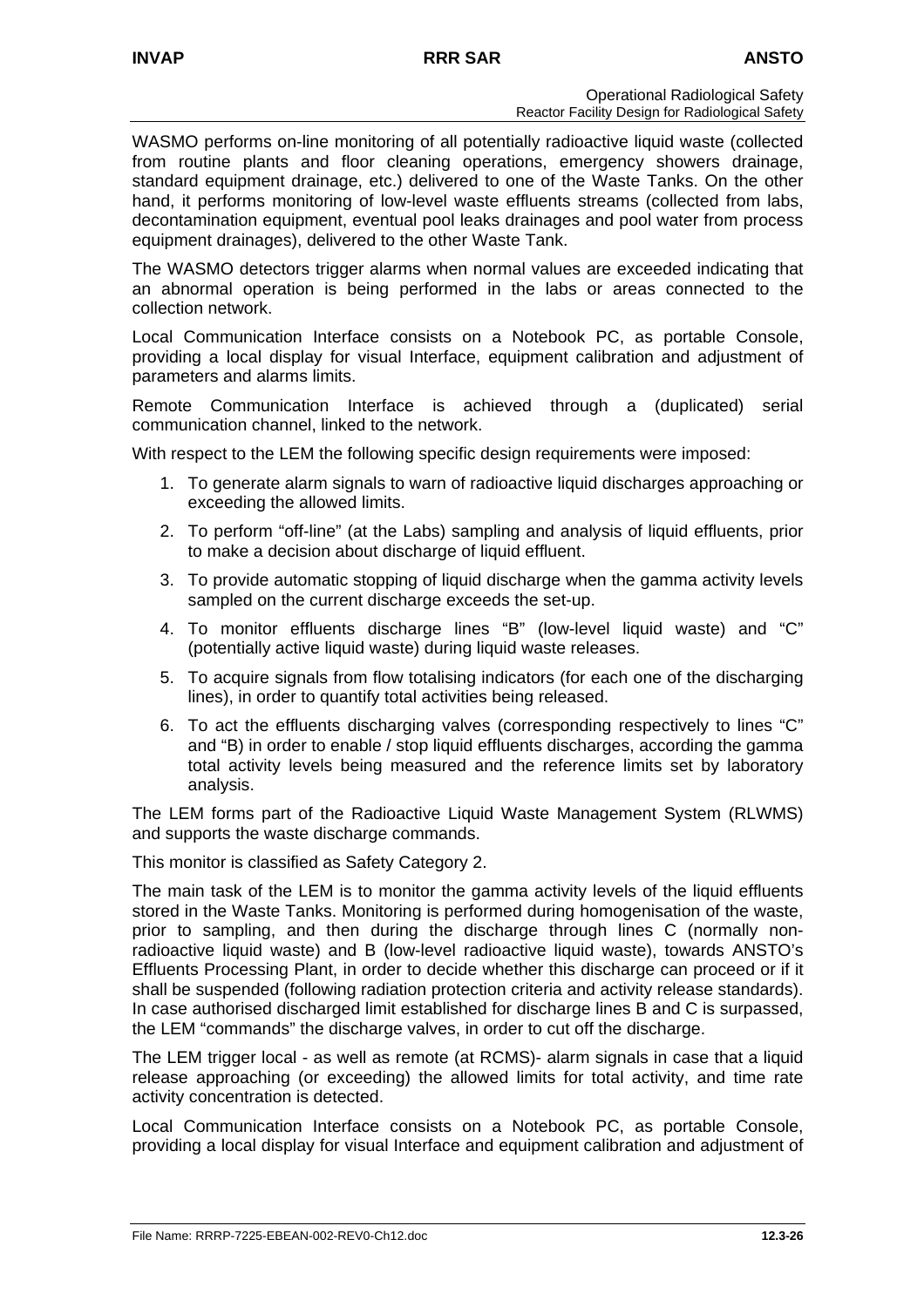WASMO performs on-line monitoring of all potentially radioactive liquid waste (collected from routine plants and floor cleaning operations, emergency showers drainage, standard equipment drainage, etc.) delivered to one of the Waste Tanks. On the other hand, it performs monitoring of low-level waste effluents streams (collected from labs, decontamination equipment, eventual pool leaks drainages and pool water from process equipment drainages), delivered to the other Waste Tank.

The WASMO detectors trigger alarms when normal values are exceeded indicating that an abnormal operation is being performed in the labs or areas connected to the collection network.

Local Communication Interface consists on a Notebook PC, as portable Console, providing a local display for visual Interface, equipment calibration and adjustment of parameters and alarms limits.

Remote Communication Interface is achieved through a (duplicated) serial communication channel, linked to the network.

With respect to the LEM the following specific design requirements were imposed:

1. To generate alarm signals to warn of radioactive liquid discharges approaching or exceeding the allowed limits.
2. To perform "off-line" (at the Labs) sampling and analysis of liquid effluents, prior to make a decision about discharge of liquid effluent.
3. To provide automatic stopping of liquid discharge when the gamma activity levels sampled on the current discharge exceeds the set-up.
4. To monitor effluents discharge lines "B" (low-level liquid waste) and "C" (potentially active liquid waste) during liquid waste releases.
5. To acquire signals from flow totalising indicators (for each one of the discharging lines), in order to quantify total activities being released.
6. To act the effluents discharging valves (corresponding respectively to lines "C" and "B) in order to enable / stop liquid effluents discharges, according the gamma total activity levels being measured and the reference limits set by laboratory analysis.

The LEM forms part of the Radioactive Liquid Waste Management System (RLWMS) and supports the waste discharge commands.

This monitor is classified as Safety Category 2.

The main task of the LEM is to monitor the gamma activity levels of the liquid effluents stored in the Waste Tanks. Monitoring is performed during homogenisation of the waste, prior to sampling, and then during the discharge through lines C (normally non-radioactive liquid waste) and B (low-level radioactive liquid waste), towards ANSTO's Effluents Processing Plant, in order to decide whether this discharge can proceed or if it shall be suspended (following radiation protection criteria and activity release standards). In case authorised discharged limit established for discharge lines B and C is surpassed, the LEM "commands" the discharge valves, in order to cut off the discharge.

The LEM trigger local - as well as remote (at RCMS)- alarm signals in case that a liquid release approaching (or exceeding) the allowed limits for total activity, and time rate activity concentration is detected.

Local Communication Interface consists on a Notebook PC, as portable Console, providing a local display for visual Interface and equipment calibration and adjustment of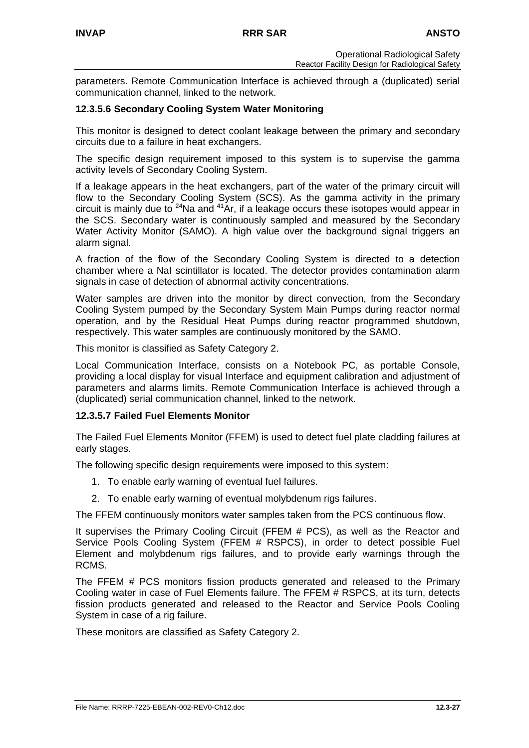parameters. Remote Communication Interface is achieved through a (duplicated) serial communication channel, linked to the network.

#### 12.3.5.6 Secondary Cooling System Water Monitoring

This monitor is designed to detect coolant leakage between the primary and secondary circuits due to a failure in heat exchangers.

The specific design requirement imposed to this system is to supervise the gamma activity levels of Secondary Cooling System.

If a leakage appears in the heat exchangers, part of the water of the primary circuit will flow to the Secondary Cooling System (SCS). As the gamma activity in the primary circuit is mainly due to $^{24}$Na and $^{41}$Ar, if a leakage occurs these isotopes would appear in the SCS. Secondary water is continuously sampled and measured by the Secondary Water Activity Monitor (SAMO). A high value over the background signal triggers an alarm signal.

A fraction of the flow of the Secondary Cooling System is directed to a detection chamber where a NaI scintillator is located. The detector provides contamination alarm signals in case of detection of abnormal activity concentrations.

Water samples are driven into the monitor by direct convection, from the Secondary Cooling System pumped by the Secondary System Main Pumps during reactor normal operation, and by the Residual Heat Pumps during reactor programmed shutdown, respectively. This water samples are continuously monitored by the SAMO.

This monitor is classified as Safety Category 2.

Local Communication Interface, consists on a Notebook PC, as portable Console, providing a local display for visual Interface and equipment calibration and adjustment of parameters and alarms limits. Remote Communication Interface is achieved through a (duplicated) serial communication channel, linked to the network.

#### 12.3.5.7 Failed Fuel Elements Monitor

The Failed Fuel Elements Monitor (FFEM) is used to detect fuel plate cladding failures at early stages.

The following specific design requirements were imposed to this system:

1. To enable early warning of eventual fuel failures.
2. To enable early warning of eventual molybdenum rigs failures.

The FFEM continuously monitors water samples taken from the PCS continuous flow.

It supervises the Primary Cooling Circuit (FFEM # PCS), as well as the Reactor and Service Pools Cooling System (FFEM # RSPCS), in order to detect possible Fuel Element and molybdenum rigs failures, and to provide early warnings through the RCMS.

The FFEM # PCS monitors fission products generated and released to the Primary Cooling water in case of Fuel Elements failure. The FFEM # RSPCS, at its turn, detects fission products generated and released to the Reactor and Service Pools Cooling System in case of a rig failure.

These monitors are classified as Safety Category 2.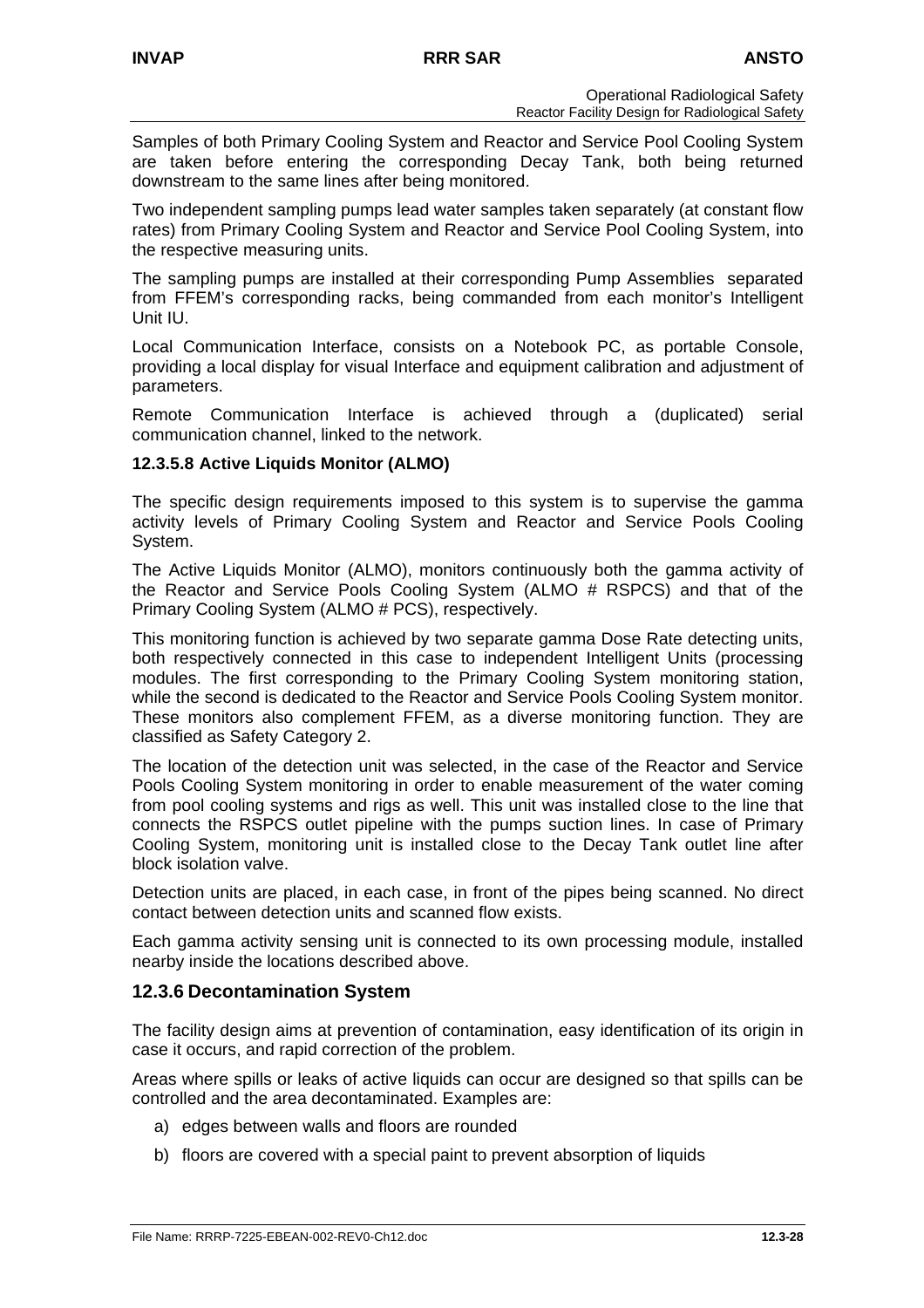Samples of both Primary Cooling System and Reactor and Service Pool Cooling System are taken before entering the corresponding Decay Tank, both being returned downstream to the same lines after being monitored.

Two independent sampling pumps lead water samples taken separately (at constant flow rates) from Primary Cooling System and Reactor and Service Pool Cooling System, into the respective measuring units.

The sampling pumps are installed at their corresponding Pump Assemblies separated from FFEM's corresponding racks, being commanded from each monitor's Intelligent Unit IU.

Local Communication Interface, consists on a Notebook PC, as portable Console, providing a local display for visual Interface and equipment calibration and adjustment of parameters.

Remote Communication Interface is achieved through a (duplicated) serial communication channel, linked to the network.

#### 12.3.5.8 Active Liquids Monitor (ALMO)

The specific design requirements imposed to this system is to supervise the gamma activity levels of Primary Cooling System and Reactor and Service Pools Cooling System.

The Active Liquids Monitor (ALMO), monitors continuously both the gamma activity of the Reactor and Service Pools Cooling System (ALMO # RSPCS) and that of the Primary Cooling System (ALMO # PCS), respectively.

This monitoring function is achieved by two separate gamma Dose Rate detecting units, both respectively connected in this case to independent Intelligent Units (processing modules. The first corresponding to the Primary Cooling System monitoring station, while the second is dedicated to the Reactor and Service Pools Cooling System monitor. These monitors also complement FFEM, as a diverse monitoring function. They are classified as Safety Category 2.

The location of the detection unit was selected, in the case of the Reactor and Service Pools Cooling System monitoring in order to enable measurement of the water coming from pool cooling systems and rigs as well. This unit was installed close to the line that connects the RSPCS outlet pipeline with the pumps suction lines. In case of Primary Cooling System, monitoring unit is installed close to the Decay Tank outlet line after block isolation valve.

Detection units are placed, in each case, in front of the pipes being scanned. No direct contact between detection units and scanned flow exists.

Each gamma activity sensing unit is connected to its own processing module, installed nearby inside the locations described above.

### 12.3.6 Decontamination System

The facility design aims at prevention of contamination, easy identification of its origin in case it occurs, and rapid correction of the problem.

Areas where spills or leaks of active liquids can occur are designed so that spills can be controlled and the area decontaminated. Examples are:

a) edges between walls and floors are rounded

b) floors are covered with a special paint to prevent absorption of liquids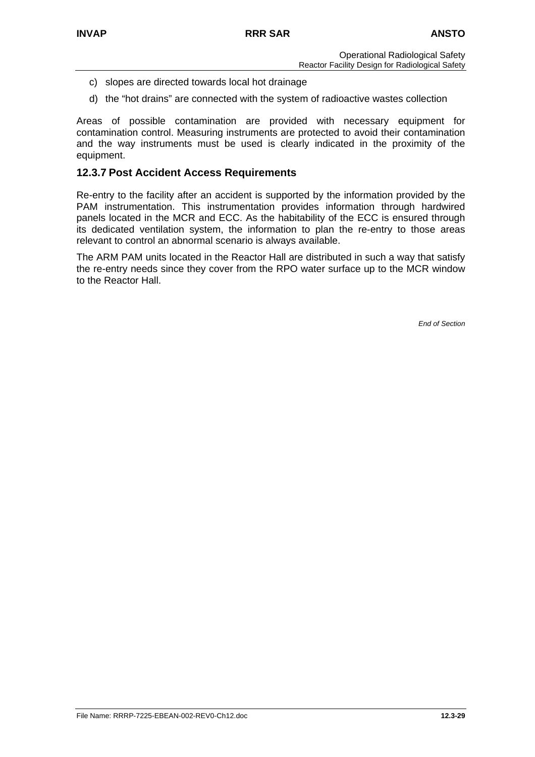c) slopes are directed towards local hot drainage

d) the “hot drains” are connected with the system of radioactive wastes collection

Areas of possible contamination are provided with necessary equipment for contamination control. Measuring instruments are protected to avoid their contamination and the way instruments must be used is clearly indicated in the proximity of the equipment.

### 12.3.7 Post Accident Access Requirements

Re-entry to the facility after an accident is supported by the information provided by the PAM instrumentation. This instrumentation provides information through hardwired panels located in the MCR and ECC. As the habitability of the ECC is ensured through its dedicated ventilation system, the information to plan the re-entry to those areas relevant to control an abnormal scenario is always available.

The ARM PAM units located in the Reactor Hall are distributed in such a way that satisfy the re-entry needs since they cover from the RPO water surface up to the MCR window to the Reactor Hall.

*End of Section*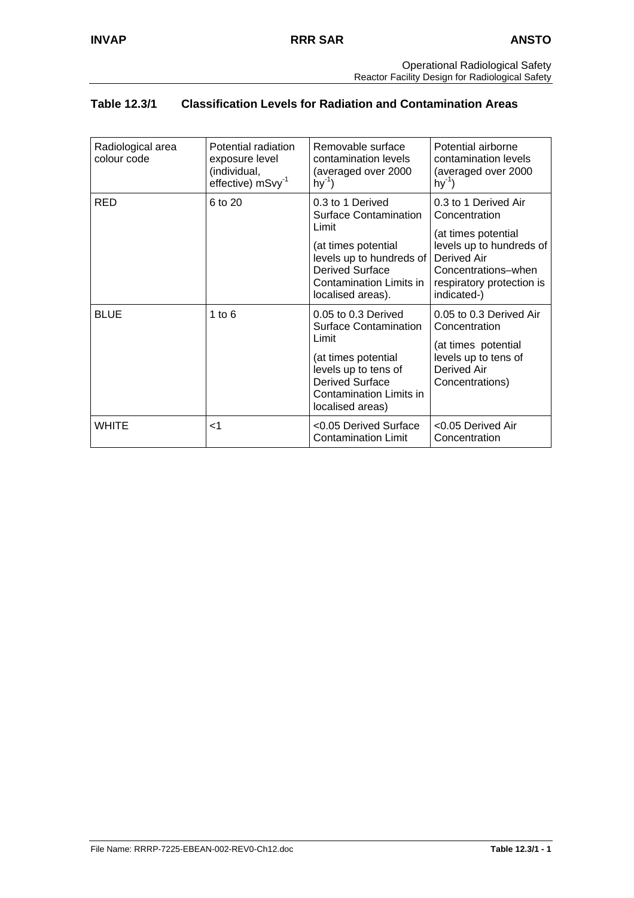### Table 12.3/1 Classification Levels for Radiation and Contamination Areas

| Radiological area colour code | Potential radiation exposure level (individual, effective) $mSvy^{-1}$ | Removable surface contamination levels (averaged over 2000 $hy^{-1}$) | Potential airborne contamination levels (averaged over 2000 $hy^{-1}$) |
|---|---|---|---|
| RED | 6 to 20 | 0.3 to 1 Derived Surface Contamination Limit<br><br>(at times potential levels up to hundreds of Derived Surface Contamination Limits in localised areas). | 0.3 to 1 Derived Air Concentration<br><br>(at times potential levels up to hundreds of Derived Air Concentrations–when respiratory protection is indicated-) |
| BLUE | 1 to 6 | 0.05 to 0.3 Derived Surface Contamination Limit<br><br>(at times potential levels up to tens of Derived Surface Contamination Limits in localised areas) | 0.05 to 0.3 Derived Air Concentration<br><br>(at times potential levels up to tens of Derived Air Concentrations) |
| WHITE | <1 | <0.05 Derived Surface Contamination Limit | <0.05 Derived Air Concentration |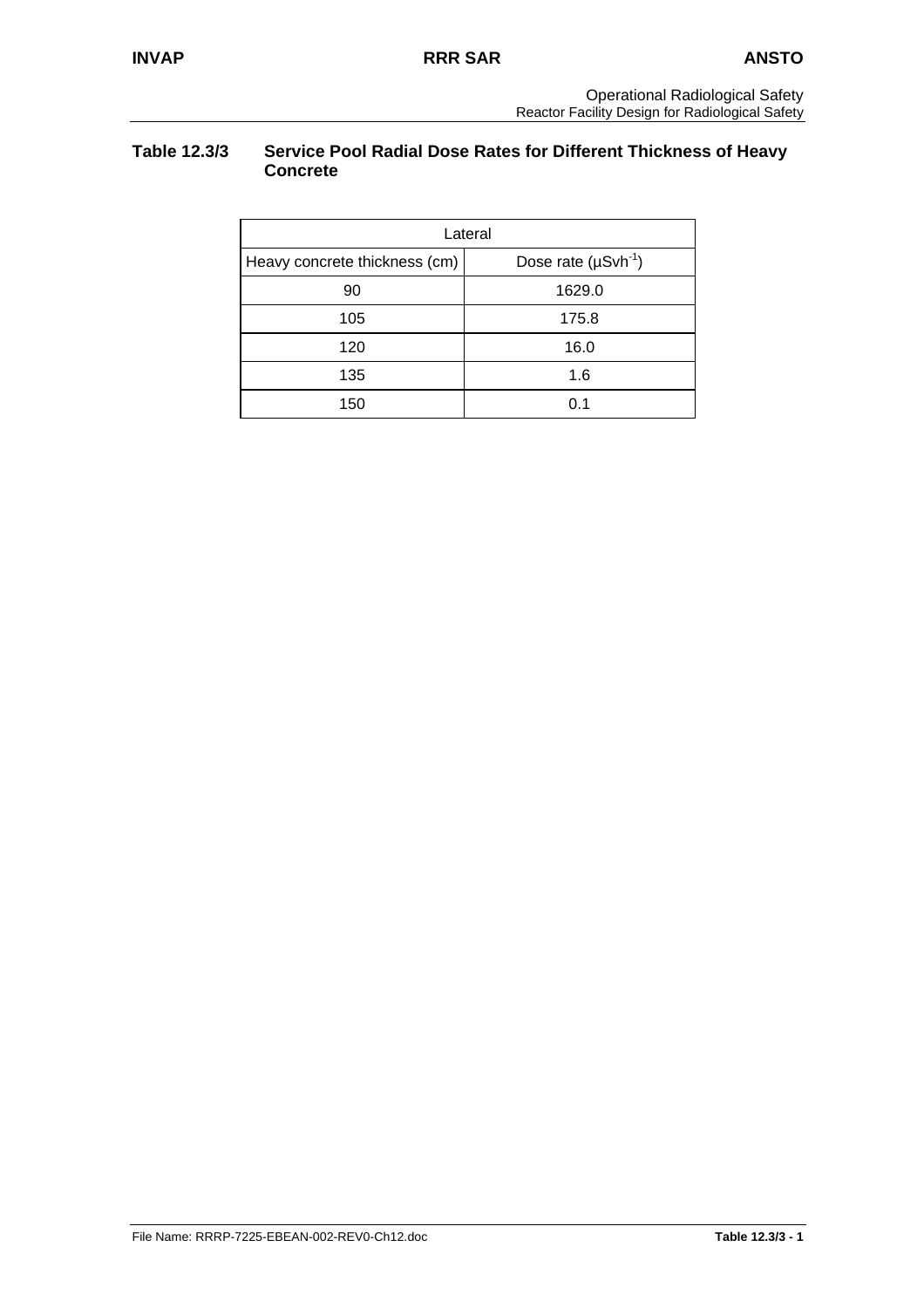**Table 12.3/3 Service Pool Radial Dose Rates for Different Thickness of Heavy Concrete**

| Lateral | |
|---|---|
| Heavy concrete thickness (cm) | Dose rate ($\mu Svh^{-1}$) |
| 90 | 1629.0 |
| 105 | 175.8 |
| 120 | 16.0 |
| 135 | 1.6 |
| 150 | 0.1 |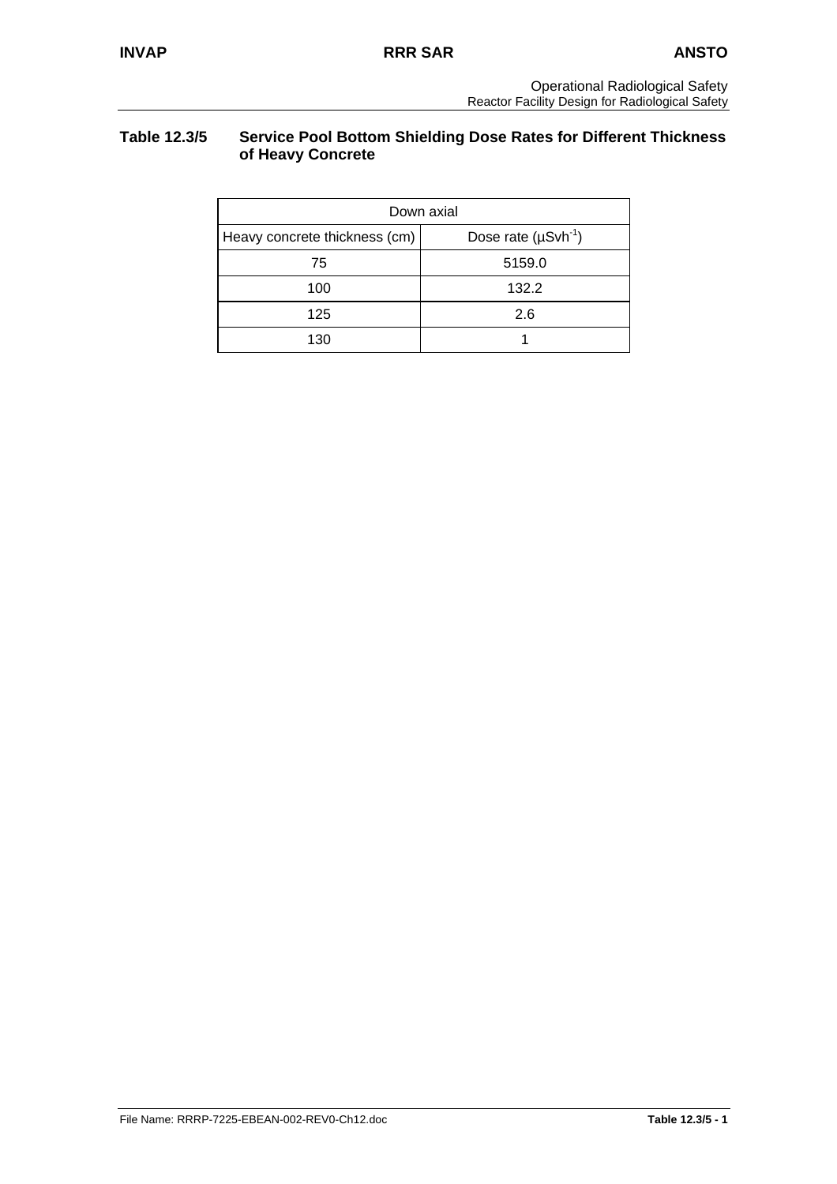**Table 12.3/5 Service Pool Bottom Shielding Dose Rates for Different Thickness of Heavy Concrete**

| Down axial | |
|---|---|
| Heavy concrete thickness (cm) | Dose rate ($\mu Svh^{-1}$) |
| 75 | 5159.0 |
| 100 | 132.2 |
| 125 | 2.6 |
| 130 | 1 |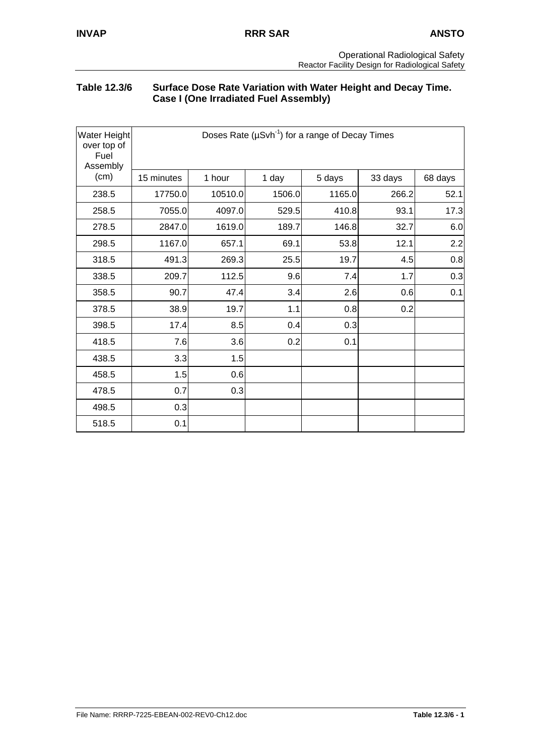**Table 12.3/6 Surface Dose Rate Variation with Water Height and Decay Time. Case I (One Irradiated Fuel Assembly)**

| Water Height over top of Fuel Assembly (cm) | Doses Rate ($\mu Svh^{-1}$) for a range of Decay Times | | | | | |
|---|---|---|---|---|---|---|
| | 15 minutes | 1 hour | 1 day | 5 days | 33 days | 68 days |
| 238.5 | 17750.0 | 10510.0 | 1506.0 | 1165.0 | 266.2 | 52.1 |
| 258.5 | 7055.0 | 4097.0 | 529.5 | 410.8 | 93.1 | 17.3 |
| 278.5 | 2847.0 | 1619.0 | 189.7 | 146.8 | 32.7 | 6.0 |
| 298.5 | 1167.0 | 657.1 | 69.1 | 53.8 | 12.1 | 2.2 |
| 318.5 | 491.3 | 269.3 | 25.5 | 19.7 | 4.5 | 0.8 |
| 338.5 | 209.7 | 112.5 | 9.6 | 7.4 | 1.7 | 0.3 |
| 358.5 | 90.7 | 47.4 | 3.4 | 2.6 | 0.6 | 0.1 |
| 378.5 | 38.9 | 19.7 | 1.1 | 0.8 | 0.2 | |
| 398.5 | 17.4 | 8.5 | 0.4 | 0.3 | | |
| 418.5 | 7.6 | 3.6 | 0.2 | 0.1 | | |
| 438.5 | 3.3 | 1.5 | | | | |
| 458.5 | 1.5 | 0.6 | | | | |
| 478.5 | 0.7 | 0.3 | | | | |
| 498.5 | 0.3 | | | | | |
| 518.5 | 0.1 | | | | | |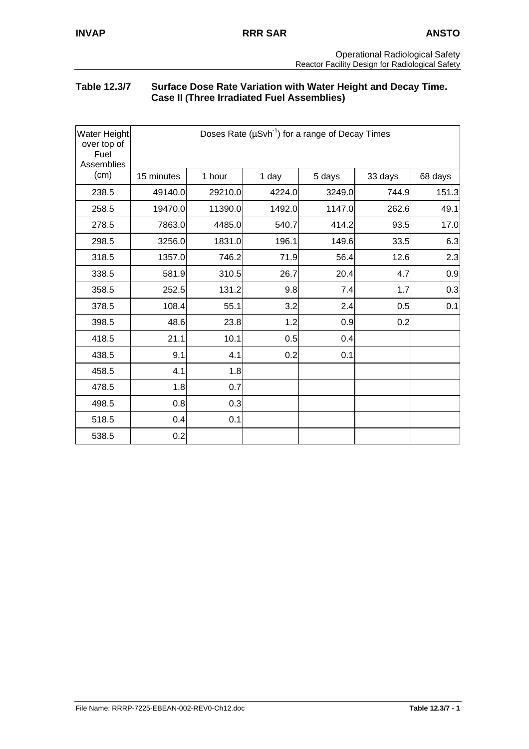## Table 12.3/7 Surface Dose Rate Variation with Water Height and Decay Time. Case II (Three Irradiated Fuel Assemblies)

| Water Height over top of Fuel Assemblies | Doses Rate ($\mu Svh^{-1}$) for a range of Decay Times | | | | | |
|---|---|---|---|---|---|---|
| (cm) | 15 minutes | 1 hour | 1 day | 5 days | 33 days | 68 days |
| 238.5 | 49140.0 | 29210.0 | 4224.0 | 3249.0 | 744.9 | 151.3 |
| 258.5 | 19470.0 | 11390.0 | 1492.0 | 1147.0 | 262.6 | 49.1 |
| 278.5 | 7863.0 | 4485.0 | 540.7 | 414.2 | 93.5 | 17.0 |
| 298.5 | 3256.0 | 1831.0 | 196.1 | 149.6 | 33.5 | 6.3 |
| 318.5 | 1357.0 | 746.2 | 71.9 | 56.4 | 12.6 | 2.3 |
| 338.5 | 581.9 | 310.5 | 26.7 | 20.4 | 4.7 | 0.9 |
| 358.5 | 252.5 | 131.2 | 9.8 | 7.4 | 1.7 | 0.3 |
| 378.5 | 108.4 | 55.1 | 3.2 | 2.4 | 0.5 | 0.1 |
| 398.5 | 48.6 | 23.8 | 1.2 | 0.9 | 0.2 | |
| 418.5 | 21.1 | 10.1 | 0.5 | 0.4 | | |
| 438.5 | 9.1 | 4.1 | 0.2 | 0.1 | | |
| 458.5 | 4.1 | 1.8 | | | | |
| 478.5 | 1.8 | 0.7 | | | | |
| 498.5 | 0.8 | 0.3 | | | | |
| 518.5 | 0.4 | 0.1 | | | | |
| 538.5 | 0.2 | | | | | |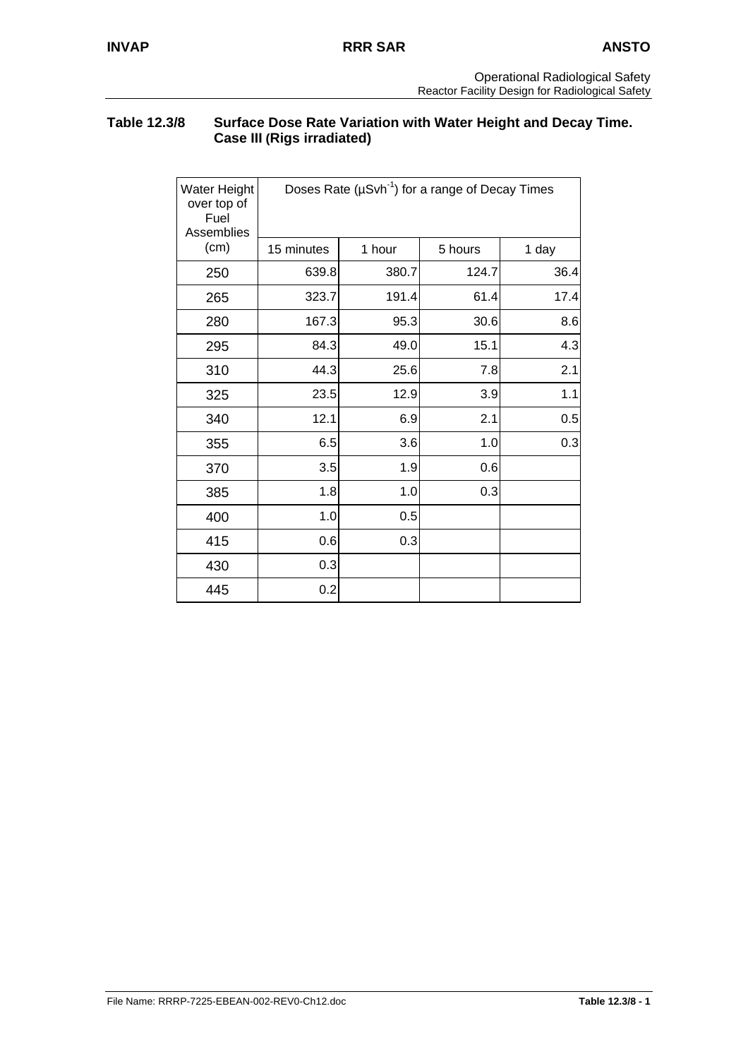**Table 12.3/8 Surface Dose Rate Variation with Water Height and Decay Time. Case III (Rigs irradiated)**

| Water Height over top of Fuel Assemblies (cm) | Doses Rate ($\mu Svh^{-1}$) for a range of Decay Times | | | |
|---|---|---|---|---|
| | 15 minutes | 1 hour | 5 hours | 1 day |
| 250 | 639.8 | 380.7 | 124.7 | 36.4 |
| 265 | 323.7 | 191.4 | 61.4 | 17.4 |
| 280 | 167.3 | 95.3 | 30.6 | 8.6 |
| 295 | 84.3 | 49.0 | 15.1 | 4.3 |
| 310 | 44.3 | 25.6 | 7.8 | 2.1 |
| 325 | 23.5 | 12.9 | 3.9 | 1.1 |
| 340 | 12.1 | 6.9 | 2.1 | 0.5 |
| 355 | 6.5 | 3.6 | 1.0 | 0.3 |
| 370 | 3.5 | 1.9 | 0.6 | |
| 385 | 1.8 | 1.0 | 0.3 | |
| 400 | 1.0 | 0.5 | | |
| 415 | 0.6 | 0.3 | | |
| 430 | 0.3 | | | |
| 445 | 0.2 | | | |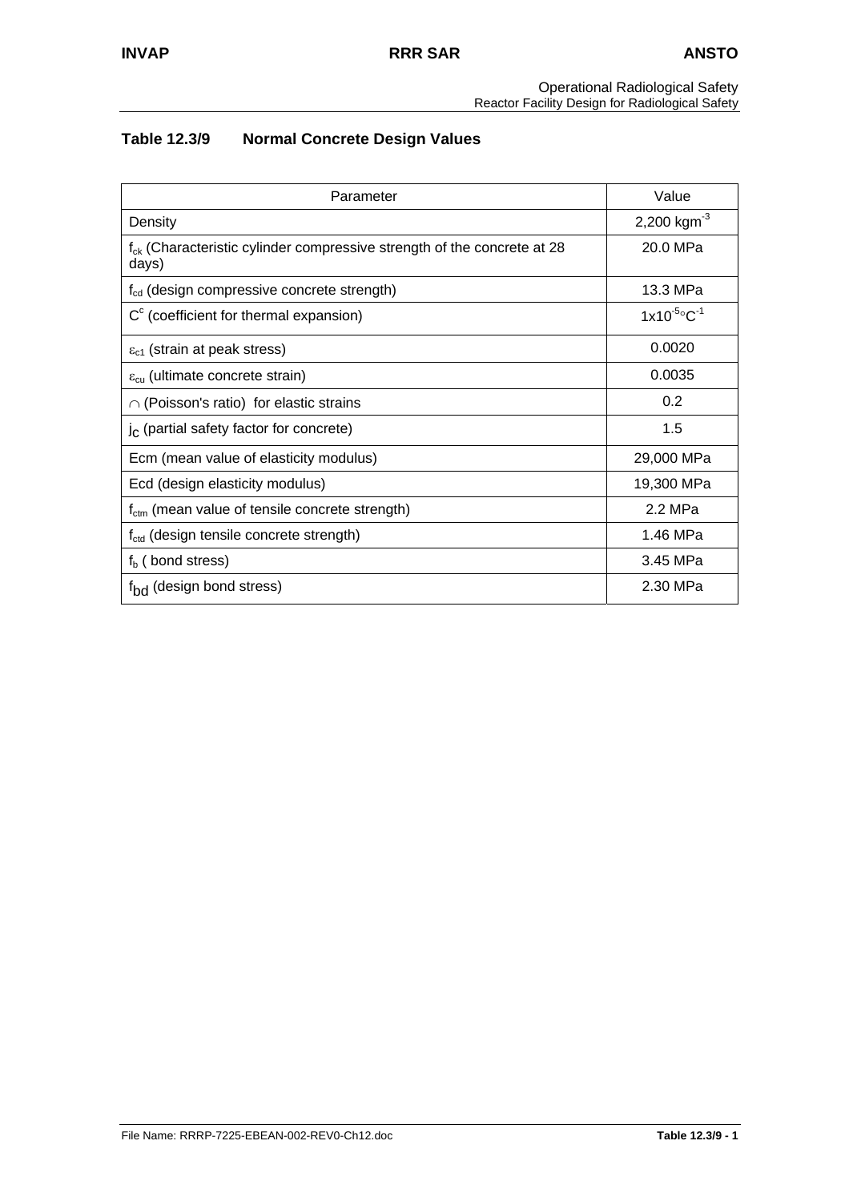## Table 12.3/9 Normal Concrete Design Values

| Parameter | Value |
|---|---|
| Density | 2,200 $kgm^{-3}$ |
| $f_{ck}$ (Characteristic cylinder compressive strength of the concrete at 28 days) | 20.0 MPa |
| $f_{cd}$ (design compressive concrete strength) | 13.3 MPa |
| $C^c$ (coefficient for thermal expansion) | $1x10^{-5}$°$C^{-1}$ |
| $\varepsilon_{c1}$ (strain at peak stress) | 0.0020 |
| $\varepsilon_{cu}$ (ultimate concrete strain) | 0.0035 |
| ∩ (Poisson's ratio) for elastic strains | 0.2 |
| $j_c$ (partial safety factor for concrete) | 1.5 |
| Ecm (mean value of elasticity modulus) | 29,000 MPa |
| Ecd (design elasticity modulus) | 19,300 MPa |
| $f_{ctm}$ (mean value of tensile concrete strength) | 2.2 MPa |
| $f_{ctd}$ (design tensile concrete strength) | 1.46 MPa |
| $f_b$ ( bond stress) | 3.45 MPa |
| $f_{bd}$ (design bond stress) | 2.30 MPa |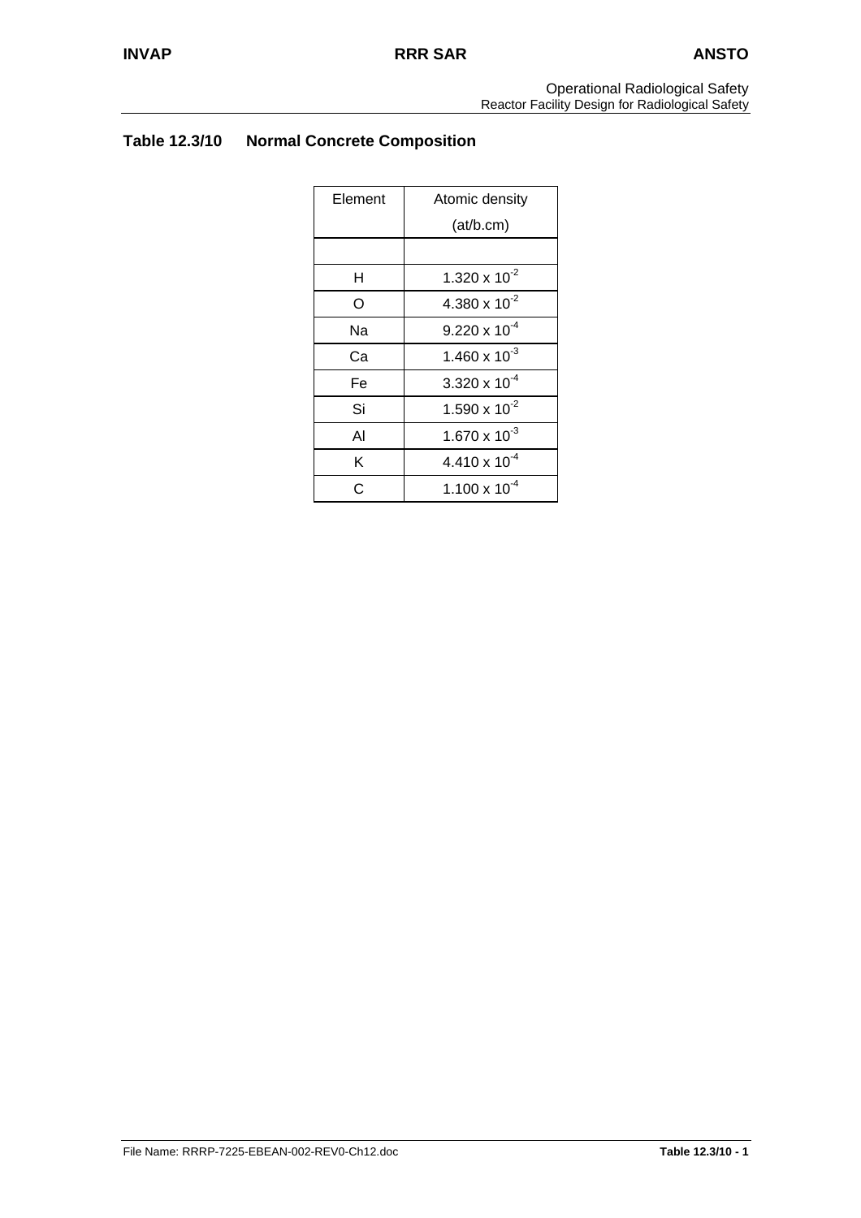## Table 12.3/10 Normal Concrete Composition

| Element | Atomic density (at/b.cm) |
|---|---|
| | |
| H | $1.320 \times 10^{-2}$ |
| O | $4.380 \times 10^{-2}$ |
| Na | $9.220 \times 10^{-4}$ |
| Ca | $1.460 \times 10^{-3}$ |
| Fe | $3.320 \times 10^{-4}$ |
| Si | $1.590 \times 10^{-2}$ |
| Al | $1.670 \times 10^{-3}$ |
| K | $4.410 \times 10^{-4}$ |
| C | $1.100 \times 10^{-4}$ |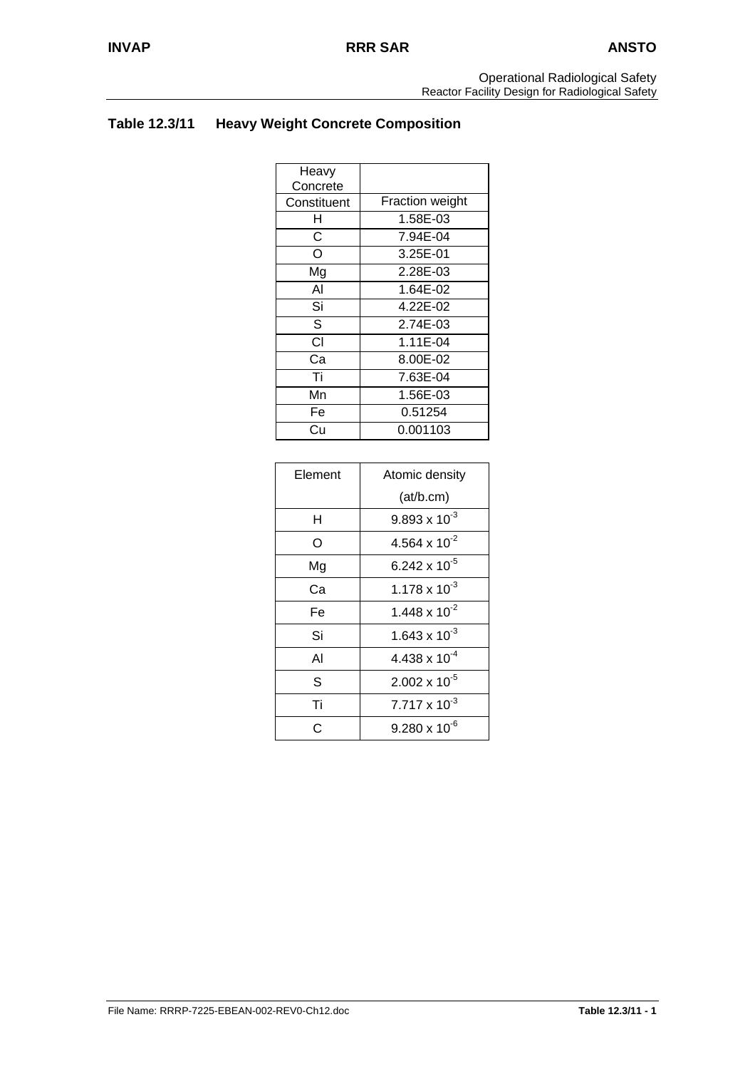## Table 12.3/11 Heavy Weight Concrete Composition

| Heavy Concrete Constituent | Fraction weight |
|---|---|
| H | 1.58E-03 |
| C | 7.94E-04 |
| O | 3.25E-01 |
| Mg | 2.28E-03 |
| Al | 1.64E-02 |
| Si | 4.22E-02 |
| S | 2.74E-03 |
| Cl | 1.11E-04 |
| Ca | 8.00E-02 |
| Ti | 7.63E-04 |
| Mn | 1.56E-03 |
| Fe | 0.51254 |
| Cu | 0.001103 |

| Element | Atomic density (at/b.cm) |
|---|---|
| H | $9.893 \times 10^{-3}$ |
| O | $4.564 \times 10^{-2}$ |
| Mg | $6.242 \times 10^{-5}$ |
| Ca | $1.178 \times 10^{-3}$ |
| Fe | $1.448 \times 10^{-2}$ |
| Si | $1.643 \times 10^{-3}$ |
| Al | $4.438 \times 10^{-4}$ |
| S | $2.002 \times 10^{-5}$ |
| Ti | $7.717 \times 10^{-3}$ |
| C | $9.280 \times 10^{-6}$ |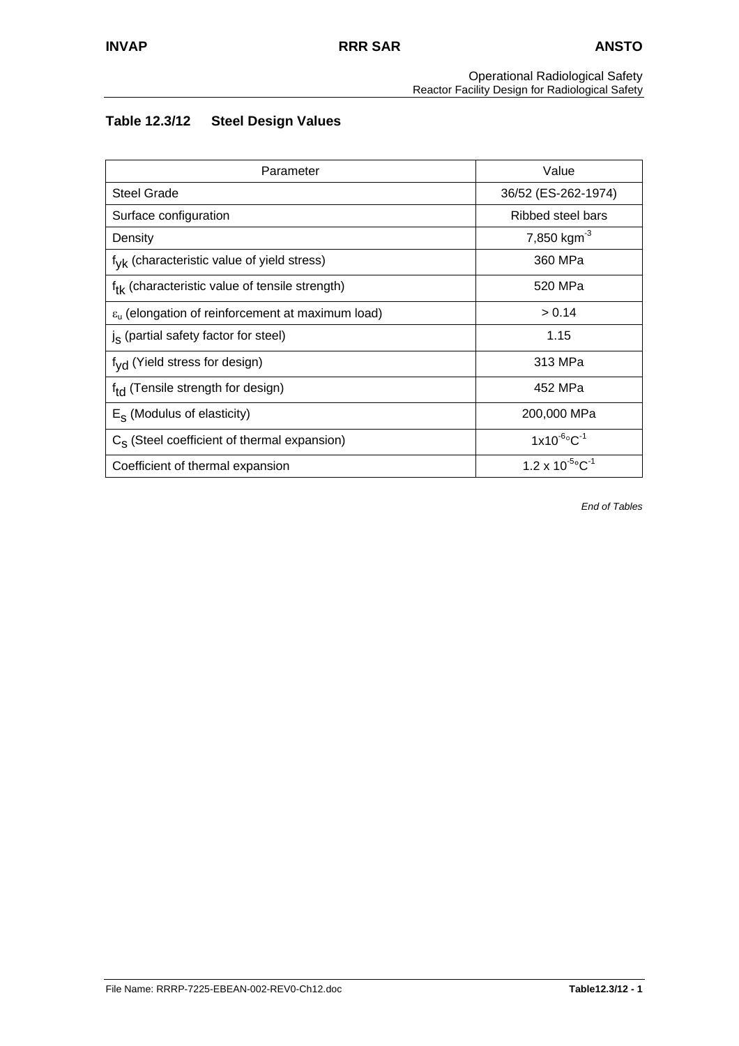## Table 12.3/12 Steel Design Values

| Parameter | Value |
|---|---|
| Steel Grade | 36/52 (ES-262-1974) |
| Surface configuration | Ribbed steel bars |
| Density | 7,850 $kgm^{-3}$ |
| $f_{yk}$ (characteristic value of yield stress) | 360 MPa |
| $f_{tk}$ (characteristic value of tensile strength) | 520 MPa |
| $\varepsilon_u$ (elongation of reinforcement at maximum load) | > 0.14 |
| $j_s$ (partial safety factor for steel) | 1.15 |
| $f_{yd}$ (Yield stress for design) | 313 MPa |
| $f_{td}$ (Tensile strength for design) | 452 MPa |
| $E_S$ (Modulus of elasticity) | 200,000 MPa |
| $C_S$ (Steel coefficient of thermal expansion) | $1x10^{-6}{}^\circ C^{-1}$ |
| Coefficient of thermal expansion | $1.2 \times 10^{-5}{}^\circ C^{-1}$ |

*End of Tables*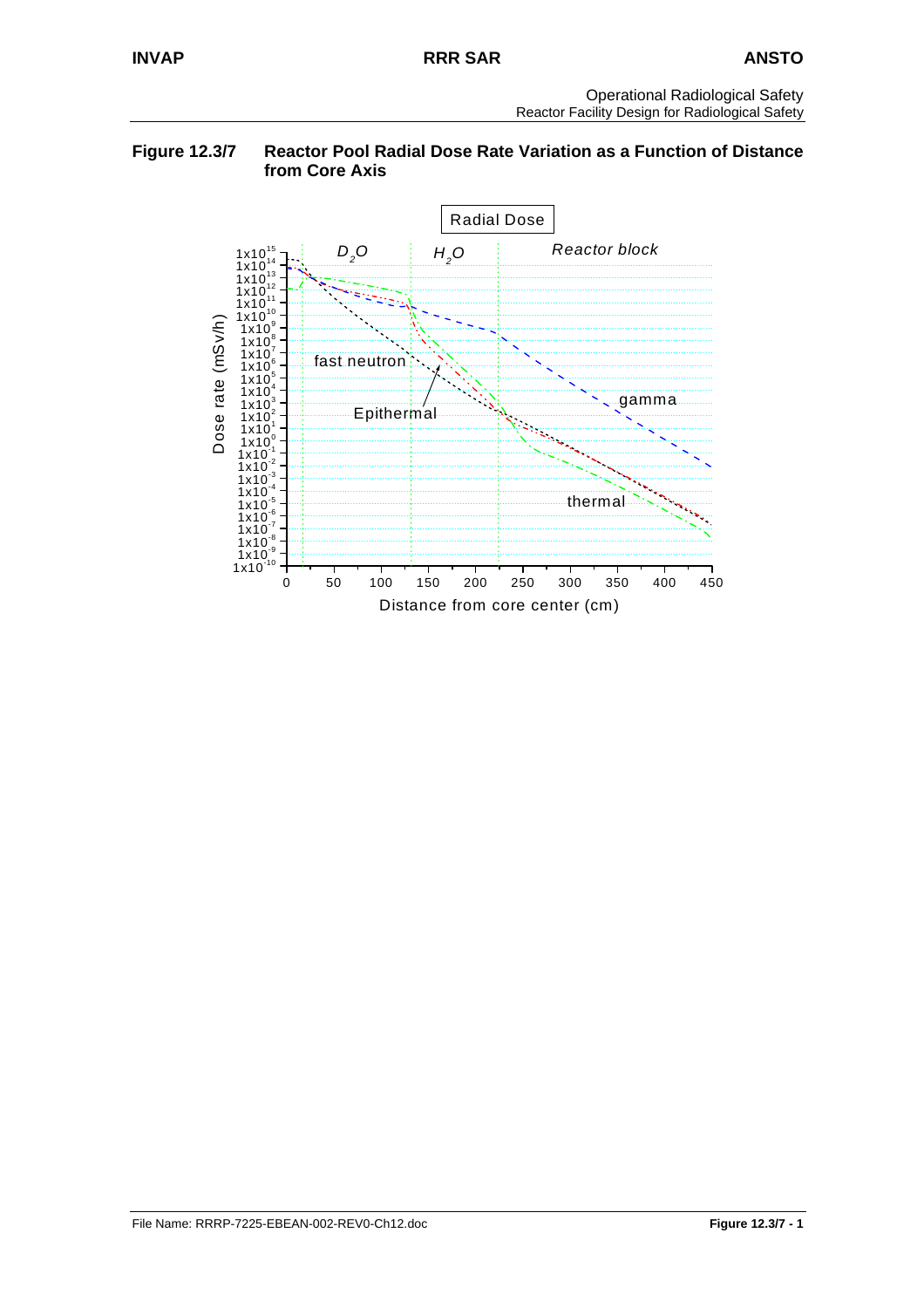**Figure 12.3/7 Reactor Pool Radial Dose Rate Variation as a Function of Distance from Core Axis**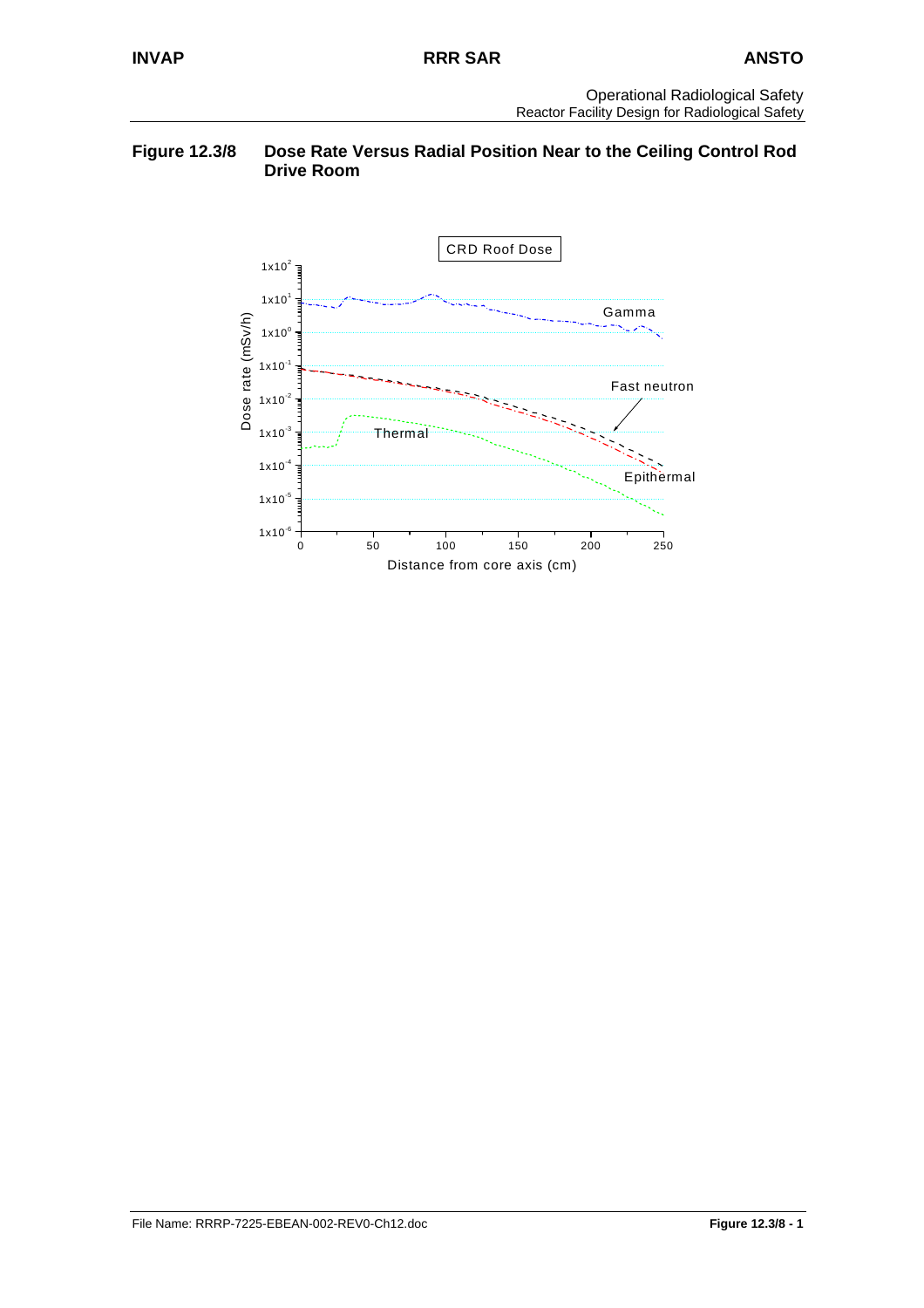**Figure 12.3/8 Dose Rate Versus Radial Position Near to the Ceiling Control Rod Drive Room**

CRD Roof Dose

Dose rate (mSv/h)

Distance from core axis (cm)

Gamma

Fast neutron

Thermal

Epithermal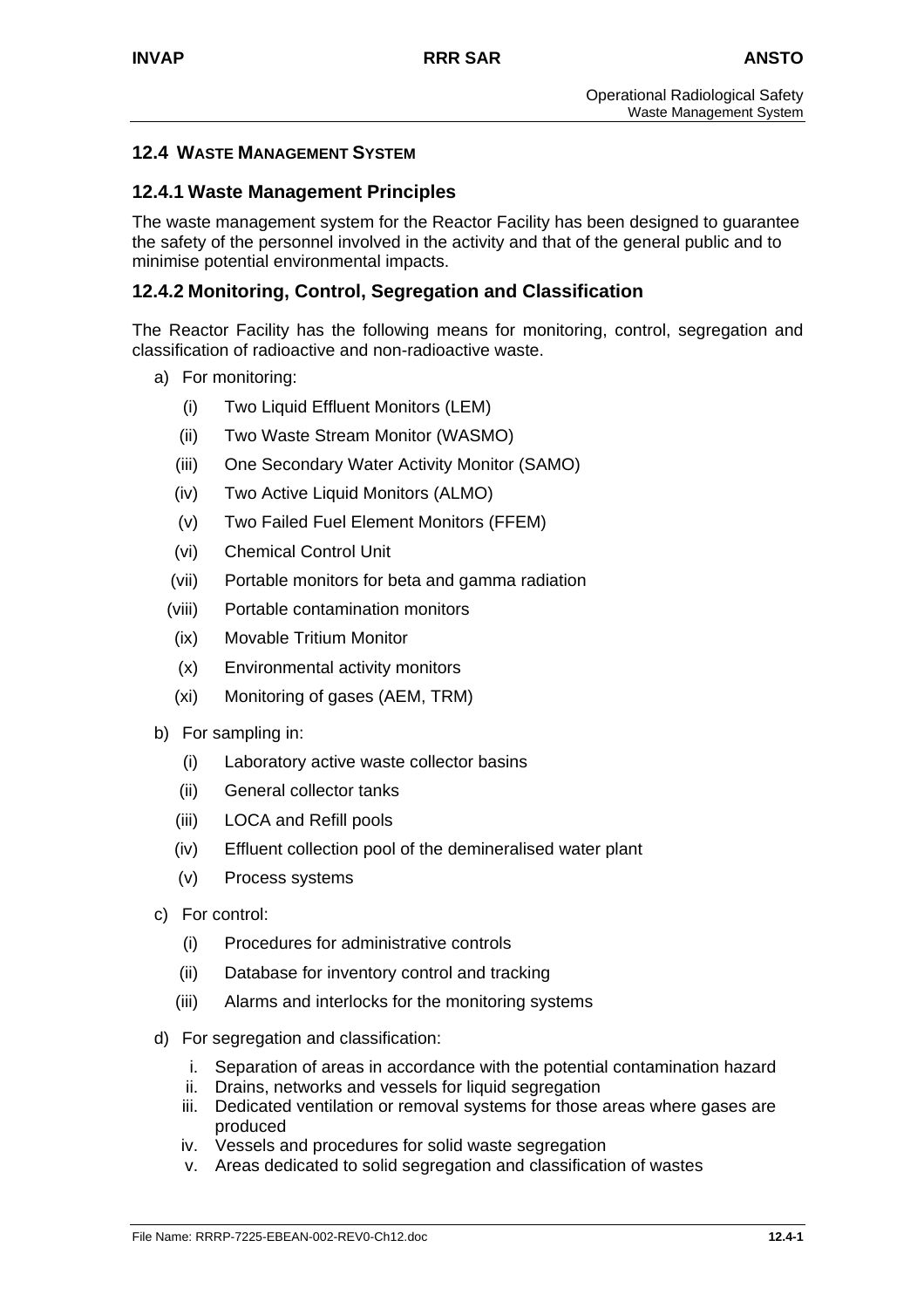## 12.4 WASTE MANAGEMENT SYSTEM

### 12.4.1 Waste Management Principles

The waste management system for the Reactor Facility has been designed to guarantee the safety of the personnel involved in the activity and that of the general public and to minimise potential environmental impacts.

### 12.4.2 Monitoring, Control, Segregation and Classification

The Reactor Facility has the following means for monitoring, control, segregation and classification of radioactive and non-radioactive waste.

a) For monitoring:

   (i) Two Liquid Effluent Monitors (LEM)

   (ii) Two Waste Stream Monitor (WASMO)

   (iii) One Secondary Water Activity Monitor (SAMO)

   (iv) Two Active Liquid Monitors (ALMO)

   (v) Two Failed Fuel Element Monitors (FFEM)

   (vi) Chemical Control Unit

   (vii) Portable monitors for beta and gamma radiation

   (viii) Portable contamination monitors

   (ix) Movable Tritium Monitor

   (x) Environmental activity monitors

   (xi) Monitoring of gases (AEM, TRM)

b) For sampling in:

   (i) Laboratory active waste collector basins

   (ii) General collector tanks

   (iii) LOCA and Refill pools

   (iv) Effluent collection pool of the demineralised water plant

   (v) Process systems

c) For control:

   (i) Procedures for administrative controls

   (ii) Database for inventory control and tracking

   (iii) Alarms and interlocks for the monitoring systems

d) For segregation and classification:

   i. Separation of areas in accordance with the potential contamination hazard

   ii. Drains, networks and vessels for liquid segregation

   iii. Dedicated ventilation or removal systems for those areas where gases are produced

   iv. Vessels and procedures for solid waste segregation

   v. Areas dedicated to solid segregation and classification of wastes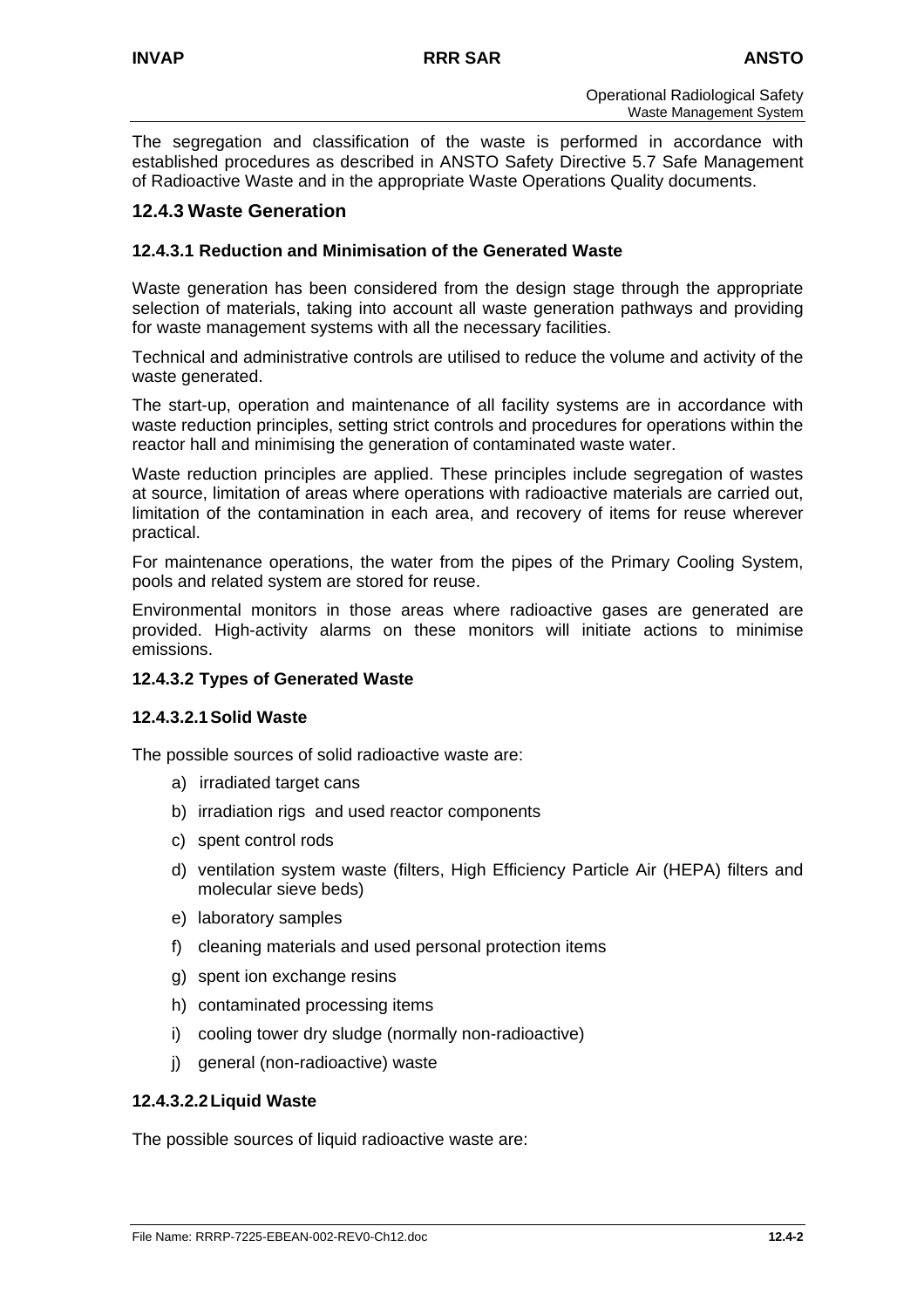The segregation and classification of the waste is performed in accordance with established procedures as described in ANSTO Safety Directive 5.7 Safe Management of Radioactive Waste and in the appropriate Waste Operations Quality documents.

## 12.4.3 Waste Generation

### 12.4.3.1 Reduction and Minimisation of the Generated Waste

Waste generation has been considered from the design stage through the appropriate selection of materials, taking into account all waste generation pathways and providing for waste management systems with all the necessary facilities.

Technical and administrative controls are utilised to reduce the volume and activity of the waste generated.

The start-up, operation and maintenance of all facility systems are in accordance with waste reduction principles, setting strict controls and procedures for operations within the reactor hall and minimising the generation of contaminated waste water.

Waste reduction principles are applied. These principles include segregation of wastes at source, limitation of areas where operations with radioactive materials are carried out, limitation of the contamination in each area, and recovery of items for reuse wherever practical.

For maintenance operations, the water from the pipes of the Primary Cooling System, pools and related system are stored for reuse.

Environmental monitors in those areas where radioactive gases are generated are provided. High-activity alarms on these monitors will initiate actions to minimise emissions.

### 12.4.3.2 Types of Generated Waste

#### 12.4.3.2.1 Solid Waste

The possible sources of solid radioactive waste are:

a) irradiated target cans
b) irradiation rigs and used reactor components
c) spent control rods
d) ventilation system waste (filters, High Efficiency Particle Air (HEPA) filters and molecular sieve beds)
e) laboratory samples
f) cleaning materials and used personal protection items
g) spent ion exchange resins
h) contaminated processing items
i) cooling tower dry sludge (normally non-radioactive)
j) general (non-radioactive) waste

#### 12.4.3.2.2 Liquid Waste

The possible sources of liquid radioactive waste are: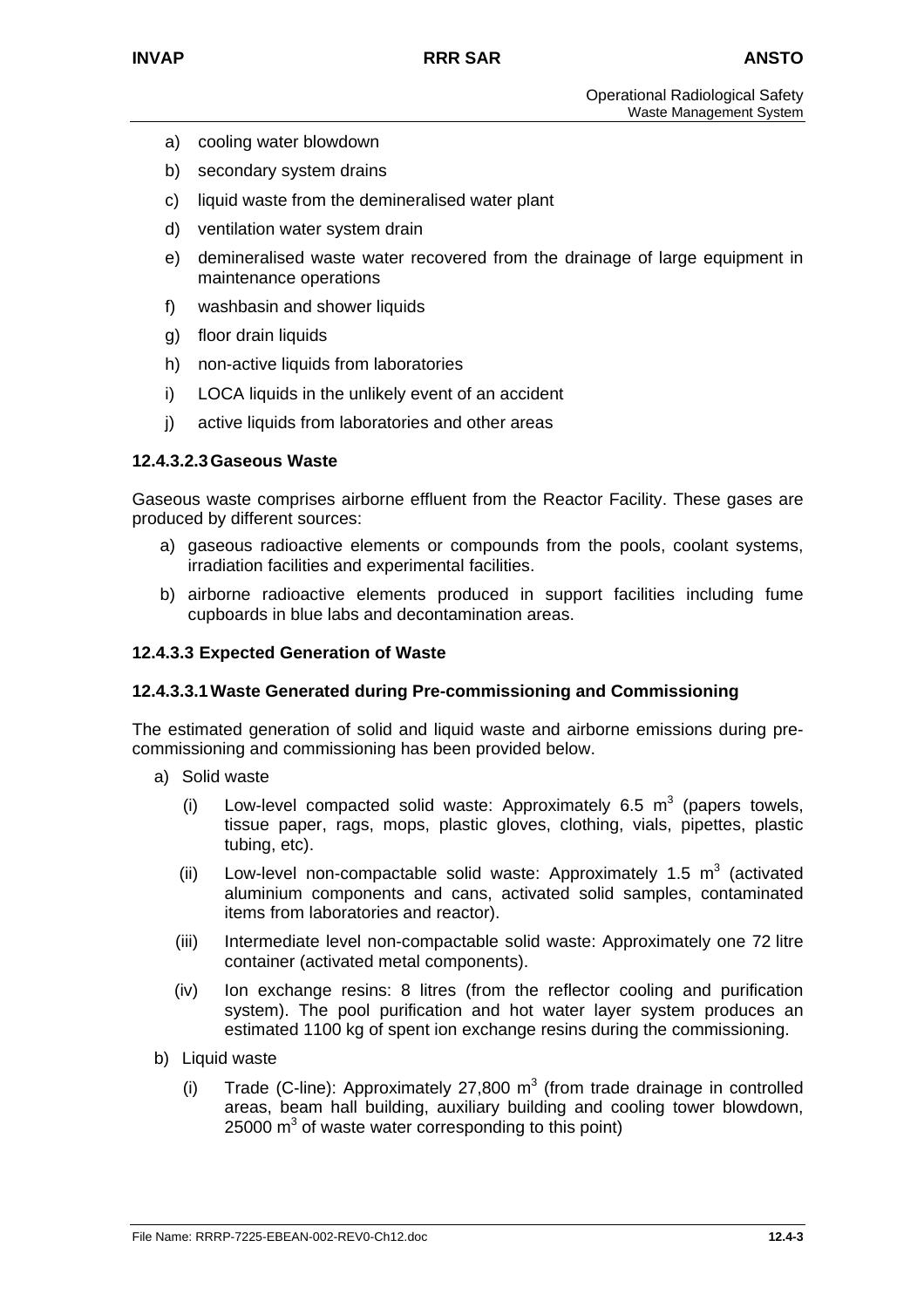a) cooling water blowdown
b) secondary system drains
c) liquid waste from the demineralised water plant
d) ventilation water system drain
e) demineralised waste water recovered from the drainage of large equipment in maintenance operations
f) washbasin and shower liquids
g) floor drain liquids
h) non-active liquids from laboratories
i) LOCA liquids in the unlikely event of an accident
j) active liquids from laboratories and other areas

#### 12.4.3.2.3 Gaseous Waste

Gaseous waste comprises airborne effluent from the Reactor Facility. These gases are produced by different sources:

a) gaseous radioactive elements or compounds from the pools, coolant systems, irradiation facilities and experimental facilities.
b) airborne radioactive elements produced in support facilities including fume cupboards in blue labs and decontamination areas.

### 12.4.3.3 Expected Generation of Waste

#### 12.4.3.3.1 Waste Generated during Pre-commissioning and Commissioning

The estimated generation of solid and liquid waste and airborne emissions during pre-commissioning and commissioning has been provided below.

a) Solid waste
   (i) Low-level compacted solid waste: Approximately 6.5 $m^3$ (papers towels, tissue paper, rags, mops, plastic gloves, clothing, vials, pipettes, plastic tubing, etc).
   (ii) Low-level non-compactable solid waste: Approximately 1.5 $m^3$ (activated aluminium components and cans, activated solid samples, contaminated items from laboratories and reactor).
   (iii) Intermediate level non-compactable solid waste: Approximately one 72 litre container (activated metal components).
   (iv) Ion exchange resins: 8 litres (from the reflector cooling and purification system). The pool purification and hot water layer system produces an estimated 1100 kg of spent ion exchange resins during the commissioning.
b) Liquid waste
   (i) Trade (C-line): Approximately 27,800 $m^3$ (from trade drainage in controlled areas, beam hall building, auxiliary building and cooling tower blowdown, 25000 $m^3$ of waste water corresponding to this point)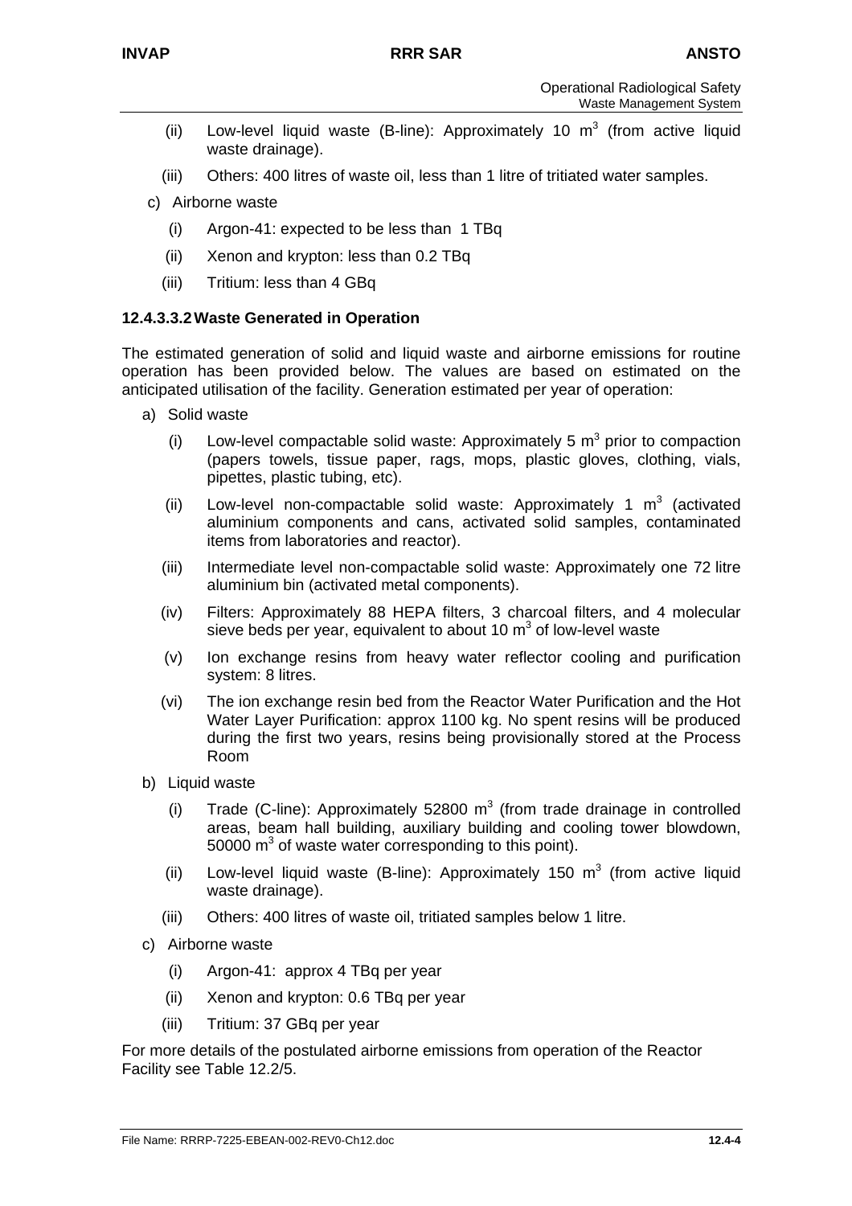(ii) Low-level liquid waste (B-line): Approximately 10 $m^3$ (from active liquid waste drainage).

(iii) Others: 400 litres of waste oil, less than 1 litre of tritiated water samples.

c) Airborne waste

(i) Argon-41: expected to be less than 1 TBq

(ii) Xenon and krypton: less than 0.2 TBq

(iii) Tritium: less than 4 GBq

#### 12.4.3.3.2 Waste Generated in Operation

The estimated generation of solid and liquid waste and airborne emissions for routine operation has been provided below. The values are based on estimated on the anticipated utilisation of the facility. Generation estimated per year of operation:

a) Solid waste

(i) Low-level compactable solid waste: Approximately 5 $m^3$ prior to compaction (papers towels, tissue paper, rags, mops, plastic gloves, clothing, vials, pipettes, plastic tubing, etc).

(ii) Low-level non-compactable solid waste: Approximately 1 $m^3$ (activated aluminium components and cans, activated solid samples, contaminated items from laboratories and reactor).

(iii) Intermediate level non-compactable solid waste: Approximately one 72 litre aluminium bin (activated metal components).

(iv) Filters: Approximately 88 HEPA filters, 3 charcoal filters, and 4 molecular sieve beds per year, equivalent to about 10 $m^3$ of low-level waste

(v) Ion exchange resins from heavy water reflector cooling and purification system: 8 litres.

(vi) The ion exchange resin bed from the Reactor Water Purification and the Hot Water Layer Purification: approx 1100 kg. No spent resins will be produced during the first two years, resins being provisionally stored at the Process Room

b) Liquid waste

(i) Trade (C-line): Approximately 52800 $m^3$ (from trade drainage in controlled areas, beam hall building, auxiliary building and cooling tower blowdown, 50000 $m^3$ of waste water corresponding to this point).

(ii) Low-level liquid waste (B-line): Approximately 150 $m^3$ (from active liquid waste drainage).

(iii) Others: 400 litres of waste oil, tritiated samples below 1 litre.

c) Airborne waste

(i) Argon-41: approx 4 TBq per year

(ii) Xenon and krypton: 0.6 TBq per year

(iii) Tritium: 37 GBq per year

For more details of the postulated airborne emissions from operation of the Reactor Facility see Table 12.2/5.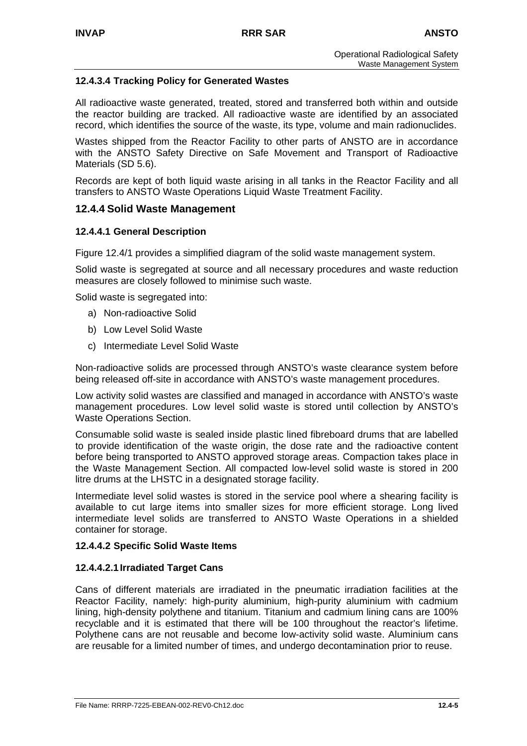#### 12.4.3.4 Tracking Policy for Generated Wastes

All radioactive waste generated, treated, stored and transferred both within and outside the reactor building are tracked. All radioactive waste are identified by an associated record, which identifies the source of the waste, its type, volume and main radionuclides.

Wastes shipped from the Reactor Facility to other parts of ANSTO are in accordance with the ANSTO Safety Directive on Safe Movement and Transport of Radioactive Materials (SD 5.6).

Records are kept of both liquid waste arising in all tanks in the Reactor Facility and all transfers to ANSTO Waste Operations Liquid Waste Treatment Facility.

### 12.4.4 Solid Waste Management

#### 12.4.4.1 General Description

Figure 12.4/1 provides a simplified diagram of the solid waste management system.

Solid waste is segregated at source and all necessary procedures and waste reduction measures are closely followed to minimise such waste.

Solid waste is segregated into:

a) Non-radioactive Solid
b) Low Level Solid Waste
c) Intermediate Level Solid Waste

Non-radioactive solids are processed through ANSTO's waste clearance system before being released off-site in accordance with ANSTO's waste management procedures.

Low activity solid wastes are classified and managed in accordance with ANSTO's waste management procedures. Low level solid waste is stored until collection by ANSTO's Waste Operations Section.

Consumable solid waste is sealed inside plastic lined fibreboard drums that are labelled to provide identification of the waste origin, the dose rate and the radioactive content before being transported to ANSTO approved storage areas. Compaction takes place in the Waste Management Section. All compacted low-level solid waste is stored in 200 litre drums at the LHSTC in a designated storage facility.

Intermediate level solid wastes is stored in the service pool where a shearing facility is available to cut large items into smaller sizes for more efficient storage. Long lived intermediate level solids are transferred to ANSTO Waste Operations in a shielded container for storage.

#### 12.4.4.2 Specific Solid Waste Items

##### 12.4.4.2.1 Irradiated Target Cans

Cans of different materials are irradiated in the pneumatic irradiation facilities at the Reactor Facility, namely: high-purity aluminium, high-purity aluminium with cadmium lining, high-density polythene and titanium. Titanium and cadmium lining cans are 100% recyclable and it is estimated that there will be 100 throughout the reactor's lifetime. Polythene cans are not reusable and become low-activity solid waste. Aluminium cans are reusable for a limited number of times, and undergo decontamination prior to reuse.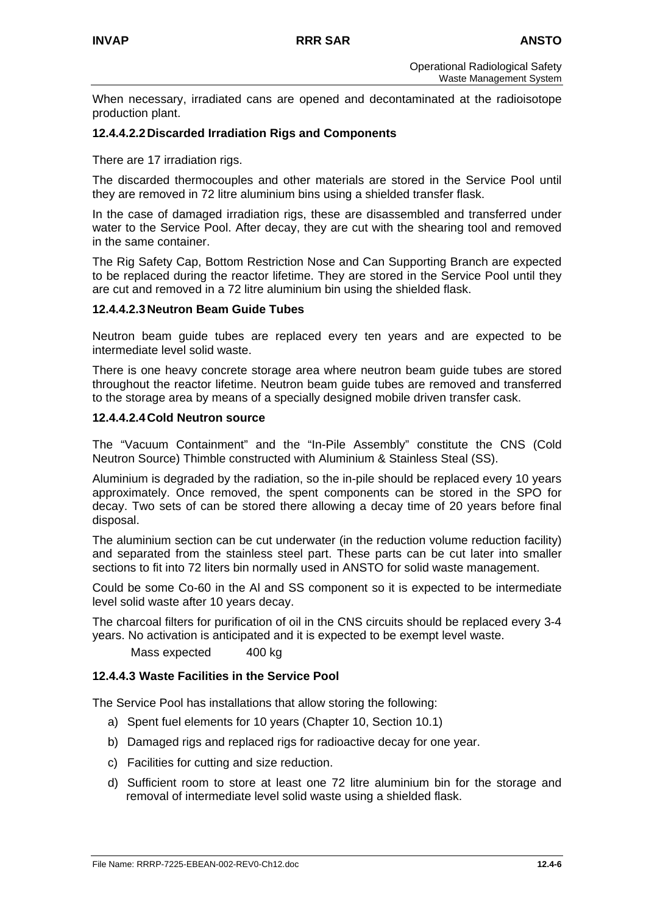When necessary, irradiated cans are opened and decontaminated at the radioisotope production plant.

#### 12.4.4.2.2 Discarded Irradiation Rigs and Components

There are 17 irradiation rigs.

The discarded thermocouples and other materials are stored in the Service Pool until they are removed in 72 litre aluminium bins using a shielded transfer flask.

In the case of damaged irradiation rigs, these are disassembled and transferred under water to the Service Pool. After decay, they are cut with the shearing tool and removed in the same container.

The Rig Safety Cap, Bottom Restriction Nose and Can Supporting Branch are expected to be replaced during the reactor lifetime. They are stored in the Service Pool until they are cut and removed in a 72 litre aluminium bin using the shielded flask.

#### 12.4.4.2.3 Neutron Beam Guide Tubes

Neutron beam guide tubes are replaced every ten years and are expected to be intermediate level solid waste.

There is one heavy concrete storage area where neutron beam guide tubes are stored throughout the reactor lifetime. Neutron beam guide tubes are removed and transferred to the storage area by means of a specially designed mobile driven transfer cask.

#### 12.4.4.2.4 Cold Neutron source

The "Vacuum Containment" and the "In-Pile Assembly" constitute the CNS (Cold Neutron Source) Thimble constructed with Aluminium & Stainless Steal (SS).

Aluminium is degraded by the radiation, so the in-pile should be replaced every 10 years approximately. Once removed, the spent components can be stored in the SPO for decay. Two sets of can be stored there allowing a decay time of 20 years before final disposal.

The aluminium section can be cut underwater (in the reduction volume reduction facility) and separated from the stainless steel part. These parts can be cut later into smaller sections to fit into 72 liters bin normally used in ANSTO for solid waste management.

Could be some Co-60 in the Al and SS component so it is expected to be intermediate level solid waste after 10 years decay.

The charcoal filters for purification of oil in the CNS circuits should be replaced every 3-4 years. No activation is anticipated and it is expected to be exempt level waste.

Mass expected 400 kg

### 12.4.4.3 Waste Facilities in the Service Pool

The Service Pool has installations that allow storing the following:

a) Spent fuel elements for 10 years (Chapter 10, Section 10.1)

b) Damaged rigs and replaced rigs for radioactive decay for one year.

c) Facilities for cutting and size reduction.

d) Sufficient room to store at least one 72 litre aluminium bin for the storage and removal of intermediate level solid waste using a shielded flask.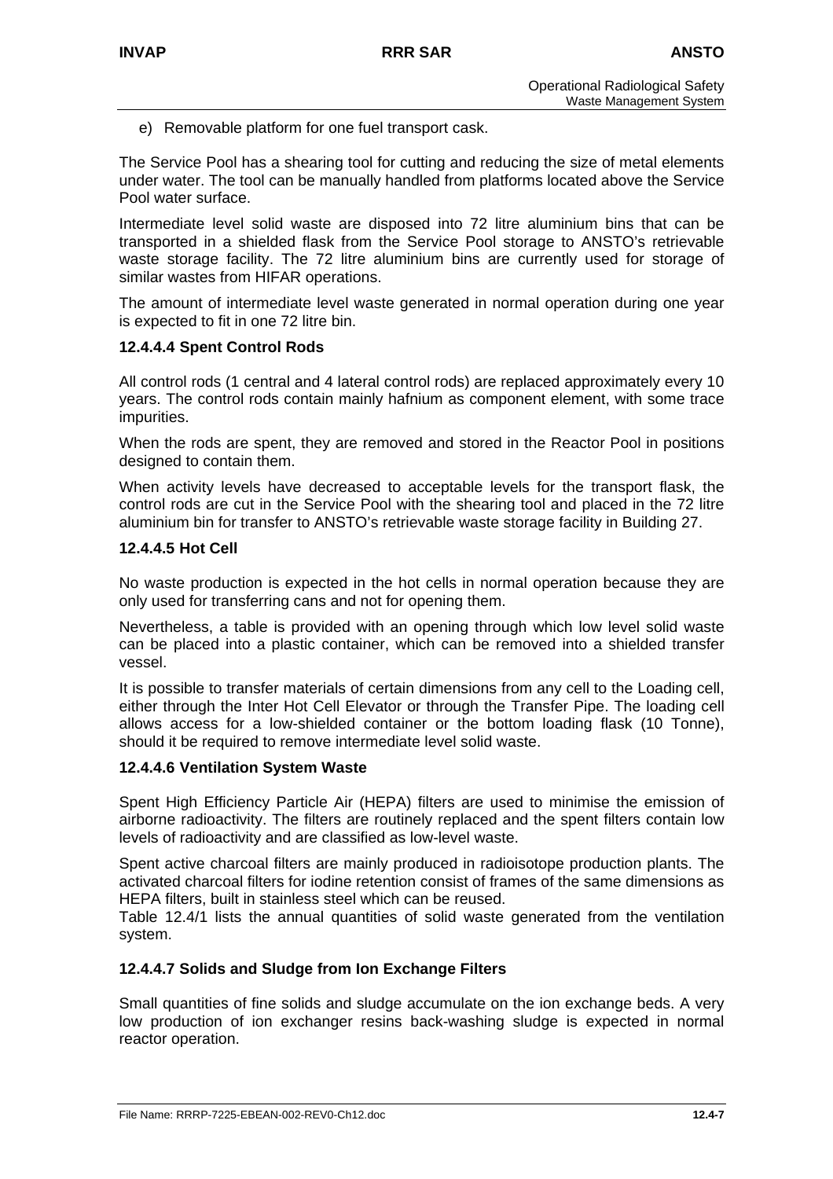e) Removable platform for one fuel transport cask.

The Service Pool has a shearing tool for cutting and reducing the size of metal elements under water. The tool can be manually handled from platforms located above the Service Pool water surface.

Intermediate level solid waste are disposed into 72 litre aluminium bins that can be transported in a shielded flask from the Service Pool storage to ANSTO's retrievable waste storage facility. The 72 litre aluminium bins are currently used for storage of similar wastes from HIFAR operations.

The amount of intermediate level waste generated in normal operation during one year is expected to fit in one 72 litre bin.

#### 12.4.4.4 Spent Control Rods

All control rods (1 central and 4 lateral control rods) are replaced approximately every 10 years. The control rods contain mainly hafnium as component element, with some trace impurities.

When the rods are spent, they are removed and stored in the Reactor Pool in positions designed to contain them.

When activity levels have decreased to acceptable levels for the transport flask, the control rods are cut in the Service Pool with the shearing tool and placed in the 72 litre aluminium bin for transfer to ANSTO's retrievable waste storage facility in Building 27.

#### 12.4.4.5 Hot Cell

No waste production is expected in the hot cells in normal operation because they are only used for transferring cans and not for opening them.

Nevertheless, a table is provided with an opening through which low level solid waste can be placed into a plastic container, which can be removed into a shielded transfer vessel.

It is possible to transfer materials of certain dimensions from any cell to the Loading cell, either through the Inter Hot Cell Elevator or through the Transfer Pipe. The loading cell allows access for a low-shielded container or the bottom loading flask (10 Tonne), should it be required to remove intermediate level solid waste.

#### 12.4.4.6 Ventilation System Waste

Spent High Efficiency Particle Air (HEPA) filters are used to minimise the emission of airborne radioactivity. The filters are routinely replaced and the spent filters contain low levels of radioactivity and are classified as low-level waste.

Spent active charcoal filters are mainly produced in radioisotope production plants. The activated charcoal filters for iodine retention consist of frames of the same dimensions as HEPA filters, built in stainless steel which can be reused.

Table 12.4/1 lists the annual quantities of solid waste generated from the ventilation system.

#### 12.4.4.7 Solids and Sludge from Ion Exchange Filters

Small quantities of fine solids and sludge accumulate on the ion exchange beds. A very low production of ion exchanger resins back-washing sludge is expected in normal reactor operation.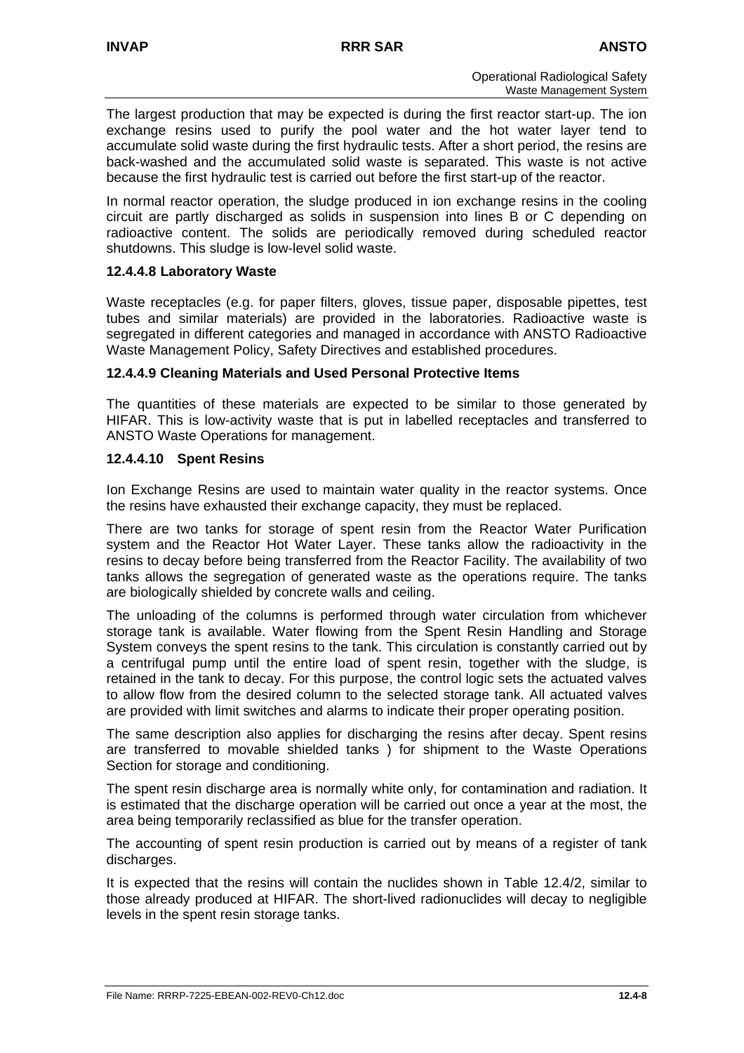The largest production that may be expected is during the first reactor start-up. The ion exchange resins used to purify the pool water and the hot water layer tend to accumulate solid waste during the first hydraulic tests. After a short period, the resins are back-washed and the accumulated solid waste is separated. This waste is not active because the first hydraulic test is carried out before the first start-up of the reactor.

In normal reactor operation, the sludge produced in ion exchange resins in the cooling circuit are partly discharged as solids in suspension into lines B or C depending on radioactive content. The solids are periodically removed during scheduled reactor shutdowns. This sludge is low-level solid waste.

#### 12.4.4.8 Laboratory Waste

Waste receptacles (e.g. for paper filters, gloves, tissue paper, disposable pipettes, test tubes and similar materials) are provided in the laboratories. Radioactive waste is segregated in different categories and managed in accordance with ANSTO Radioactive Waste Management Policy, Safety Directives and established procedures.

#### 12.4.4.9 Cleaning Materials and Used Personal Protective Items

The quantities of these materials are expected to be similar to those generated by HIFAR. This is low-activity waste that is put in labelled receptacles and transferred to ANSTO Waste Operations for management.

#### 12.4.4.10 Spent Resins

Ion Exchange Resins are used to maintain water quality in the reactor systems. Once the resins have exhausted their exchange capacity, they must be replaced.

There are two tanks for storage of spent resin from the Reactor Water Purification system and the Reactor Hot Water Layer. These tanks allow the radioactivity in the resins to decay before being transferred from the Reactor Facility. The availability of two tanks allows the segregation of generated waste as the operations require. The tanks are biologically shielded by concrete walls and ceiling.

The unloading of the columns is performed through water circulation from whichever storage tank is available. Water flowing from the Spent Resin Handling and Storage System conveys the spent resins to the tank. This circulation is constantly carried out by a centrifugal pump until the entire load of spent resin, together with the sludge, is retained in the tank to decay. For this purpose, the control logic sets the actuated valves to allow flow from the desired column to the selected storage tank. All actuated valves are provided with limit switches and alarms to indicate their proper operating position.

The same description also applies for discharging the resins after decay. Spent resins are transferred to movable shielded tanks ) for shipment to the Waste Operations Section for storage and conditioning.

The spent resin discharge area is normally white only, for contamination and radiation. It is estimated that the discharge operation will be carried out once a year at the most, the area being temporarily reclassified as blue for the transfer operation.

The accounting of spent resin production is carried out by means of a register of tank discharges.

It is expected that the resins will contain the nuclides shown in Table 12.4/2, similar to those already produced at HIFAR. The short-lived radionuclides will decay to negligible levels in the spent resin storage tanks.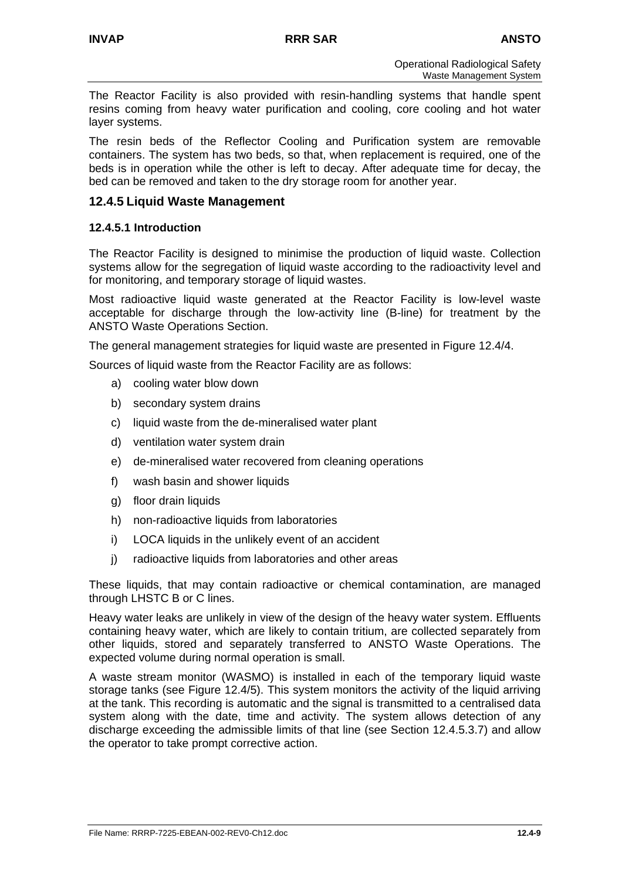The Reactor Facility is also provided with resin-handling systems that handle spent resins coming from heavy water purification and cooling, core cooling and hot water layer systems.

The resin beds of the Reflector Cooling and Purification system are removable containers. The system has two beds, so that, when replacement is required, one of the beds is in operation while the other is left to decay. After adequate time for decay, the bed can be removed and taken to the dry storage room for another year.

## 12.4.5 Liquid Waste Management

### 12.4.5.1 Introduction

The Reactor Facility is designed to minimise the production of liquid waste. Collection systems allow for the segregation of liquid waste according to the radioactivity level and for monitoring, and temporary storage of liquid wastes.

Most radioactive liquid waste generated at the Reactor Facility is low-level waste acceptable for discharge through the low-activity line (B-line) for treatment by the ANSTO Waste Operations Section.

The general management strategies for liquid waste are presented in Figure 12.4/4.

Sources of liquid waste from the Reactor Facility are as follows:

a) cooling water blow down
b) secondary system drains
c) liquid waste from the de-mineralised water plant
d) ventilation water system drain
e) de-mineralised water recovered from cleaning operations
f) wash basin and shower liquids
g) floor drain liquids
h) non-radioactive liquids from laboratories
i) LOCA liquids in the unlikely event of an accident
j) radioactive liquids from laboratories and other areas

These liquids, that may contain radioactive or chemical contamination, are managed through LHSTC B or C lines.

Heavy water leaks are unlikely in view of the design of the heavy water system. Effluents containing heavy water, which are likely to contain tritium, are collected separately from other liquids, stored and separately transferred to ANSTO Waste Operations. The expected volume during normal operation is small.

A waste stream monitor (WASMO) is installed in each of the temporary liquid waste storage tanks (see Figure 12.4/5). This system monitors the activity of the liquid arriving at the tank. This recording is automatic and the signal is transmitted to a centralised data system along with the date, time and activity. The system allows detection of any discharge exceeding the admissible limits of that line (see Section 12.4.5.3.7) and allow the operator to take prompt corrective action.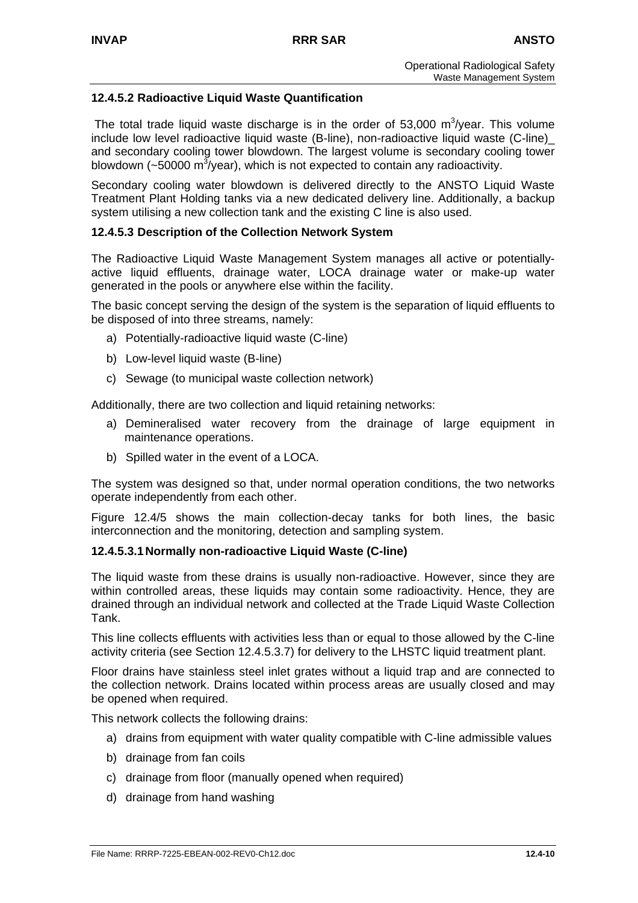### 12.4.5.2 Radioactive Liquid Waste Quantification

The total trade liquid waste discharge is in the order of 53,000 $m^3$/year. This volume include low level radioactive liquid waste (B-line), non-radioactive liquid waste (C-line)_ and secondary cooling tower blowdown. The largest volume is secondary cooling tower blowdown (~50000 $m^3$/year), which is not expected to contain any radioactivity.

Secondary cooling water blowdown is delivered directly to the ANSTO Liquid Waste Treatment Plant Holding tanks via a new dedicated delivery line. Additionally, a backup system utilising a new collection tank and the existing C line is also used.

### 12.4.5.3 Description of the Collection Network System

The Radioactive Liquid Waste Management System manages all active or potentially-active liquid effluents, drainage water, LOCA drainage water or make-up water generated in the pools or anywhere else within the facility.

The basic concept serving the design of the system is the separation of liquid effluents to be disposed of into three streams, namely:

a) Potentially-radioactive liquid waste (C-line)
b) Low-level liquid waste (B-line)
c) Sewage (to municipal waste collection network)

Additionally, there are two collection and liquid retaining networks:

a) Demineralised water recovery from the drainage of large equipment in maintenance operations.
b) Spilled water in the event of a LOCA.

The system was designed so that, under normal operation conditions, the two networks operate independently from each other.

Figure 12.4/5 shows the main collection-decay tanks for both lines, the basic interconnection and the monitoring, detection and sampling system.

#### 12.4.5.3.1 Normally non-radioactive Liquid Waste (C-line)

The liquid waste from these drains is usually non-radioactive. However, since they are within controlled areas, these liquids may contain some radioactivity. Hence, they are drained through an individual network and collected at the Trade Liquid Waste Collection Tank.

This line collects effluents with activities less than or equal to those allowed by the C-line activity criteria (see Section 12.4.5.3.7) for delivery to the LHSTC liquid treatment plant.

Floor drains have stainless steel inlet grates without a liquid trap and are connected to the collection network. Drains located within process areas are usually closed and may be opened when required.

This network collects the following drains:

a) drains from equipment with water quality compatible with C-line admissible values
b) drainage from fan coils
c) drainage from floor (manually opened when required)
d) drainage from hand washing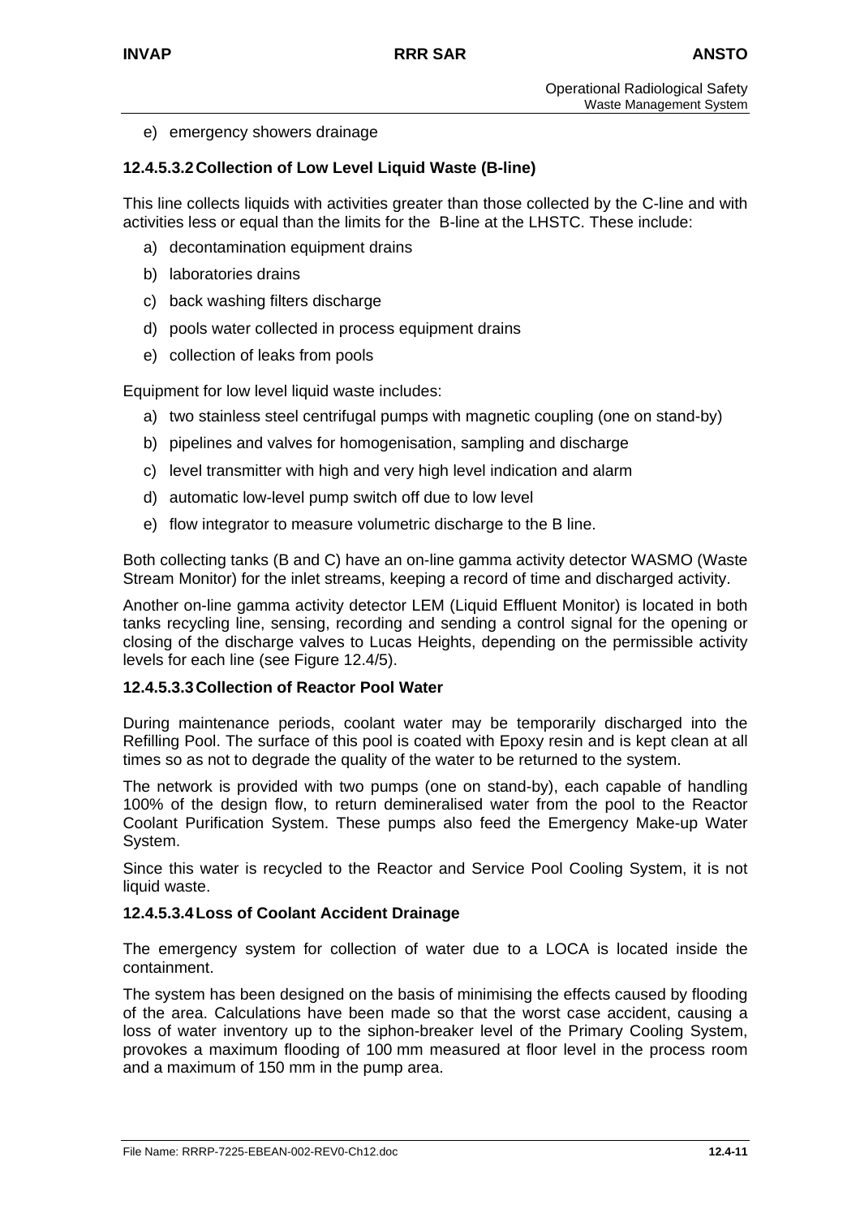e) emergency showers drainage

#### 12.4.5.3.2 Collection of Low Level Liquid Waste (B-line)

This line collects liquids with activities greater than those collected by the C-line and with activities less or equal than the limits for the B-line at the LHSTC. These include:

a) decontamination equipment drains
b) laboratories drains
c) back washing filters discharge
d) pools water collected in process equipment drains
e) collection of leaks from pools

Equipment for low level liquid waste includes:

a) two stainless steel centrifugal pumps with magnetic coupling (one on stand-by)
b) pipelines and valves for homogenisation, sampling and discharge
c) level transmitter with high and very high level indication and alarm
d) automatic low-level pump switch off due to low level
e) flow integrator to measure volumetric discharge to the B line.

Both collecting tanks (B and C) have an on-line gamma activity detector WASMO (Waste Stream Monitor) for the inlet streams, keeping a record of time and discharged activity.

Another on-line gamma activity detector LEM (Liquid Effluent Monitor) is located in both tanks recycling line, sensing, recording and sending a control signal for the opening or closing of the discharge valves to Lucas Heights, depending on the permissible activity levels for each line (see Figure 12.4/5).

#### 12.4.5.3.3 Collection of Reactor Pool Water

During maintenance periods, coolant water may be temporarily discharged into the Refilling Pool. The surface of this pool is coated with Epoxy resin and is kept clean at all times so as not to degrade the quality of the water to be returned to the system.

The network is provided with two pumps (one on stand-by), each capable of handling 100% of the design flow, to return demineralised water from the pool to the Reactor Coolant Purification System. These pumps also feed the Emergency Make-up Water System.

Since this water is recycled to the Reactor and Service Pool Cooling System, it is not liquid waste.

#### 12.4.5.3.4 Loss of Coolant Accident Drainage

The emergency system for collection of water due to a LOCA is located inside the containment.

The system has been designed on the basis of minimising the effects caused by flooding of the area. Calculations have been made so that the worst case accident, causing a loss of water inventory up to the siphon-breaker level of the Primary Cooling System, provokes a maximum flooding of 100 mm measured at floor level in the process room and a maximum of 150 mm in the pump area.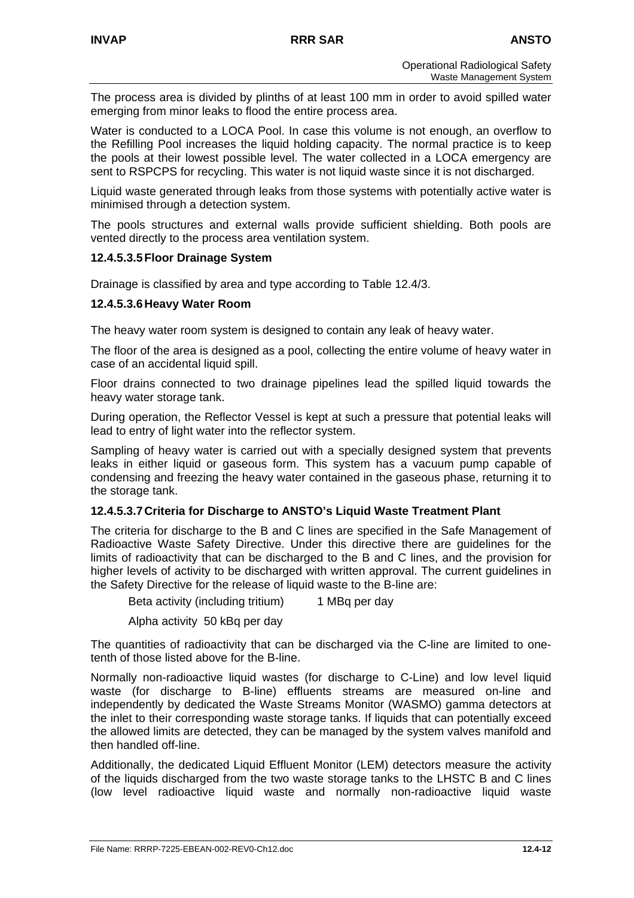The process area is divided by plinths of at least 100 mm in order to avoid spilled water emerging from minor leaks to flood the entire process area.

Water is conducted to a LOCA Pool. In case this volume is not enough, an overflow to the Refilling Pool increases the liquid holding capacity. The normal practice is to keep the pools at their lowest possible level. The water collected in a LOCA emergency are sent to RSPCPS for recycling. This water is not liquid waste since it is not discharged.

Liquid waste generated through leaks from those systems with potentially active water is minimised through a detection system.

The pools structures and external walls provide sufficient shielding. Both pools are vented directly to the process area ventilation system.

#### 12.4.5.3.5 Floor Drainage System

Drainage is classified by area and type according to Table 12.4/3.

#### 12.4.5.3.6 Heavy Water Room

The heavy water room system is designed to contain any leak of heavy water.

The floor of the area is designed as a pool, collecting the entire volume of heavy water in case of an accidental liquid spill.

Floor drains connected to two drainage pipelines lead the spilled liquid towards the heavy water storage tank.

During operation, the Reflector Vessel is kept at such a pressure that potential leaks will lead to entry of light water into the reflector system.

Sampling of heavy water is carried out with a specially designed system that prevents leaks in either liquid or gaseous form. This system has a vacuum pump capable of condensing and freezing the heavy water contained in the gaseous phase, returning it to the storage tank.

#### 12.4.5.3.7 Criteria for Discharge to ANSTO's Liquid Waste Treatment Plant

The criteria for discharge to the B and C lines are specified in the Safe Management of Radioactive Waste Safety Directive. Under this directive there are guidelines for the limits of radioactivity that can be discharged to the B and C lines, and the provision for higher levels of activity to be discharged with written approval. The current guidelines in the Safety Directive for the release of liquid waste to the B-line are:

Beta activity (including tritium) 1 MBq per day

Alpha activity 50 kBq per day

The quantities of radioactivity that can be discharged via the C-line are limited to one-tenth of those listed above for the B-line.

Normally non-radioactive liquid wastes (for discharge to C-Line) and low level liquid waste (for discharge to B-line) effluents streams are measured on-line and independently by dedicated the Waste Streams Monitor (WASMO) gamma detectors at the inlet to their corresponding waste storage tanks. If liquids that can potentially exceed the allowed limits are detected, they can be managed by the system valves manifold and then handled off-line.

Additionally, the dedicated Liquid Effluent Monitor (LEM) detectors measure the activity of the liquids discharged from the two waste storage tanks to the LHSTC B and C lines (low level radioactive liquid waste and normally non-radioactive liquid waste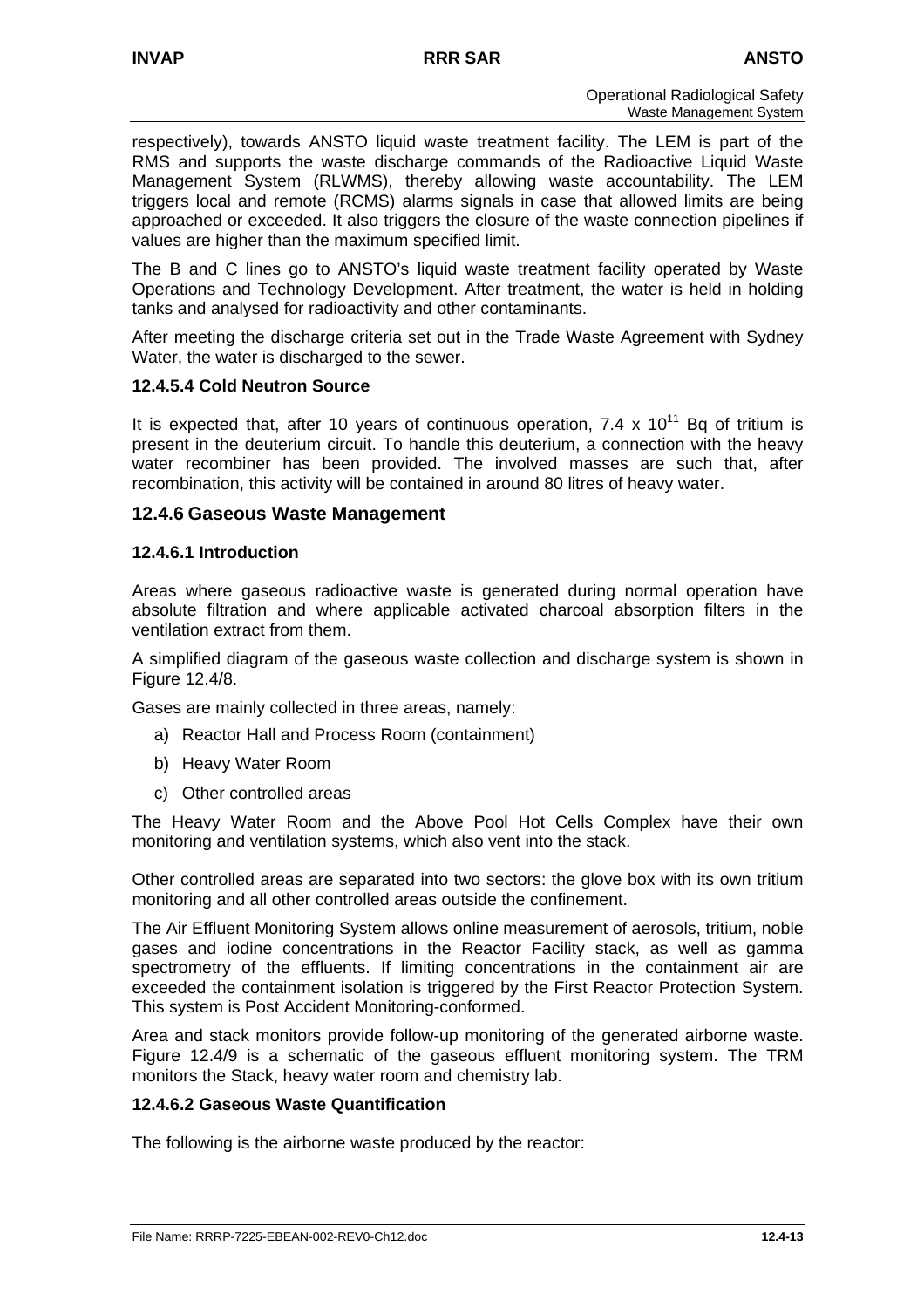respectively), towards ANSTO liquid waste treatment facility. The LEM is part of the RMS and supports the waste discharge commands of the Radioactive Liquid Waste Management System (RLWMS), thereby allowing waste accountability. The LEM triggers local and remote (RCMS) alarms signals in case that allowed limits are being approached or exceeded. It also triggers the closure of the waste connection pipelines if values are higher than the maximum specified limit.

The B and C lines go to ANSTO's liquid waste treatment facility operated by Waste Operations and Technology Development. After treatment, the water is held in holding tanks and analysed for radioactivity and other contaminants.

After meeting the discharge criteria set out in the Trade Waste Agreement with Sydney Water, the water is discharged to the sewer.

#### 12.4.5.4 Cold Neutron Source

It is expected that, after 10 years of continuous operation, $7.4 \times 10^{11}$ Bq of tritium is present in the deuterium circuit. To handle this deuterium, a connection with the heavy water recombiner has been provided. The involved masses are such that, after recombination, this activity will be contained in around 80 litres of heavy water.

### 12.4.6 Gaseous Waste Management

#### 12.4.6.1 Introduction

Areas where gaseous radioactive waste is generated during normal operation have absolute filtration and where applicable activated charcoal absorption filters in the ventilation extract from them.

A simplified diagram of the gaseous waste collection and discharge system is shown in Figure 12.4/8.

Gases are mainly collected in three areas, namely:

a) Reactor Hall and Process Room (containment)

b) Heavy Water Room

c) Other controlled areas

The Heavy Water Room and the Above Pool Hot Cells Complex have their own monitoring and ventilation systems, which also vent into the stack.

Other controlled areas are separated into two sectors: the glove box with its own tritium monitoring and all other controlled areas outside the confinement.

The Air Effluent Monitoring System allows online measurement of aerosols, tritium, noble gases and iodine concentrations in the Reactor Facility stack, as well as gamma spectrometry of the effluents. If limiting concentrations in the containment air are exceeded the containment isolation is triggered by the First Reactor Protection System. This system is Post Accident Monitoring-conformed.

Area and stack monitors provide follow-up monitoring of the generated airborne waste. Figure 12.4/9 is a schematic of the gaseous effluent monitoring system. The TRM monitors the Stack, heavy water room and chemistry lab.

#### 12.4.6.2 Gaseous Waste Quantification

The following is the airborne waste produced by the reactor: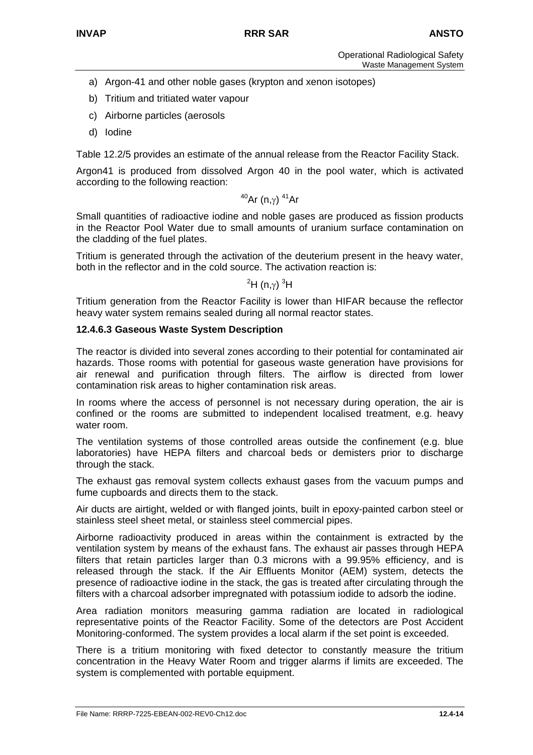a) Argon-41 and other noble gases (krypton and xenon isotopes)

b) Tritium and tritiated water vapour

c) Airborne particles (aerosols

d) Iodine

Table 12.2/5 provides an estimate of the annual release from the Reactor Facility Stack.

Argon41 is produced from dissolved Argon 40 in the pool water, which is activated according to the following reaction:

$$^{40}Ar\ (n,\gamma)\ ^{41}Ar$$

Small quantities of radioactive iodine and noble gases are produced as fission products in the Reactor Pool Water due to small amounts of uranium surface contamination on the cladding of the fuel plates.

Tritium is generated through the activation of the deuterium present in the heavy water, both in the reflector and in the cold source. The activation reaction is:

$$^{2}H\ (n,\gamma)\ ^{3}H$$

Tritium generation from the Reactor Facility is lower than HIFAR because the reflector heavy water system remains sealed during all normal reactor states.

### 12.4.6.3 Gaseous Waste System Description

The reactor is divided into several zones according to their potential for contaminated air hazards. Those rooms with potential for gaseous waste generation have provisions for air renewal and purification through filters. The airflow is directed from lower contamination risk areas to higher contamination risk areas.

In rooms where the access of personnel is not necessary during operation, the air is confined or the rooms are submitted to independent localised treatment, e.g. heavy water room.

The ventilation systems of those controlled areas outside the confinement (e.g. blue laboratories) have HEPA filters and charcoal beds or demisters prior to discharge through the stack.

The exhaust gas removal system collects exhaust gases from the vacuum pumps and fume cupboards and directs them to the stack.

Air ducts are airtight, welded or with flanged joints, built in epoxy-painted carbon steel or stainless steel sheet metal, or stainless steel commercial pipes.

Airborne radioactivity produced in areas within the containment is extracted by the ventilation system by means of the exhaust fans. The exhaust air passes through HEPA filters that retain particles larger than 0.3 microns with a 99.95% efficiency, and is released through the stack. If the Air Effluents Monitor (AEM) system, detects the presence of radioactive iodine in the stack, the gas is treated after circulating through the filters with a charcoal adsorber impregnated with potassium iodide to adsorb the iodine.

Area radiation monitors measuring gamma radiation are located in radiological representative points of the Reactor Facility. Some of the detectors are Post Accident Monitoring-conformed. The system provides a local alarm if the set point is exceeded.

There is a tritium monitoring with fixed detector to constantly measure the tritium concentration in the Heavy Water Room and trigger alarms if limits are exceeded. The system is complemented with portable equipment.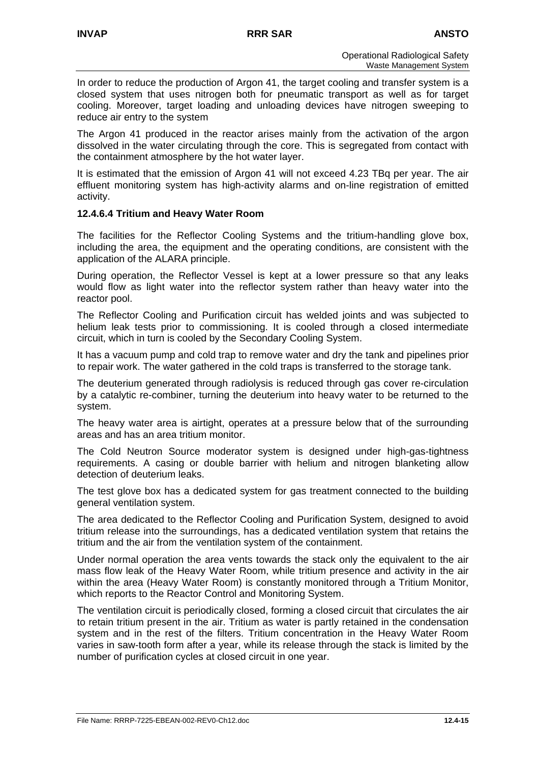In order to reduce the production of Argon 41, the target cooling and transfer system is a closed system that uses nitrogen both for pneumatic transport as well as for target cooling. Moreover, target loading and unloading devices have nitrogen sweeping to reduce air entry to the system

The Argon 41 produced in the reactor arises mainly from the activation of the argon dissolved in the water circulating through the core. This is segregated from contact with the containment atmosphere by the hot water layer.

It is estimated that the emission of Argon 41 will not exceed 4.23 TBq per year. The air effluent monitoring system has high-activity alarms and on-line registration of emitted activity.

#### 12.4.6.4 Tritium and Heavy Water Room

The facilities for the Reflector Cooling Systems and the tritium-handling glove box, including the area, the equipment and the operating conditions, are consistent with the application of the ALARA principle.

During operation, the Reflector Vessel is kept at a lower pressure so that any leaks would flow as light water into the reflector system rather than heavy water into the reactor pool.

The Reflector Cooling and Purification circuit has welded joints and was subjected to helium leak tests prior to commissioning. It is cooled through a closed intermediate circuit, which in turn is cooled by the Secondary Cooling System.

It has a vacuum pump and cold trap to remove water and dry the tank and pipelines prior to repair work. The water gathered in the cold traps is transferred to the storage tank.

The deuterium generated through radiolysis is reduced through gas cover re-circulation by a catalytic re-combiner, turning the deuterium into heavy water to be returned to the system.

The heavy water area is airtight, operates at a pressure below that of the surrounding areas and has an area tritium monitor.

The Cold Neutron Source moderator system is designed under high-gas-tightness requirements. A casing or double barrier with helium and nitrogen blanketing allow detection of deuterium leaks.

The test glove box has a dedicated system for gas treatment connected to the building general ventilation system.

The area dedicated to the Reflector Cooling and Purification System, designed to avoid tritium release into the surroundings, has a dedicated ventilation system that retains the tritium and the air from the ventilation system of the containment.

Under normal operation the area vents towards the stack only the equivalent to the air mass flow leak of the Heavy Water Room, while tritium presence and activity in the air within the area (Heavy Water Room) is constantly monitored through a Tritium Monitor, which reports to the Reactor Control and Monitoring System.

The ventilation circuit is periodically closed, forming a closed circuit that circulates the air to retain tritium present in the air. Tritium as water is partly retained in the condensation system and in the rest of the filters. Tritium concentration in the Heavy Water Room varies in saw-tooth form after a year, while its release through the stack is limited by the number of purification cycles at closed circuit in one year.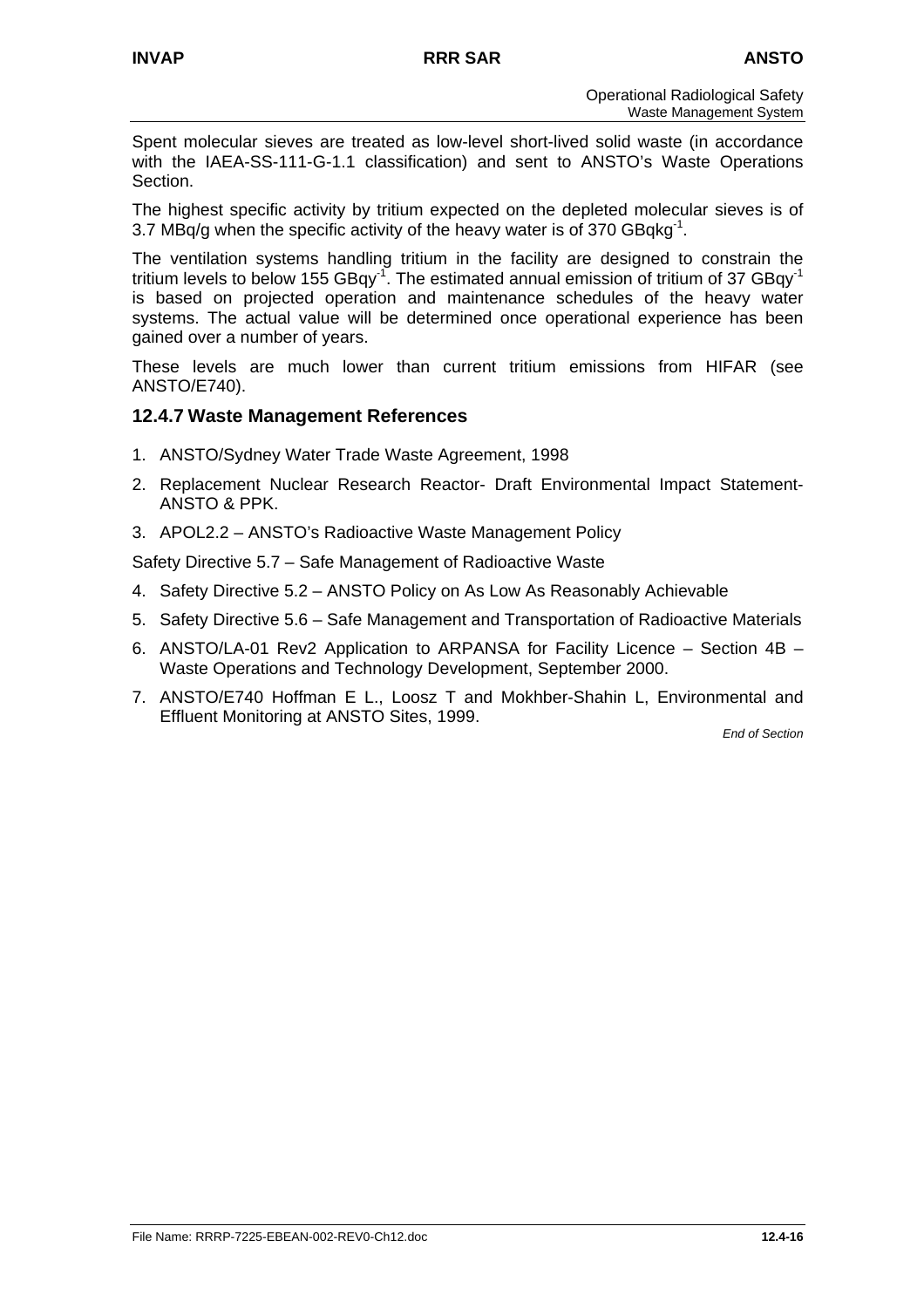Spent molecular sieves are treated as low-level short-lived solid waste (in accordance with the IAEA-SS-111-G-1.1 classification) and sent to ANSTO's Waste Operations Section.

The highest specific activity by tritium expected on the depleted molecular sieves is of 3.7 MBq/g when the specific activity of the heavy water is of 370 $GBqkg^{-1}$.

The ventilation systems handling tritium in the facility are designed to constrain the tritium levels to below 155 $GBqy^{-1}$. The estimated annual emission of tritium of 37 $GBqy^{-1}$ is based on projected operation and maintenance schedules of the heavy water systems. The actual value will be determined once operational experience has been gained over a number of years.

These levels are much lower than current tritium emissions from HIFAR (see ANSTO/E740).

### 12.4.7 Waste Management References

1. ANSTO/Sydney Water Trade Waste Agreement, 1998
2. Replacement Nuclear Research Reactor- Draft Environmental Impact Statement- ANSTO & PPK.
3. APOL2.2 – ANSTO's Radioactive Waste Management Policy

Safety Directive 5.7 – Safe Management of Radioactive Waste

4. Safety Directive 5.2 – ANSTO Policy on As Low As Reasonably Achievable
5. Safety Directive 5.6 – Safe Management and Transportation of Radioactive Materials
6. ANSTO/LA-01 Rev2 Application to ARPANSA for Facility Licence – Section 4B – Waste Operations and Technology Development, September 2000.
7. ANSTO/E740 Hoffman E L., Loosz T and Mokhber-Shahin L, Environmental and Effluent Monitoring at ANSTO Sites, 1999.

*End of Section*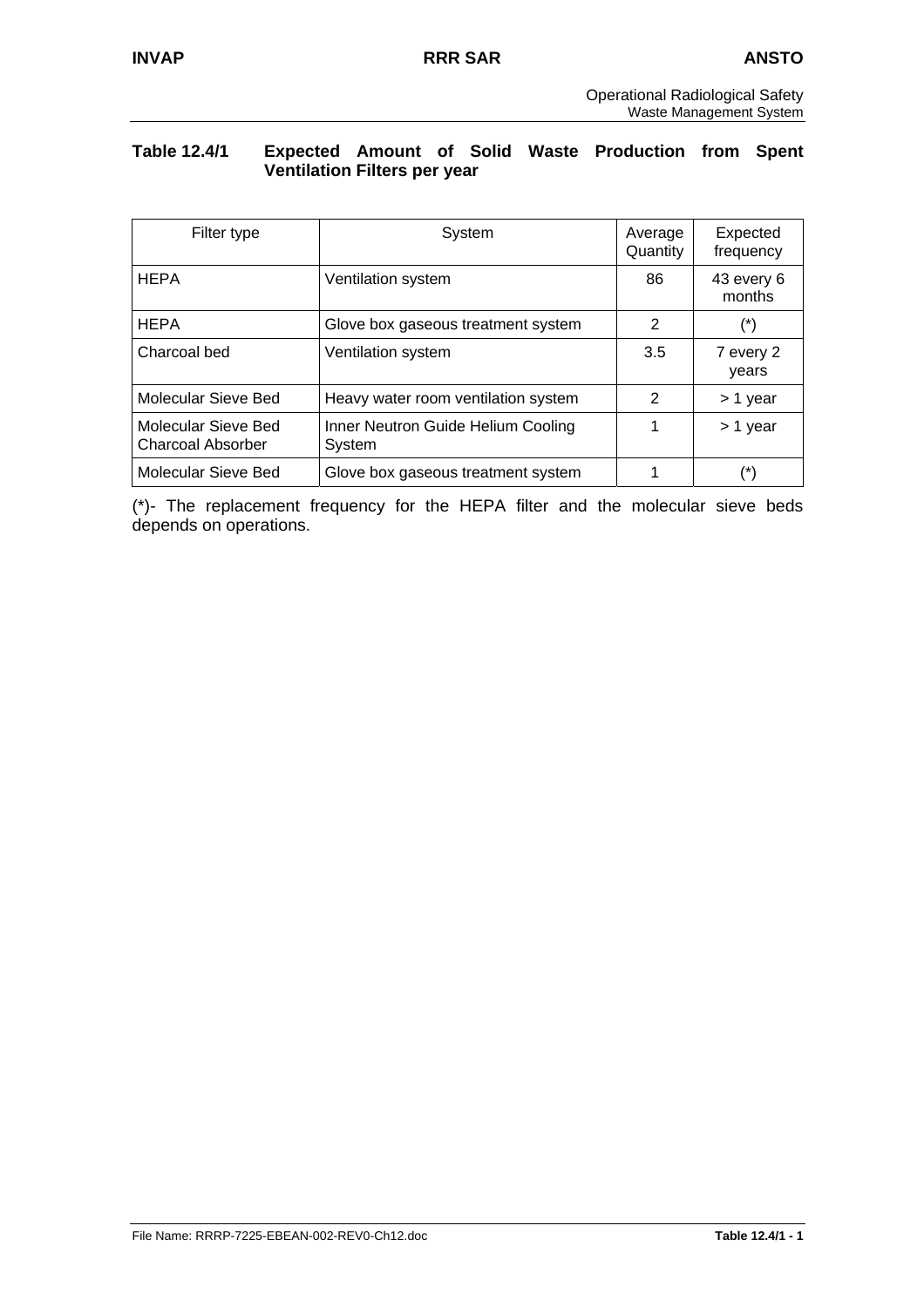**Table 12.4/1 Expected Amount of Solid Waste Production from Spent Ventilation Filters per year**

| Filter type | System | Average Quantity | Expected frequency |
|---|---|---|---|
| HEPA | Ventilation system | 86 | 43 every 6 months |
| HEPA | Glove box gaseous treatment system | 2 | (*) |
| Charcoal bed | Ventilation system | 3.5 | 7 every 2 years |
| Molecular Sieve Bed | Heavy water room ventilation system | 2 | > 1 year |
| Molecular Sieve Bed Charcoal Absorber | Inner Neutron Guide Helium Cooling System | 1 | > 1 year |
| Molecular Sieve Bed | Glove box gaseous treatment system | 1 | (*) |

(*)- The replacement frequency for the HEPA filter and the molecular sieve beds depends on operations.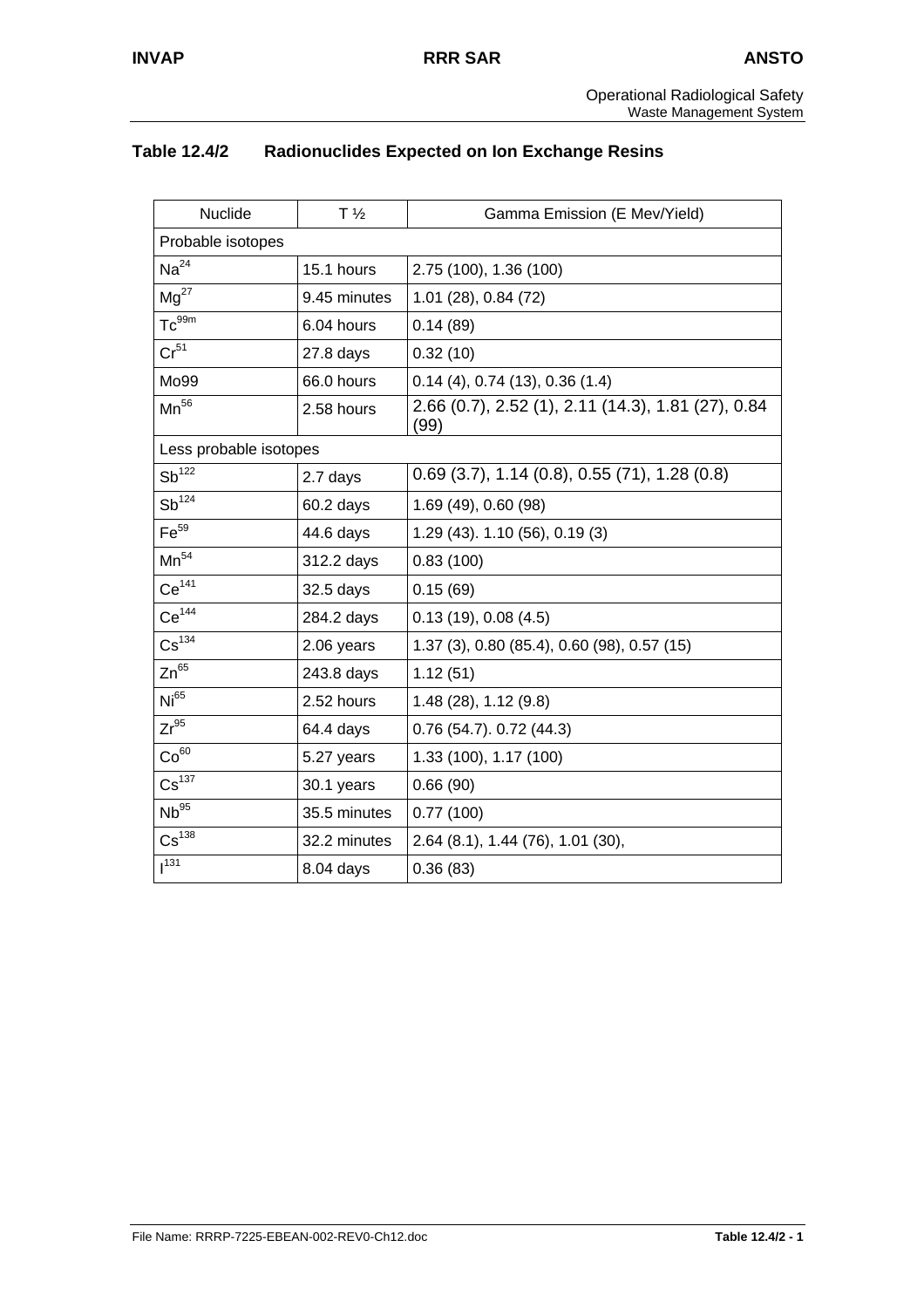## Table 12.4/2 Radionuclides Expected on Ion Exchange Resins

| Nuclide | T ½ | Gamma Emission (E Mev/Yield) |
|---|---|---|
| Probable isotopes | | |
| $Na^{24}$ | 15.1 hours | 2.75 (100), 1.36 (100) |
| $Mg^{27}$ | 9.45 minutes | 1.01 (28), 0.84 (72) |
| $Tc^{99m}$ | 6.04 hours | 0.14 (89) |
| $Cr^{51}$ | 27.8 days | 0.32 (10) |
| Mo99 | 66.0 hours | 0.14 (4), 0.74 (13), 0.36 (1.4) |
| $Mn^{56}$ | 2.58 hours | 2.66 (0.7), 2.52 (1), 2.11 (14.3), 1.81 (27), 0.84 (99) |
| Less probable isotopes | | |
| $Sb^{122}$ | 2.7 days | 0.69 (3.7), 1.14 (0.8), 0.55 (71), 1.28 (0.8) |
| $Sb^{124}$ | 60.2 days | 1.69 (49), 0.60 (98) |
| $Fe^{59}$ | 44.6 days | 1.29 (43). 1.10 (56), 0.19 (3) |
| $Mn^{54}$ | 312.2 days | 0.83 (100) |
| $Ce^{141}$ | 32.5 days | 0.15 (69) |
| $Ce^{144}$ | 284.2 days | 0.13 (19), 0.08 (4.5) |
| $Cs^{134}$ | 2.06 years | 1.37 (3), 0.80 (85.4), 0.60 (98), 0.57 (15) |
| $Zn^{65}$ | 243.8 days | 1.12 (51) |
| $Ni^{65}$ | 2.52 hours | 1.48 (28), 1.12 (9.8) |
| $Zr^{95}$ | 64.4 days | 0.76 (54.7). 0.72 (44.3) |
| $Co^{60}$ | 5.27 years | 1.33 (100), 1.17 (100) |
| $Cs^{137}$ | 30.1 years | 0.66 (90) |
| $Nb^{95}$ | 35.5 minutes | 0.77 (100) |
| $Cs^{138}$ | 32.2 minutes | 2.64 (8.1), 1.44 (76), 1.01 (30), |
| $I^{131}$ | 8.04 days | 0.36 (83) |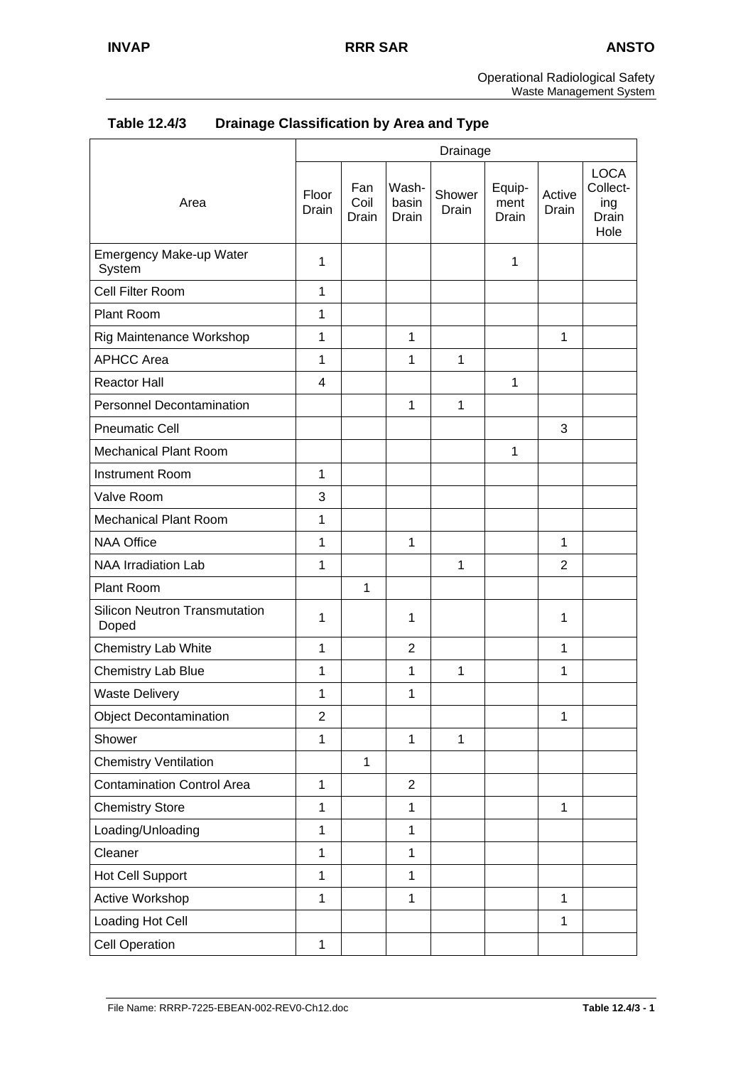**Table 12.4/3 Drainage Classification by Area and Type**

| Area | Drainage | | | | | | |
|---|---|---|---|---|---|---|---|
| | Floor Drain | Fan Coil Drain | Wash-basin Drain | Shower Drain | Equip-ment Drain | Active Drain | LOCA Collect-ing Drain Hole |
| Emergency Make-up Water System | 1 | | | | 1 | | |
| Cell Filter Room | 1 | | | | | | |
| Plant Room | 1 | | | | | | |
| Rig Maintenance Workshop | 1 | | 1 | | | 1 | |
| APHCC Area | 1 | | 1 | 1 | | | |
| Reactor Hall | 4 | | | | 1 | | |
| Personnel Decontamination | | | 1 | 1 | | | |
| Pneumatic Cell | | | | | | 3 | |
| Mechanical Plant Room | | | | | 1 | | |
| Instrument Room | 1 | | | | | | |
| Valve Room | 3 | | | | | | |
| Mechanical Plant Room | 1 | | | | | | |
| NAA Office | 1 | | 1 | | | 1 | |
| NAA Irradiation Lab | 1 | | | 1 | | 2 | |
| Plant Room | | 1 | | | | | |
| Silicon Neutron Transmutation Doped | 1 | | 1 | | | 1 | |
| Chemistry Lab White | 1 | | 2 | | | 1 | |
| Chemistry Lab Blue | 1 | | 1 | 1 | | 1 | |
| Waste Delivery | 1 | | 1 | | | | |
| Object Decontamination | 2 | | | | | 1 | |
| Shower | 1 | | 1 | 1 | | | |
| Chemistry Ventilation | | 1 | | | | | |
| Contamination Control Area | 1 | | 2 | | | | |
| Chemistry Store | 1 | | 1 | | | 1 | |
| Loading/Unloading | 1 | | 1 | | | | |
| Cleaner | 1 | | 1 | | | | |
| Hot Cell Support | 1 | | 1 | | | | |
| Active Workshop | 1 | | 1 | | | 1 | |
| Loading Hot Cell | | | | | | 1 | |
| Cell Operation | 1 | | | | | | |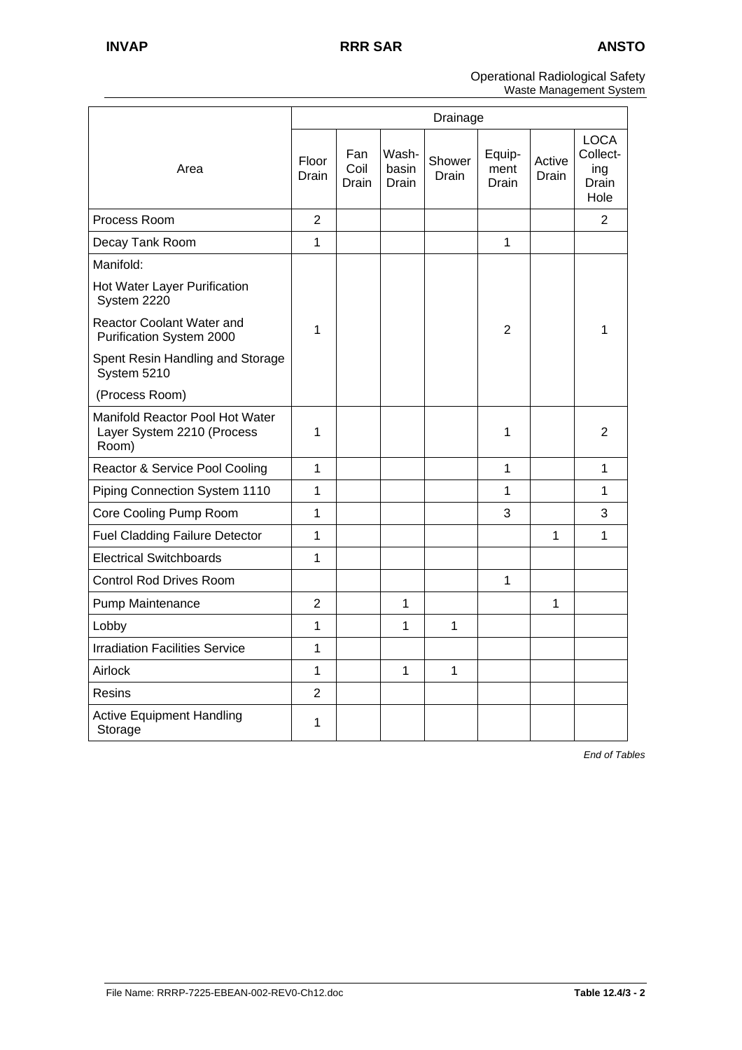| Area | Drainage | | | | | | |
|---|---|---|---|---|---|---|---|
| | Floor Drain | Fan Coil Drain | Wash-basin Drain | Shower Drain | Equip-ment Drain | Active Drain | LOCA Collect-ing Drain Hole |
| Process Room | 2 | | | | | | 2 |
| Decay Tank Room | 1 | | | | 1 | | |
| Manifold: Hot Water Layer Purification System 2220; Reactor Coolant Water and Purification System 2000; Spent Resin Handling and Storage System 5210 (Process Room) | 1 | | | | 2 | | 1 |
| Manifold Reactor Pool Hot Water Layer System 2210 (Process Room) | 1 | | | | 1 | | 2 |
| Reactor & Service Pool Cooling | 1 | | | | 1 | | 1 |
| Piping Connection System 1110 | 1 | | | | 1 | | 1 |
| Core Cooling Pump Room | 1 | | | | 3 | | 3 |
| Fuel Cladding Failure Detector | 1 | | | | | 1 | 1 |
| Electrical Switchboards | 1 | | | | | | |
| Control Rod Drives Room | | | | | 1 | | |
| Pump Maintenance | 2 | | 1 | | | 1 | |
| Lobby | 1 | | 1 | 1 | | | |
| Irradiation Facilities Service | 1 | | | | | | |
| Airlock | 1 | | 1 | 1 | | | |
| Resins | 2 | | | | | | |
| Active Equipment Handling Storage | 1 | | | | | | |

*End of Tables*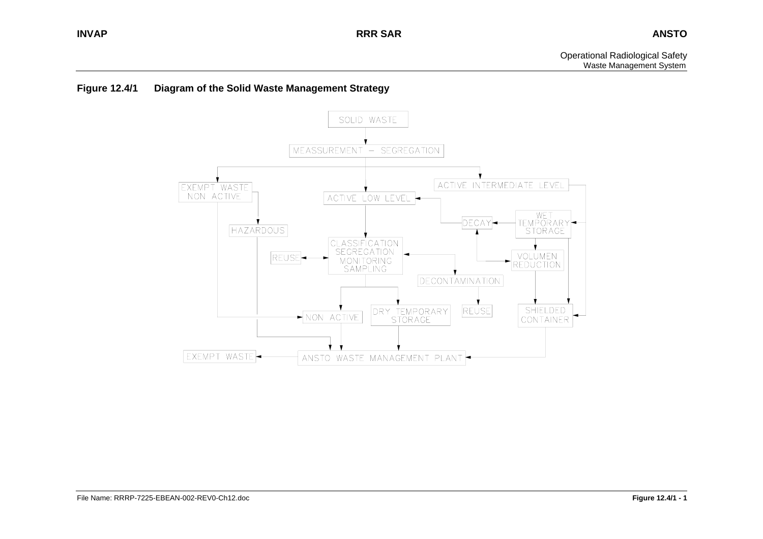**Figure 12.4/1 Diagram of the Solid Waste Management Strategy**

SOLID WASTE

MEASSUREMENT – SEGREGATION

EXEMPT WASTE NON ACTIVE

ACTIVE LOW LEVEL

ACTIVE INTERMEDIATE LEVEL

HAZARDOUS

DECAY

WET TEMPORARY STORAGE

CLASSIFICATION SEGREGATION MONITORING SAMPLING

REUSE

VOLUMEN REDUCTION

DECONTAMINATION

NON ACTIVE

DRY TEMPORARY STORAGE

REUSE

SHIELDED CONTAINER

EXEMPT WASTE

ANSTO WASTE MANAGEMENT PLANT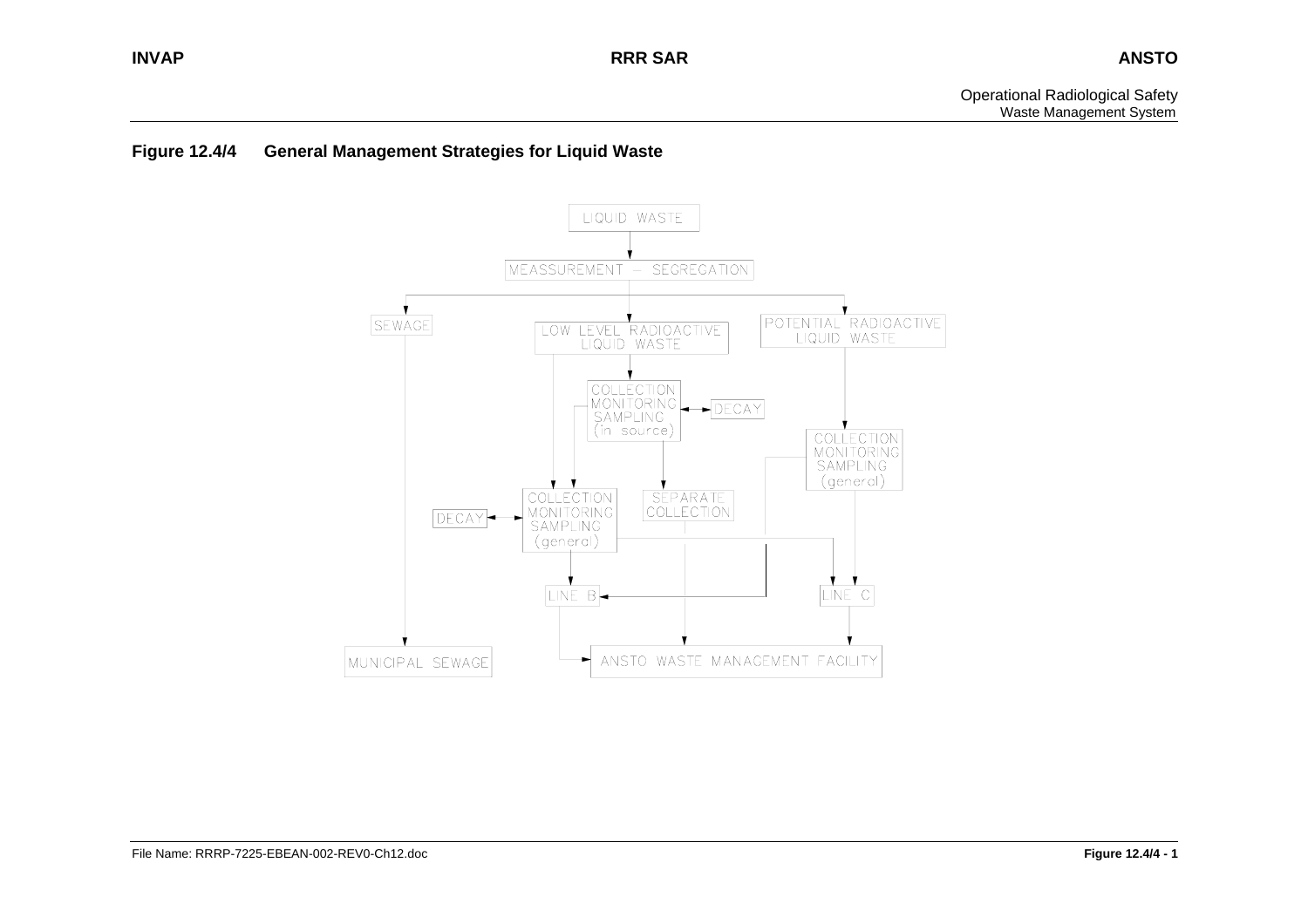**Figure 12.4/4 General Management Strategies for Liquid Waste**

LIQUID WASTE

MEASSUREMENT – SEGREGATION

SEWAGE

LOW LEVEL RADIOACTIVE LIQUID WASTE

POTENTIAL RADIOACTIVE LIQUID WASTE

COLLECTION MONITORING SAMPLING (in source)

DECAY

COLLECTION MONITORING SAMPLING (general)

DECAY

COLLECTION MONITORING SAMPLING (general)

SEPARATE COLLECTION

LINE B

LINE C

MUNICIPAL SEWAGE

ANSTO WASTE MANAGEMENT FACILITY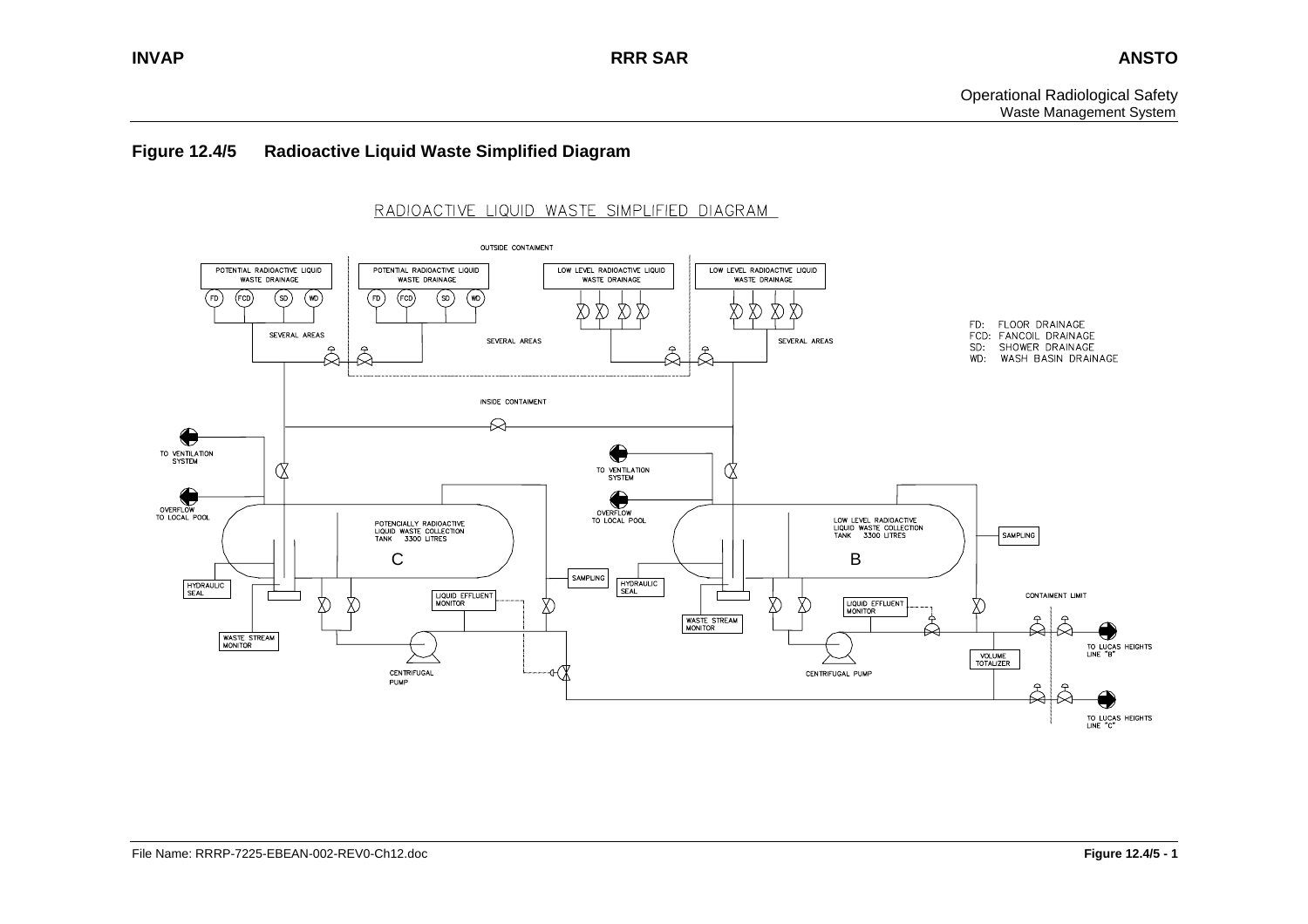## Figure 12.4/5 Radioactive Liquid Waste Simplified Diagram

RADIOACTIVE LIQUID WASTE SIMPLIFIED DIAGRAM

OUTSIDE CONTAIMENT

POTENTIAL RADIOACTIVE LIQUID WASTE DRAINAGE

POTENTIAL RADIOACTIVE LIQUID WASTE DRAINAGE

LOW LEVEL RADIOACTIVE LIQUID WASTE DRAINAGE

LOW LEVEL RADIOACTIVE LIQUID WASTE DRAINAGE

FD FCD SD WD

SEVERAL AREAS

INSIDE CONTAIMENT

TO VENTILATION SYSTEM

OVERFLOW TO LOCAL POOL

POTENCIALLY RADIOACTIVE LIQUID WASTE COLLECTION TANK 3300 LITRES

C

LOW LEVEL RADIOACTIVE LIQUID WASTE COLLECTION TANK 3300 LITRES

B

HYDRAULIC SEAL

WASTE STREAM MONITOR

LIQUID EFFLUENT MONITOR

SAMPLING

CENTRIFUGAL PUMP

CONTAIMENT LIMIT

VOLUME TOTALIZER

TO LUCAS HEIGHTS LINE "B"

TO LUCAS HEIGHTS LINE "C"

FD: FLOOR DRAINAGE
FCD: FANCOIL DRAINAGE
SD: SHOWER DRAINAGE
WD: WASH BASIN DRAINAGE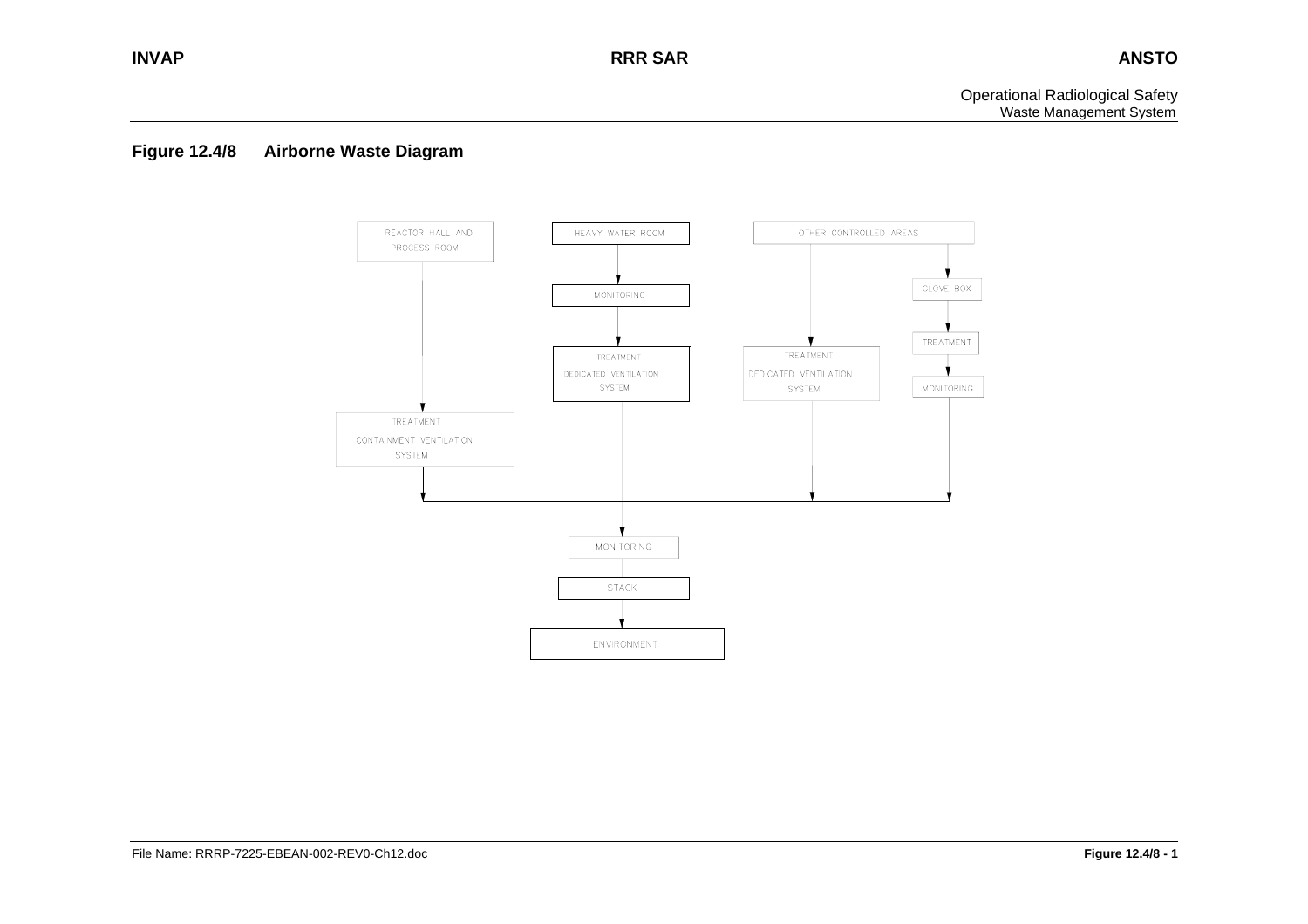**Figure 12.4/8 Airborne Waste Diagram**

REACTOR HALL AND PROCESS ROOM

HEAVY WATER ROOM

OTHER CONTROLLED AREAS

MONITORING

GLOVE BOX

TREATMENT

TREATMENT DEDICATED VENTILATION SYSTEM

TREATMENT DEDICATED VENTILATION SYSTEM

MONITORING

TREATMENT CONTAINMENT VENTILATION SYSTEM

MONITORING

STACK

ENVIRONMENT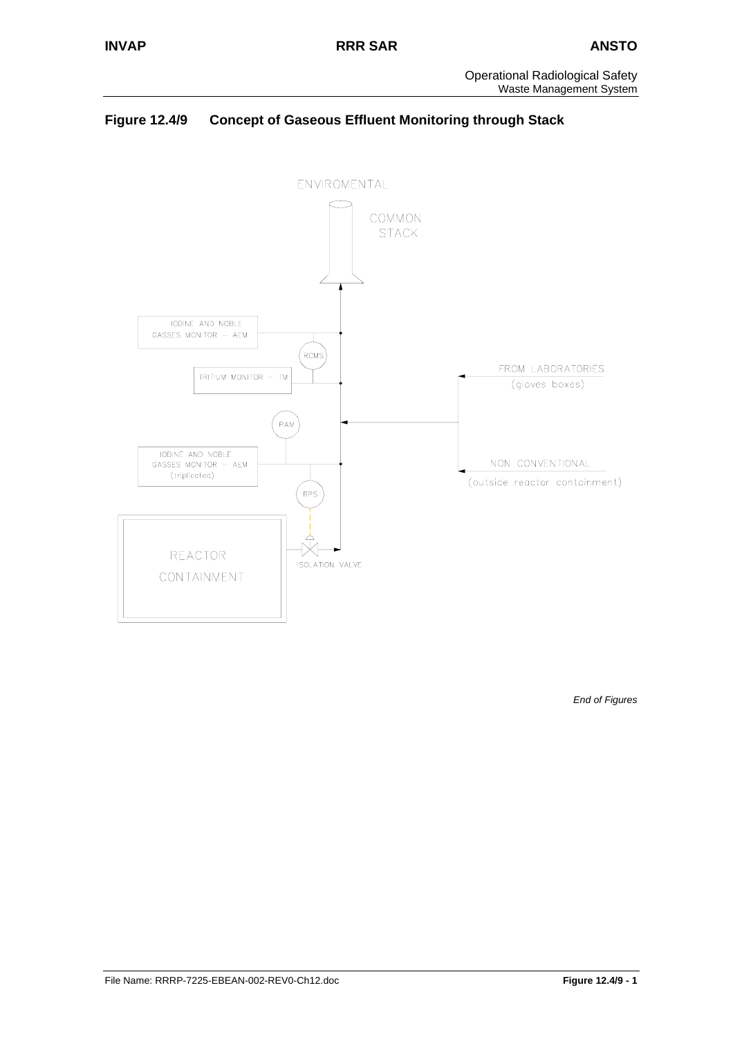## Figure 12.4/9 Concept of Gaseous Effluent Monitoring through Stack

ENVIROMENTAL

COMMON STACK

IODINE AND NOBLE GASSES MONITOR – AEM

RCMS

TRITIUM MONITOR – TM

FROM LABORATORIES (gloves boxes)

PAM

IODINE AND NOBLE GASSES MONITOR – AEM (triplicated)

NON CONVENTIONAL (outside reactor containment)

RPS

REACTOR CONTAINMENT

ISOLATION VALVE

*End of Figures*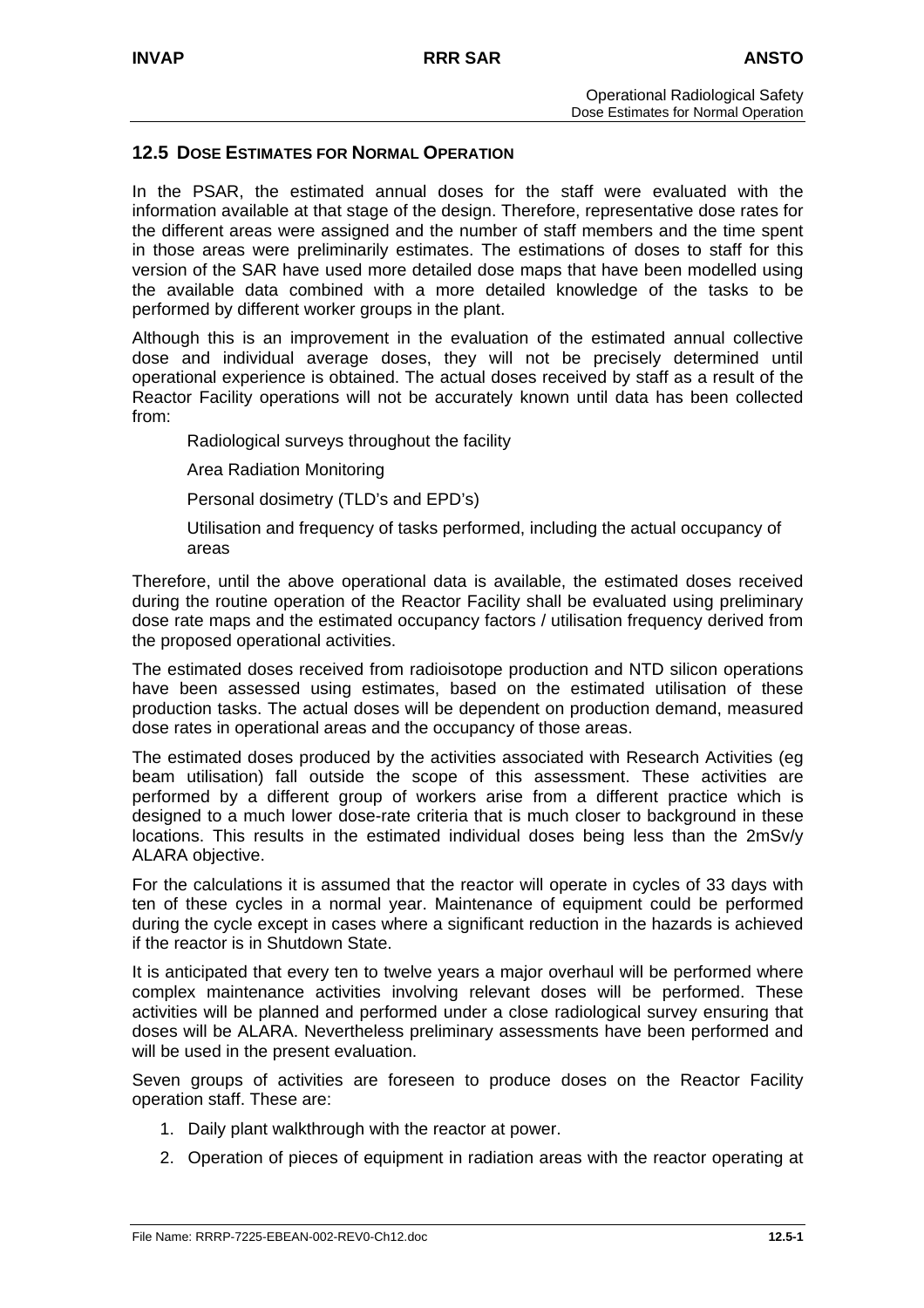## 12.5 Dose Estimates for Normal Operation

In the PSAR, the estimated annual doses for the staff were evaluated with the information available at that stage of the design. Therefore, representative dose rates for the different areas were assigned and the number of staff members and the time spent in those areas were preliminarily estimates. The estimations of doses to staff for this version of the SAR have used more detailed dose maps that have been modelled using the available data combined with a more detailed knowledge of the tasks to be performed by different worker groups in the plant.

Although this is an improvement in the evaluation of the estimated annual collective dose and individual average doses, they will not be precisely determined until operational experience is obtained. The actual doses received by staff as a result of the Reactor Facility operations will not be accurately known until data has been collected from:

- Radiological surveys throughout the facility
- Area Radiation Monitoring
- Personal dosimetry (TLD's and EPD's)
- Utilisation and frequency of tasks performed, including the actual occupancy of areas

Therefore, until the above operational data is available, the estimated doses received during the routine operation of the Reactor Facility shall be evaluated using preliminary dose rate maps and the estimated occupancy factors / utilisation frequency derived from the proposed operational activities.

The estimated doses received from radioisotope production and NTD silicon operations have been assessed using estimates, based on the estimated utilisation of these production tasks. The actual doses will be dependent on production demand, measured dose rates in operational areas and the occupancy of those areas.

The estimated doses produced by the activities associated with Research Activities (eg beam utilisation) fall outside the scope of this assessment. These activities are performed by a different group of workers arise from a different practice which is designed to a much lower dose-rate criteria that is much closer to background in these locations. This results in the estimated individual doses being less than the 2mSv/y ALARA objective.

For the calculations it is assumed that the reactor will operate in cycles of 33 days with ten of these cycles in a normal year. Maintenance of equipment could be performed during the cycle except in cases where a significant reduction in the hazards is achieved if the reactor is in Shutdown State.

It is anticipated that every ten to twelve years a major overhaul will be performed where complex maintenance activities involving relevant doses will be performed. These activities will be planned and performed under a close radiological survey ensuring that doses will be ALARA. Nevertheless preliminary assessments have been performed and will be used in the present evaluation.

Seven groups of activities are foreseen to produce doses on the Reactor Facility operation staff. These are:

1. Daily plant walkthrough with the reactor at power.
2. Operation of pieces of equipment in radiation areas with the reactor operating at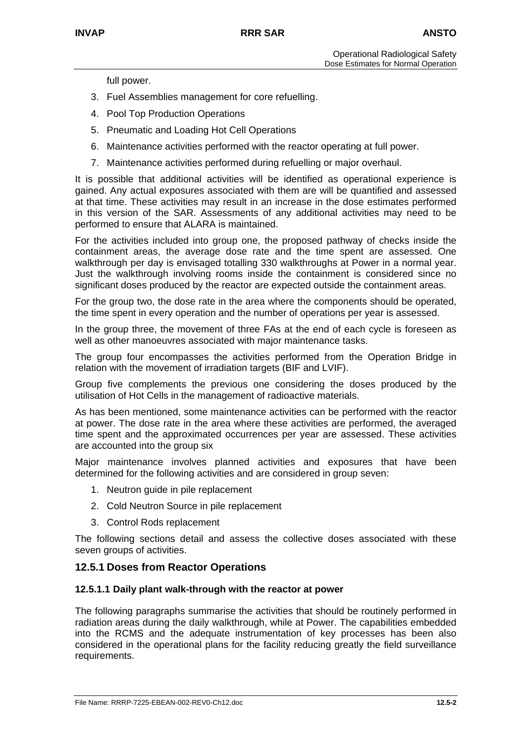full power.

3. Fuel Assemblies management for core refuelling.
4. Pool Top Production Operations
5. Pneumatic and Loading Hot Cell Operations
6. Maintenance activities performed with the reactor operating at full power.
7. Maintenance activities performed during refuelling or major overhaul.

It is possible that additional activities will be identified as operational experience is gained. Any actual exposures associated with them are will be quantified and assessed at that time. These activities may result in an increase in the dose estimates performed in this version of the SAR. Assessments of any additional activities may need to be performed to ensure that ALARA is maintained.

For the activities included into group one, the proposed pathway of checks inside the containment areas, the average dose rate and the time spent are assessed. One walkthrough per day is envisaged totalling 330 walkthroughs at Power in a normal year. Just the walkthrough involving rooms inside the containment is considered since no significant doses produced by the reactor are expected outside the containment areas.

For the group two, the dose rate in the area where the components should be operated, the time spent in every operation and the number of operations per year is assessed.

In the group three, the movement of three FAs at the end of each cycle is foreseen as well as other manoeuvres associated with major maintenance tasks.

The group four encompasses the activities performed from the Operation Bridge in relation with the movement of irradiation targets (BIF and LVIF).

Group five complements the previous one considering the doses produced by the utilisation of Hot Cells in the management of radioactive materials.

As has been mentioned, some maintenance activities can be performed with the reactor at power. The dose rate in the area where these activities are performed, the averaged time spent and the approximated occurrences per year are assessed. These activities are accounted into the group six

Major maintenance involves planned activities and exposures that have been determined for the following activities and are considered in group seven:

1. Neutron guide in pile replacement
2. Cold Neutron Source in pile replacement
3. Control Rods replacement

The following sections detail and assess the collective doses associated with these seven groups of activities.

### 12.5.1 Doses from Reactor Operations

#### 12.5.1.1 Daily plant walk-through with the reactor at power

The following paragraphs summarise the activities that should be routinely performed in radiation areas during the daily walkthrough, while at Power. The capabilities embedded into the RCMS and the adequate instrumentation of key processes has been also considered in the operational plans for the facility reducing greatly the field surveillance requirements.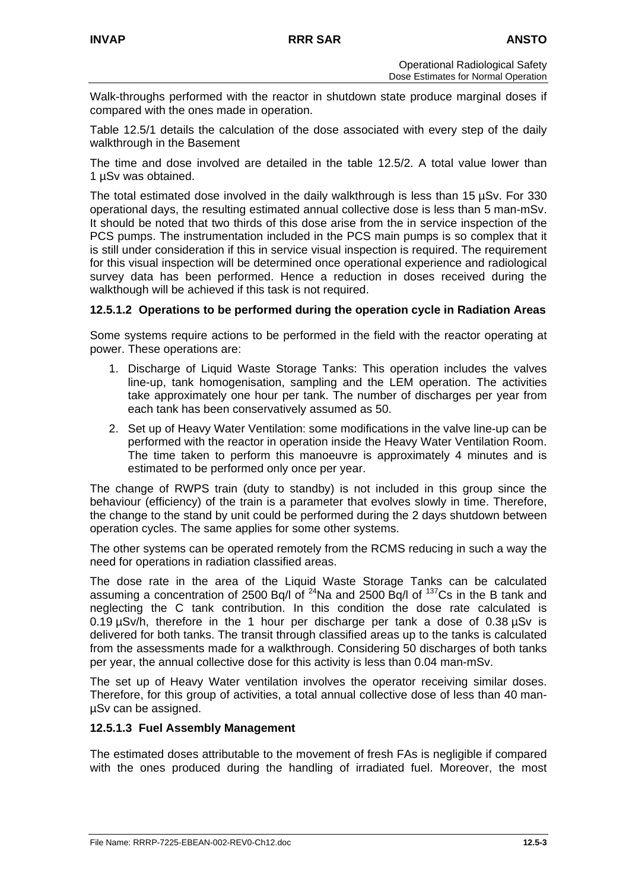Walk-throughs performed with the reactor in shutdown state produce marginal doses if compared with the ones made in operation.

Table 12.5/1 details the calculation of the dose associated with every step of the daily walkthrough in the Basement

The time and dose involved are detailed in the table 12.5/2. A total value lower than 1 µSv was obtained.

The total estimated dose involved in the daily walkthrough is less than 15 µSv. For 330 operational days, the resulting estimated annual collective dose is less than 5 man-mSv. It should be noted that two thirds of this dose arise from the in service inspection of the PCS pumps. The instrumentation included in the PCS main pumps is so complex that it is still under consideration if this in service visual inspection is required. The requirement for this visual inspection will be determined once operational experience and radiological survey data has been performed. Hence a reduction in doses received during the walkthough will be achieved if this task is not required.

### 12.5.1.2 Operations to be performed during the operation cycle in Radiation Areas

Some systems require actions to be performed in the field with the reactor operating at power. These operations are:

1. Discharge of Liquid Waste Storage Tanks: This operation includes the valves line-up, tank homogenisation, sampling and the LEM operation. The activities take approximately one hour per tank. The number of discharges per year from each tank has been conservatively assumed as 50.
2. Set up of Heavy Water Ventilation: some modifications in the valve line-up can be performed with the reactor in operation inside the Heavy Water Ventilation Room. The time taken to perform this manoeuvre is approximately 4 minutes and is estimated to be performed only once per year.

The change of RWPS train (duty to standby) is not included in this group since the behaviour (efficiency) of the train is a parameter that evolves slowly in time. Therefore, the change to the stand by unit could be performed during the 2 days shutdown between operation cycles. The same applies for some other systems.

The other systems can be operated remotely from the RCMS reducing in such a way the need for operations in radiation classified areas.

The dose rate in the area of the Liquid Waste Storage Tanks can be calculated assuming a concentration of 2500 Bq/l of $^{24}$Na and 2500 Bq/l of $^{137}$Cs in the B tank and neglecting the C tank contribution. In this condition the dose rate calculated is 0.19 µSv/h, therefore in the 1 hour per discharge per tank a dose of 0.38 µSv is delivered for both tanks. The transit through classified areas up to the tanks is calculated from the assessments made for a walkthrough. Considering 50 discharges of both tanks per year, the annual collective dose for this activity is less than 0.04 man-mSv.

The set up of Heavy Water ventilation involves the operator receiving similar doses. Therefore, for this group of activities, a total annual collective dose of less than 40 man-µSv can be assigned.

### 12.5.1.3 Fuel Assembly Management

The estimated doses attributable to the movement of fresh FAs is negligible if compared with the ones produced during the handling of irradiated fuel. Moreover, the most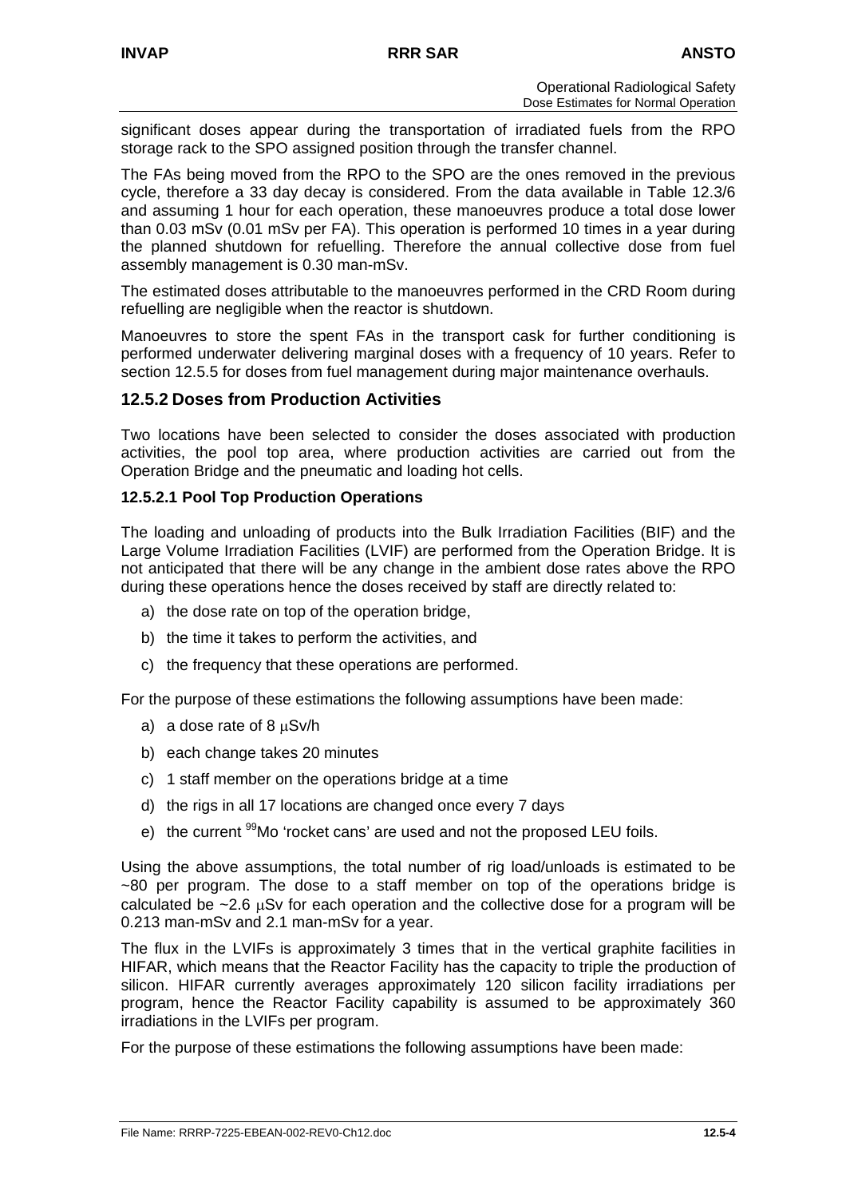significant doses appear during the transportation of irradiated fuels from the RPO storage rack to the SPO assigned position through the transfer channel.

The FAs being moved from the RPO to the SPO are the ones removed in the previous cycle, therefore a 33 day decay is considered. From the data available in Table 12.3/6 and assuming 1 hour for each operation, these manoeuvres produce a total dose lower than 0.03 mSv (0.01 mSv per FA). This operation is performed 10 times in a year during the planned shutdown for refuelling. Therefore the annual collective dose from fuel assembly management is 0.30 man-mSv.

The estimated doses attributable to the manoeuvres performed in the CRD Room during refuelling are negligible when the reactor is shutdown.

Manoeuvres to store the spent FAs in the transport cask for further conditioning is performed underwater delivering marginal doses with a frequency of 10 years. Refer to section 12.5.5 for doses from fuel management during major maintenance overhauls.

## 12.5.2 Doses from Production Activities

Two locations have been selected to consider the doses associated with production activities, the pool top area, where production activities are carried out from the Operation Bridge and the pneumatic and loading hot cells.

### 12.5.2.1 Pool Top Production Operations

The loading and unloading of products into the Bulk Irradiation Facilities (BIF) and the Large Volume Irradiation Facilities (LVIF) are performed from the Operation Bridge. It is not anticipated that there will be any change in the ambient dose rates above the RPO during these operations hence the doses received by staff are directly related to:

a) the dose rate on top of the operation bridge,
b) the time it takes to perform the activities, and
c) the frequency that these operations are performed.

For the purpose of these estimations the following assumptions have been made:

a) a dose rate of 8 μSv/h
b) each change takes 20 minutes
c) 1 staff member on the operations bridge at a time
d) the rigs in all 17 locations are changed once every 7 days
e) the current $^{99}$Mo 'rocket cans' are used and not the proposed LEU foils.

Using the above assumptions, the total number of rig load/unloads is estimated to be ~80 per program. The dose to a staff member on top of the operations bridge is calculated be ~2.6 μSv for each operation and the collective dose for a program will be 0.213 man-mSv and 2.1 man-mSv for a year.

The flux in the LVIFs is approximately 3 times that in the vertical graphite facilities in HIFAR, which means that the Reactor Facility has the capacity to triple the production of silicon. HIFAR currently averages approximately 120 silicon facility irradiations per program, hence the Reactor Facility capability is assumed to be approximately 360 irradiations in the LVIFs per program.

For the purpose of these estimations the following assumptions have been made: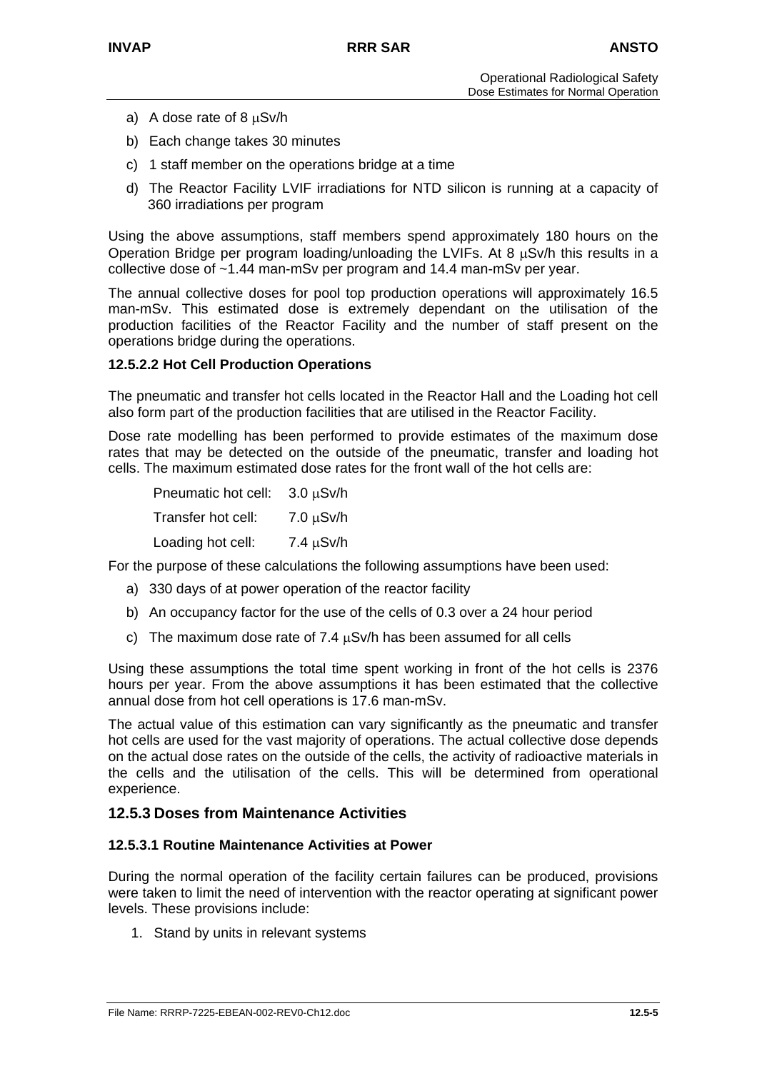a) A dose rate of 8 μSv/h
b) Each change takes 30 minutes
c) 1 staff member on the operations bridge at a time
d) The Reactor Facility LVIF irradiations for NTD silicon is running at a capacity of 360 irradiations per program

Using the above assumptions, staff members spend approximately 180 hours on the Operation Bridge per program loading/unloading the LVIFs. At 8 μSv/h this results in a collective dose of ~1.44 man-mSv per program and 14.4 man-mSv per year.

The annual collective doses for pool top production operations will approximately 16.5 man-mSv. This estimated dose is extremely dependant on the utilisation of the production facilities of the Reactor Facility and the number of staff present on the operations bridge during the operations.

#### 12.5.2.2 Hot Cell Production Operations

The pneumatic and transfer hot cells located in the Reactor Hall and the Loading hot cell also form part of the production facilities that are utilised in the Reactor Facility.

Dose rate modelling has been performed to provide estimates of the maximum dose rates that may be detected on the outside of the pneumatic, transfer and loading hot cells. The maximum estimated dose rates for the front wall of the hot cells are:

| | |
|---|---|
| Pneumatic hot cell: | 3.0 μSv/h |
| Transfer hot cell: | 7.0 μSv/h |
| Loading hot cell: | 7.4 μSv/h |

For the purpose of these calculations the following assumptions have been used:

a) 330 days of at power operation of the reactor facility
b) An occupancy factor for the use of the cells of 0.3 over a 24 hour period
c) The maximum dose rate of 7.4 μSv/h has been assumed for all cells

Using these assumptions the total time spent working in front of the hot cells is 2376 hours per year. From the above assumptions it has been estimated that the collective annual dose from hot cell operations is 17.6 man-mSv.

The actual value of this estimation can vary significantly as the pneumatic and transfer hot cells are used for the vast majority of operations. The actual collective dose depends on the actual dose rates on the outside of the cells, the activity of radioactive materials in the cells and the utilisation of the cells. This will be determined from operational experience.

### 12.5.3 Doses from Maintenance Activities

#### 12.5.3.1 Routine Maintenance Activities at Power

During the normal operation of the facility certain failures can be produced, provisions were taken to limit the need of intervention with the reactor operating at significant power levels. These provisions include:

1. Stand by units in relevant systems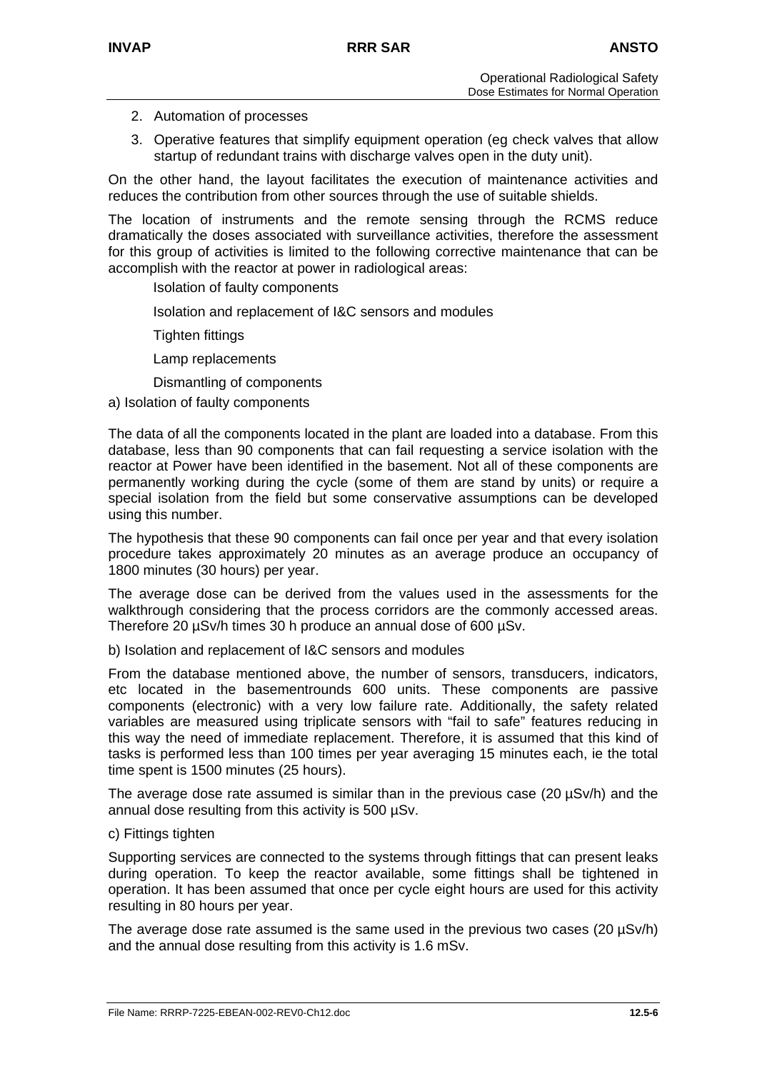2. Automation of processes
3. Operative features that simplify equipment operation (eg check valves that allow startup of redundant trains with discharge valves open in the duty unit).

On the other hand, the layout facilitates the execution of maintenance activities and reduces the contribution from other sources through the use of suitable shields.

The location of instruments and the remote sensing through the RCMS reduce dramatically the doses associated with surveillance activities, therefore the assessment for this group of activities is limited to the following corrective maintenance that can be accomplish with the reactor at power in radiological areas:

- Isolation of faulty components
- Isolation and replacement of I&C sensors and modules
- Tighten fittings
- Lamp replacements
- Dismantling of components

a) Isolation of faulty components

The data of all the components located in the plant are loaded into a database. From this database, less than 90 components that can fail requesting a service isolation with the reactor at Power have been identified in the basement. Not all of these components are permanently working during the cycle (some of them are stand by units) or require a special isolation from the field but some conservative assumptions can be developed using this number.

The hypothesis that these 90 components can fail once per year and that every isolation procedure takes approximately 20 minutes as an average produce an occupancy of 1800 minutes (30 hours) per year.

The average dose can be derived from the values used in the assessments for the walkthrough considering that the process corridors are the commonly accessed areas. Therefore 20 µSv/h times 30 h produce an annual dose of 600 µSv.

b) Isolation and replacement of I&C sensors and modules

From the database mentioned above, the number of sensors, transducers, indicators, etc located in the basementrounds 600 units. These components are passive components (electronic) with a very low failure rate. Additionally, the safety related variables are measured using triplicate sensors with "fail to safe" features reducing in this way the need of immediate replacement. Therefore, it is assumed that this kind of tasks is performed less than 100 times per year averaging 15 minutes each, ie the total time spent is 1500 minutes (25 hours).

The average dose rate assumed is similar than in the previous case (20 µSv/h) and the annual dose resulting from this activity is 500 µSv.

c) Fittings tighten

Supporting services are connected to the systems through fittings that can present leaks during operation. To keep the reactor available, some fittings shall be tightened in operation. It has been assumed that once per cycle eight hours are used for this activity resulting in 80 hours per year.

The average dose rate assumed is the same used in the previous two cases (20 µSv/h) and the annual dose resulting from this activity is 1.6 mSv.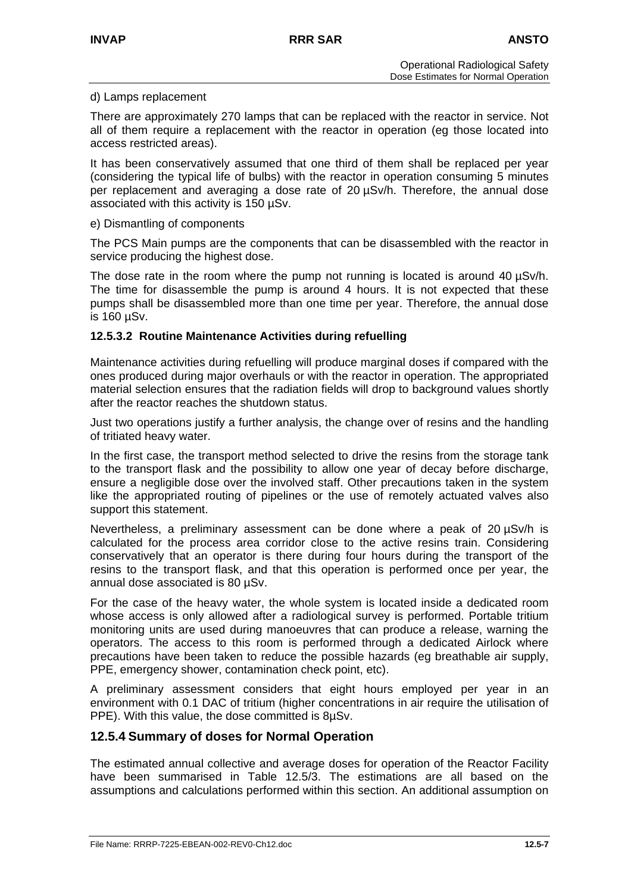d) Lamps replacement

There are approximately 270 lamps that can be replaced with the reactor in service. Not all of them require a replacement with the reactor in operation (eg those located into access restricted areas).

It has been conservatively assumed that one third of them shall be replaced per year (considering the typical life of bulbs) with the reactor in operation consuming 5 minutes per replacement and averaging a dose rate of 20 µSv/h. Therefore, the annual dose associated with this activity is 150 µSv.

e) Dismantling of components

The PCS Main pumps are the components that can be disassembled with the reactor in service producing the highest dose.

The dose rate in the room where the pump not running is located is around 40 µSv/h. The time for disassemble the pump is around 4 hours. It is not expected that these pumps shall be disassembled more than one time per year. Therefore, the annual dose is 160 µSv.

### 12.5.3.2 Routine Maintenance Activities during refuelling

Maintenance activities during refuelling will produce marginal doses if compared with the ones produced during major overhauls or with the reactor in operation. The appropriated material selection ensures that the radiation fields will drop to background values shortly after the reactor reaches the shutdown status.

Just two operations justify a further analysis, the change over of resins and the handling of tritiated heavy water.

In the first case, the transport method selected to drive the resins from the storage tank to the transport flask and the possibility to allow one year of decay before discharge, ensure a negligible dose over the involved staff. Other precautions taken in the system like the appropriated routing of pipelines or the use of remotely actuated valves also support this statement.

Nevertheless, a preliminary assessment can be done where a peak of 20 µSv/h is calculated for the process area corridor close to the active resins train. Considering conservatively that an operator is there during four hours during the transport of the resins to the transport flask, and that this operation is performed once per year, the annual dose associated is 80 µSv.

For the case of the heavy water, the whole system is located inside a dedicated room whose access is only allowed after a radiological survey is performed. Portable tritium monitoring units are used during manoeuvres that can produce a release, warning the operators. The access to this room is performed through a dedicated Airlock where precautions have been taken to reduce the possible hazards (eg breathable air supply, PPE, emergency shower, contamination check point, etc).

A preliminary assessment considers that eight hours employed per year in an environment with 0.1 DAC of tritium (higher concentrations in air require the utilisation of PPE). With this value, the dose committed is 8µSv.

## 12.5.4 Summary of doses for Normal Operation

The estimated annual collective and average doses for operation of the Reactor Facility have been summarised in Table 12.5/3. The estimations are all based on the assumptions and calculations performed within this section. An additional assumption on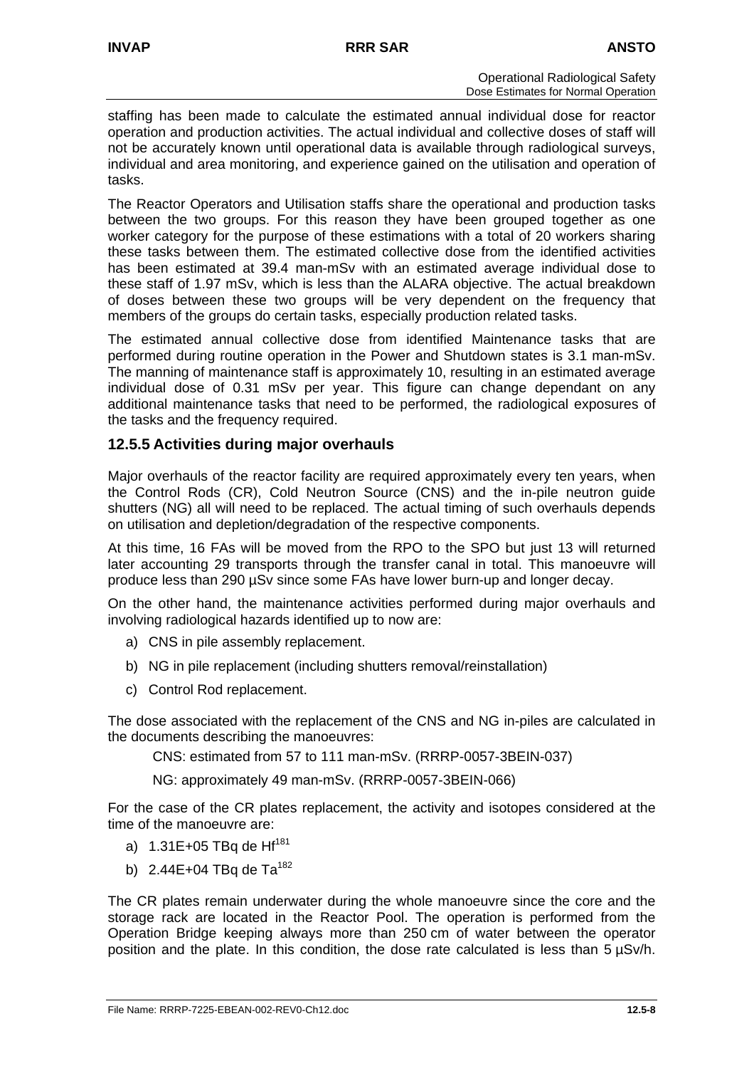staffing has been made to calculate the estimated annual individual dose for reactor operation and production activities. The actual individual and collective doses of staff will not be accurately known until operational data is available through radiological surveys, individual and area monitoring, and experience gained on the utilisation and operation of tasks.

The Reactor Operators and Utilisation staffs share the operational and production tasks between the two groups. For this reason they have been grouped together as one worker category for the purpose of these estimations with a total of 20 workers sharing these tasks between them. The estimated collective dose from the identified activities has been estimated at 39.4 man-mSv with an estimated average individual dose to these staff of 1.97 mSv, which is less than the ALARA objective. The actual breakdown of doses between these two groups will be very dependent on the frequency that members of the groups do certain tasks, especially production related tasks.

The estimated annual collective dose from identified Maintenance tasks that are performed during routine operation in the Power and Shutdown states is 3.1 man-mSv. The manning of maintenance staff is approximately 10, resulting in an estimated average individual dose of 0.31 mSv per year. This figure can change dependant on any additional maintenance tasks that need to be performed, the radiological exposures of the tasks and the frequency required.

### 12.5.5 Activities during major overhauls

Major overhauls of the reactor facility are required approximately every ten years, when the Control Rods (CR), Cold Neutron Source (CNS) and the in-pile neutron guide shutters (NG) all will need to be replaced. The actual timing of such overhauls depends on utilisation and depletion/degradation of the respective components.

At this time, 16 FAs will be moved from the RPO to the SPO but just 13 will returned later accounting 29 transports through the transfer canal in total. This manoeuvre will produce less than 290 µSv since some FAs have lower burn-up and longer decay.

On the other hand, the maintenance activities performed during major overhauls and involving radiological hazards identified up to now are:

a) CNS in pile assembly replacement.
b) NG in pile replacement (including shutters removal/reinstallation)
c) Control Rod replacement.

The dose associated with the replacement of the CNS and NG in-piles are calculated in the documents describing the manoeuvres:

CNS: estimated from 57 to 111 man-mSv. (RRRP-0057-3BEIN-037)

NG: approximately 49 man-mSv. (RRRP-0057-3BEIN-066)

For the case of the CR plates replacement, the activity and isotopes considered at the time of the manoeuvre are:

a) 1.31E+05 TBq de $Hf^{181}$
b) 2.44E+04 TBq de $Ta^{182}$

The CR plates remain underwater during the whole manoeuvre since the core and the storage rack are located in the Reactor Pool. The operation is performed from the Operation Bridge keeping always more than 250 cm of water between the operator position and the plate. In this condition, the dose rate calculated is less than 5 µSv/h.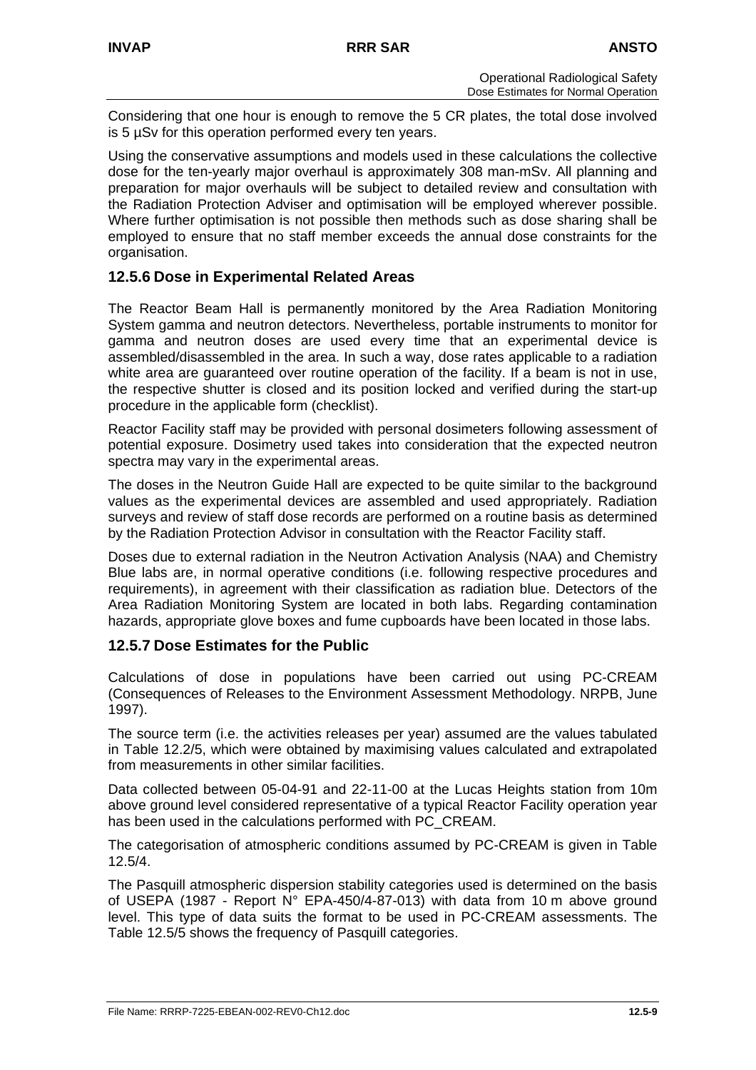Considering that one hour is enough to remove the 5 CR plates, the total dose involved is 5 µSv for this operation performed every ten years.

Using the conservative assumptions and models used in these calculations the collective dose for the ten-yearly major overhaul is approximately 308 man-mSv. All planning and preparation for major overhauls will be subject to detailed review and consultation with the Radiation Protection Adviser and optimisation will be employed wherever possible. Where further optimisation is not possible then methods such as dose sharing shall be employed to ensure that no staff member exceeds the annual dose constraints for the organisation.

### 12.5.6 Dose in Experimental Related Areas

The Reactor Beam Hall is permanently monitored by the Area Radiation Monitoring System gamma and neutron detectors. Nevertheless, portable instruments to monitor for gamma and neutron doses are used every time that an experimental device is assembled/disassembled in the area. In such a way, dose rates applicable to a radiation white area are guaranteed over routine operation of the facility. If a beam is not in use, the respective shutter is closed and its position locked and verified during the start-up procedure in the applicable form (checklist).

Reactor Facility staff may be provided with personal dosimeters following assessment of potential exposure. Dosimetry used takes into consideration that the expected neutron spectra may vary in the experimental areas.

The doses in the Neutron Guide Hall are expected to be quite similar to the background values as the experimental devices are assembled and used appropriately. Radiation surveys and review of staff dose records are performed on a routine basis as determined by the Radiation Protection Advisor in consultation with the Reactor Facility staff.

Doses due to external radiation in the Neutron Activation Analysis (NAA) and Chemistry Blue labs are, in normal operative conditions (i.e. following respective procedures and requirements), in agreement with their classification as radiation blue. Detectors of the Area Radiation Monitoring System are located in both labs. Regarding contamination hazards, appropriate glove boxes and fume cupboards have been located in those labs.

### 12.5.7 Dose Estimates for the Public

Calculations of dose in populations have been carried out using PC-CREAM (Consequences of Releases to the Environment Assessment Methodology. NRPB, June 1997).

The source term (i.e. the activities releases per year) assumed are the values tabulated in Table 12.2/5, which were obtained by maximising values calculated and extrapolated from measurements in other similar facilities.

Data collected between 05-04-91 and 22-11-00 at the Lucas Heights station from 10m above ground level considered representative of a typical Reactor Facility operation year has been used in the calculations performed with PC_CREAM.

The categorisation of atmospheric conditions assumed by PC-CREAM is given in Table 12.5/4.

The Pasquill atmospheric dispersion stability categories used is determined on the basis of USEPA (1987 - Report N° EPA-450/4-87-013) with data from 10 m above ground level. This type of data suits the format to be used in PC-CREAM assessments. The Table 12.5/5 shows the frequency of Pasquill categories.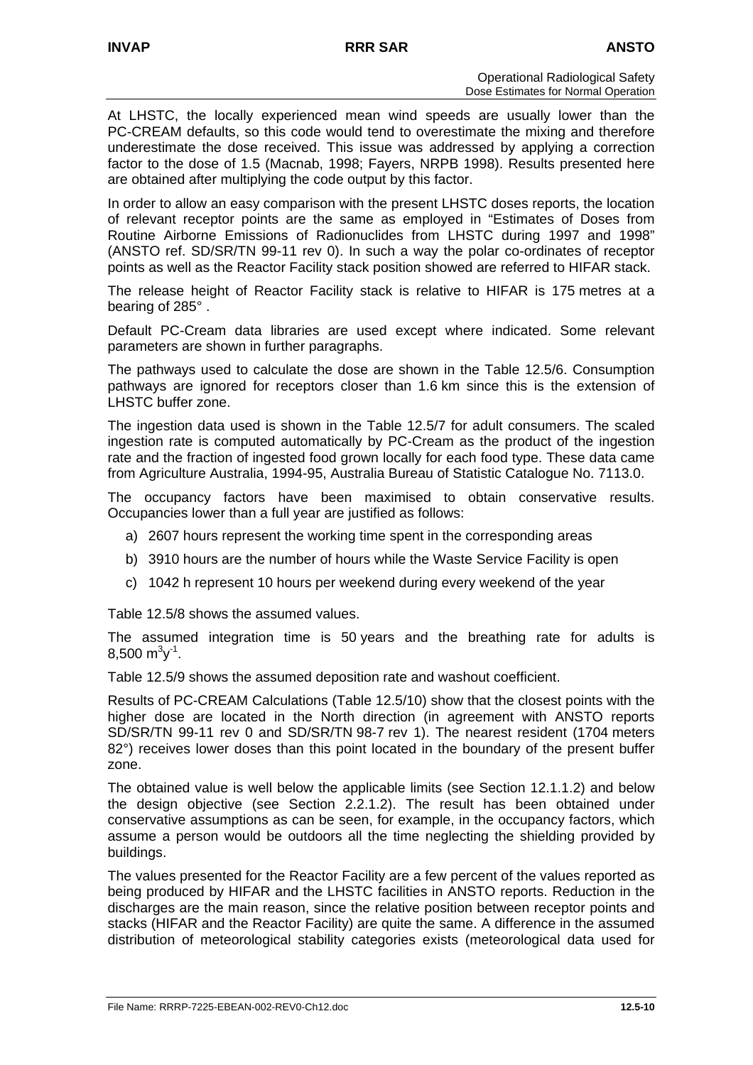At LHSTC, the locally experienced mean wind speeds are usually lower than the PC-CREAM defaults, so this code would tend to overestimate the mixing and therefore underestimate the dose received. This issue was addressed by applying a correction factor to the dose of 1.5 (Macnab, 1998; Fayers, NRPB 1998). Results presented here are obtained after multiplying the code output by this factor.

In order to allow an easy comparison with the present LHSTC doses reports, the location of relevant receptor points are the same as employed in "Estimates of Doses from Routine Airborne Emissions of Radionuclides from LHSTC during 1997 and 1998" (ANSTO ref. SD/SR/TN 99-11 rev 0). In such a way the polar co-ordinates of receptor points as well as the Reactor Facility stack position showed are referred to HIFAR stack.

The release height of Reactor Facility stack is relative to HIFAR is 175 metres at a bearing of 285° .

Default PC-Cream data libraries are used except where indicated. Some relevant parameters are shown in further paragraphs.

The pathways used to calculate the dose are shown in the Table 12.5/6. Consumption pathways are ignored for receptors closer than 1.6 km since this is the extension of LHSTC buffer zone.

The ingestion data used is shown in the Table 12.5/7 for adult consumers. The scaled ingestion rate is computed automatically by PC-Cream as the product of the ingestion rate and the fraction of ingested food grown locally for each food type. These data came from Agriculture Australia, 1994-95, Australia Bureau of Statistic Catalogue No. 7113.0.

The occupancy factors have been maximised to obtain conservative results. Occupancies lower than a full year are justified as follows:

a) 2607 hours represent the working time spent in the corresponding areas
b) 3910 hours are the number of hours while the Waste Service Facility is open
c) 1042 h represent 10 hours per weekend during every weekend of the year

Table 12.5/8 shows the assumed values.

The assumed integration time is 50 years and the breathing rate for adults is 8,500 $m^3y^{-1}$.

Table 12.5/9 shows the assumed deposition rate and washout coefficient.

Results of PC-CREAM Calculations (Table 12.5/10) show that the closest points with the higher dose are located in the North direction (in agreement with ANSTO reports SD/SR/TN 99-11 rev 0 and SD/SR/TN 98-7 rev 1). The nearest resident (1704 meters 82°) receives lower doses than this point located in the boundary of the present buffer zone.

The obtained value is well below the applicable limits (see Section 12.1.1.2) and below the design objective (see Section 2.2.1.2). The result has been obtained under conservative assumptions as can be seen, for example, in the occupancy factors, which assume a person would be outdoors all the time neglecting the shielding provided by buildings.

The values presented for the Reactor Facility are a few percent of the values reported as being produced by HIFAR and the LHSTC facilities in ANSTO reports. Reduction in the discharges are the main reason, since the relative position between receptor points and stacks (HIFAR and the Reactor Facility) are quite the same. A difference in the assumed distribution of meteorological stability categories exists (meteorological data used for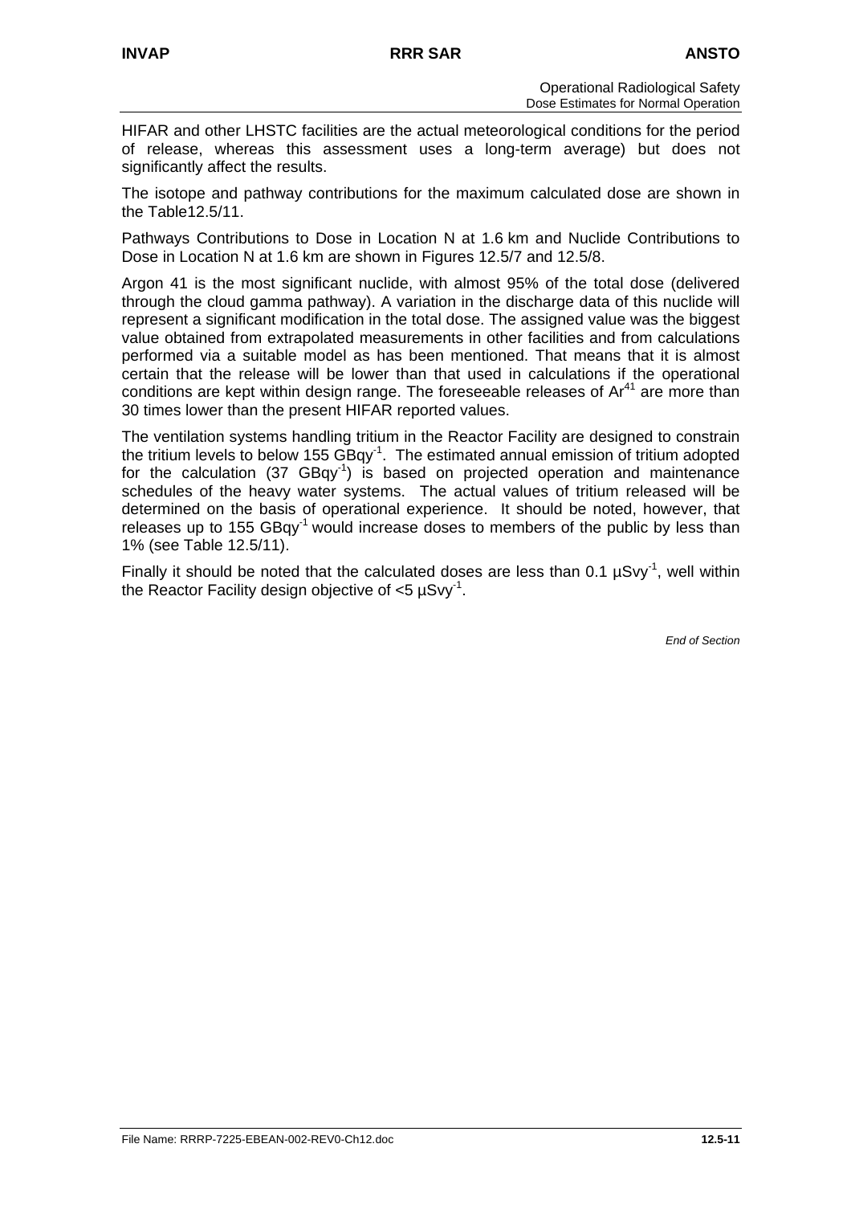HIFAR and other LHSTC facilities are the actual meteorological conditions for the period of release, whereas this assessment uses a long-term average) but does not significantly affect the results.

The isotope and pathway contributions for the maximum calculated dose are shown in the Table12.5/11.

Pathways Contributions to Dose in Location N at 1.6 km and Nuclide Contributions to Dose in Location N at 1.6 km are shown in Figures 12.5/7 and 12.5/8.

Argon 41 is the most significant nuclide, with almost 95% of the total dose (delivered through the cloud gamma pathway). A variation in the discharge data of this nuclide will represent a significant modification in the total dose. The assigned value was the biggest value obtained from extrapolated measurements in other facilities and from calculations performed via a suitable model as has been mentioned. That means that it is almost certain that the release will be lower than that used in calculations if the operational conditions are kept within design range. The foreseeable releases of $Ar^{41}$ are more than 30 times lower than the present HIFAR reported values.

The ventilation systems handling tritium in the Reactor Facility are designed to constrain the tritium levels to below 155 $GBqy^{-1}$. The estimated annual emission of tritium adopted for the calculation (37 $GBqy^{-1}$) is based on projected operation and maintenance schedules of the heavy water systems. The actual values of tritium released will be determined on the basis of operational experience. It should be noted, however, that releases up to 155 $GBqy^{-1}$ would increase doses to members of the public by less than 1% (see Table 12.5/11).

Finally it should be noted that the calculated doses are less than 0.1 $\mu Svy^{-1}$, well within the Reactor Facility design objective of <5 $\mu Svy^{-1}$.

*End of Section*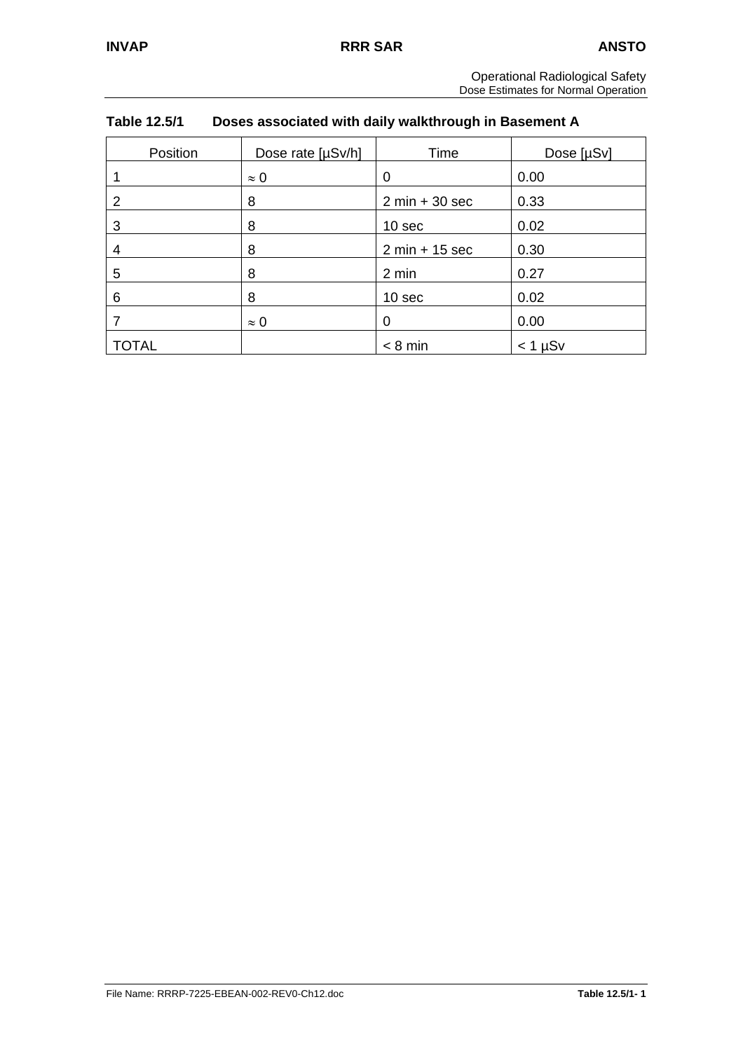**Table 12.5/1 Doses associated with daily walkthrough in Basement A**

| Position | Dose rate [µSv/h] | Time | Dose [µSv] |
|---|---|---|---|
| 1 | ≈ 0 | 0 | 0.00 |
| 2 | 8 | 2 min + 30 sec | 0.33 |
| 3 | 8 | 10 sec | 0.02 |
| 4 | 8 | 2 min + 15 sec | 0.30 |
| 5 | 8 | 2 min | 0.27 |
| 6 | 8 | 10 sec | 0.02 |
| 7 | ≈ 0 | 0 | 0.00 |
| TOTAL | | < 8 min | < 1 µSv |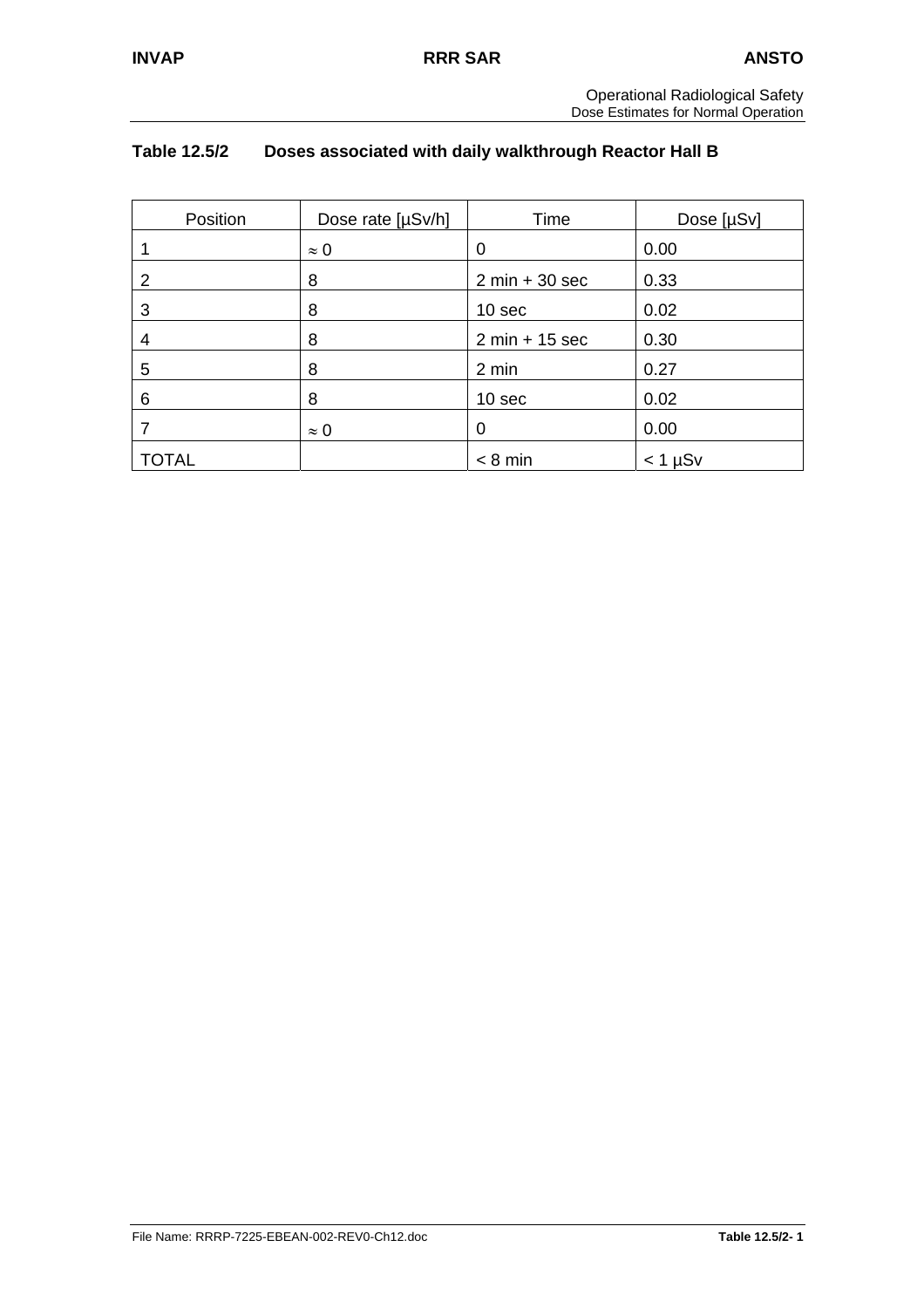**Table 12.5/2 Doses associated with daily walkthrough Reactor Hall B**

| Position | Dose rate [µSv/h] | Time | Dose [µSv] |
|---|---|---|---|
| 1 | $\approx 0$ | 0 | 0.00 |
| 2 | 8 | 2 min + 30 sec | 0.33 |
| 3 | 8 | 10 sec | 0.02 |
| 4 | 8 | 2 min + 15 sec | 0.30 |
| 5 | 8 | 2 min | 0.27 |
| 6 | 8 | 10 sec | 0.02 |
| 7 | $\approx 0$ | 0 | 0.00 |
| TOTAL | | < 8 min | < 1 µSv |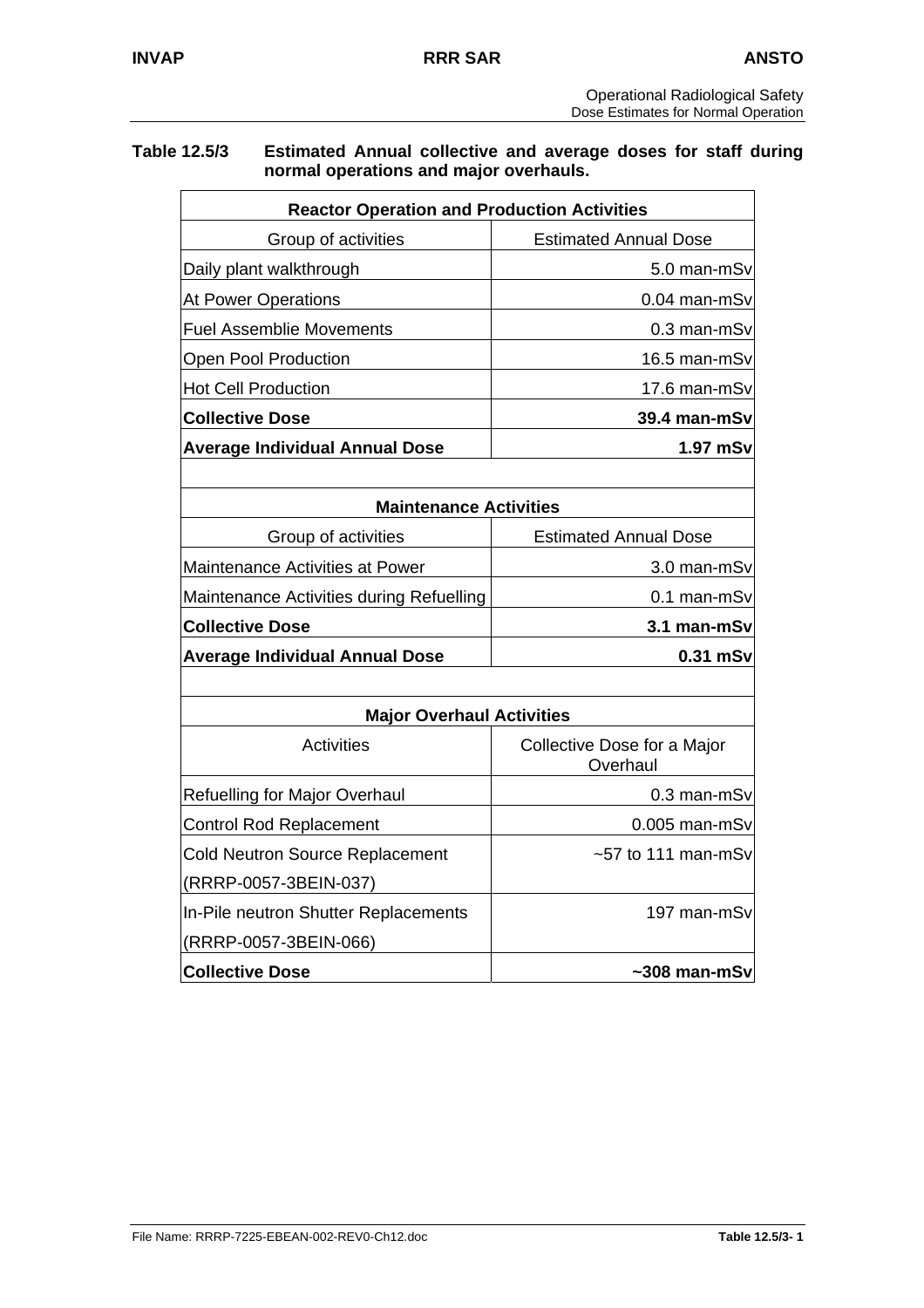**Table 12.5/3 Estimated Annual collective and average doses for staff during normal operations and major overhauls.**

| Reactor Operation and Production Activities | |
|---|---|
| Group of activities | Estimated Annual Dose |
| Daily plant walkthrough | 5.0 man-mSv |
| At Power Operations | 0.04 man-mSv |
| Fuel Assemblie Movements | 0.3 man-mSv |
| Open Pool Production | 16.5 man-mSv |
| Hot Cell Production | 17.6 man-mSv |
| **Collective Dose** | **39.4 man-mSv** |
| **Average Individual Annual Dose** | **1.97 mSv** |

| Maintenance Activities | |
|---|---|
| Group of activities | Estimated Annual Dose |
| Maintenance Activities at Power | 3.0 man-mSv |
| Maintenance Activities during Refuelling | 0.1 man-mSv |
| **Collective Dose** | **3.1 man-mSv** |
| **Average Individual Annual Dose** | **0.31 mSv** |

| Major Overhaul Activities | |
|---|---|
| Activities | Collective Dose for a Major Overhaul |
| Refuelling for Major Overhaul | 0.3 man-mSv |
| Control Rod Replacement | 0.005 man-mSv |
| Cold Neutron Source Replacement (RRRP-0057-3BEIN-037) | ~57 to 111 man-mSv |
| In-Pile neutron Shutter Replacements (RRRP-0057-3BEIN-066) | 197 man-mSv |
| **Collective Dose** | **~308 man-mSv** |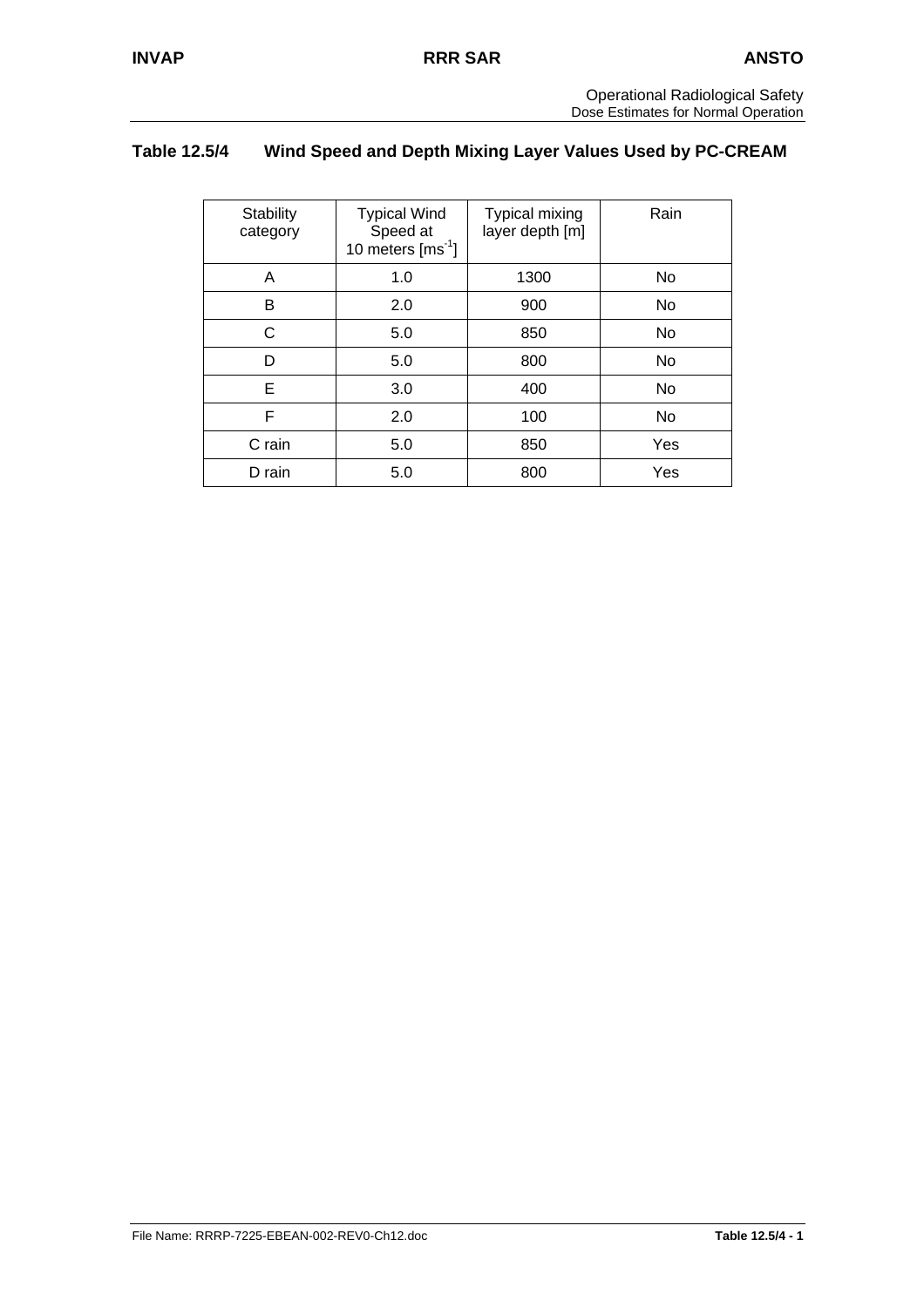## Table 12.5/4 Wind Speed and Depth Mixing Layer Values Used by PC-CREAM

| Stability category | Typical Wind Speed at 10 meters [$ms^{-1}$] | Typical mixing layer depth [m] | Rain |
|---|---|---|---|
| A | 1.0 | 1300 | No |
| B | 2.0 | 900 | No |
| C | 5.0 | 850 | No |
| D | 5.0 | 800 | No |
| E | 3.0 | 400 | No |
| F | 2.0 | 100 | No |
| C rain | 5.0 | 850 | Yes |
| D rain | 5.0 | 800 | Yes |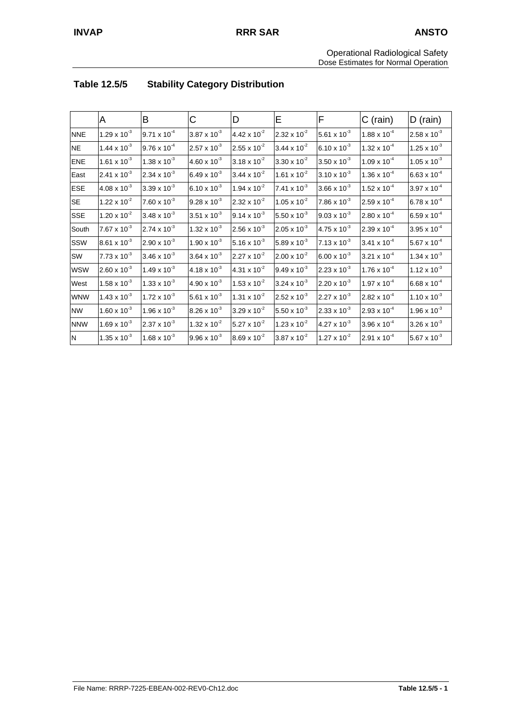## Table 12.5/5 Stability Category Distribution

| | A | B | C | D | E | F | C (rain) | D (rain) |
|---|---|---|---|---|---|---|---|---|
| NNE | $1.29 \times 10^{-3}$ | $9.71 \times 10^{-4}$ | $3.87 \times 10^{-3}$ | $4.42 \times 10^{-2}$ | $2.32 \times 10^{-2}$ | $5.61 \times 10^{-3}$ | $1.88 \times 10^{-4}$ | $2.58 \times 10^{-3}$ |
| NE | $1.44 \times 10^{-3}$ | $9.76 \times 10^{-4}$ | $2.57 \times 10^{-3}$ | $2.55 \times 10^{-2}$ | $3.44 \times 10^{-2}$ | $6.10 \times 10^{-3}$ | $1.32 \times 10^{-4}$ | $1.25 \times 10^{-3}$ |
| ENE | $1.61 \times 10^{-3}$ | $1.38 \times 10^{-3}$ | $4.60 \times 10^{-3}$ | $3.18 \times 10^{-2}$ | $3.30 \times 10^{-2}$ | $3.50 \times 10^{-3}$ | $1.09 \times 10^{-4}$ | $1.05 \times 10^{-3}$ |
| East | $2.41 \times 10^{-3}$ | $2.34 \times 10^{-3}$ | $6.49 \times 10^{-3}$ | $3.44 \times 10^{-2}$ | $1.61 \times 10^{-2}$ | $3.10 \times 10^{-3}$ | $1.36 \times 10^{-4}$ | $6.63 \times 10^{-4}$ |
| ESE | $4.08 \times 10^{-3}$ | $3.39 \times 10^{-3}$ | $6.10 \times 10^{-3}$ | $1.94 \times 10^{-2}$ | $7.41 \times 10^{-3}$ | $3.66 \times 10^{-3}$ | $1.52 \times 10^{-4}$ | $3.97 \times 10^{-4}$ |
| SE | $1.22 \times 10^{-2}$ | $7.60 \times 10^{-3}$ | $9.28 \times 10^{-3}$ | $2.32 \times 10^{-2}$ | $1.05 \times 10^{-2}$ | $7.86 \times 10^{-3}$ | $2.59 \times 10^{-4}$ | $6.78 \times 10^{-4}$ |
| SSE | $1.20 \times 10^{-2}$ | $3.48 \times 10^{-3}$ | $3.51 \times 10^{-3}$ | $9.14 \times 10^{-3}$ | $5.50 \times 10^{-3}$ | $9.03 \times 10^{-3}$ | $2.80 \times 10^{-4}$ | $6.59 \times 10^{-4}$ |
| South | $7.67 \times 10^{-3}$ | $2.74 \times 10^{-3}$ | $1.32 \times 10^{-3}$ | $2.56 \times 10^{-3}$ | $2.05 \times 10^{-3}$ | $4.75 \times 10^{-3}$ | $2.39 \times 10^{-4}$ | $3.95 \times 10^{-4}$ |
| SSW | $8.61 \times 10^{-3}$ | $2.90 \times 10^{-3}$ | $1.90 \times 10^{-3}$ | $5.16 \times 10^{-3}$ | $5.89 \times 10^{-3}$ | $7.13 \times 10^{-3}$ | $3.41 \times 10^{-4}$ | $5.67 \times 10^{-4}$ |
| SW | $7.73 \times 10^{-3}$ | $3.46 \times 10^{-3}$ | $3.64 \times 10^{-3}$ | $2.27 \times 10^{-2}$ | $2.00 \times 10^{-2}$ | $6.00 \times 10^{-3}$ | $3.21 \times 10^{-4}$ | $1.34 \times 10^{-3}$ |
| WSW | $2.60 \times 10^{-3}$ | $1.49 \times 10^{-3}$ | $4.18 \times 10^{-3}$ | $4.31 \times 10^{-2}$ | $9.49 \times 10^{-3}$ | $2.23 \times 10^{-3}$ | $1.76 \times 10^{-4}$ | $1.12 \times 10^{-3}$ |
| West | $1.58 \times 10^{-3}$ | $1.33 \times 10^{-3}$ | $4.90 \times 10^{-3}$ | $1.53 \times 10^{-2}$ | $3.24 \times 10^{-3}$ | $2.20 \times 10^{-3}$ | $1.97 \times 10^{-4}$ | $6.68 \times 10^{-4}$ |
| WNW | $1.43 \times 10^{-3}$ | $1.72 \times 10^{-3}$ | $5.61 \times 10^{-3}$ | $1.31 \times 10^{-2}$ | $2.52 \times 10^{-3}$ | $2.27 \times 10^{-3}$ | $2.82 \times 10^{-4}$ | $1.10 \times 10^{-3}$ |
| NW | $1.60 \times 10^{-3}$ | $1.96 \times 10^{-3}$ | $8.26 \times 10^{-3}$ | $3.29 \times 10^{-2}$ | $5.50 \times 10^{-3}$ | $2.33 \times 10^{-3}$ | $2.93 \times 10^{-4}$ | $1.96 \times 10^{-3}$ |
| NNW | $1.69 \times 10^{-3}$ | $2.37 \times 10^{-3}$ | $1.32 \times 10^{-2}$ | $5.27 \times 10^{-2}$ | $1.23 \times 10^{-2}$ | $4.27 \times 10^{-3}$ | $3.96 \times 10^{-4}$ | $3.26 \times 10^{-3}$ |
| N | $1.35 \times 10^{-3}$ | $1.68 \times 10^{-3}$ | $9.96 \times 10^{-3}$ | $8.69 \times 10^{-2}$ | $3.87 \times 10^{-2}$ | $1.27 \times 10^{-2}$ | $2.91 \times 10^{-4}$ | $5.67 \times 10^{-3}$ |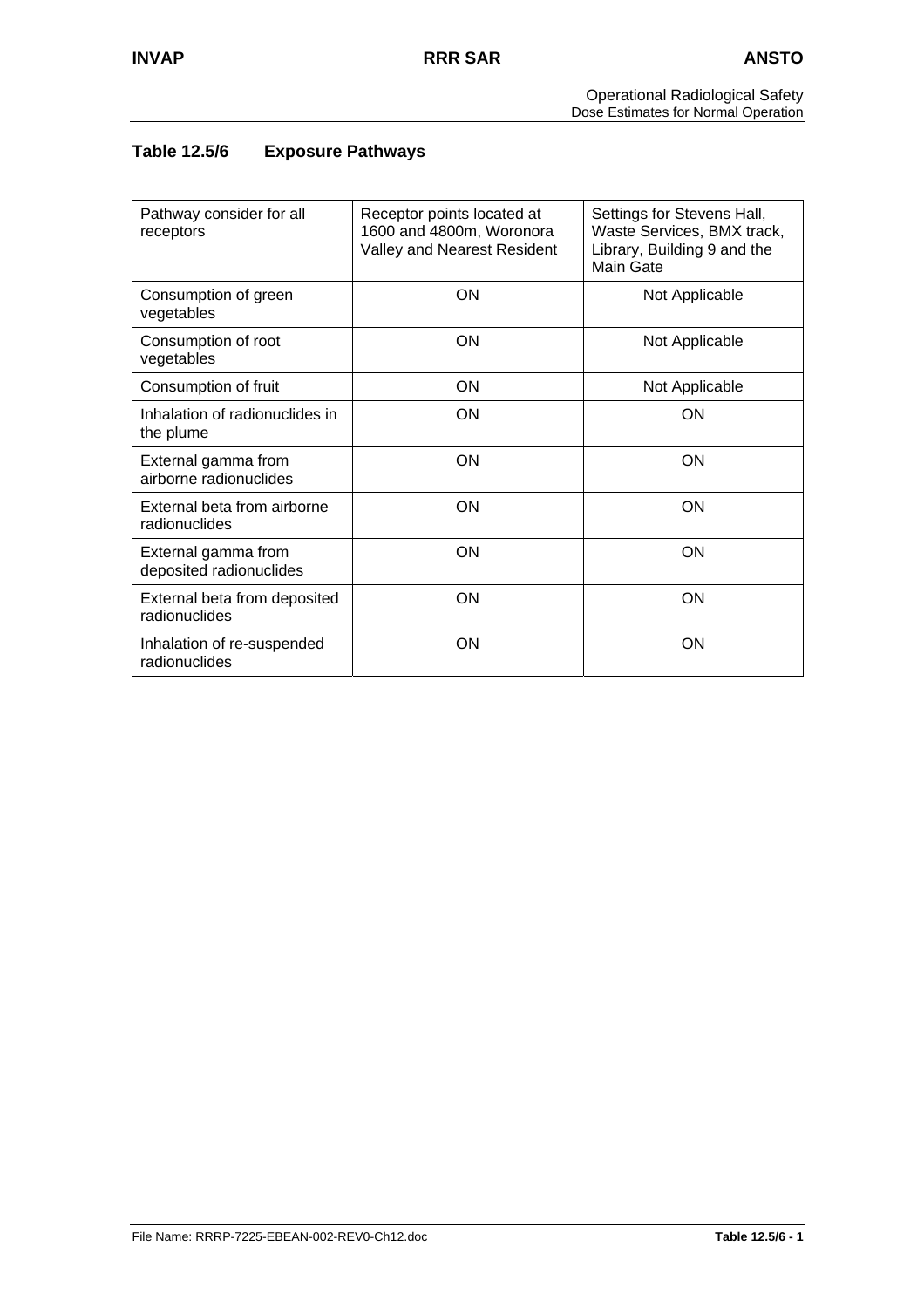## Table 12.5/6 Exposure Pathways

| Pathway consider for all receptors | Receptor points located at 1600 and 4800m, Woronora Valley and Nearest Resident | Settings for Stevens Hall, Waste Services, BMX track, Library, Building 9 and the Main Gate |
|---|---|---|
| Consumption of green vegetables | ON | Not Applicable |
| Consumption of root vegetables | ON | Not Applicable |
| Consumption of fruit | ON | Not Applicable |
| Inhalation of radionuclides in the plume | ON | ON |
| External gamma from airborne radionuclides | ON | ON |
| External beta from airborne radionuclides | ON | ON |
| External gamma from deposited radionuclides | ON | ON |
| External beta from deposited radionuclides | ON | ON |
| Inhalation of re-suspended radionuclides | ON | ON |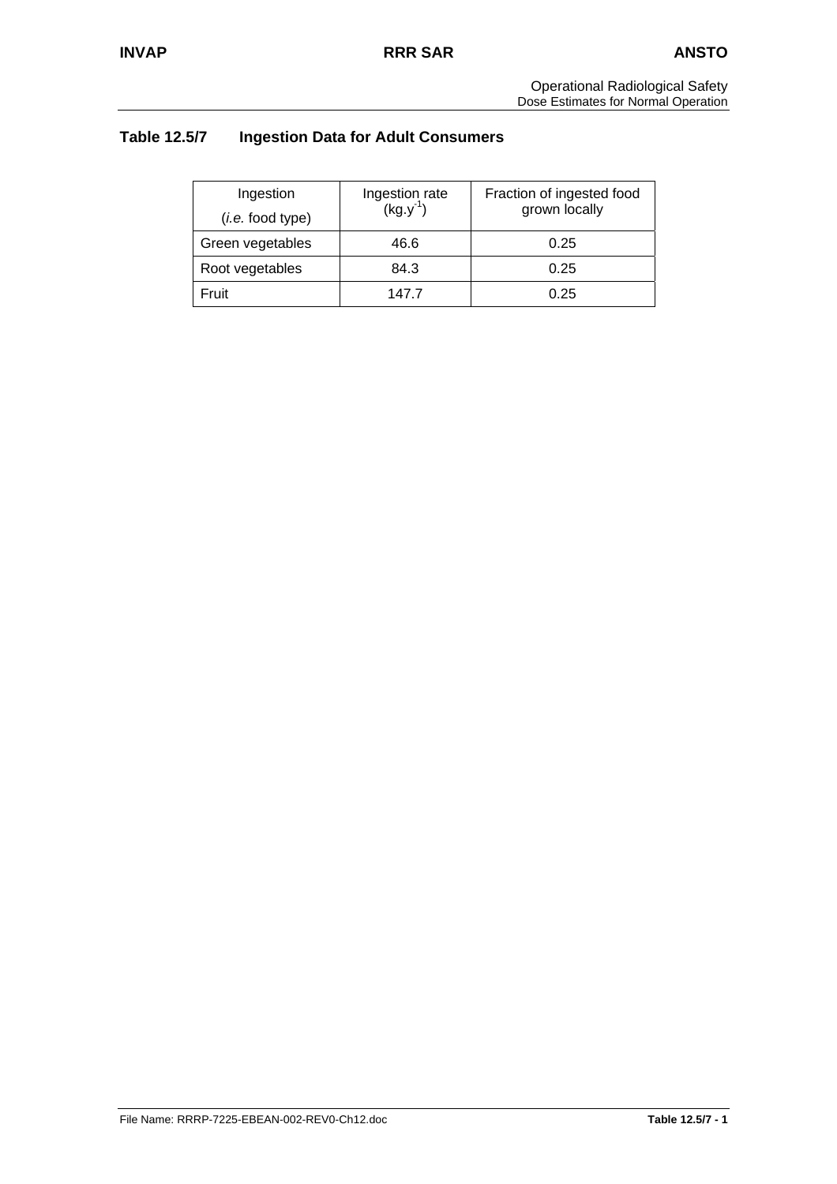**Table 12.5/7 Ingestion Data for Adult Consumers**

| Ingestion (*i.e.* food type) | Ingestion rate ($kg.y^{-1}$) | Fraction of ingested food grown locally |
|---|---|---|
| Green vegetables | 46.6 | 0.25 |
| Root vegetables | 84.3 | 0.25 |
| Fruit | 147.7 | 0.25 |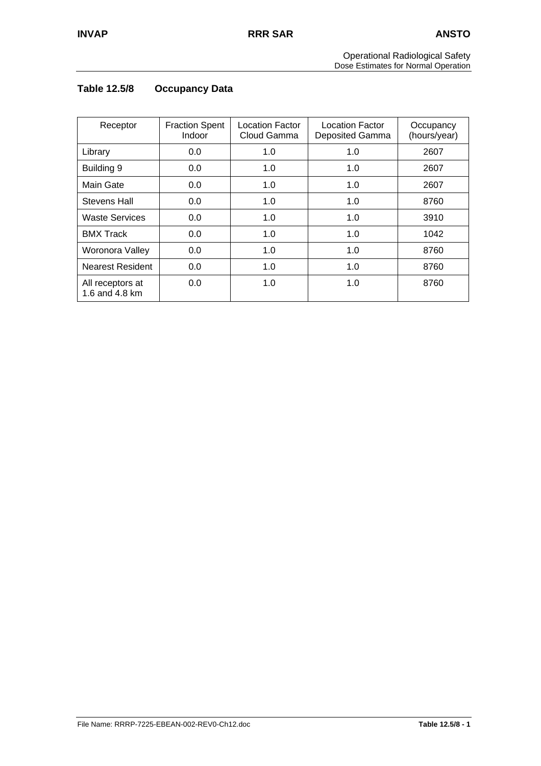## Table 12.5/8 Occupancy Data

| Receptor | Fraction Spent Indoor | Location Factor Cloud Gamma | Location Factor Deposited Gamma | Occupancy (hours/year) |
|---|---|---|---|---|
| Library | 0.0 | 1.0 | 1.0 | 2607 |
| Building 9 | 0.0 | 1.0 | 1.0 | 2607 |
| Main Gate | 0.0 | 1.0 | 1.0 | 2607 |
| Stevens Hall | 0.0 | 1.0 | 1.0 | 8760 |
| Waste Services | 0.0 | 1.0 | 1.0 | 3910 |
| BMX Track | 0.0 | 1.0 | 1.0 | 1042 |
| Woronora Valley | 0.0 | 1.0 | 1.0 | 8760 |
| Nearest Resident | 0.0 | 1.0 | 1.0 | 8760 |
| All receptors at 1.6 and 4.8 km | 0.0 | 1.0 | 1.0 | 8760 |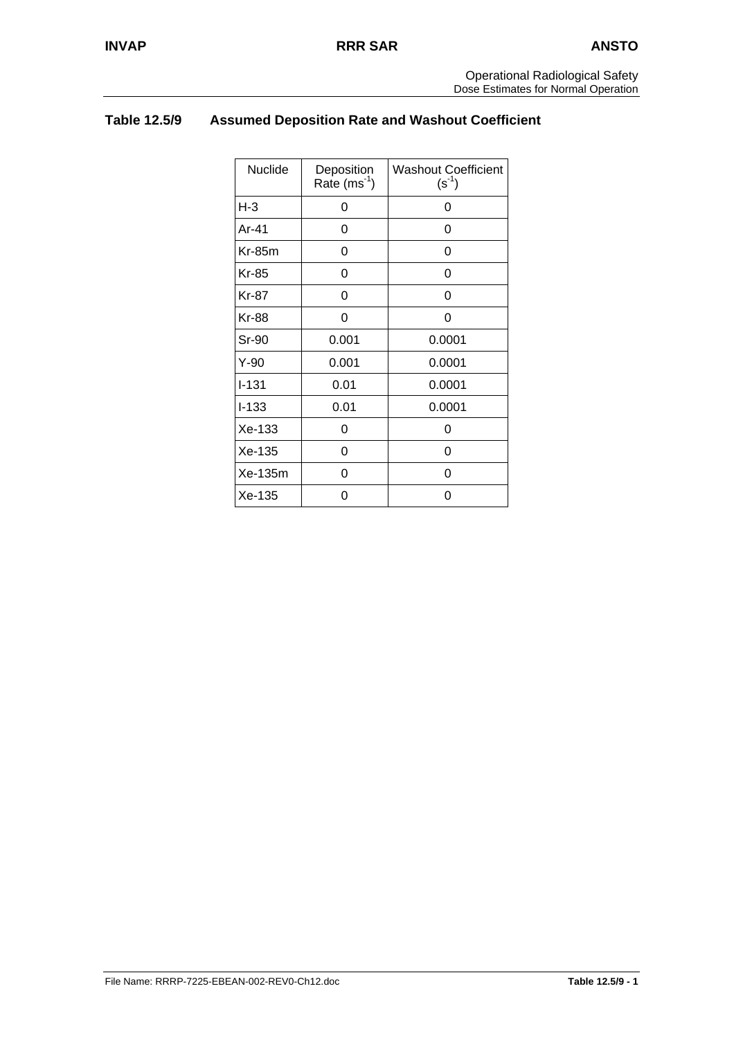## Table 12.5/9 Assumed Deposition Rate and Washout Coefficient

| Nuclide | Deposition Rate ($ms^{-1}$) | Washout Coefficient ($s^{-1}$) |
|---|---|---|
| H-3 | 0 | 0 |
| Ar-41 | 0 | 0 |
| Kr-85m | 0 | 0 |
| Kr-85 | 0 | 0 |
| Kr-87 | 0 | 0 |
| Kr-88 | 0 | 0 |
| Sr-90 | 0.001 | 0.0001 |
| Y-90 | 0.001 | 0.0001 |
| I-131 | 0.01 | 0.0001 |
| I-133 | 0.01 | 0.0001 |
| Xe-133 | 0 | 0 |
| Xe-135 | 0 | 0 |
| Xe-135m | 0 | 0 |
| Xe-135 | 0 | 0 |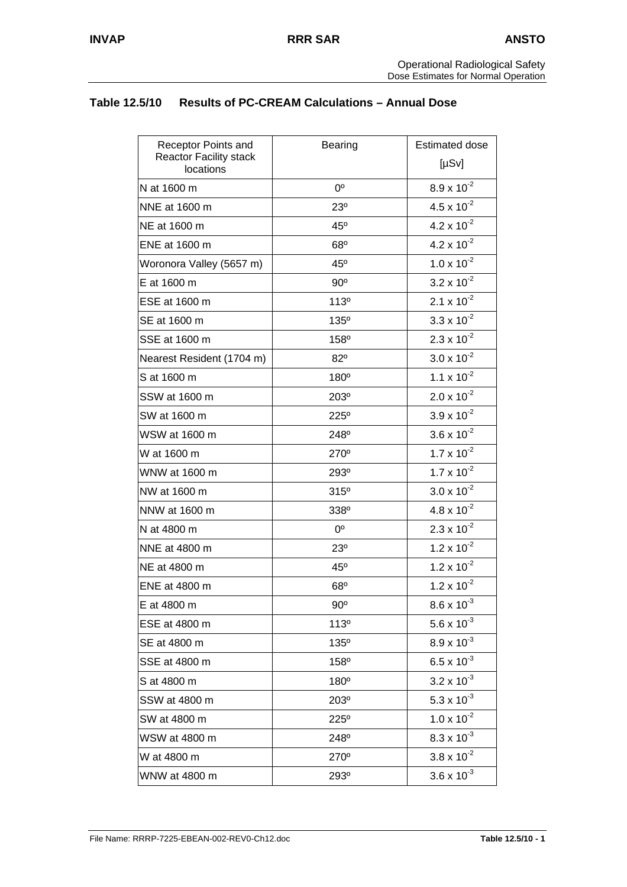## Table 12.5/10 Results of PC-CREAM Calculations – Annual Dose

| Receptor Points and Reactor Facility stack locations | Bearing | Estimated dose [µSv] |
|---|---|---|
| N at 1600 m | 0º | $8.9 \times 10^{-2}$ |
| NNE at 1600 m | 23º | $4.5 \times 10^{-2}$ |
| NE at 1600 m | 45º | $4.2 \times 10^{-2}$ |
| ENE at 1600 m | 68º | $4.2 \times 10^{-2}$ |
| Woronora Valley (5657 m) | 45º | $1.0 \times 10^{-2}$ |
| E at 1600 m | 90º | $3.2 \times 10^{-2}$ |
| ESE at 1600 m | 113º | $2.1 \times 10^{-2}$ |
| SE at 1600 m | 135º | $3.3 \times 10^{-2}$ |
| SSE at 1600 m | 158º | $2.3 \times 10^{-2}$ |
| Nearest Resident (1704 m) | 82º | $3.0 \times 10^{-2}$ |
| S at 1600 m | 180º | $1.1 \times 10^{-2}$ |
| SSW at 1600 m | 203º | $2.0 \times 10^{-2}$ |
| SW at 1600 m | 225º | $3.9 \times 10^{-2}$ |
| WSW at 1600 m | 248º | $3.6 \times 10^{-2}$ |
| W at 1600 m | 270º | $1.7 \times 10^{-2}$ |
| WNW at 1600 m | 293º | $1.7 \times 10^{-2}$ |
| NW at 1600 m | 315º | $3.0 \times 10^{-2}$ |
| NNW at 1600 m | 338º | $4.8 \times 10^{-2}$ |
| N at 4800 m | 0º | $2.3 \times 10^{-2}$ |
| NNE at 4800 m | 23º | $1.2 \times 10^{-2}$ |
| NE at 4800 m | 45º | $1.2 \times 10^{-2}$ |
| ENE at 4800 m | 68º | $1.2 \times 10^{-2}$ |
| E at 4800 m | 90º | $8.6 \times 10^{-3}$ |
| ESE at 4800 m | 113º | $5.6 \times 10^{-3}$ |
| SE at 4800 m | 135º | $8.9 \times 10^{-3}$ |
| SSE at 4800 m | 158º | $6.5 \times 10^{-3}$ |
| S at 4800 m | 180º | $3.2 \times 10^{-3}$ |
| SSW at 4800 m | 203º | $5.3 \times 10^{-3}$ |
| SW at 4800 m | 225º | $1.0 \times 10^{-2}$ |
| WSW at 4800 m | 248º | $8.3 \times 10^{-3}$ |
| W at 4800 m | 270º | $3.8 \times 10^{-2}$ |
| WNW at 4800 m | 293º | $3.6 \times 10^{-3}$ |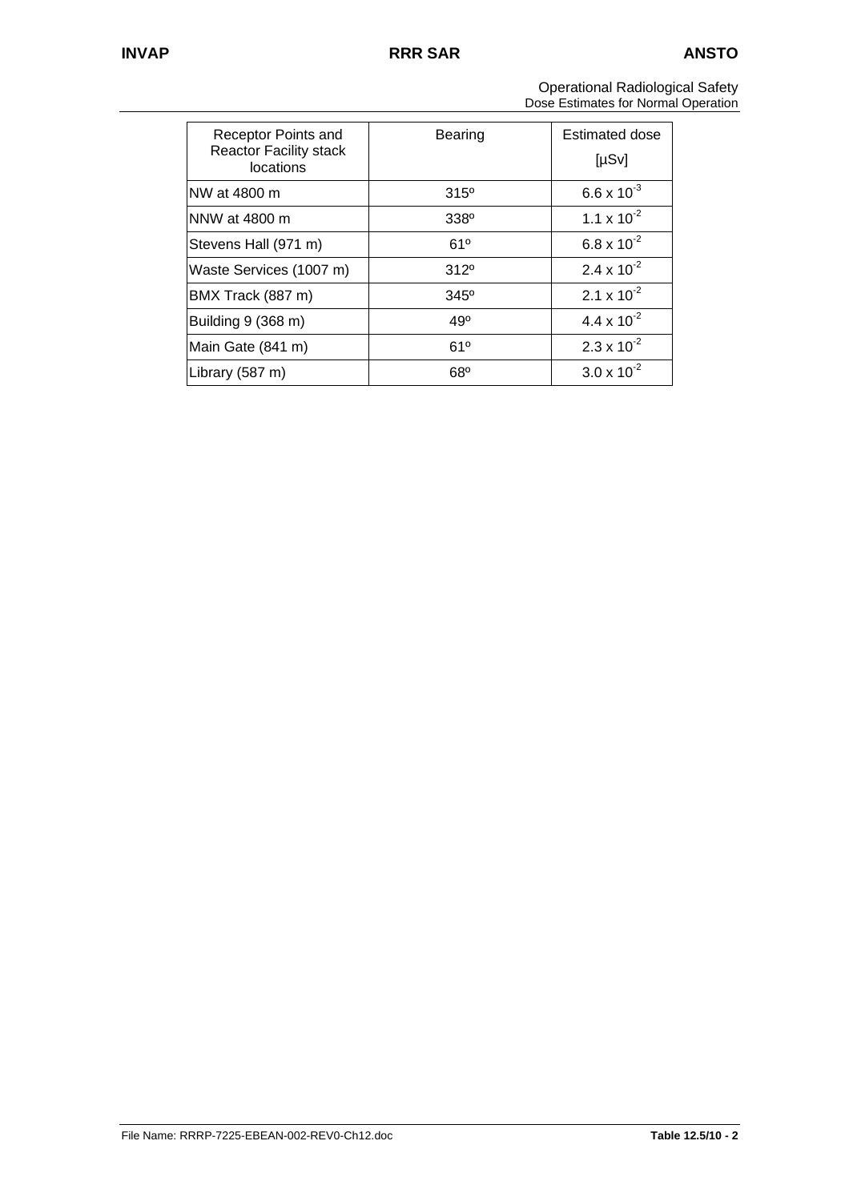| Receptor Points and Reactor Facility stack locations | Bearing | Estimated dose [µSv] |
|---|---|---|
| NW at 4800 m | 315º | $6.6 \times 10^{-3}$ |
| NNW at 4800 m | 338º | $1.1 \times 10^{-2}$ |
| Stevens Hall (971 m) | 61º | $6.8 \times 10^{-2}$ |
| Waste Services (1007 m) | 312º | $2.4 \times 10^{-2}$ |
| BMX Track (887 m) | 345º | $2.1 \times 10^{-2}$ |
| Building 9 (368 m) | 49º | $4.4 \times 10^{-2}$ |
| Main Gate (841 m) | 61º | $2.3 \times 10^{-2}$ |
| Library (587 m) | 68º | $3.0 \times 10^{-2}$ |

**Table 12.5/10 - 2**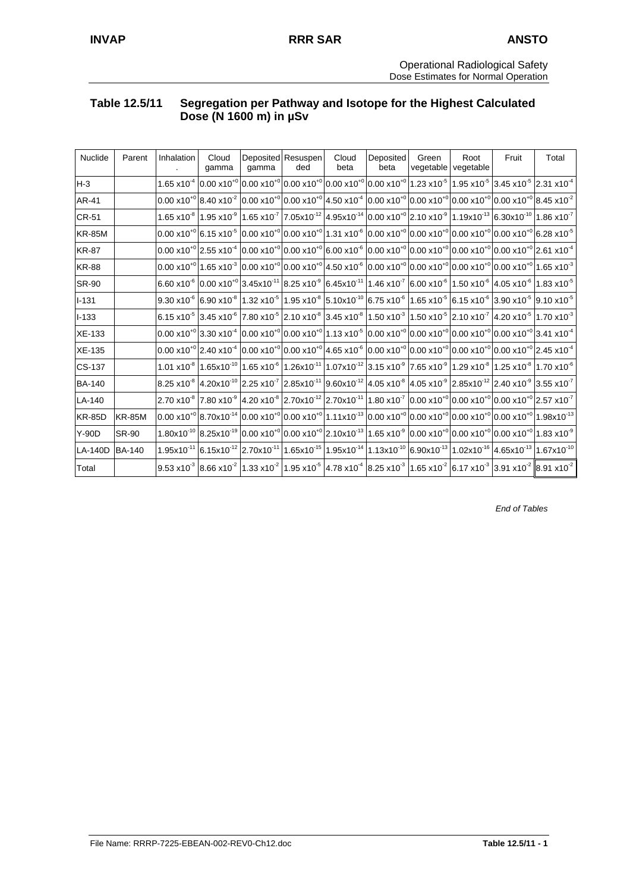Operational Radiological Safety
Dose Estimates for Normal Operation

### Table 12.5/11 Segregation per Pathway and Isotope for the Highest Calculated Dose (N 1600 m) in μSv

| Nuclide | Parent | Inhalation. | Cloud gamma | Deposited gamma | Resuspended | Cloud beta | Deposited beta | Green vegetable | Root vegetable | Fruit | Total |
|---|---|---|---|---|---|---|---|---|---|---|---|
| H-3 | | $1.65 \times 10^{-4}$ | $0.00 \times 10^{+0}$ | $0.00 \times 10^{+0}$ | $0.00 \times 10^{+0}$ | $0.00 \times 10^{+0}$ | $0.00 \times 10^{+0}$ | $1.23 \times 10^{-5}$ | $1.95 \times 10^{-5}$ | $3.45 \times 10^{-5}$ | $2.31 \times 10^{-4}$ |
| AR-41 | | $0.00 \times 10^{+0}$ | $8.40 \times 10^{-2}$ | $0.00 \times 10^{+0}$ | $0.00 \times 10^{+0}$ | $4.50 \times 10^{-4}$ | $0.00 \times 10^{+0}$ | $0.00 \times 10^{+0}$ | $0.00 \times 10^{+0}$ | $0.00 \times 10^{+0}$ | $8.45 \times 10^{-2}$ |
| CR-51 | | $1.65 \times 10^{-8}$ | $1.95 \times 10^{-9}$ | $1.65 \times 10^{-7}$ | $7.05 \times 10^{-12}$ | $4.95 \times 10^{-14}$ | $0.00 \times 10^{+0}$ | $2.10 \times 10^{-9}$ | $1.19 \times 10^{-13}$ | $6.30 \times 10^{-10}$ | $1.86 \times 10^{-7}$ |
| KR-85M | | $0.00 \times 10^{+0}$ | $6.15 \times 10^{-5}$ | $0.00 \times 10^{+0}$ | $0.00 \times 10^{+0}$ | $1.31 \times 10^{-6}$ | $0.00 \times 10^{+0}$ | $0.00 \times 10^{+0}$ | $0.00 \times 10^{+0}$ | $0.00 \times 10^{+0}$ | $6.28 \times 10^{-5}$ |
| KR-87 | | $0.00 \times 10^{+0}$ | $2.55 \times 10^{-4}$ | $0.00 \times 10^{+0}$ | $0.00 \times 10^{+0}$ | $6.00 \times 10^{-6}$ | $0.00 \times 10^{+0}$ | $0.00 \times 10^{+0}$ | $0.00 \times 10^{+0}$ | $0.00 \times 10^{+0}$ | $2.61 \times 10^{-4}$ |
| KR-88 | | $0.00 \times 10^{+0}$ | $1.65 \times 10^{-3}$ | $0.00 \times 10^{+0}$ | $0.00 \times 10^{+0}$ | $4.50 \times 10^{-6}$ | $0.00 \times 10^{+0}$ | $0.00 \times 10^{+0}$ | $0.00 \times 10^{+0}$ | $0.00 \times 10^{+0}$ | $1.65 \times 10^{-3}$ |
| SR-90 | | $6.60 \times 10^{-6}$ | $0.00 \times 10^{+0}$ | $3.45 \times 10^{-11}$ | $8.25 \times 10^{-9}$ | $6.45 \times 10^{-11}$ | $1.46 \times 10^{-7}$ | $6.00 \times 10^{-6}$ | $1.50 \times 10^{-6}$ | $4.05 \times 10^{-6}$ | $1.83 \times 10^{-5}$ |
| I-131 | | $9.30 \times 10^{-6}$ | $6.90 \times 10^{-8}$ | $1.32 \times 10^{-5}$ | $1.95 \times 10^{-8}$ | $5.10 \times 10^{-10}$ | $6.75 \times 10^{-6}$ | $1.65 \times 10^{-5}$ | $6.15 \times 10^{-6}$ | $3.90 \times 10^{-5}$ | $9.10 \times 10^{-5}$ |
| I-133 | | $6.15 \times 10^{-5}$ | $3.45 \times 10^{-6}$ | $7.80 \times 10^{-5}$ | $2.10 \times 10^{-8}$ | $3.45 \times 10^{-8}$ | $1.50 \times 10^{-3}$ | $1.50 \times 10^{-5}$ | $2.10 \times 10^{-7}$ | $4.20 \times 10^{-5}$ | $1.70 \times 10^{-3}$ |
| XE-133 | | $0.00 \times 10^{+0}$ | $3.30 \times 10^{-4}$ | $0.00 \times 10^{+0}$ | $0.00 \times 10^{+0}$ | $1.13 \times 10^{-5}$ | $0.00 \times 10^{+0}$ | $0.00 \times 10^{+0}$ | $0.00 \times 10^{+0}$ | $0.00 \times 10^{+0}$ | $3.41 \times 10^{-4}$ |
| XE-135 | | $0.00 \times 10^{+0}$ | $2.40 \times 10^{-4}$ | $0.00 \times 10^{+0}$ | $0.00 \times 10^{+0}$ | $4.65 \times 10^{-6}$ | $0.00 \times 10^{+0}$ | $0.00 \times 10^{+0}$ | $0.00 \times 10^{+0}$ | $0.00 \times 10^{+0}$ | $2.45 \times 10^{-4}$ |
| CS-137 | | $1.01 \times 10^{-8}$ | $1.65 \times 10^{-10}$ | $1.65 \times 10^{-6}$ | $1.26 \times 10^{-11}$ | $1.07 \times 10^{-12}$ | $3.15 \times 10^{-9}$ | $7.65 \times 10^{-9}$ | $1.29 \times 10^{-8}$ | $1.25 \times 10^{-8}$ | $1.70 \times 10^{-6}$ |
| BA-140 | | $8.25 \times 10^{-8}$ | $4.20 \times 10^{-10}$ | $2.25 \times 10^{-7}$ | $2.85 \times 10^{-11}$ | $9.60 \times 10^{-12}$ | $4.05 \times 10^{-8}$ | $4.05 \times 10^{-9}$ | $2.85 \times 10^{-12}$ | $2.40 \times 10^{-9}$ | $3.55 \times 10^{-7}$ |
| LA-140 | | $2.70 \times 10^{-8}$ | $7.80 \times 10^{-9}$ | $4.20 \times 10^{-8}$ | $2.70 \times 10^{-12}$ | $2.70 \times 10^{-11}$ | $1.80 \times 10^{-7}$ | $0.00 \times 10^{+0}$ | $0.00 \times 10^{+0}$ | $0.00 \times 10^{+0}$ | $2.57 \times 10^{-7}$ |
| KR-85D | KR-85M | $0.00 \times 10^{+0}$ | $8.70 \times 10^{-14}$ | $0.00 \times 10^{+0}$ | $0.00 \times 10^{+0}$ | $1.11 \times 10^{-13}$ | $0.00 \times 10^{+0}$ | $0.00 \times 10^{+0}$ | $0.00 \times 10^{+0}$ | $0.00 \times 10^{+0}$ | $1.98 \times 10^{-13}$ |
| Y-90D | SR-90 | $1.80 \times 10^{-10}$ | $8.25 \times 10^{-19}$ | $0.00 \times 10^{+0}$ | $0.00 \times 10^{+0}$ | $2.10 \times 10^{-13}$ | $1.65 \times 10^{-9}$ | $0.00 \times 10^{+0}$ | $0.00 \times 10^{+0}$ | $0.00 \times 10^{+0}$ | $1.83 \times 10^{-9}$ |
| LA-140D | BA-140 | $1.95 \times 10^{-11}$ | $6.15 \times 10^{-12}$ | $2.70 \times 10^{-11}$ | $1.65 \times 10^{-15}$ | $1.95 \times 10^{-14}$ | $1.13 \times 10^{-10}$ | $6.90 \times 10^{-13}$ | $1.02 \times 10^{-16}$ | $4.65 \times 10^{-13}$ | $1.67 \times 10^{-10}$ |
| Total | | $9.53 \times 10^{-3}$ | $8.66 \times 10^{-2}$ | $1.33 \times 10^{-2}$ | $1.95 \times 10^{-5}$ | $4.78 \times 10^{-4}$ | $8.25 \times 10^{-3}$ | $1.65 \times 10^{-2}$ | $6.17 \times 10^{-3}$ | $3.91 \times 10^{-2}$ | $8.91 \times 10^{-2}$ |

*End of Tables*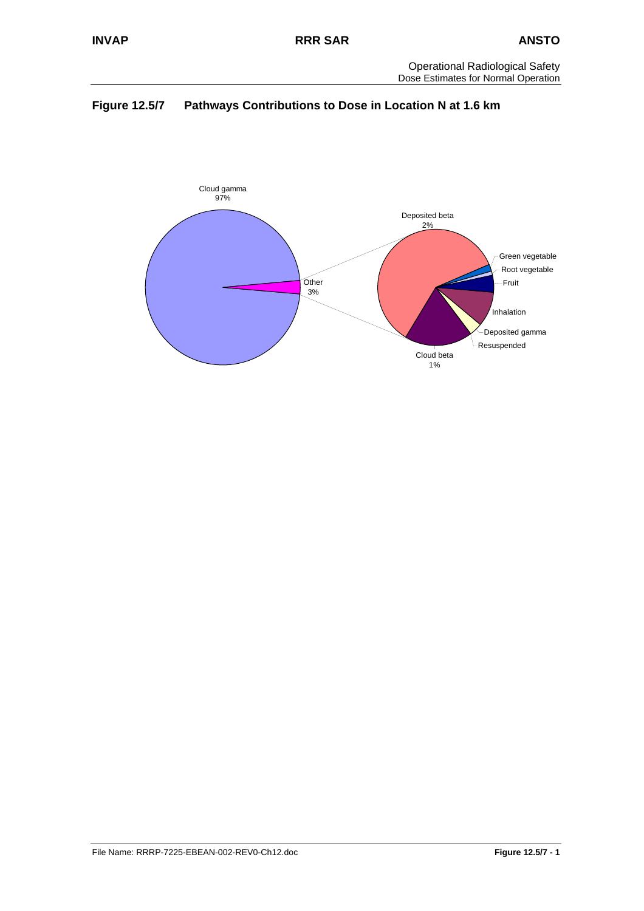**Figure 12.5/7 Pathways Contributions to Dose in Location N at 1.6 km**

Cloud gamma
97%

Other
3%

Deposited beta
2%

Green vegetable

Root vegetable

Fruit

Inhalation

Deposited gamma

Resuspended

Cloud beta
1%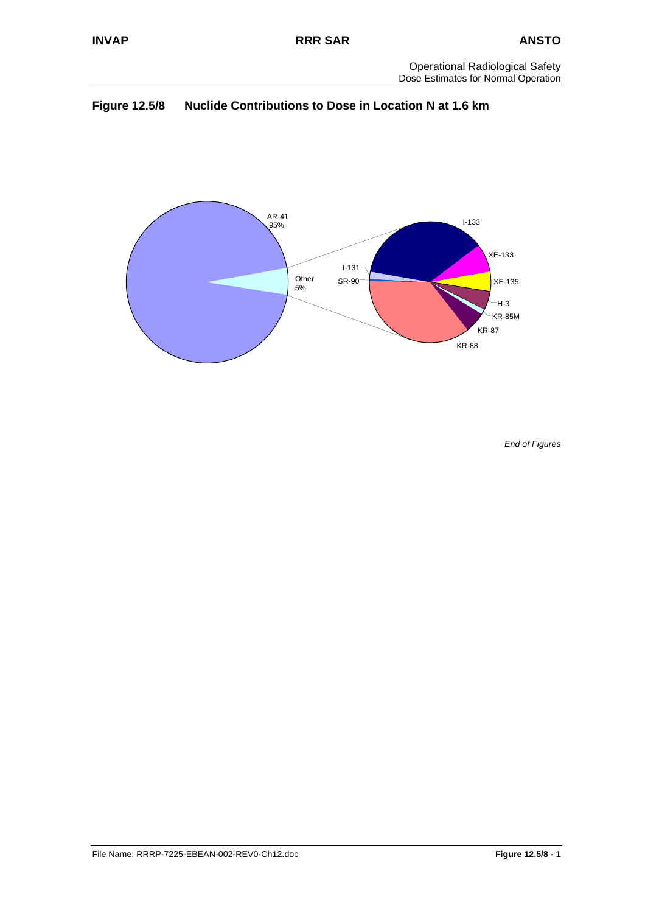**Figure 12.5/8 Nuclide Contributions to Dose in Location N at 1.6 km**

AR-41
95%

Other
5%

I-133

XE-133

XE-135

H-3

KR-85M

KR-87

KR-88

I-131

SR-90

*End of Figures*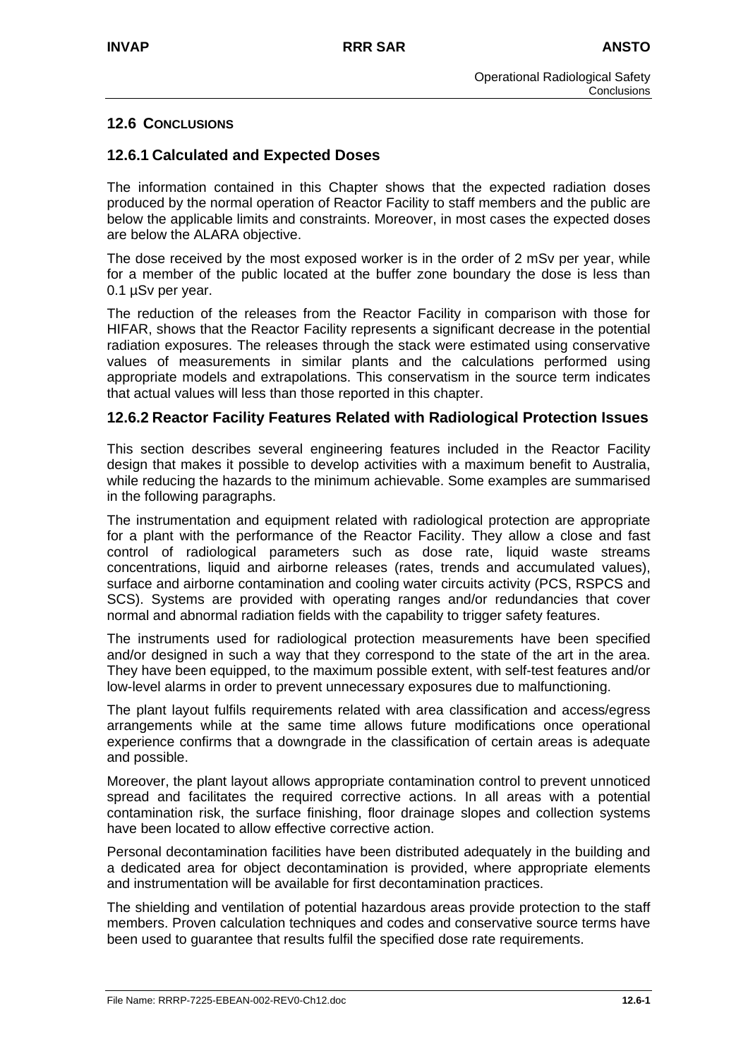## 12.6 CONCLUSIONS

### 12.6.1 Calculated and Expected Doses

The information contained in this Chapter shows that the expected radiation doses produced by the normal operation of Reactor Facility to staff members and the public are below the applicable limits and constraints. Moreover, in most cases the expected doses are below the ALARA objective.

The dose received by the most exposed worker is in the order of 2 mSv per year, while for a member of the public located at the buffer zone boundary the dose is less than 0.1 µSv per year.

The reduction of the releases from the Reactor Facility in comparison with those for HIFAR, shows that the Reactor Facility represents a significant decrease in the potential radiation exposures. The releases through the stack were estimated using conservative values of measurements in similar plants and the calculations performed using appropriate models and extrapolations. This conservatism in the source term indicates that actual values will less than those reported in this chapter.

### 12.6.2 Reactor Facility Features Related with Radiological Protection Issues

This section describes several engineering features included in the Reactor Facility design that makes it possible to develop activities with a maximum benefit to Australia, while reducing the hazards to the minimum achievable. Some examples are summarised in the following paragraphs.

The instrumentation and equipment related with radiological protection are appropriate for a plant with the performance of the Reactor Facility. They allow a close and fast control of radiological parameters such as dose rate, liquid waste streams concentrations, liquid and airborne releases (rates, trends and accumulated values), surface and airborne contamination and cooling water circuits activity (PCS, RSPCS and SCS). Systems are provided with operating ranges and/or redundancies that cover normal and abnormal radiation fields with the capability to trigger safety features.

The instruments used for radiological protection measurements have been specified and/or designed in such a way that they correspond to the state of the art in the area. They have been equipped, to the maximum possible extent, with self-test features and/or low-level alarms in order to prevent unnecessary exposures due to malfunctioning.

The plant layout fulfils requirements related with area classification and access/egress arrangements while at the same time allows future modifications once operational experience confirms that a downgrade in the classification of certain areas is adequate and possible.

Moreover, the plant layout allows appropriate contamination control to prevent unnoticed spread and facilitates the required corrective actions. In all areas with a potential contamination risk, the surface finishing, floor drainage slopes and collection systems have been located to allow effective corrective action.

Personal decontamination facilities have been distributed adequately in the building and a dedicated area for object decontamination is provided, where appropriate elements and instrumentation will be available for first decontamination practices.

The shielding and ventilation of potential hazardous areas provide protection to the staff members. Proven calculation techniques and codes and conservative source terms have been used to guarantee that results fulfil the specified dose rate requirements.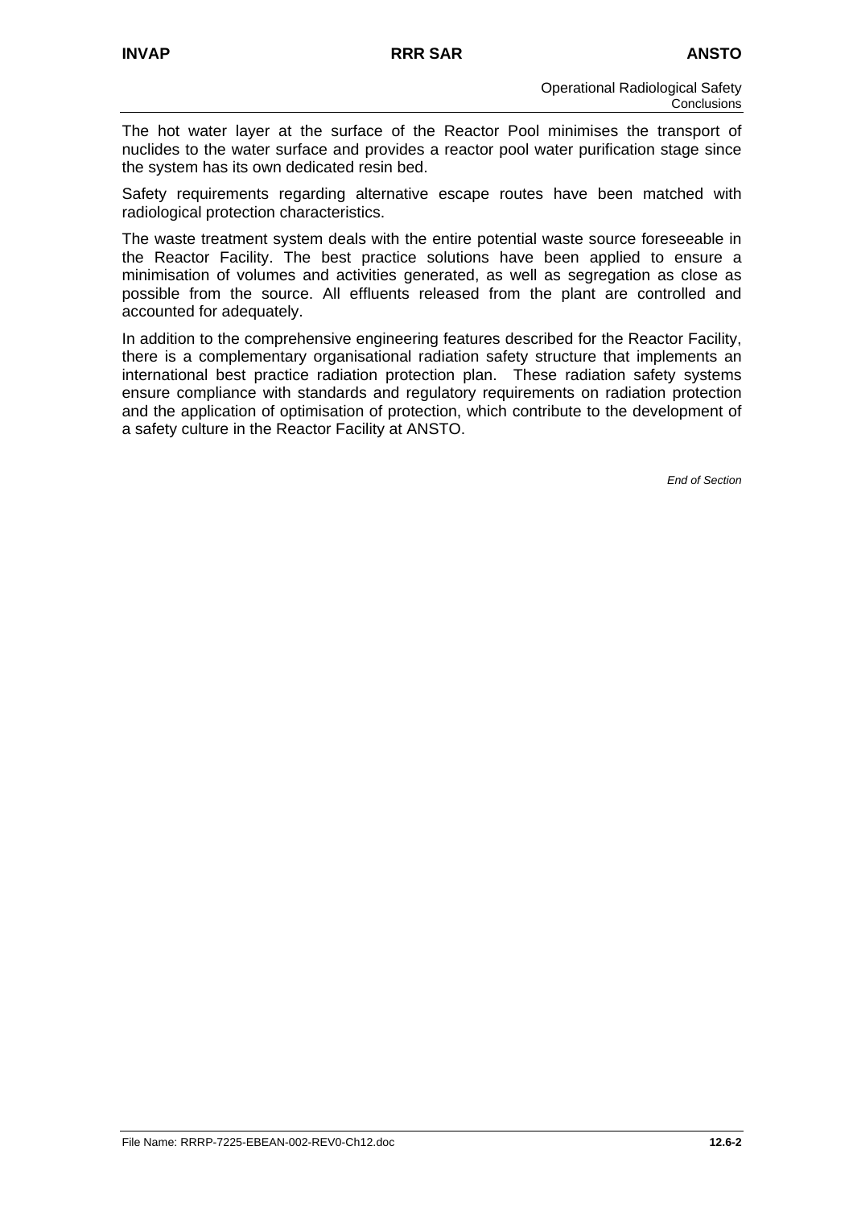The hot water layer at the surface of the Reactor Pool minimises the transport of nuclides to the water surface and provides a reactor pool water purification stage since the system has its own dedicated resin bed.

Safety requirements regarding alternative escape routes have been matched with radiological protection characteristics.

The waste treatment system deals with the entire potential waste source foreseeable in the Reactor Facility. The best practice solutions have been applied to ensure a minimisation of volumes and activities generated, as well as segregation as close as possible from the source. All effluents released from the plant are controlled and accounted for adequately.

In addition to the comprehensive engineering features described for the Reactor Facility, there is a complementary organisational radiation safety structure that implements an international best practice radiation protection plan. These radiation safety systems ensure compliance with standards and regulatory requirements on radiation protection and the application of optimisation of protection, which contribute to the development of a safety culture in the Reactor Facility at ANSTO.

*End of Section*